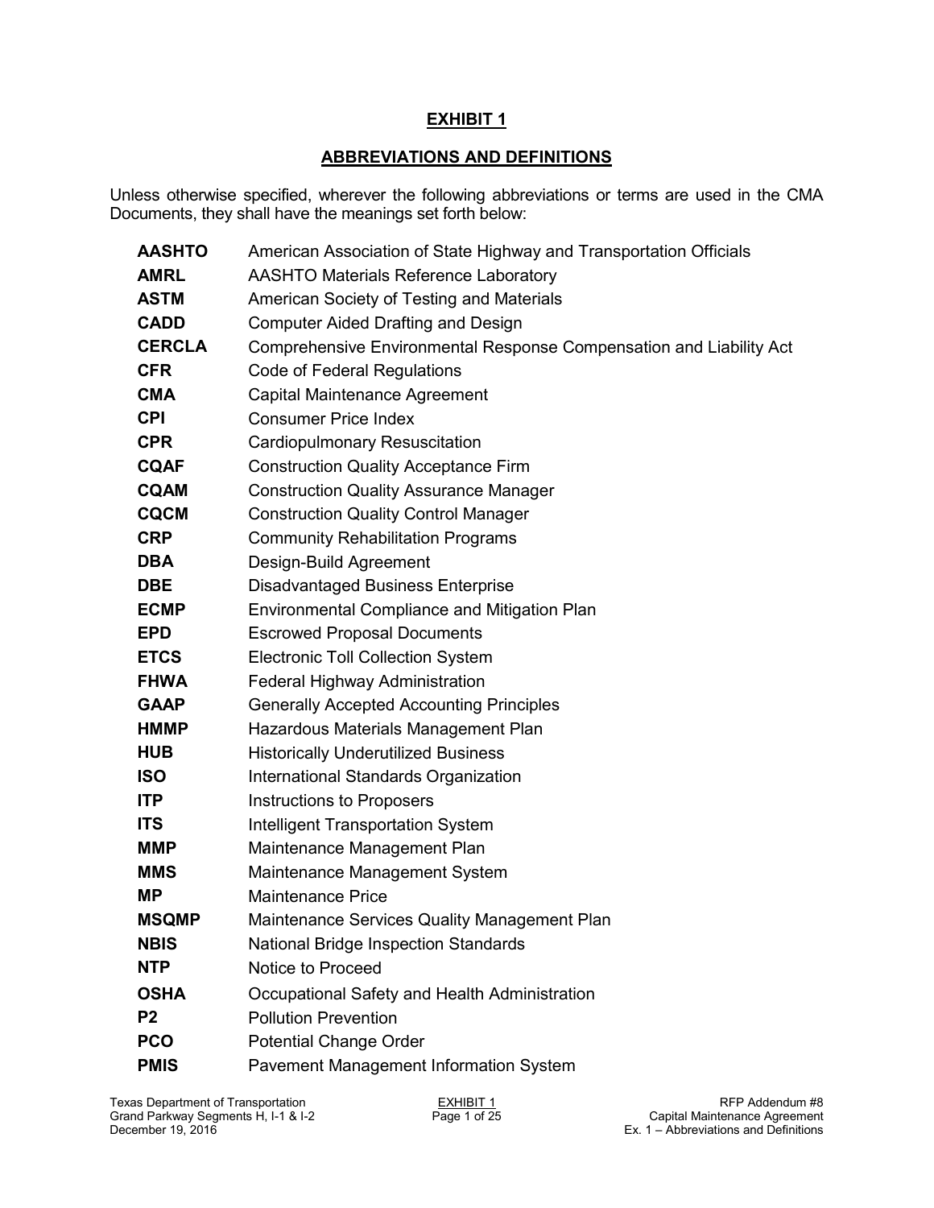# EXHIBIT 1

## ABBREVIATIONS AND DEFINITIONS

Unless otherwise specified, wherever the following abbreviations or terms are used in the CMA Documents, they shall have the meanings set forth below:

| | |
|---|---|
| **AASHTO** | American Association of State Highway and Transportation Officials |
| **AMRL** | AASHTO Materials Reference Laboratory |
| **ASTM** | American Society of Testing and Materials |
| **CADD** | Computer Aided Drafting and Design |
| **CERCLA** | Comprehensive Environmental Response Compensation and Liability Act |
| **CFR** | Code of Federal Regulations |
| **CMA** | Capital Maintenance Agreement |
| **CPI** | Consumer Price Index |
| **CPR** | Cardiopulmonary Resuscitation |
| **CQAF** | Construction Quality Acceptance Firm |
| **CQAM** | Construction Quality Assurance Manager |
| **CQCM** | Construction Quality Control Manager |
| **CRP** | Community Rehabilitation Programs |
| **DBA** | Design-Build Agreement |
| **DBE** | Disadvantaged Business Enterprise |
| **ECMP** | Environmental Compliance and Mitigation Plan |
| **EPD** | Escrowed Proposal Documents |
| **ETCS** | Electronic Toll Collection System |
| **FHWA** | Federal Highway Administration |
| **GAAP** | Generally Accepted Accounting Principles |
| **HMMP** | Hazardous Materials Management Plan |
| **HUB** | Historically Underutilized Business |
| **ISO** | International Standards Organization |
| **ITP** | Instructions to Proposers |
| **ITS** | Intelligent Transportation System |
| **MMP** | Maintenance Management Plan |
| **MMS** | Maintenance Management System |
| **MP** | Maintenance Price |
| **MSQMP** | Maintenance Services Quality Management Plan |
| **NBIS** | National Bridge Inspection Standards |
| **NTP** | Notice to Proceed |
| **OSHA** | Occupational Safety and Health Administration |
| **P2** | Pollution Prevention |
| **PCO** | Potential Change Order |
| **PMIS** | Pavement Management Information System |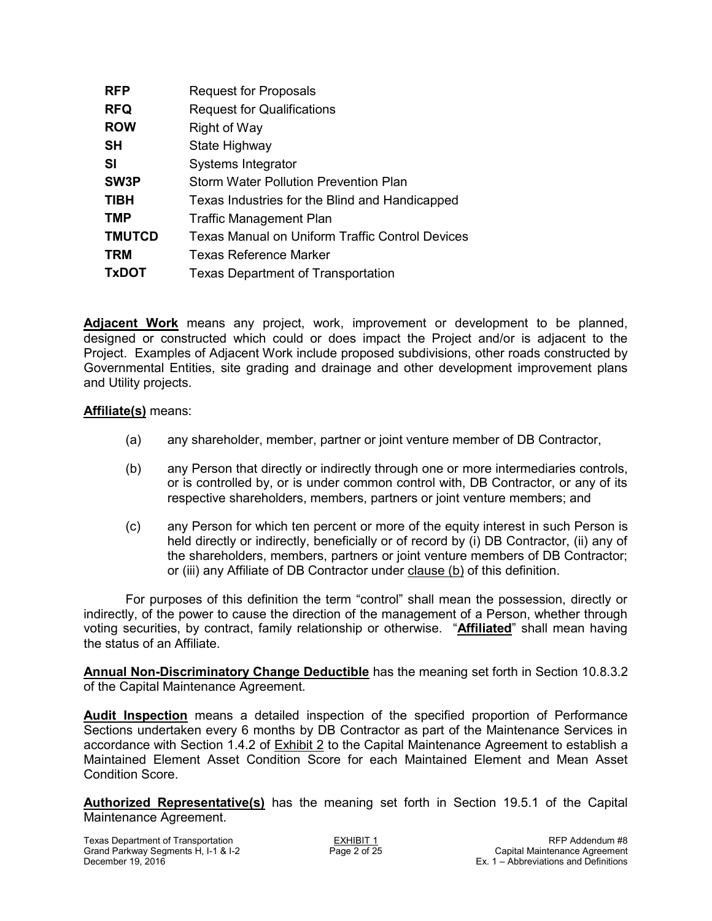| | |
|---|---|
| **RFP** | Request for Proposals |
| **RFQ** | Request for Qualifications |
| **ROW** | Right of Way |
| **SH** | State Highway |
| **SI** | Systems Integrator |
| **SW3P** | Storm Water Pollution Prevention Plan |
| **TIBH** | Texas Industries for the Blind and Handicapped |
| **TMP** | Traffic Management Plan |
| **TMUTCD** | Texas Manual on Uniform Traffic Control Devices |
| **TRM** | Texas Reference Marker |
| **TxDOT** | Texas Department of Transportation |

**Adjacent Work** means any project, work, improvement or development to be planned, designed or constructed which could or does impact the Project and/or is adjacent to the Project. Examples of Adjacent Work include proposed subdivisions, other roads constructed by Governmental Entities, site grading and drainage and other development improvement plans and Utility projects.

**Affiliate(s)** means:

(a) any shareholder, member, partner or joint venture member of DB Contractor,

(b) any Person that directly or indirectly through one or more intermediaries controls, or is controlled by, or is under common control with, DB Contractor, or any of its respective shareholders, members, partners or joint venture members; and

(c) any Person for which ten percent or more of the equity interest in such Person is held directly or indirectly, beneficially or of record by (i) DB Contractor, (ii) any of the shareholders, members, partners or joint venture members of DB Contractor; or (iii) any Affiliate of DB Contractor under clause (b) of this definition.

For purposes of this definition the term "control" shall mean the possession, directly or indirectly, of the power to cause the direction of the management of a Person, whether through voting securities, by contract, family relationship or otherwise. "**Affiliated**" shall mean having the status of an Affiliate.

**Annual Non-Discriminatory Change Deductible** has the meaning set forth in Section 10.8.3.2 of the Capital Maintenance Agreement.

**Audit Inspection** means a detailed inspection of the specified proportion of Performance Sections undertaken every 6 months by DB Contractor as part of the Maintenance Services in accordance with Section 1.4.2 of Exhibit 2 to the Capital Maintenance Agreement to establish a Maintained Element Asset Condition Score for each Maintained Element and Mean Asset Condition Score.

**Authorized Representative(s)** has the meaning set forth in Section 19.5.1 of the Capital Maintenance Agreement.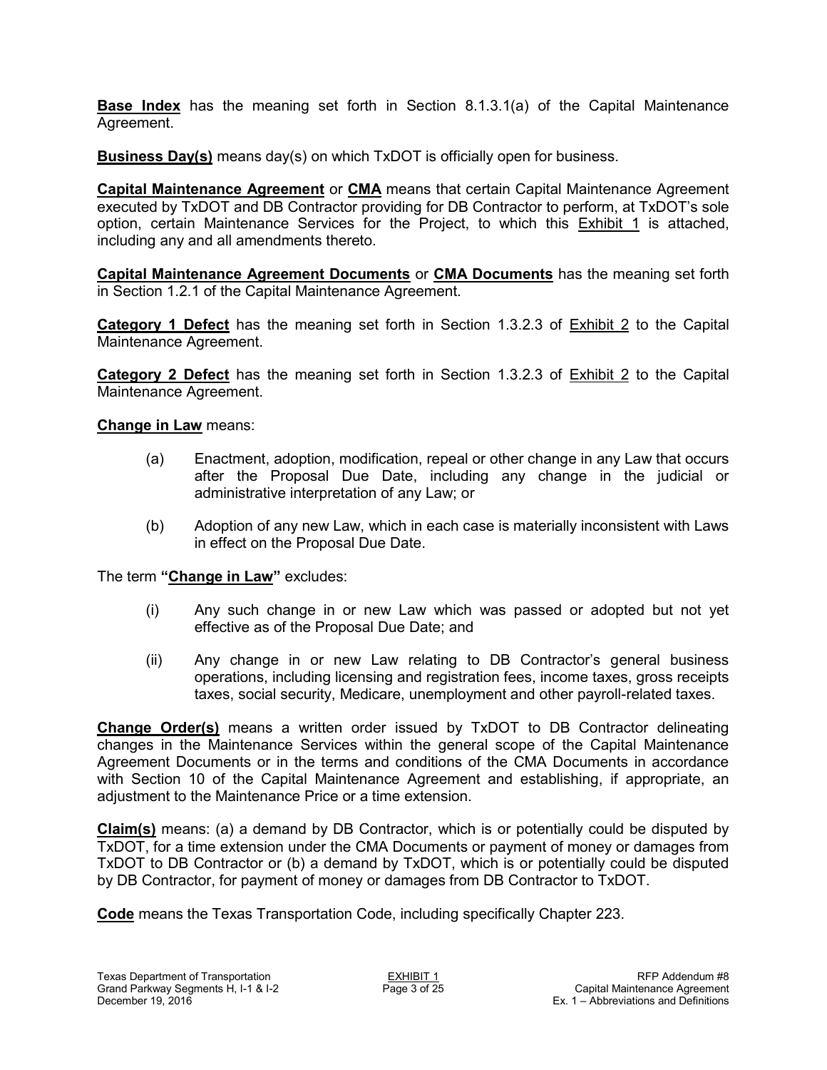**Base Index** has the meaning set forth in Section 8.1.3.1(a) of the Capital Maintenance Agreement.

**Business Day(s)** means day(s) on which TxDOT is officially open for business.

**Capital Maintenance Agreement** or **CMA** means that certain Capital Maintenance Agreement executed by TxDOT and DB Contractor providing for DB Contractor to perform, at TxDOT's sole option, certain Maintenance Services for the Project, to which this Exhibit 1 is attached, including any and all amendments thereto.

**Capital Maintenance Agreement Documents** or **CMA Documents** has the meaning set forth in Section 1.2.1 of the Capital Maintenance Agreement.

**Category 1 Defect** has the meaning set forth in Section 1.3.2.3 of Exhibit 2 to the Capital Maintenance Agreement.

**Category 2 Defect** has the meaning set forth in Section 1.3.2.3 of Exhibit 2 to the Capital Maintenance Agreement.

**Change in Law** means:

(a) Enactment, adoption, modification, repeal or other change in any Law that occurs after the Proposal Due Date, including any change in the judicial or administrative interpretation of any Law; or

(b) Adoption of any new Law, which in each case is materially inconsistent with Laws in effect on the Proposal Due Date.

The term **"Change in Law"** excludes:

(i) Any such change in or new Law which was passed or adopted but not yet effective as of the Proposal Due Date; and

(ii) Any change in or new Law relating to DB Contractor's general business operations, including licensing and registration fees, income taxes, gross receipts taxes, social security, Medicare, unemployment and other payroll-related taxes.

**Change Order(s)** means a written order issued by TxDOT to DB Contractor delineating changes in the Maintenance Services within the general scope of the Capital Maintenance Agreement Documents or in the terms and conditions of the CMA Documents in accordance with Section 10 of the Capital Maintenance Agreement and establishing, if appropriate, an adjustment to the Maintenance Price or a time extension.

**Claim(s)** means: (a) a demand by DB Contractor, which is or potentially could be disputed by TxDOT, for a time extension under the CMA Documents or payment of money or damages from TxDOT to DB Contractor or (b) a demand by TxDOT, which is or potentially could be disputed by DB Contractor, for payment of money or damages from DB Contractor to TxDOT.

**Code** means the Texas Transportation Code, including specifically Chapter 223.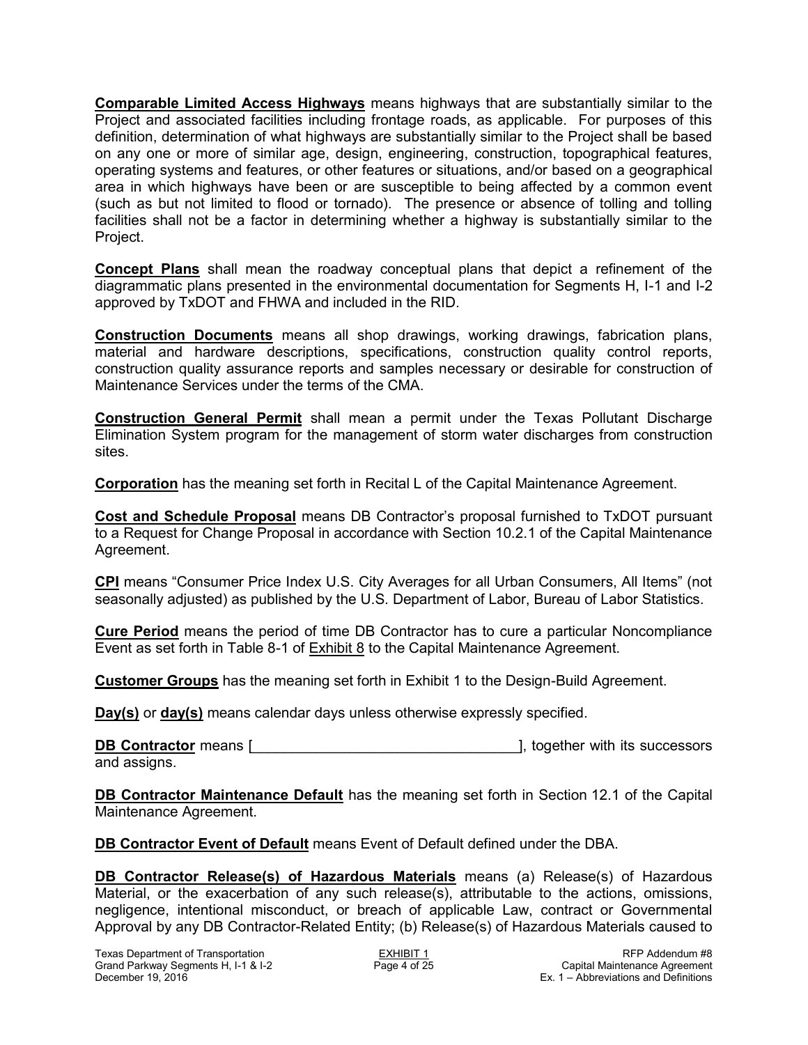**Comparable Limited Access Highways** means highways that are substantially similar to the Project and associated facilities including frontage roads, as applicable. For purposes of this definition, determination of what highways are substantially similar to the Project shall be based on any one or more of similar age, design, engineering, construction, topographical features, operating systems and features, or other features or situations, and/or based on a geographical area in which highways have been or are susceptible to being affected by a common event (such as but not limited to flood or tornado). The presence or absence of tolling and tolling facilities shall not be a factor in determining whether a highway is substantially similar to the Project.

**Concept Plans** shall mean the roadway conceptual plans that depict a refinement of the diagrammatic plans presented in the environmental documentation for Segments H, I-1 and I-2 approved by TxDOT and FHWA and included in the RID.

**Construction Documents** means all shop drawings, working drawings, fabrication plans, material and hardware descriptions, specifications, construction quality control reports, construction quality assurance reports and samples necessary or desirable for construction of Maintenance Services under the terms of the CMA.

**Construction General Permit** shall mean a permit under the Texas Pollutant Discharge Elimination System program for the management of storm water discharges from construction sites.

**Corporation** has the meaning set forth in Recital L of the Capital Maintenance Agreement.

**Cost and Schedule Proposal** means DB Contractor's proposal furnished to TxDOT pursuant to a Request for Change Proposal in accordance with Section 10.2.1 of the Capital Maintenance Agreement.

**CPI** means "Consumer Price Index U.S. City Averages for all Urban Consumers, All Items" (not seasonally adjusted) as published by the U.S. Department of Labor, Bureau of Labor Statistics.

**Cure Period** means the period of time DB Contractor has to cure a particular Noncompliance Event as set forth in Table 8-1 of Exhibit 8 to the Capital Maintenance Agreement.

**Customer Groups** has the meaning set forth in Exhibit 1 to the Design-Build Agreement.

**Day(s)** or **day(s)** means calendar days unless otherwise expressly specified.

**DB Contractor** means [\_\_\_\_\_\_\_\_\_\_\_\_\_\_\_\_\_\_\_\_\_\_\_\_\_\_\_\_\_\_\_\_\_\_], together with its successors and assigns.

**DB Contractor Maintenance Default** has the meaning set forth in Section 12.1 of the Capital Maintenance Agreement.

**DB Contractor Event of Default** means Event of Default defined under the DBA.

**DB Contractor Release(s) of Hazardous Materials** means (a) Release(s) of Hazardous Material, or the exacerbation of any such release(s), attributable to the actions, omissions, negligence, intentional misconduct, or breach of applicable Law, contract or Governmental Approval by any DB Contractor-Related Entity; (b) Release(s) of Hazardous Materials caused to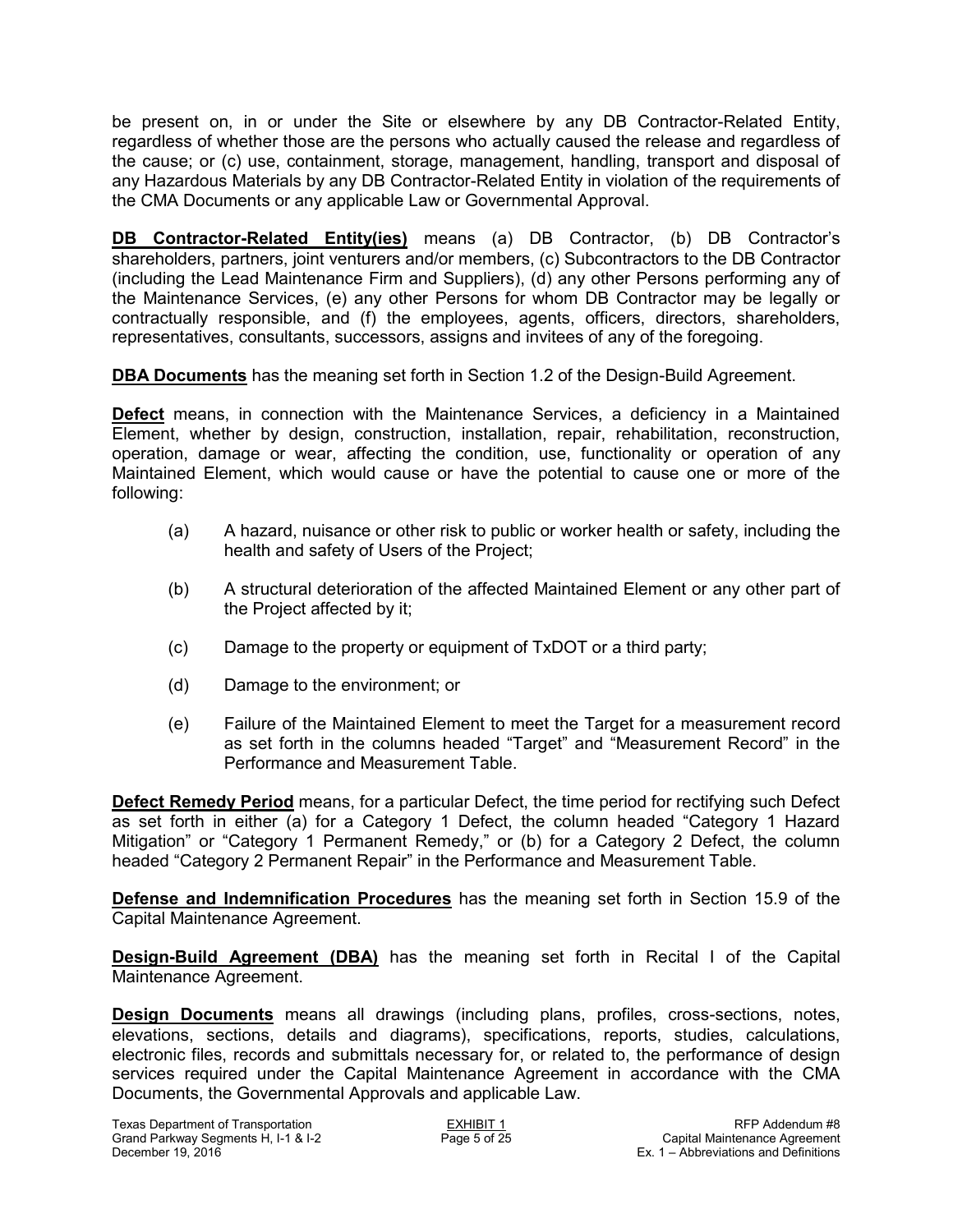be present on, in or under the Site or elsewhere by any DB Contractor-Related Entity, regardless of whether those are the persons who actually caused the release and regardless of the cause; or (c) use, containment, storage, management, handling, transport and disposal of any Hazardous Materials by any DB Contractor-Related Entity in violation of the requirements of the CMA Documents or any applicable Law or Governmental Approval.

**DB Contractor-Related Entity(ies)** means (a) DB Contractor, (b) DB Contractor's shareholders, partners, joint venturers and/or members, (c) Subcontractors to the DB Contractor (including the Lead Maintenance Firm and Suppliers), (d) any other Persons performing any of the Maintenance Services, (e) any other Persons for whom DB Contractor may be legally or contractually responsible, and (f) the employees, agents, officers, directors, shareholders, representatives, consultants, successors, assigns and invitees of any of the foregoing.

**DBA Documents** has the meaning set forth in Section 1.2 of the Design-Build Agreement.

**Defect** means, in connection with the Maintenance Services, a deficiency in a Maintained Element, whether by design, construction, installation, repair, rehabilitation, reconstruction, operation, damage or wear, affecting the condition, use, functionality or operation of any Maintained Element, which would cause or have the potential to cause one or more of the following:

(a) A hazard, nuisance or other risk to public or worker health or safety, including the health and safety of Users of the Project;

(b) A structural deterioration of the affected Maintained Element or any other part of the Project affected by it;

(c) Damage to the property or equipment of TxDOT or a third party;

(d) Damage to the environment; or

(e) Failure of the Maintained Element to meet the Target for a measurement record as set forth in the columns headed "Target" and "Measurement Record" in the Performance and Measurement Table.

**Defect Remedy Period** means, for a particular Defect, the time period for rectifying such Defect as set forth in either (a) for a Category 1 Defect, the column headed "Category 1 Hazard Mitigation" or "Category 1 Permanent Remedy," or (b) for a Category 2 Defect, the column headed "Category 2 Permanent Repair" in the Performance and Measurement Table.

**Defense and Indemnification Procedures** has the meaning set forth in Section 15.9 of the Capital Maintenance Agreement.

**Design-Build Agreement (DBA)** has the meaning set forth in Recital I of the Capital Maintenance Agreement.

**Design Documents** means all drawings (including plans, profiles, cross-sections, notes, elevations, sections, details and diagrams), specifications, reports, studies, calculations, electronic files, records and submittals necessary for, or related to, the performance of design services required under the Capital Maintenance Agreement in accordance with the CMA Documents, the Governmental Approvals and applicable Law.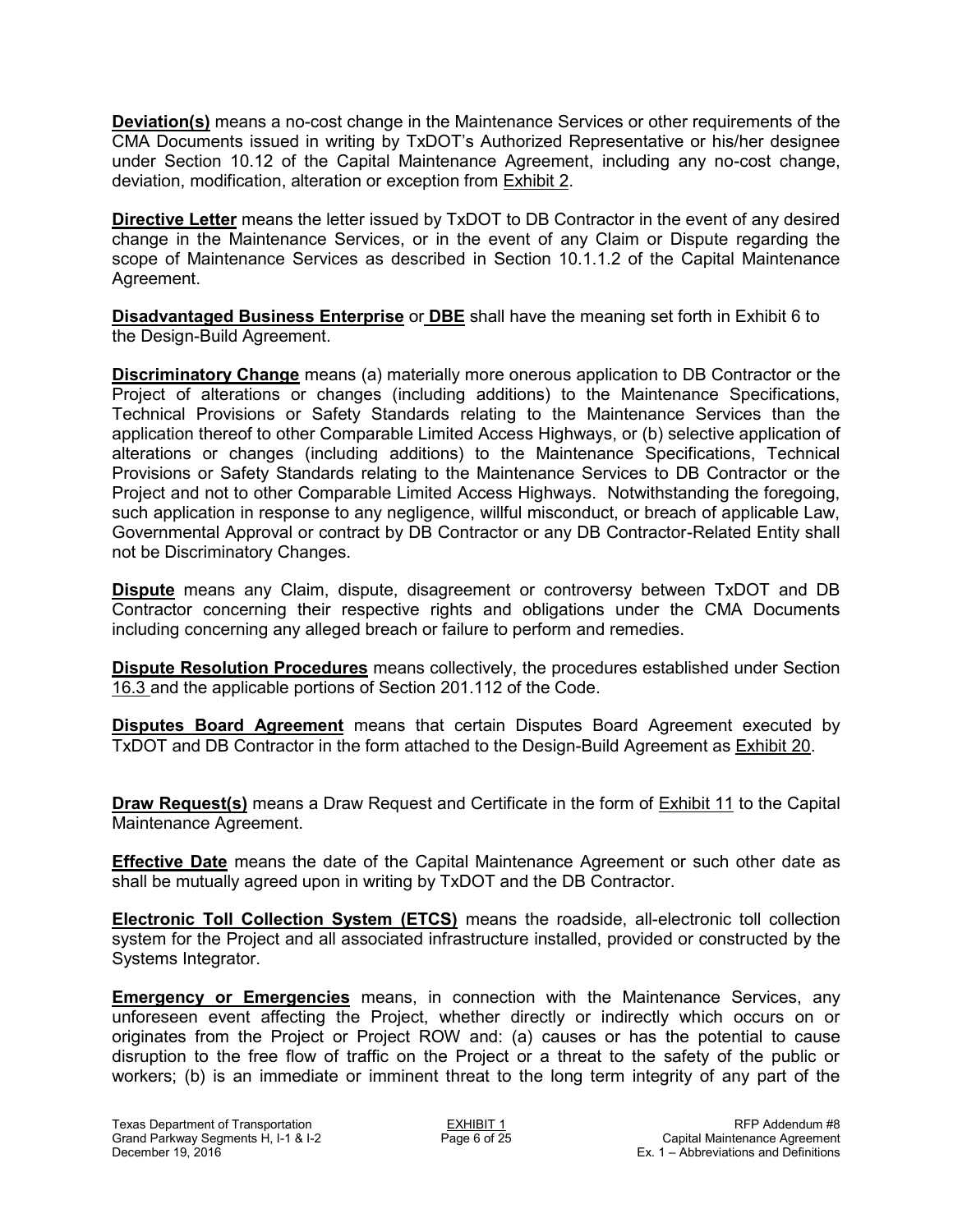**Deviation(s)** means a no-cost change in the Maintenance Services or other requirements of the CMA Documents issued in writing by TxDOT's Authorized Representative or his/her designee under Section 10.12 of the Capital Maintenance Agreement, including any no-cost change, deviation, modification, alteration or exception from Exhibit 2.

**Directive Letter** means the letter issued by TxDOT to DB Contractor in the event of any desired change in the Maintenance Services, or in the event of any Claim or Dispute regarding the scope of Maintenance Services as described in Section 10.1.1.2 of the Capital Maintenance Agreement.

**Disadvantaged Business Enterprise** or **DBE** shall have the meaning set forth in Exhibit 6 to the Design-Build Agreement.

**Discriminatory Change** means (a) materially more onerous application to DB Contractor or the Project of alterations or changes (including additions) to the Maintenance Specifications, Technical Provisions or Safety Standards relating to the Maintenance Services than the application thereof to other Comparable Limited Access Highways, or (b) selective application of alterations or changes (including additions) to the Maintenance Specifications, Technical Provisions or Safety Standards relating to the Maintenance Services to DB Contractor or the Project and not to other Comparable Limited Access Highways. Notwithstanding the foregoing, such application in response to any negligence, willful misconduct, or breach of applicable Law, Governmental Approval or contract by DB Contractor or any DB Contractor-Related Entity shall not be Discriminatory Changes.

**Dispute** means any Claim, dispute, disagreement or controversy between TxDOT and DB Contractor concerning their respective rights and obligations under the CMA Documents including concerning any alleged breach or failure to perform and remedies.

**Dispute Resolution Procedures** means collectively, the procedures established under Section 16.3 and the applicable portions of Section 201.112 of the Code.

**Disputes Board Agreement** means that certain Disputes Board Agreement executed by TxDOT and DB Contractor in the form attached to the Design-Build Agreement as Exhibit 20.

**Draw Request(s)** means a Draw Request and Certificate in the form of Exhibit 11 to the Capital Maintenance Agreement.

**Effective Date** means the date of the Capital Maintenance Agreement or such other date as shall be mutually agreed upon in writing by TxDOT and the DB Contractor.

**Electronic Toll Collection System (ETCS)** means the roadside, all-electronic toll collection system for the Project and all associated infrastructure installed, provided or constructed by the Systems Integrator.

**Emergency or Emergencies** means, in connection with the Maintenance Services, any unforeseen event affecting the Project, whether directly or indirectly which occurs on or originates from the Project or Project ROW and: (a) causes or has the potential to cause disruption to the free flow of traffic on the Project or a threat to the safety of the public or workers; (b) is an immediate or imminent threat to the long term integrity of any part of the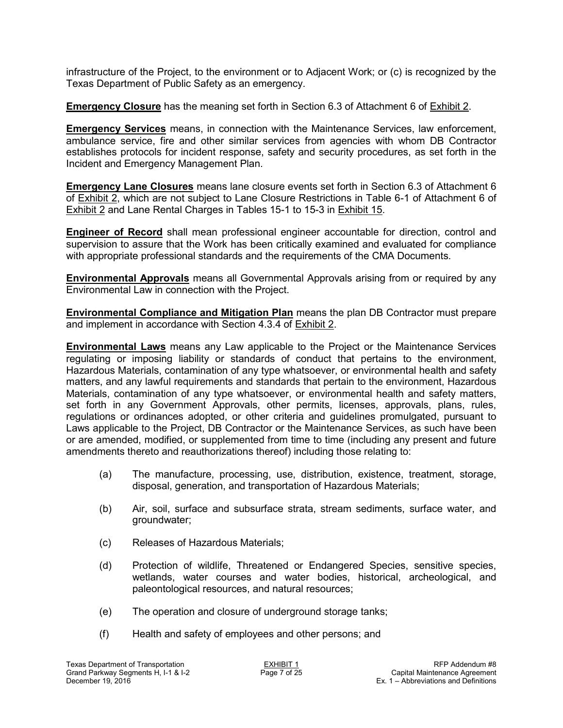infrastructure of the Project, to the environment or to Adjacent Work; or (c) is recognized by the Texas Department of Public Safety as an emergency.

**Emergency Closure** has the meaning set forth in Section 6.3 of Attachment 6 of Exhibit 2.

**Emergency Services** means, in connection with the Maintenance Services, law enforcement, ambulance service, fire and other similar services from agencies with whom DB Contractor establishes protocols for incident response, safety and security procedures, as set forth in the Incident and Emergency Management Plan.

**Emergency Lane Closures** means lane closure events set forth in Section 6.3 of Attachment 6 of Exhibit 2, which are not subject to Lane Closure Restrictions in Table 6-1 of Attachment 6 of Exhibit 2 and Lane Rental Charges in Tables 15-1 to 15-3 in Exhibit 15.

**Engineer of Record** shall mean professional engineer accountable for direction, control and supervision to assure that the Work has been critically examined and evaluated for compliance with appropriate professional standards and the requirements of the CMA Documents.

**Environmental Approvals** means all Governmental Approvals arising from or required by any Environmental Law in connection with the Project.

**Environmental Compliance and Mitigation Plan** means the plan DB Contractor must prepare and implement in accordance with Section 4.3.4 of Exhibit 2.

**Environmental Laws** means any Law applicable to the Project or the Maintenance Services regulating or imposing liability or standards of conduct that pertains to the environment, Hazardous Materials, contamination of any type whatsoever, or environmental health and safety matters, and any lawful requirements and standards that pertain to the environment, Hazardous Materials, contamination of any type whatsoever, or environmental health and safety matters, set forth in any Government Approvals, other permits, licenses, approvals, plans, rules, regulations or ordinances adopted, or other criteria and guidelines promulgated, pursuant to Laws applicable to the Project, DB Contractor or the Maintenance Services, as such have been or are amended, modified, or supplemented from time to time (including any present and future amendments thereto and reauthorizations thereof) including those relating to:

(a) The manufacture, processing, use, distribution, existence, treatment, storage, disposal, generation, and transportation of Hazardous Materials;

(b) Air, soil, surface and subsurface strata, stream sediments, surface water, and groundwater;

(c) Releases of Hazardous Materials;

(d) Protection of wildlife, Threatened or Endangered Species, sensitive species, wetlands, water courses and water bodies, historical, archeological, and paleontological resources, and natural resources;

(e) The operation and closure of underground storage tanks;

(f) Health and safety of employees and other persons; and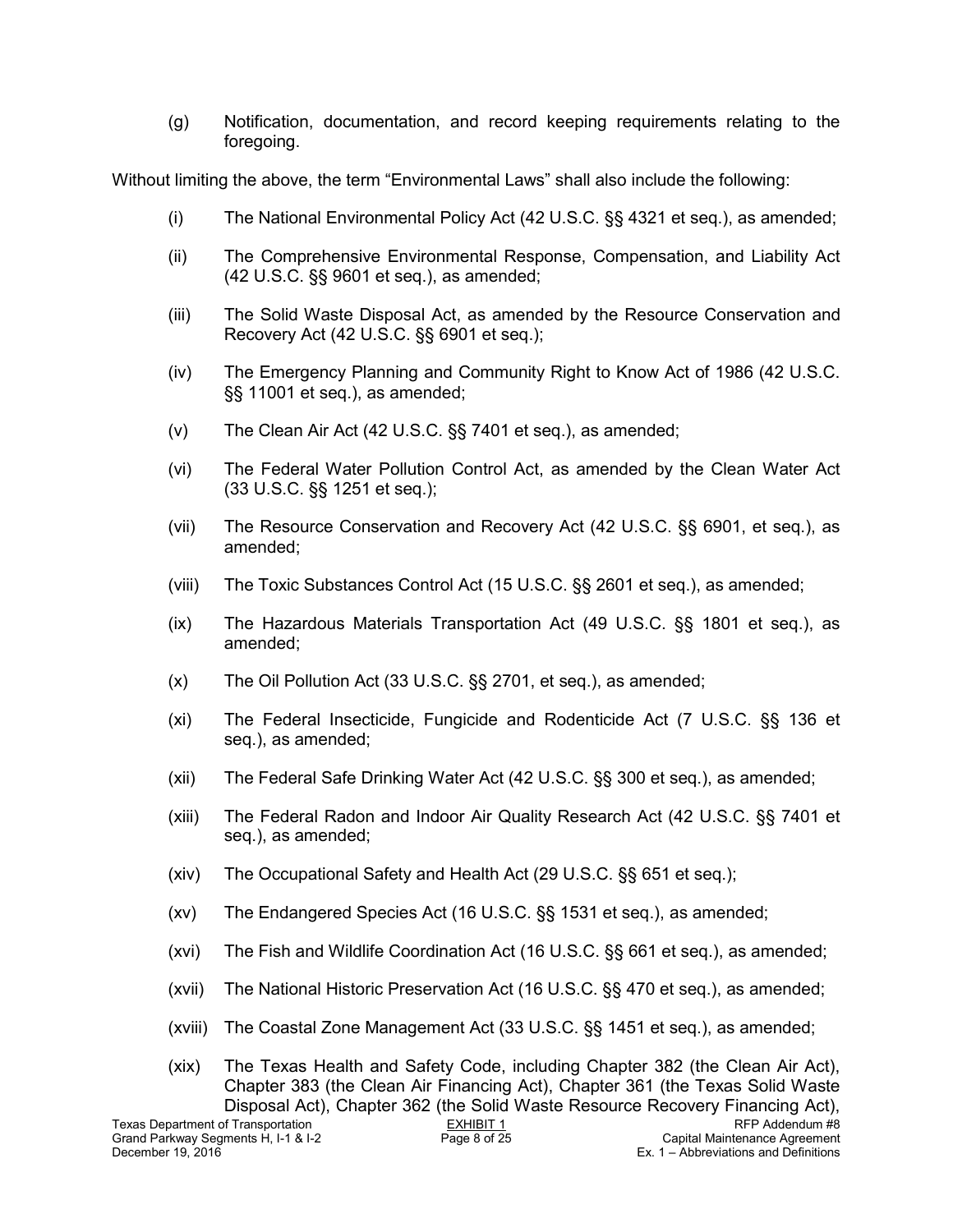(g) Notification, documentation, and record keeping requirements relating to the foregoing.

Without limiting the above, the term "Environmental Laws" shall also include the following:

(i) The National Environmental Policy Act (42 U.S.C. §§ 4321 et seq.), as amended;

(ii) The Comprehensive Environmental Response, Compensation, and Liability Act (42 U.S.C. §§ 9601 et seq.), as amended;

(iii) The Solid Waste Disposal Act, as amended by the Resource Conservation and Recovery Act (42 U.S.C. §§ 6901 et seq.);

(iv) The Emergency Planning and Community Right to Know Act of 1986 (42 U.S.C. §§ 11001 et seq.), as amended;

(v) The Clean Air Act (42 U.S.C. §§ 7401 et seq.), as amended;

(vi) The Federal Water Pollution Control Act, as amended by the Clean Water Act (33 U.S.C. §§ 1251 et seq.);

(vii) The Resource Conservation and Recovery Act (42 U.S.C. §§ 6901, et seq.), as amended;

(viii) The Toxic Substances Control Act (15 U.S.C. §§ 2601 et seq.), as amended;

(ix) The Hazardous Materials Transportation Act (49 U.S.C. §§ 1801 et seq.), as amended;

(x) The Oil Pollution Act (33 U.S.C. §§ 2701, et seq.), as amended;

(xi) The Federal Insecticide, Fungicide and Rodenticide Act (7 U.S.C. §§ 136 et seq.), as amended;

(xii) The Federal Safe Drinking Water Act (42 U.S.C. §§ 300 et seq.), as amended;

(xiii) The Federal Radon and Indoor Air Quality Research Act (42 U.S.C. §§ 7401 et seq.), as amended;

(xiv) The Occupational Safety and Health Act (29 U.S.C. §§ 651 et seq.);

(xv) The Endangered Species Act (16 U.S.C. §§ 1531 et seq.), as amended;

(xvi) The Fish and Wildlife Coordination Act (16 U.S.C. §§ 661 et seq.), as amended;

(xvii) The National Historic Preservation Act (16 U.S.C. §§ 470 et seq.), as amended;

(xviii) The Coastal Zone Management Act (33 U.S.C. §§ 1451 et seq.), as amended;

(xix) The Texas Health and Safety Code, including Chapter 382 (the Clean Air Act), Chapter 383 (the Clean Air Financing Act), Chapter 361 (the Texas Solid Waste Disposal Act), Chapter 362 (the Solid Waste Resource Recovery Financing Act),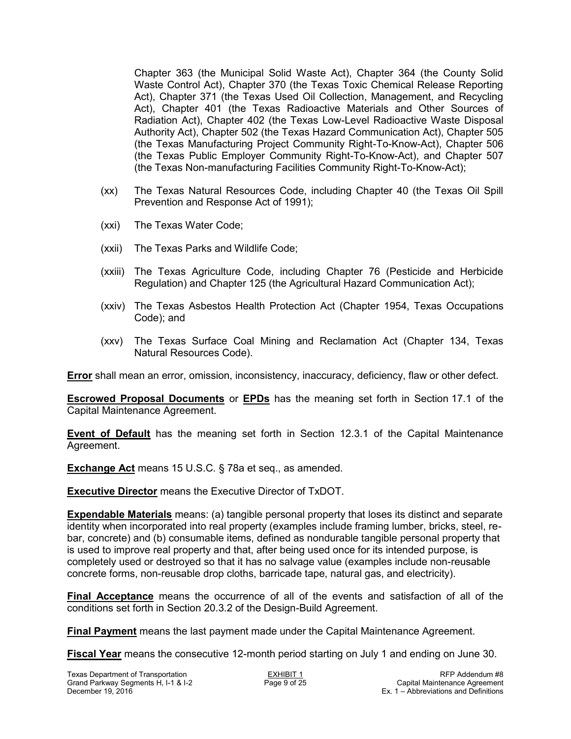Chapter 363 (the Municipal Solid Waste Act), Chapter 364 (the County Solid Waste Control Act), Chapter 370 (the Texas Toxic Chemical Release Reporting Act), Chapter 371 (the Texas Used Oil Collection, Management, and Recycling Act), Chapter 401 (the Texas Radioactive Materials and Other Sources of Radiation Act), Chapter 402 (the Texas Low-Level Radioactive Waste Disposal Authority Act), Chapter 502 (the Texas Hazard Communication Act), Chapter 505 (the Texas Manufacturing Project Community Right-To-Know-Act), Chapter 506 (the Texas Public Employer Community Right-To-Know-Act), and Chapter 507 (the Texas Non-manufacturing Facilities Community Right-To-Know-Act);

(xx) The Texas Natural Resources Code, including Chapter 40 (the Texas Oil Spill Prevention and Response Act of 1991);

(xxi) The Texas Water Code;

(xxii) The Texas Parks and Wildlife Code;

(xxiii) The Texas Agriculture Code, including Chapter 76 (Pesticide and Herbicide Regulation) and Chapter 125 (the Agricultural Hazard Communication Act);

(xxiv) The Texas Asbestos Health Protection Act (Chapter 1954, Texas Occupations Code); and

(xxv) The Texas Surface Coal Mining and Reclamation Act (Chapter 134, Texas Natural Resources Code).

**Error** shall mean an error, omission, inconsistency, inaccuracy, deficiency, flaw or other defect.

**Escrowed Proposal Documents** or **EPDs** has the meaning set forth in Section 17.1 of the Capital Maintenance Agreement.

**Event of Default** has the meaning set forth in Section 12.3.1 of the Capital Maintenance Agreement.

**Exchange Act** means 15 U.S.C. § 78a et seq., as amended.

**Executive Director** means the Executive Director of TxDOT.

**Expendable Materials** means: (a) tangible personal property that loses its distinct and separate identity when incorporated into real property (examples include framing lumber, bricks, steel, re-bar, concrete) and (b) consumable items, defined as nondurable tangible personal property that is used to improve real property and that, after being used once for its intended purpose, is completely used or destroyed so that it has no salvage value (examples include non-reusable concrete forms, non-reusable drop cloths, barricade tape, natural gas, and electricity).

**Final Acceptance** means the occurrence of all of the events and satisfaction of all of the conditions set forth in Section 20.3.2 of the Design-Build Agreement.

**Final Payment** means the last payment made under the Capital Maintenance Agreement.

**Fiscal Year** means the consecutive 12-month period starting on July 1 and ending on June 30.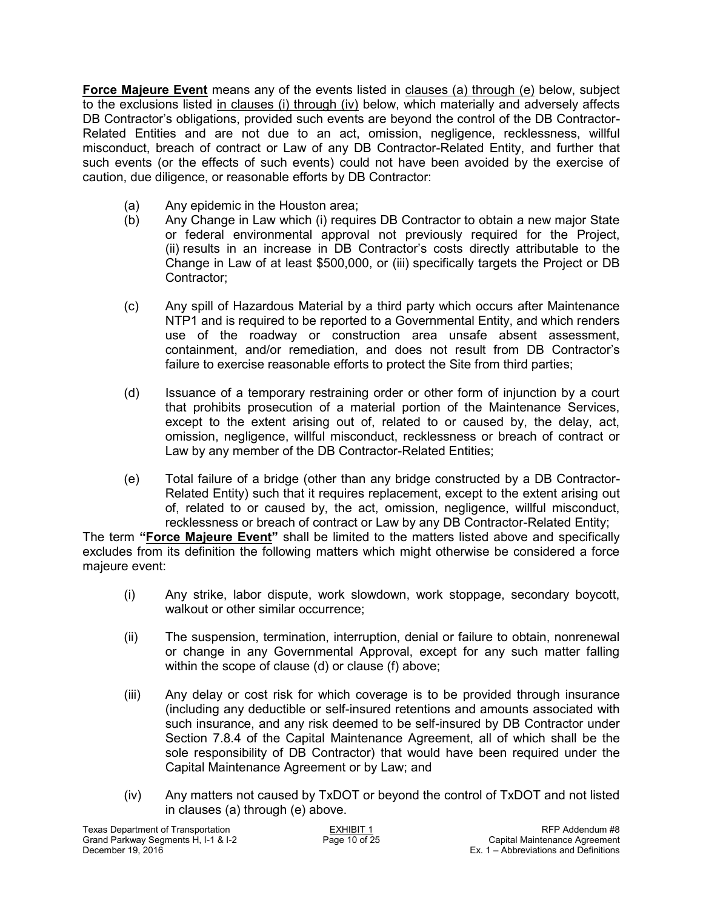**Force Majeure Event** means any of the events listed in clauses (a) through (e) below, subject to the exclusions listed in clauses (i) through (iv) below, which materially and adversely affects DB Contractor's obligations, provided such events are beyond the control of the DB Contractor-Related Entities and are not due to an act, omission, negligence, recklessness, willful misconduct, breach of contract or Law of any DB Contractor-Related Entity, and further that such events (or the effects of such events) could not have been avoided by the exercise of caution, due diligence, or reasonable efforts by DB Contractor:

(a) Any epidemic in the Houston area;

(b) Any Change in Law which (i) requires DB Contractor to obtain a new major State or federal environmental approval not previously required for the Project, (ii) results in an increase in DB Contractor's costs directly attributable to the Change in Law of at least $500,000, or (iii) specifically targets the Project or DB Contractor;

(c) Any spill of Hazardous Material by a third party which occurs after Maintenance NTP1 and is required to be reported to a Governmental Entity, and which renders use of the roadway or construction area unsafe absent assessment, containment, and/or remediation, and does not result from DB Contractor's failure to exercise reasonable efforts to protect the Site from third parties;

(d) Issuance of a temporary restraining order or other form of injunction by a court that prohibits prosecution of a material portion of the Maintenance Services, except to the extent arising out of, related to or caused by, the delay, act, omission, negligence, willful misconduct, recklessness or breach of contract or Law by any member of the DB Contractor-Related Entities;

(e) Total failure of a bridge (other than any bridge constructed by a DB Contractor-Related Entity) such that it requires replacement, except to the extent arising out of, related to or caused by, the act, omission, negligence, willful misconduct, recklessness or breach of contract or Law by any DB Contractor-Related Entity;

The term **"Force Majeure Event"** shall be limited to the matters listed above and specifically excludes from its definition the following matters which might otherwise be considered a force majeure event:

(i) Any strike, labor dispute, work slowdown, work stoppage, secondary boycott, walkout or other similar occurrence;

(ii) The suspension, termination, interruption, denial or failure to obtain, nonrenewal or change in any Governmental Approval, except for any such matter falling within the scope of clause (d) or clause (f) above;

(iii) Any delay or cost risk for which coverage is to be provided through insurance (including any deductible or self-insured retentions and amounts associated with such insurance, and any risk deemed to be self-insured by DB Contractor under Section 7.8.4 of the Capital Maintenance Agreement, all of which shall be the sole responsibility of DB Contractor) that would have been required under the Capital Maintenance Agreement or by Law; and

(iv) Any matters not caused by TxDOT or beyond the control of TxDOT and not listed in clauses (a) through (e) above.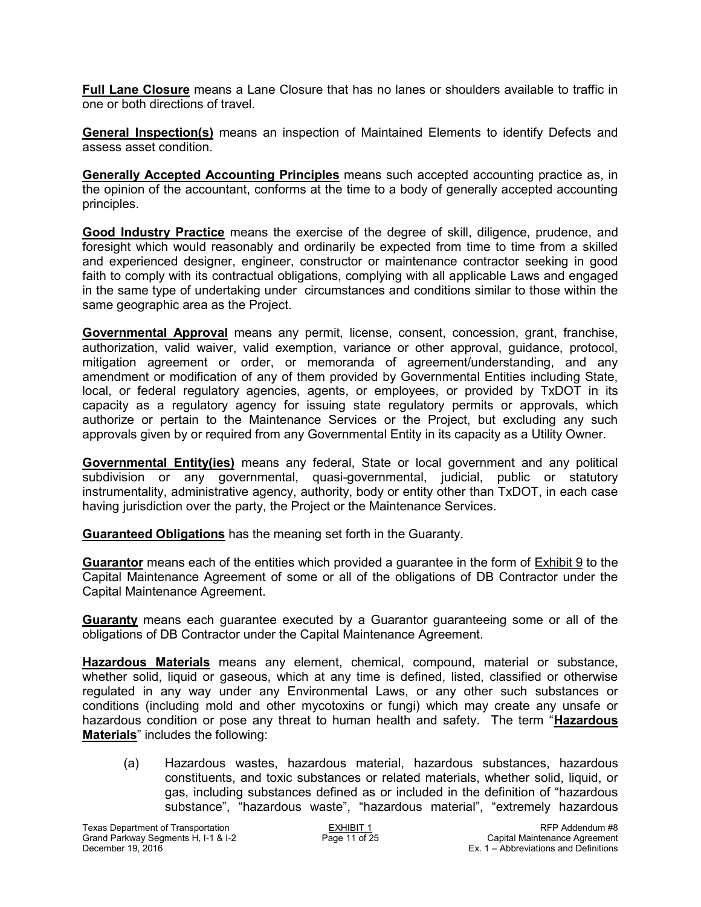**Full Lane Closure** means a Lane Closure that has no lanes or shoulders available to traffic in one or both directions of travel.

**General Inspection(s)** means an inspection of Maintained Elements to identify Defects and assess asset condition.

**Generally Accepted Accounting Principles** means such accepted accounting practice as, in the opinion of the accountant, conforms at the time to a body of generally accepted accounting principles.

**Good Industry Practice** means the exercise of the degree of skill, diligence, prudence, and foresight which would reasonably and ordinarily be expected from time to time from a skilled and experienced designer, engineer, constructor or maintenance contractor seeking in good faith to comply with its contractual obligations, complying with all applicable Laws and engaged in the same type of undertaking under circumstances and conditions similar to those within the same geographic area as the Project.

**Governmental Approval** means any permit, license, consent, concession, grant, franchise, authorization, valid waiver, valid exemption, variance or other approval, guidance, protocol, mitigation agreement or order, or memoranda of agreement/understanding, and any amendment or modification of any of them provided by Governmental Entities including State, local, or federal regulatory agencies, agents, or employees, or provided by TxDOT in its capacity as a regulatory agency for issuing state regulatory permits or approvals, which authorize or pertain to the Maintenance Services or the Project, but excluding any such approvals given by or required from any Governmental Entity in its capacity as a Utility Owner.

**Governmental Entity(ies)** means any federal, State or local government and any political subdivision or any governmental, quasi-governmental, judicial, public or statutory instrumentality, administrative agency, authority, body or entity other than TxDOT, in each case having jurisdiction over the party, the Project or the Maintenance Services.

**Guaranteed Obligations** has the meaning set forth in the Guaranty.

**Guarantor** means each of the entities which provided a guarantee in the form of Exhibit 9 to the Capital Maintenance Agreement of some or all of the obligations of DB Contractor under the Capital Maintenance Agreement.

**Guaranty** means each guarantee executed by a Guarantor guaranteeing some or all of the obligations of DB Contractor under the Capital Maintenance Agreement.

**Hazardous Materials** means any element, chemical, compound, material or substance, whether solid, liquid or gaseous, which at any time is defined, listed, classified or otherwise regulated in any way under any Environmental Laws, or any other such substances or conditions (including mold and other mycotoxins or fungi) which may create any unsafe or hazardous condition or pose any threat to human health and safety. The term "**Hazardous Materials**" includes the following:

(a) Hazardous wastes, hazardous material, hazardous substances, hazardous constituents, and toxic substances or related materials, whether solid, liquid, or gas, including substances defined as or included in the definition of "hazardous substance", "hazardous waste", "hazardous material", "extremely hazardous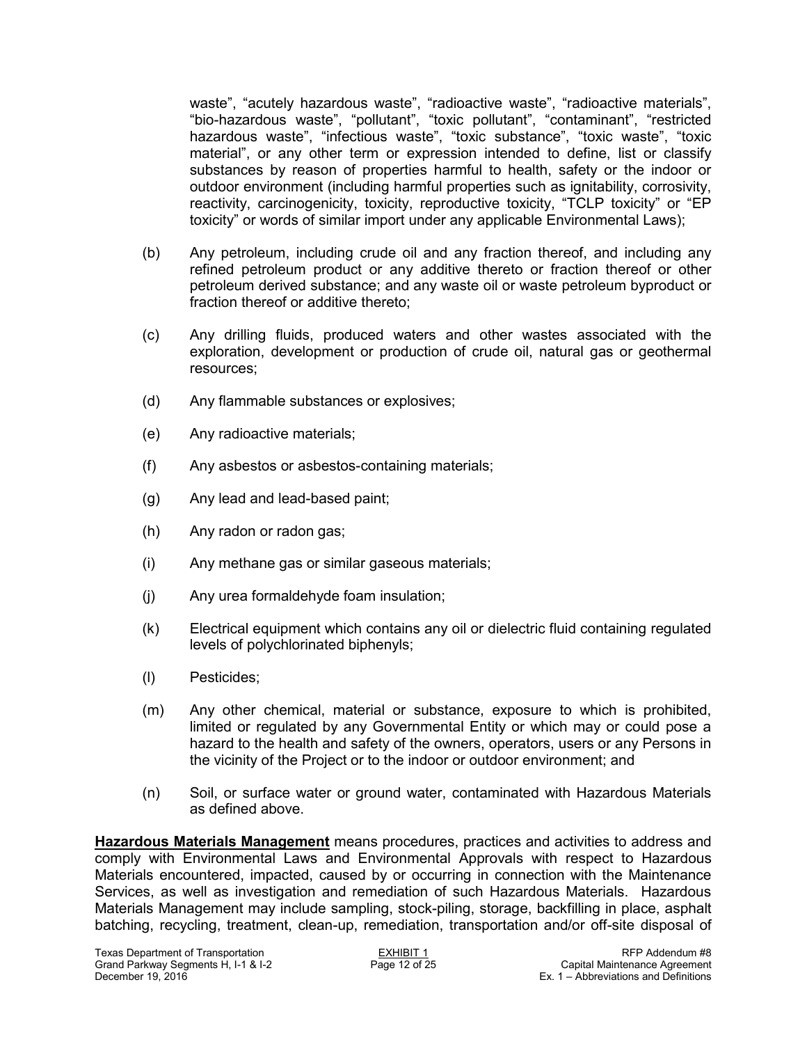waste", "acutely hazardous waste", "radioactive waste", "radioactive materials", "bio-hazardous waste", "pollutant", "toxic pollutant", "contaminant", "restricted hazardous waste", "infectious waste", "toxic substance", "toxic waste", "toxic material", or any other term or expression intended to define, list or classify substances by reason of properties harmful to health, safety or the indoor or outdoor environment (including harmful properties such as ignitability, corrosivity, reactivity, carcinogenicity, toxicity, reproductive toxicity, "TCLP toxicity" or "EP toxicity" or words of similar import under any applicable Environmental Laws);

(b) Any petroleum, including crude oil and any fraction thereof, and including any refined petroleum product or any additive thereto or fraction thereof or other petroleum derived substance; and any waste oil or waste petroleum byproduct or fraction thereof or additive thereto;

(c) Any drilling fluids, produced waters and other wastes associated with the exploration, development or production of crude oil, natural gas or geothermal resources;

(d) Any flammable substances or explosives;

(e) Any radioactive materials;

(f) Any asbestos or asbestos-containing materials;

(g) Any lead and lead-based paint;

(h) Any radon or radon gas;

(i) Any methane gas or similar gaseous materials;

(j) Any urea formaldehyde foam insulation;

(k) Electrical equipment which contains any oil or dielectric fluid containing regulated levels of polychlorinated biphenyls;

(l) Pesticides;

(m) Any other chemical, material or substance, exposure to which is prohibited, limited or regulated by any Governmental Entity or which may or could pose a hazard to the health and safety of the owners, operators, users or any Persons in the vicinity of the Project or to the indoor or outdoor environment; and

(n) Soil, or surface water or ground water, contaminated with Hazardous Materials as defined above.

**Hazardous Materials Management** means procedures, practices and activities to address and comply with Environmental Laws and Environmental Approvals with respect to Hazardous Materials encountered, impacted, caused by or occurring in connection with the Maintenance Services, as well as investigation and remediation of such Hazardous Materials. Hazardous Materials Management may include sampling, stock-piling, storage, backfilling in place, asphalt batching, recycling, treatment, clean-up, remediation, transportation and/or off-site disposal of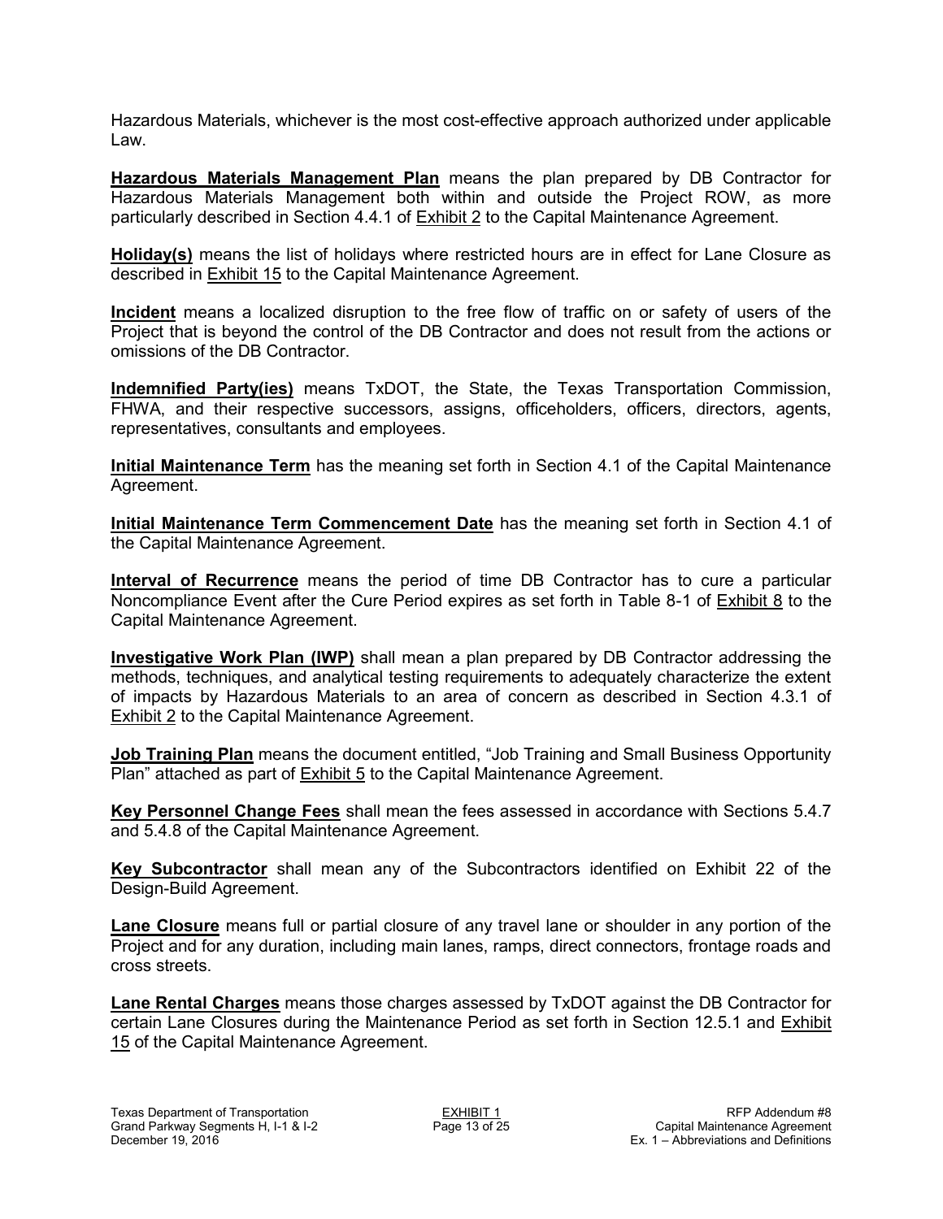Hazardous Materials, whichever is the most cost-effective approach authorized under applicable Law.

**Hazardous Materials Management Plan** means the plan prepared by DB Contractor for Hazardous Materials Management both within and outside the Project ROW, as more particularly described in Section 4.4.1 of Exhibit 2 to the Capital Maintenance Agreement.

**Holiday(s)** means the list of holidays where restricted hours are in effect for Lane Closure as described in Exhibit 15 to the Capital Maintenance Agreement.

**Incident** means a localized disruption to the free flow of traffic on or safety of users of the Project that is beyond the control of the DB Contractor and does not result from the actions or omissions of the DB Contractor.

**Indemnified Party(ies)** means TxDOT, the State, the Texas Transportation Commission, FHWA, and their respective successors, assigns, officeholders, officers, directors, agents, representatives, consultants and employees.

**Initial Maintenance Term** has the meaning set forth in Section 4.1 of the Capital Maintenance Agreement.

**Initial Maintenance Term Commencement Date** has the meaning set forth in Section 4.1 of the Capital Maintenance Agreement.

**Interval of Recurrence** means the period of time DB Contractor has to cure a particular Noncompliance Event after the Cure Period expires as set forth in Table 8-1 of Exhibit 8 to the Capital Maintenance Agreement.

**Investigative Work Plan (IWP)** shall mean a plan prepared by DB Contractor addressing the methods, techniques, and analytical testing requirements to adequately characterize the extent of impacts by Hazardous Materials to an area of concern as described in Section 4.3.1 of Exhibit 2 to the Capital Maintenance Agreement.

**Job Training Plan** means the document entitled, "Job Training and Small Business Opportunity Plan" attached as part of Exhibit 5 to the Capital Maintenance Agreement.

**Key Personnel Change Fees** shall mean the fees assessed in accordance with Sections 5.4.7 and 5.4.8 of the Capital Maintenance Agreement.

**Key Subcontractor** shall mean any of the Subcontractors identified on Exhibit 22 of the Design-Build Agreement.

**Lane Closure** means full or partial closure of any travel lane or shoulder in any portion of the Project and for any duration, including main lanes, ramps, direct connectors, frontage roads and cross streets.

**Lane Rental Charges** means those charges assessed by TxDOT against the DB Contractor for certain Lane Closures during the Maintenance Period as set forth in Section 12.5.1 and Exhibit 15 of the Capital Maintenance Agreement.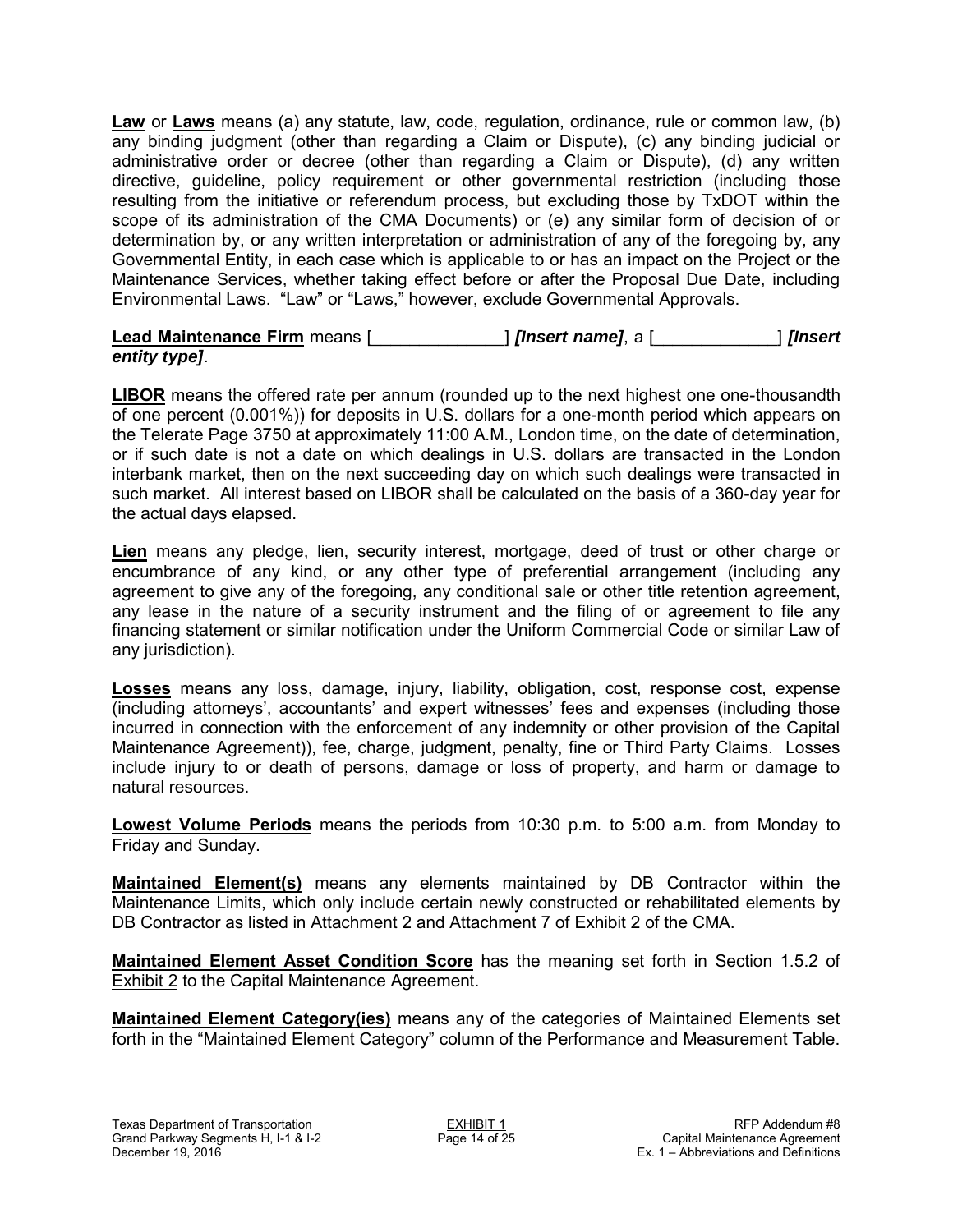**Law** or **Laws** means (a) any statute, law, code, regulation, ordinance, rule or common law, (b) any binding judgment (other than regarding a Claim or Dispute), (c) any binding judicial or administrative order or decree (other than regarding a Claim or Dispute), (d) any written directive, guideline, policy requirement or other governmental restriction (including those resulting from the initiative or referendum process, but excluding those by TxDOT within the scope of its administration of the CMA Documents) or (e) any similar form of decision of or determination by, or any written interpretation or administration of any of the foregoing by, any Governmental Entity, in each case which is applicable to or has an impact on the Project or the Maintenance Services, whether taking effect before or after the Proposal Due Date, including Environmental Laws. "Law" or "Laws," however, exclude Governmental Approvals.

**Lead Maintenance Firm** means [_____________] ***[Insert name]***, a [____________] ***[Insert entity type]***.

**LIBOR** means the offered rate per annum (rounded up to the next highest one one-thousandth of one percent (0.001%)) for deposits in U.S. dollars for a one-month period which appears on the Telerate Page 3750 at approximately 11:00 A.M., London time, on the date of determination, or if such date is not a date on which dealings in U.S. dollars are transacted in the London interbank market, then on the next succeeding day on which such dealings were transacted in such market. All interest based on LIBOR shall be calculated on the basis of a 360-day year for the actual days elapsed.

**Lien** means any pledge, lien, security interest, mortgage, deed of trust or other charge or encumbrance of any kind, or any other type of preferential arrangement (including any agreement to give any of the foregoing, any conditional sale or other title retention agreement, any lease in the nature of a security instrument and the filing of or agreement to file any financing statement or similar notification under the Uniform Commercial Code or similar Law of any jurisdiction).

**Losses** means any loss, damage, injury, liability, obligation, cost, response cost, expense (including attorneys', accountants' and expert witnesses' fees and expenses (including those incurred in connection with the enforcement of any indemnity or other provision of the Capital Maintenance Agreement)), fee, charge, judgment, penalty, fine or Third Party Claims. Losses include injury to or death of persons, damage or loss of property, and harm or damage to natural resources.

**Lowest Volume Periods** means the periods from 10:30 p.m. to 5:00 a.m. from Monday to Friday and Sunday.

**Maintained Element(s)** means any elements maintained by DB Contractor within the Maintenance Limits, which only include certain newly constructed or rehabilitated elements by DB Contractor as listed in Attachment 2 and Attachment 7 of Exhibit 2 of the CMA.

**Maintained Element Asset Condition Score** has the meaning set forth in Section 1.5.2 of Exhibit 2 to the Capital Maintenance Agreement.

**Maintained Element Category(ies)** means any of the categories of Maintained Elements set forth in the "Maintained Element Category" column of the Performance and Measurement Table.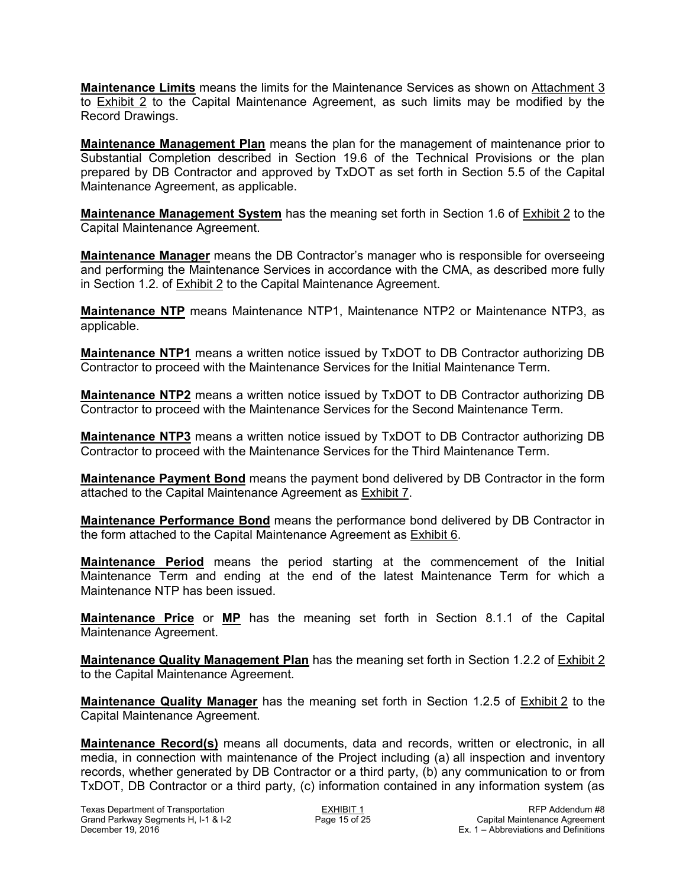**Maintenance Limits** means the limits for the Maintenance Services as shown on Attachment 3 to Exhibit 2 to the Capital Maintenance Agreement, as such limits may be modified by the Record Drawings.

**Maintenance Management Plan** means the plan for the management of maintenance prior to Substantial Completion described in Section 19.6 of the Technical Provisions or the plan prepared by DB Contractor and approved by TxDOT as set forth in Section 5.5 of the Capital Maintenance Agreement, as applicable.

**Maintenance Management System** has the meaning set forth in Section 1.6 of Exhibit 2 to the Capital Maintenance Agreement.

**Maintenance Manager** means the DB Contractor's manager who is responsible for overseeing and performing the Maintenance Services in accordance with the CMA, as described more fully in Section 1.2. of Exhibit 2 to the Capital Maintenance Agreement.

**Maintenance NTP** means Maintenance NTP1, Maintenance NTP2 or Maintenance NTP3, as applicable.

**Maintenance NTP1** means a written notice issued by TxDOT to DB Contractor authorizing DB Contractor to proceed with the Maintenance Services for the Initial Maintenance Term.

**Maintenance NTP2** means a written notice issued by TxDOT to DB Contractor authorizing DB Contractor to proceed with the Maintenance Services for the Second Maintenance Term.

**Maintenance NTP3** means a written notice issued by TxDOT to DB Contractor authorizing DB Contractor to proceed with the Maintenance Services for the Third Maintenance Term.

**Maintenance Payment Bond** means the payment bond delivered by DB Contractor in the form attached to the Capital Maintenance Agreement as Exhibit 7.

**Maintenance Performance Bond** means the performance bond delivered by DB Contractor in the form attached to the Capital Maintenance Agreement as Exhibit 6.

**Maintenance Period** means the period starting at the commencement of the Initial Maintenance Term and ending at the end of the latest Maintenance Term for which a Maintenance NTP has been issued.

**Maintenance Price** or **MP** has the meaning set forth in Section 8.1.1 of the Capital Maintenance Agreement.

**Maintenance Quality Management Plan** has the meaning set forth in Section 1.2.2 of Exhibit 2 to the Capital Maintenance Agreement.

**Maintenance Quality Manager** has the meaning set forth in Section 1.2.5 of Exhibit 2 to the Capital Maintenance Agreement.

**Maintenance Record(s)** means all documents, data and records, written or electronic, in all media, in connection with maintenance of the Project including (a) all inspection and inventory records, whether generated by DB Contractor or a third party, (b) any communication to or from TxDOT, DB Contractor or a third party, (c) information contained in any information system (as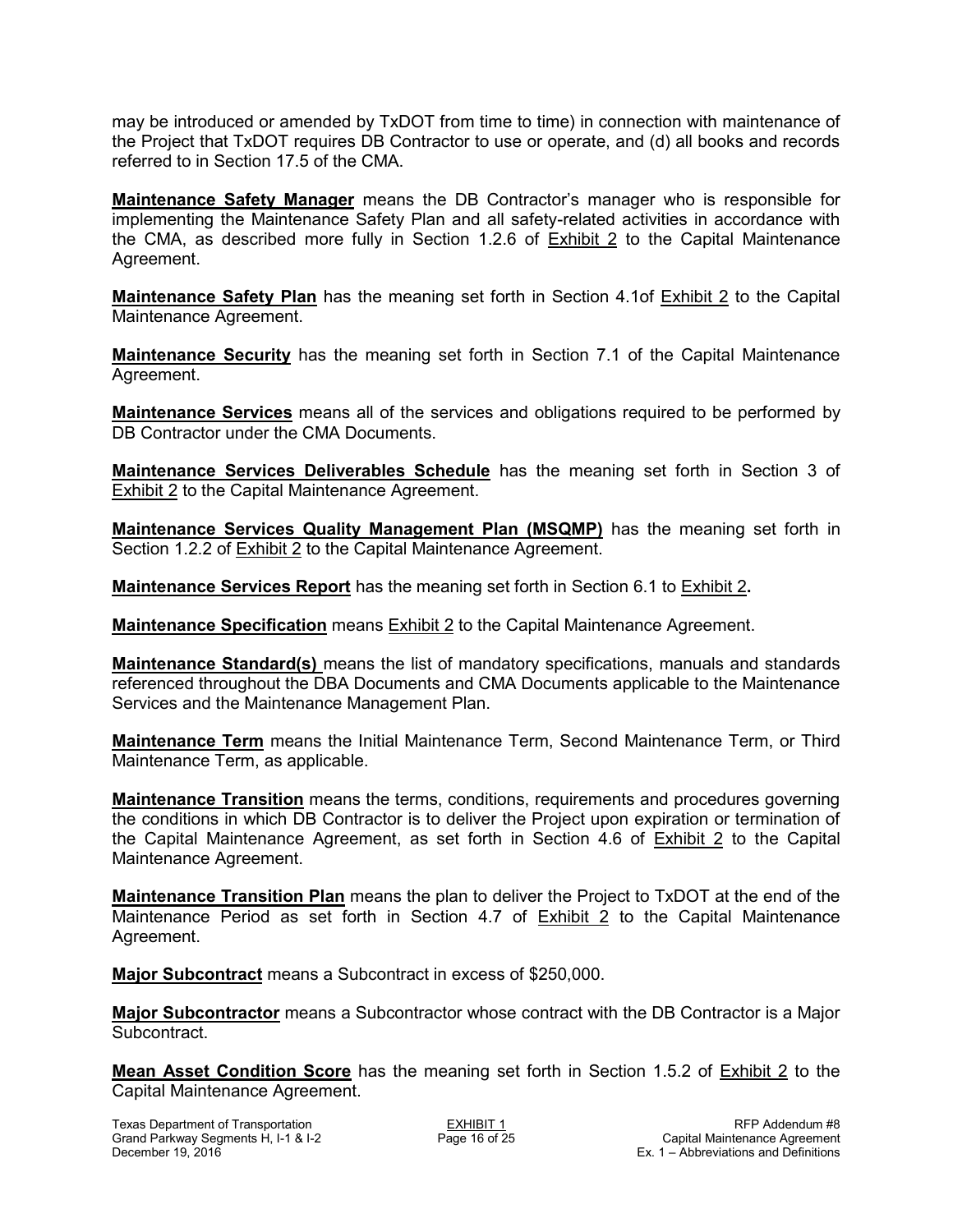may be introduced or amended by TxDOT from time to time) in connection with maintenance of the Project that TxDOT requires DB Contractor to use or operate, and (d) all books and records referred to in Section 17.5 of the CMA.

**Maintenance Safety Manager** means the DB Contractor's manager who is responsible for implementing the Maintenance Safety Plan and all safety-related activities in accordance with the CMA, as described more fully in Section 1.2.6 of Exhibit 2 to the Capital Maintenance Agreement.

**Maintenance Safety Plan** has the meaning set forth in Section 4.1of Exhibit 2 to the Capital Maintenance Agreement.

**Maintenance Security** has the meaning set forth in Section 7.1 of the Capital Maintenance Agreement.

**Maintenance Services** means all of the services and obligations required to be performed by DB Contractor under the CMA Documents.

**Maintenance Services Deliverables Schedule** has the meaning set forth in Section 3 of Exhibit 2 to the Capital Maintenance Agreement.

**Maintenance Services Quality Management Plan (MSQMP)** has the meaning set forth in Section 1.2.2 of Exhibit 2 to the Capital Maintenance Agreement.

**Maintenance Services Report** has the meaning set forth in Section 6.1 to Exhibit 2**.**

**Maintenance Specification** means Exhibit 2 to the Capital Maintenance Agreement.

**Maintenance Standard(s)** means the list of mandatory specifications, manuals and standards referenced throughout the DBA Documents and CMA Documents applicable to the Maintenance Services and the Maintenance Management Plan.

**Maintenance Term** means the Initial Maintenance Term, Second Maintenance Term, or Third Maintenance Term, as applicable.

**Maintenance Transition** means the terms, conditions, requirements and procedures governing the conditions in which DB Contractor is to deliver the Project upon expiration or termination of the Capital Maintenance Agreement, as set forth in Section 4.6 of Exhibit 2 to the Capital Maintenance Agreement.

**Maintenance Transition Plan** means the plan to deliver the Project to TxDOT at the end of the Maintenance Period as set forth in Section 4.7 of Exhibit 2 to the Capital Maintenance Agreement.

**Major Subcontract** means a Subcontract in excess of $250,000.

**Major Subcontractor** means a Subcontractor whose contract with the DB Contractor is a Major Subcontract.

**Mean Asset Condition Score** has the meaning set forth in Section 1.5.2 of Exhibit 2 to the Capital Maintenance Agreement.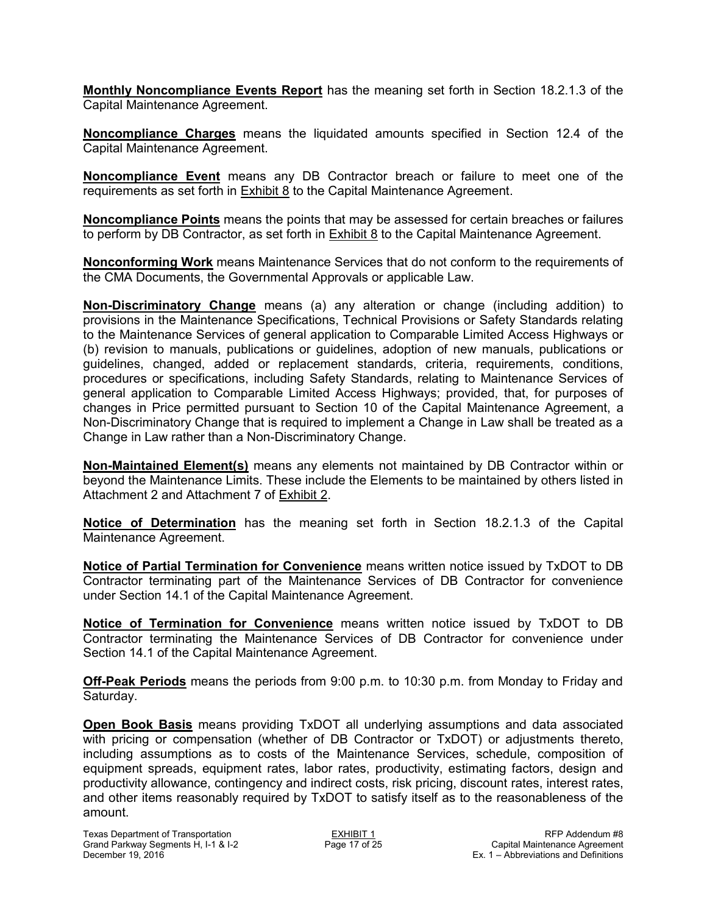**Monthly Noncompliance Events Report** has the meaning set forth in Section 18.2.1.3 of the Capital Maintenance Agreement.

**Noncompliance Charges** means the liquidated amounts specified in Section 12.4 of the Capital Maintenance Agreement.

**Noncompliance Event** means any DB Contractor breach or failure to meet one of the requirements as set forth in Exhibit 8 to the Capital Maintenance Agreement.

**Noncompliance Points** means the points that may be assessed for certain breaches or failures to perform by DB Contractor, as set forth in Exhibit 8 to the Capital Maintenance Agreement.

**Nonconforming Work** means Maintenance Services that do not conform to the requirements of the CMA Documents, the Governmental Approvals or applicable Law.

**Non-Discriminatory Change** means (a) any alteration or change (including addition) to provisions in the Maintenance Specifications, Technical Provisions or Safety Standards relating to the Maintenance Services of general application to Comparable Limited Access Highways or (b) revision to manuals, publications or guidelines, adoption of new manuals, publications or guidelines, changed, added or replacement standards, criteria, requirements, conditions, procedures or specifications, including Safety Standards, relating to Maintenance Services of general application to Comparable Limited Access Highways; provided, that, for purposes of changes in Price permitted pursuant to Section 10 of the Capital Maintenance Agreement, a Non-Discriminatory Change that is required to implement a Change in Law shall be treated as a Change in Law rather than a Non-Discriminatory Change.

**Non-Maintained Element(s)** means any elements not maintained by DB Contractor within or beyond the Maintenance Limits. These include the Elements to be maintained by others listed in Attachment 2 and Attachment 7 of Exhibit 2.

**Notice of Determination** has the meaning set forth in Section 18.2.1.3 of the Capital Maintenance Agreement.

**Notice of Partial Termination for Convenience** means written notice issued by TxDOT to DB Contractor terminating part of the Maintenance Services of DB Contractor for convenience under Section 14.1 of the Capital Maintenance Agreement.

**Notice of Termination for Convenience** means written notice issued by TxDOT to DB Contractor terminating the Maintenance Services of DB Contractor for convenience under Section 14.1 of the Capital Maintenance Agreement.

**Off-Peak Periods** means the periods from 9:00 p.m. to 10:30 p.m. from Monday to Friday and Saturday.

**Open Book Basis** means providing TxDOT all underlying assumptions and data associated with pricing or compensation (whether of DB Contractor or TxDOT) or adjustments thereto, including assumptions as to costs of the Maintenance Services, schedule, composition of equipment spreads, equipment rates, labor rates, productivity, estimating factors, design and productivity allowance, contingency and indirect costs, risk pricing, discount rates, interest rates, and other items reasonably required by TxDOT to satisfy itself as to the reasonableness of the amount.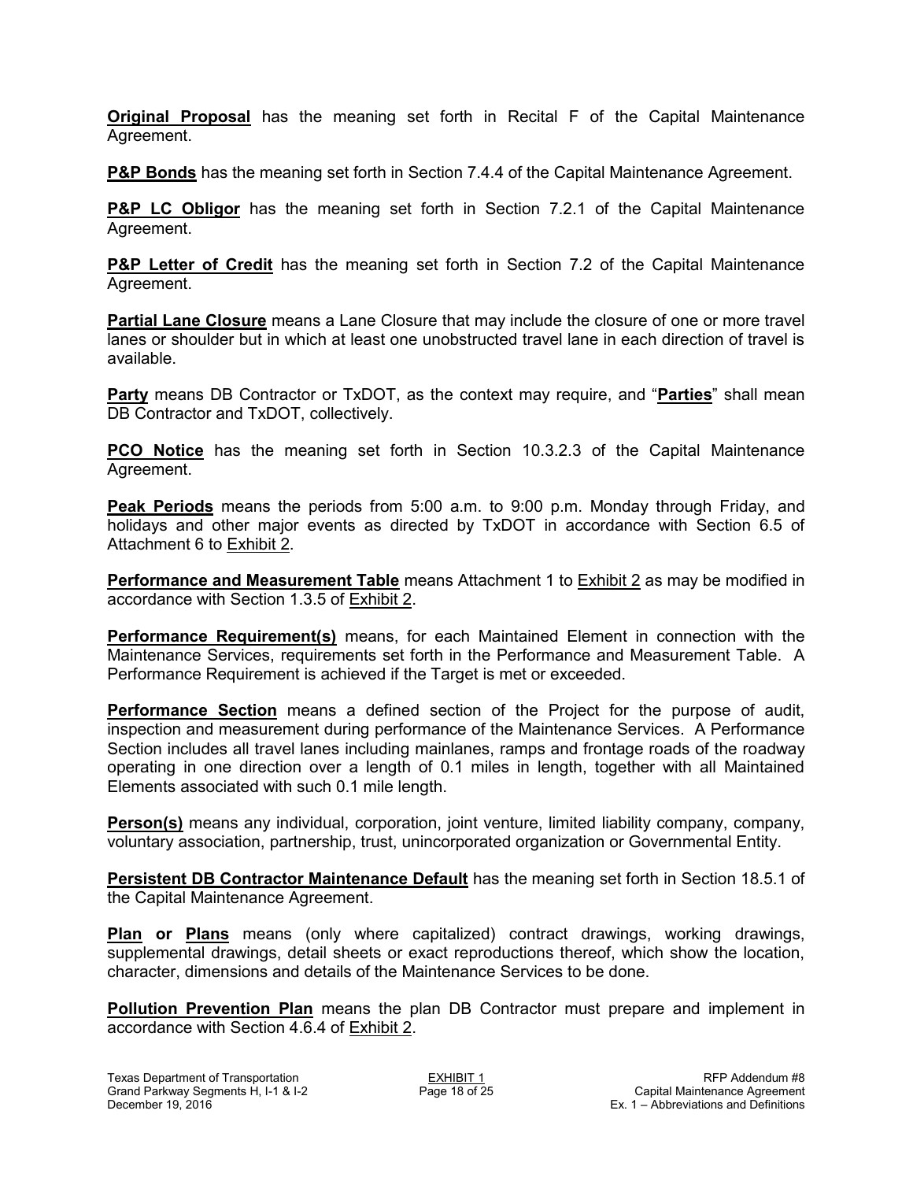**Original Proposal** has the meaning set forth in Recital F of the Capital Maintenance Agreement.

**P&P Bonds** has the meaning set forth in Section 7.4.4 of the Capital Maintenance Agreement.

**P&P LC Obligor** has the meaning set forth in Section 7.2.1 of the Capital Maintenance Agreement.

**P&P Letter of Credit** has the meaning set forth in Section 7.2 of the Capital Maintenance Agreement.

**Partial Lane Closure** means a Lane Closure that may include the closure of one or more travel lanes or shoulder but in which at least one unobstructed travel lane in each direction of travel is available.

**Party** means DB Contractor or TxDOT, as the context may require, and "**Parties**" shall mean DB Contractor and TxDOT, collectively.

**PCO Notice** has the meaning set forth in Section 10.3.2.3 of the Capital Maintenance Agreement.

**Peak Periods** means the periods from 5:00 a.m. to 9:00 p.m. Monday through Friday, and holidays and other major events as directed by TxDOT in accordance with Section 6.5 of Attachment 6 to Exhibit 2.

**Performance and Measurement Table** means Attachment 1 to Exhibit 2 as may be modified in accordance with Section 1.3.5 of Exhibit 2.

**Performance Requirement(s)** means, for each Maintained Element in connection with the Maintenance Services, requirements set forth in the Performance and Measurement Table. A Performance Requirement is achieved if the Target is met or exceeded.

**Performance Section** means a defined section of the Project for the purpose of audit, inspection and measurement during performance of the Maintenance Services. A Performance Section includes all travel lanes including mainlanes, ramps and frontage roads of the roadway operating in one direction over a length of 0.1 miles in length, together with all Maintained Elements associated with such 0.1 mile length.

**Person(s)** means any individual, corporation, joint venture, limited liability company, company, voluntary association, partnership, trust, unincorporated organization or Governmental Entity.

**Persistent DB Contractor Maintenance Default** has the meaning set forth in Section 18.5.1 of the Capital Maintenance Agreement.

**Plan or Plans** means (only where capitalized) contract drawings, working drawings, supplemental drawings, detail sheets or exact reproductions thereof, which show the location, character, dimensions and details of the Maintenance Services to be done.

**Pollution Prevention Plan** means the plan DB Contractor must prepare and implement in accordance with Section 4.6.4 of Exhibit 2.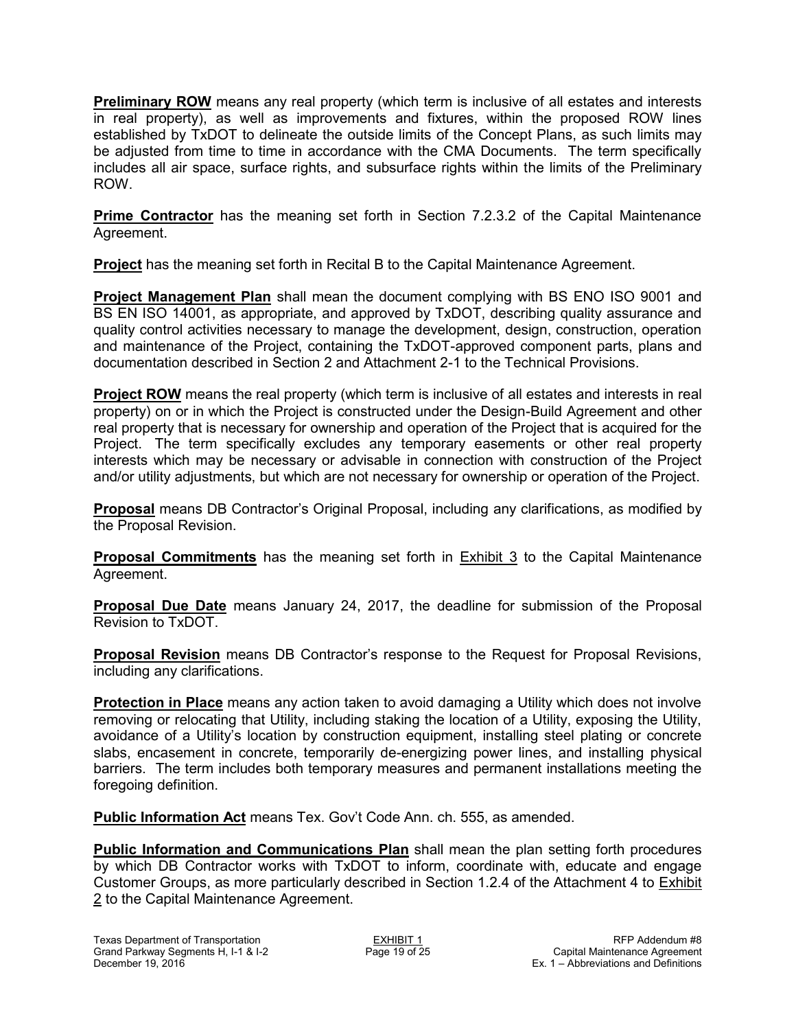**Preliminary ROW** means any real property (which term is inclusive of all estates and interests in real property), as well as improvements and fixtures, within the proposed ROW lines established by TxDOT to delineate the outside limits of the Concept Plans, as such limits may be adjusted from time to time in accordance with the CMA Documents. The term specifically includes all air space, surface rights, and subsurface rights within the limits of the Preliminary ROW.

**Prime Contractor** has the meaning set forth in Section 7.2.3.2 of the Capital Maintenance Agreement.

**Project** has the meaning set forth in Recital B to the Capital Maintenance Agreement.

**Project Management Plan** shall mean the document complying with BS ENO ISO 9001 and BS EN ISO 14001, as appropriate, and approved by TxDOT, describing quality assurance and quality control activities necessary to manage the development, design, construction, operation and maintenance of the Project, containing the TxDOT-approved component parts, plans and documentation described in Section 2 and Attachment 2-1 to the Technical Provisions.

**Project ROW** means the real property (which term is inclusive of all estates and interests in real property) on or in which the Project is constructed under the Design-Build Agreement and other real property that is necessary for ownership and operation of the Project that is acquired for the Project. The term specifically excludes any temporary easements or other real property interests which may be necessary or advisable in connection with construction of the Project and/or utility adjustments, but which are not necessary for ownership or operation of the Project.

**Proposal** means DB Contractor's Original Proposal, including any clarifications, as modified by the Proposal Revision.

**Proposal Commitments** has the meaning set forth in Exhibit 3 to the Capital Maintenance Agreement.

**Proposal Due Date** means January 24, 2017, the deadline for submission of the Proposal Revision to TxDOT.

**Proposal Revision** means DB Contractor's response to the Request for Proposal Revisions, including any clarifications.

**Protection in Place** means any action taken to avoid damaging a Utility which does not involve removing or relocating that Utility, including staking the location of a Utility, exposing the Utility, avoidance of a Utility's location by construction equipment, installing steel plating or concrete slabs, encasement in concrete, temporarily de-energizing power lines, and installing physical barriers. The term includes both temporary measures and permanent installations meeting the foregoing definition.

**Public Information Act** means Tex. Gov't Code Ann. ch. 555, as amended.

**Public Information and Communications Plan** shall mean the plan setting forth procedures by which DB Contractor works with TxDOT to inform, coordinate with, educate and engage Customer Groups, as more particularly described in Section 1.2.4 of the Attachment 4 to Exhibit 2 to the Capital Maintenance Agreement.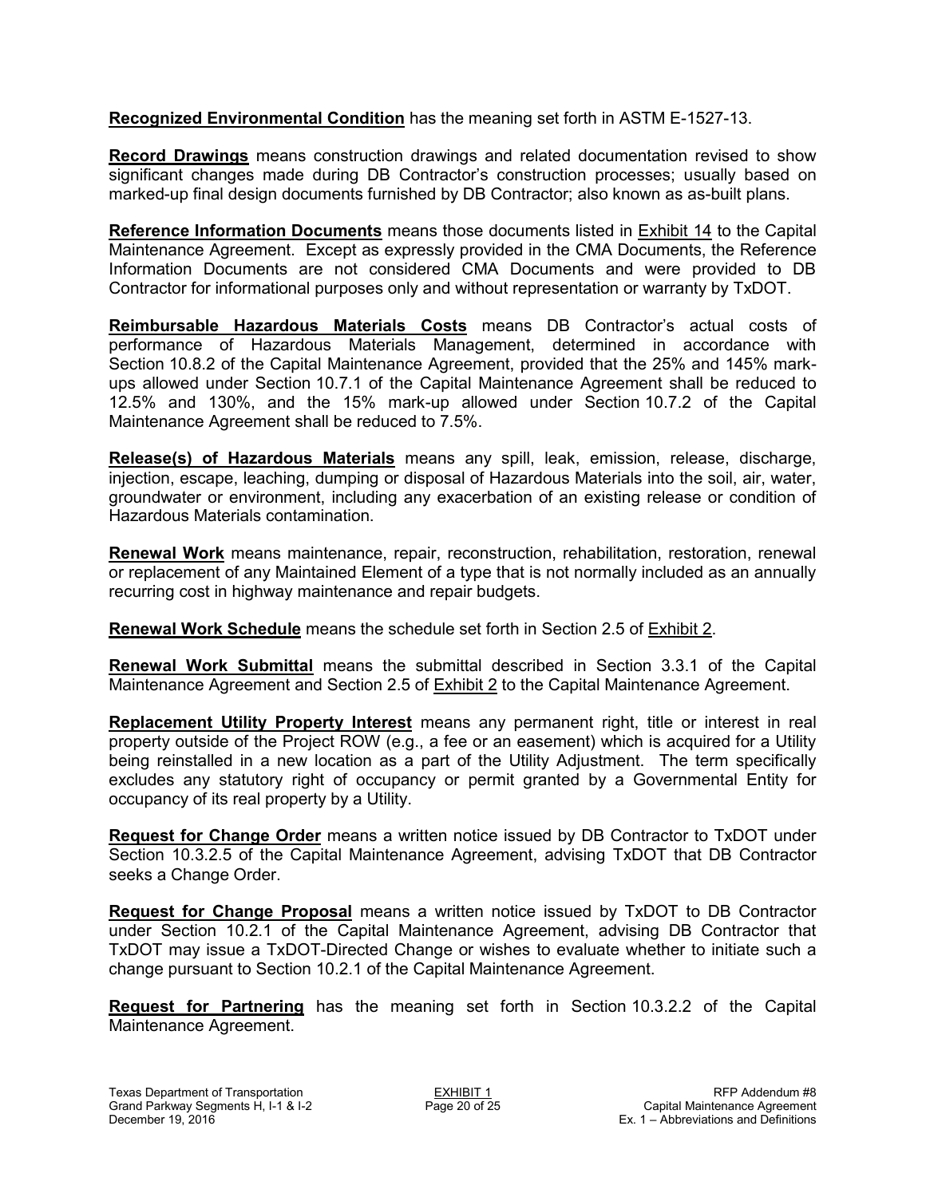**Recognized Environmental Condition** has the meaning set forth in ASTM E-1527-13.

**Record Drawings** means construction drawings and related documentation revised to show significant changes made during DB Contractor's construction processes; usually based on marked-up final design documents furnished by DB Contractor; also known as as-built plans.

**Reference Information Documents** means those documents listed in Exhibit 14 to the Capital Maintenance Agreement. Except as expressly provided in the CMA Documents, the Reference Information Documents are not considered CMA Documents and were provided to DB Contractor for informational purposes only and without representation or warranty by TxDOT.

**Reimbursable Hazardous Materials Costs** means DB Contractor's actual costs of performance of Hazardous Materials Management, determined in accordance with Section 10.8.2 of the Capital Maintenance Agreement, provided that the 25% and 145% mark-ups allowed under Section 10.7.1 of the Capital Maintenance Agreement shall be reduced to 12.5% and 130%, and the 15% mark-up allowed under Section 10.7.2 of the Capital Maintenance Agreement shall be reduced to 7.5%.

**Release(s) of Hazardous Materials** means any spill, leak, emission, release, discharge, injection, escape, leaching, dumping or disposal of Hazardous Materials into the soil, air, water, groundwater or environment, including any exacerbation of an existing release or condition of Hazardous Materials contamination.

**Renewal Work** means maintenance, repair, reconstruction, rehabilitation, restoration, renewal or replacement of any Maintained Element of a type that is not normally included as an annually recurring cost in highway maintenance and repair budgets.

**Renewal Work Schedule** means the schedule set forth in Section 2.5 of Exhibit 2.

**Renewal Work Submittal** means the submittal described in Section 3.3.1 of the Capital Maintenance Agreement and Section 2.5 of Exhibit 2 to the Capital Maintenance Agreement.

**Replacement Utility Property Interest** means any permanent right, title or interest in real property outside of the Project ROW (e.g., a fee or an easement) which is acquired for a Utility being reinstalled in a new location as a part of the Utility Adjustment. The term specifically excludes any statutory right of occupancy or permit granted by a Governmental Entity for occupancy of its real property by a Utility.

**Request for Change Order** means a written notice issued by DB Contractor to TxDOT under Section 10.3.2.5 of the Capital Maintenance Agreement, advising TxDOT that DB Contractor seeks a Change Order.

**Request for Change Proposal** means a written notice issued by TxDOT to DB Contractor under Section 10.2.1 of the Capital Maintenance Agreement, advising DB Contractor that TxDOT may issue a TxDOT-Directed Change or wishes to evaluate whether to initiate such a change pursuant to Section 10.2.1 of the Capital Maintenance Agreement.

**Request for Partnering** has the meaning set forth in Section 10.3.2.2 of the Capital Maintenance Agreement.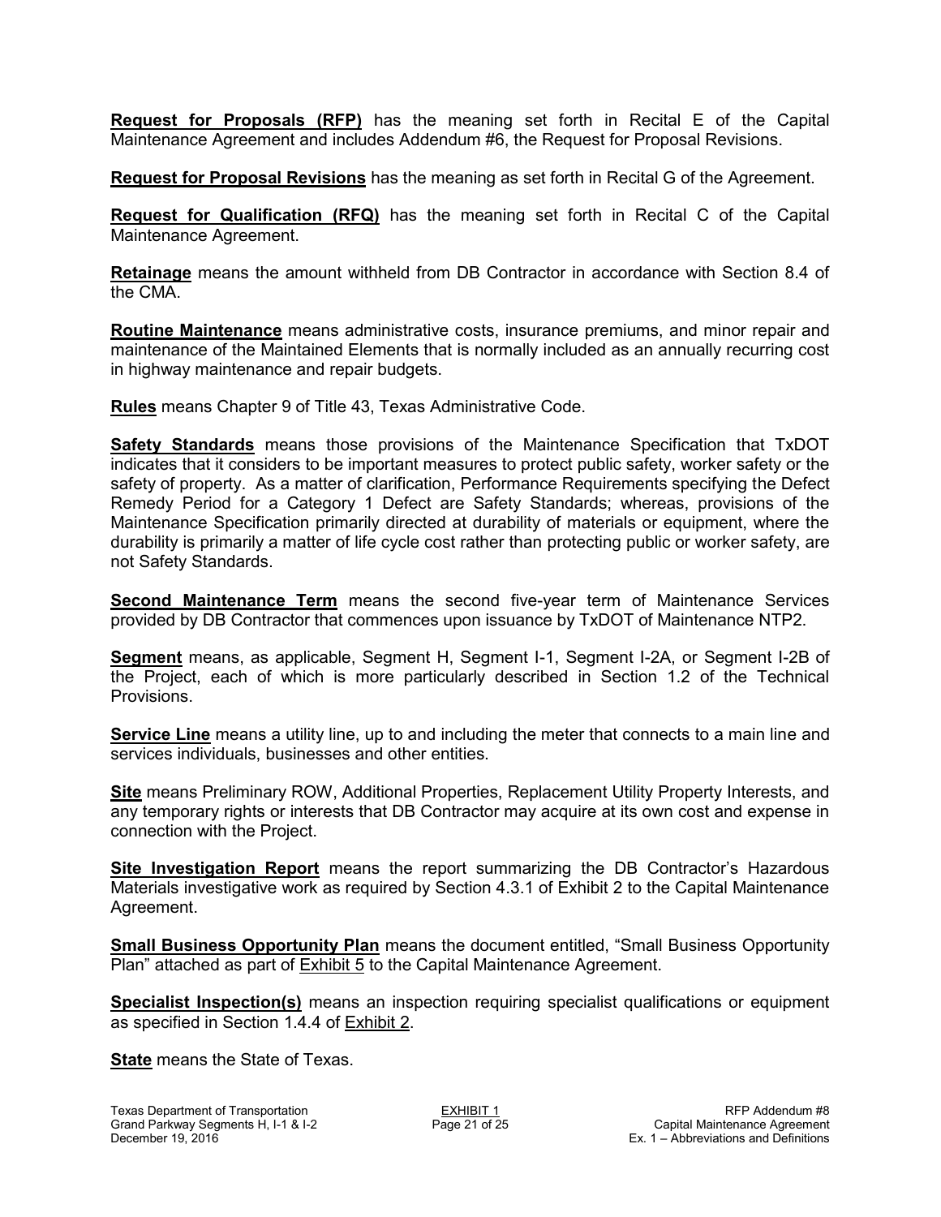**Request for Proposals (RFP)** has the meaning set forth in Recital E of the Capital Maintenance Agreement and includes Addendum #6, the Request for Proposal Revisions.

**Request for Proposal Revisions** has the meaning as set forth in Recital G of the Agreement.

**Request for Qualification (RFQ)** has the meaning set forth in Recital C of the Capital Maintenance Agreement.

**Retainage** means the amount withheld from DB Contractor in accordance with Section 8.4 of the CMA.

**Routine Maintenance** means administrative costs, insurance premiums, and minor repair and maintenance of the Maintained Elements that is normally included as an annually recurring cost in highway maintenance and repair budgets.

**Rules** means Chapter 9 of Title 43, Texas Administrative Code.

**Safety Standards** means those provisions of the Maintenance Specification that TxDOT indicates that it considers to be important measures to protect public safety, worker safety or the safety of property. As a matter of clarification, Performance Requirements specifying the Defect Remedy Period for a Category 1 Defect are Safety Standards; whereas, provisions of the Maintenance Specification primarily directed at durability of materials or equipment, where the durability is primarily a matter of life cycle cost rather than protecting public or worker safety, are not Safety Standards.

**Second Maintenance Term** means the second five-year term of Maintenance Services provided by DB Contractor that commences upon issuance by TxDOT of Maintenance NTP2.

**Segment** means, as applicable, Segment H, Segment I-1, Segment I-2A, or Segment I-2B of the Project, each of which is more particularly described in Section 1.2 of the Technical Provisions.

**Service Line** means a utility line, up to and including the meter that connects to a main line and services individuals, businesses and other entities.

**Site** means Preliminary ROW, Additional Properties, Replacement Utility Property Interests, and any temporary rights or interests that DB Contractor may acquire at its own cost and expense in connection with the Project.

**Site Investigation Report** means the report summarizing the DB Contractor's Hazardous Materials investigative work as required by Section 4.3.1 of Exhibit 2 to the Capital Maintenance Agreement.

**Small Business Opportunity Plan** means the document entitled, "Small Business Opportunity Plan" attached as part of Exhibit 5 to the Capital Maintenance Agreement.

**Specialist Inspection(s)** means an inspection requiring specialist qualifications or equipment as specified in Section 1.4.4 of Exhibit 2.

**State** means the State of Texas.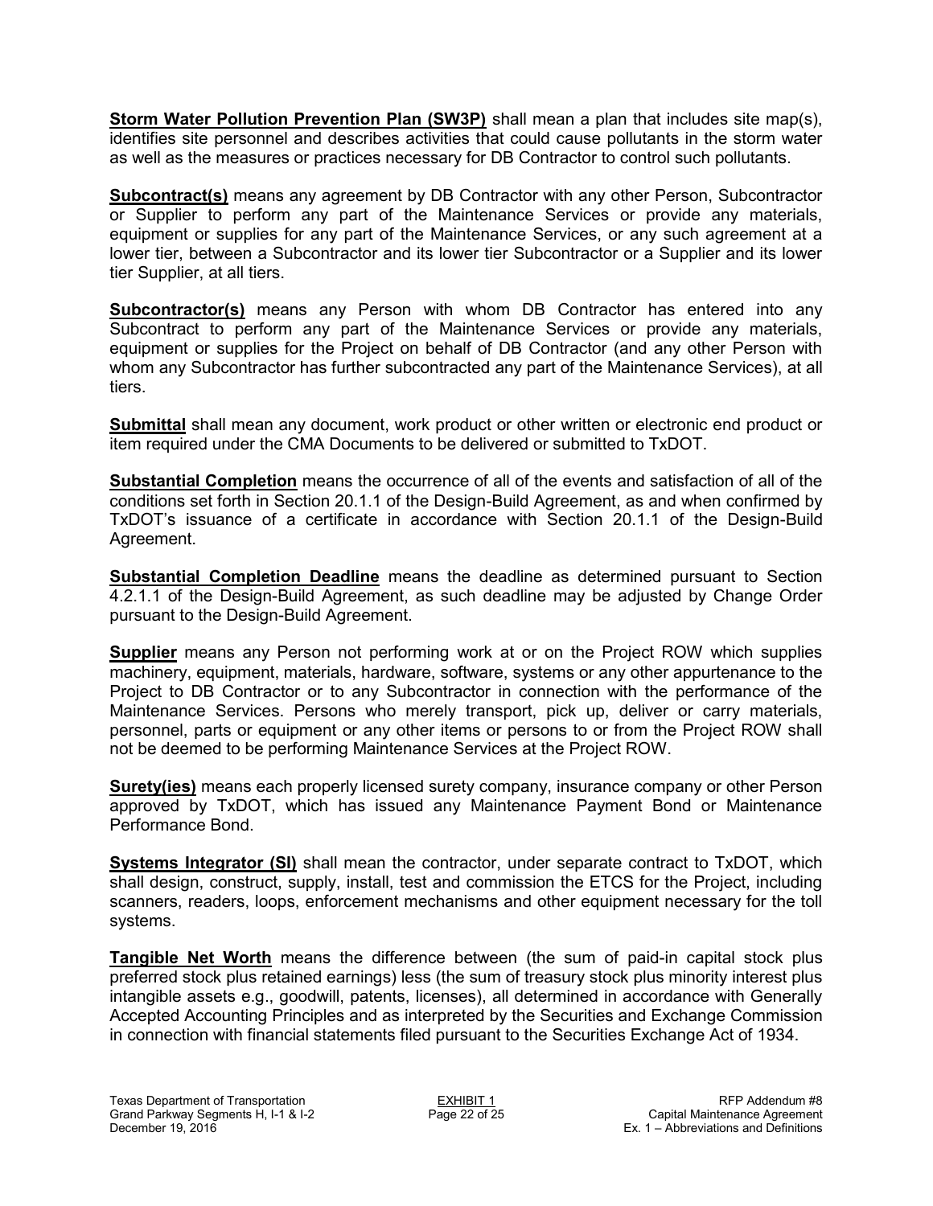**Storm Water Pollution Prevention Plan (SW3P)** shall mean a plan that includes site map(s), identifies site personnel and describes activities that could cause pollutants in the storm water as well as the measures or practices necessary for DB Contractor to control such pollutants.

**Subcontract(s)** means any agreement by DB Contractor with any other Person, Subcontractor or Supplier to perform any part of the Maintenance Services or provide any materials, equipment or supplies for any part of the Maintenance Services, or any such agreement at a lower tier, between a Subcontractor and its lower tier Subcontractor or a Supplier and its lower tier Supplier, at all tiers.

**Subcontractor(s)** means any Person with whom DB Contractor has entered into any Subcontract to perform any part of the Maintenance Services or provide any materials, equipment or supplies for the Project on behalf of DB Contractor (and any other Person with whom any Subcontractor has further subcontracted any part of the Maintenance Services), at all tiers.

**Submittal** shall mean any document, work product or other written or electronic end product or item required under the CMA Documents to be delivered or submitted to TxDOT.

**Substantial Completion** means the occurrence of all of the events and satisfaction of all of the conditions set forth in Section 20.1.1 of the Design-Build Agreement, as and when confirmed by TxDOT's issuance of a certificate in accordance with Section 20.1.1 of the Design-Build Agreement.

**Substantial Completion Deadline** means the deadline as determined pursuant to Section 4.2.1.1 of the Design-Build Agreement, as such deadline may be adjusted by Change Order pursuant to the Design-Build Agreement.

**Supplier** means any Person not performing work at or on the Project ROW which supplies machinery, equipment, materials, hardware, software, systems or any other appurtenance to the Project to DB Contractor or to any Subcontractor in connection with the performance of the Maintenance Services. Persons who merely transport, pick up, deliver or carry materials, personnel, parts or equipment or any other items or persons to or from the Project ROW shall not be deemed to be performing Maintenance Services at the Project ROW.

**Surety(ies)** means each properly licensed surety company, insurance company or other Person approved by TxDOT, which has issued any Maintenance Payment Bond or Maintenance Performance Bond.

**Systems Integrator (SI)** shall mean the contractor, under separate contract to TxDOT, which shall design, construct, supply, install, test and commission the ETCS for the Project, including scanners, readers, loops, enforcement mechanisms and other equipment necessary for the toll systems.

**Tangible Net Worth** means the difference between (the sum of paid-in capital stock plus preferred stock plus retained earnings) less (the sum of treasury stock plus minority interest plus intangible assets e.g., goodwill, patents, licenses), all determined in accordance with Generally Accepted Accounting Principles and as interpreted by the Securities and Exchange Commission in connection with financial statements filed pursuant to the Securities Exchange Act of 1934.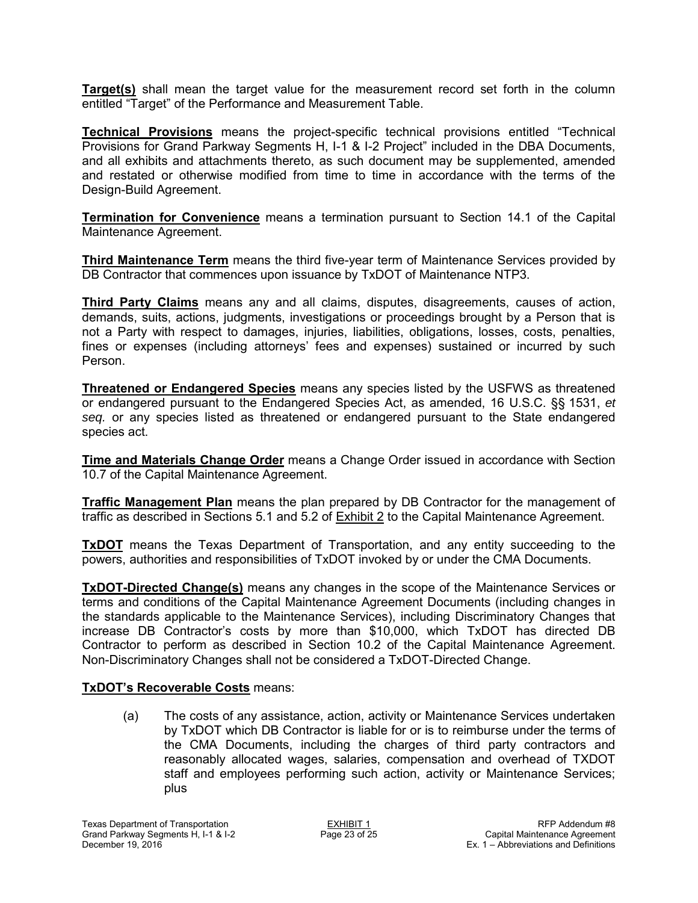**Target(s)** shall mean the target value for the measurement record set forth in the column entitled "Target" of the Performance and Measurement Table.

**Technical Provisions** means the project-specific technical provisions entitled "Technical Provisions for Grand Parkway Segments H, I-1 & I-2 Project" included in the DBA Documents, and all exhibits and attachments thereto, as such document may be supplemented, amended and restated or otherwise modified from time to time in accordance with the terms of the Design-Build Agreement.

**Termination for Convenience** means a termination pursuant to Section 14.1 of the Capital Maintenance Agreement.

**Third Maintenance Term** means the third five-year term of Maintenance Services provided by DB Contractor that commences upon issuance by TxDOT of Maintenance NTP3.

**Third Party Claims** means any and all claims, disputes, disagreements, causes of action, demands, suits, actions, judgments, investigations or proceedings brought by a Person that is not a Party with respect to damages, injuries, liabilities, obligations, losses, costs, penalties, fines or expenses (including attorneys' fees and expenses) sustained or incurred by such Person.

**Threatened or Endangered Species** means any species listed by the USFWS as threatened or endangered pursuant to the Endangered Species Act, as amended, 16 U.S.C. §§ 1531, *et seq.* or any species listed as threatened or endangered pursuant to the State endangered species act.

**Time and Materials Change Order** means a Change Order issued in accordance with Section 10.7 of the Capital Maintenance Agreement.

**Traffic Management Plan** means the plan prepared by DB Contractor for the management of traffic as described in Sections 5.1 and 5.2 of Exhibit 2 to the Capital Maintenance Agreement.

**TxDOT** means the Texas Department of Transportation, and any entity succeeding to the powers, authorities and responsibilities of TxDOT invoked by or under the CMA Documents.

**TxDOT-Directed Change(s)** means any changes in the scope of the Maintenance Services or terms and conditions of the Capital Maintenance Agreement Documents (including changes in the standards applicable to the Maintenance Services), including Discriminatory Changes that increase DB Contractor's costs by more than $10,000, which TxDOT has directed DB Contractor to perform as described in Section 10.2 of the Capital Maintenance Agreement. Non-Discriminatory Changes shall not be considered a TxDOT-Directed Change.

**TxDOT's Recoverable Costs** means:

(a) The costs of any assistance, action, activity or Maintenance Services undertaken by TxDOT which DB Contractor is liable for or is to reimburse under the terms of the CMA Documents, including the charges of third party contractors and reasonably allocated wages, salaries, compensation and overhead of TXDOT staff and employees performing such action, activity or Maintenance Services; plus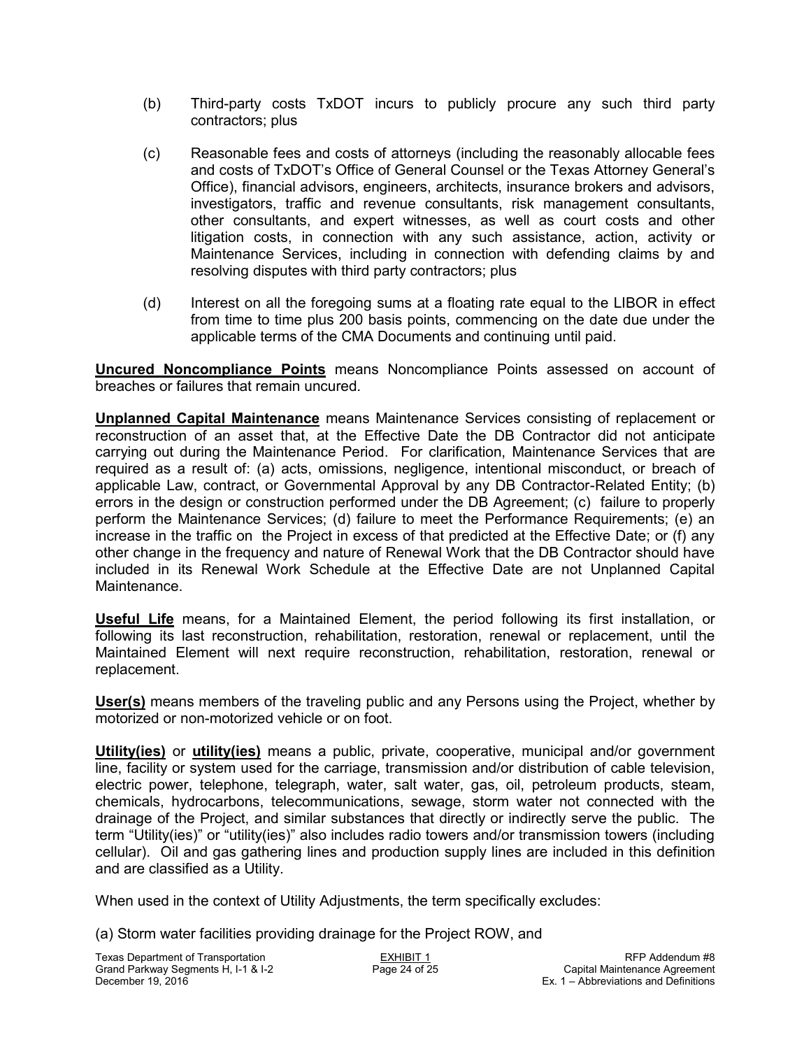(b) Third-party costs TxDOT incurs to publicly procure any such third party contractors; plus

(c) Reasonable fees and costs of attorneys (including the reasonably allocable fees and costs of TxDOT's Office of General Counsel or the Texas Attorney General's Office), financial advisors, engineers, architects, insurance brokers and advisors, investigators, traffic and revenue consultants, risk management consultants, other consultants, and expert witnesses, as well as court costs and other litigation costs, in connection with any such assistance, action, activity or Maintenance Services, including in connection with defending claims by and resolving disputes with third party contractors; plus

(d) Interest on all the foregoing sums at a floating rate equal to the LIBOR in effect from time to time plus 200 basis points, commencing on the date due under the applicable terms of the CMA Documents and continuing until paid.

**Uncured Noncompliance Points** means Noncompliance Points assessed on account of breaches or failures that remain uncured.

**Unplanned Capital Maintenance** means Maintenance Services consisting of replacement or reconstruction of an asset that, at the Effective Date the DB Contractor did not anticipate carrying out during the Maintenance Period. For clarification, Maintenance Services that are required as a result of: (a) acts, omissions, negligence, intentional misconduct, or breach of applicable Law, contract, or Governmental Approval by any DB Contractor-Related Entity; (b) errors in the design or construction performed under the DB Agreement; (c) failure to properly perform the Maintenance Services; (d) failure to meet the Performance Requirements; (e) an increase in the traffic on the Project in excess of that predicted at the Effective Date; or (f) any other change in the frequency and nature of Renewal Work that the DB Contractor should have included in its Renewal Work Schedule at the Effective Date are not Unplanned Capital Maintenance.

**Useful Life** means, for a Maintained Element, the period following its first installation, or following its last reconstruction, rehabilitation, restoration, renewal or replacement, until the Maintained Element will next require reconstruction, rehabilitation, restoration, renewal or replacement.

**User(s)** means members of the traveling public and any Persons using the Project, whether by motorized or non-motorized vehicle or on foot.

**Utility(ies)** or **utility(ies)** means a public, private, cooperative, municipal and/or government line, facility or system used for the carriage, transmission and/or distribution of cable television, electric power, telephone, telegraph, water, salt water, gas, oil, petroleum products, steam, chemicals, hydrocarbons, telecommunications, sewage, storm water not connected with the drainage of the Project, and similar substances that directly or indirectly serve the public. The term "Utility(ies)" or "utility(ies)" also includes radio towers and/or transmission towers (including cellular). Oil and gas gathering lines and production supply lines are included in this definition and are classified as a Utility.

When used in the context of Utility Adjustments, the term specifically excludes:

(a) Storm water facilities providing drainage for the Project ROW, and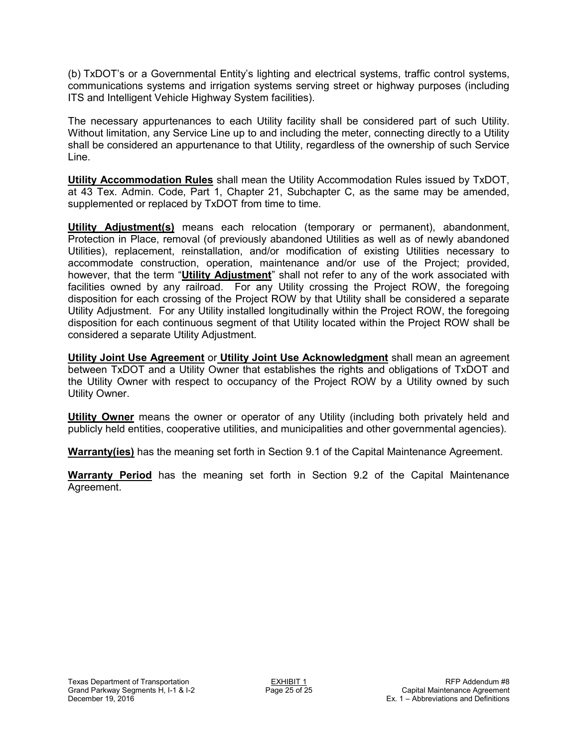(b) TxDOT's or a Governmental Entity's lighting and electrical systems, traffic control systems, communications systems and irrigation systems serving street or highway purposes (including ITS and Intelligent Vehicle Highway System facilities).

The necessary appurtenances to each Utility facility shall be considered part of such Utility. Without limitation, any Service Line up to and including the meter, connecting directly to a Utility shall be considered an appurtenance to that Utility, regardless of the ownership of such Service Line.

**Utility Accommodation Rules** shall mean the Utility Accommodation Rules issued by TxDOT, at 43 Tex. Admin. Code, Part 1, Chapter 21, Subchapter C, as the same may be amended, supplemented or replaced by TxDOT from time to time.

**Utility Adjustment(s)** means each relocation (temporary or permanent), abandonment, Protection in Place, removal (of previously abandoned Utilities as well as of newly abandoned Utilities), replacement, reinstallation, and/or modification of existing Utilities necessary to accommodate construction, operation, maintenance and/or use of the Project; provided, however, that the term "**Utility Adjustment**" shall not refer to any of the work associated with facilities owned by any railroad. For any Utility crossing the Project ROW, the foregoing disposition for each crossing of the Project ROW by that Utility shall be considered a separate Utility Adjustment. For any Utility installed longitudinally within the Project ROW, the foregoing disposition for each continuous segment of that Utility located within the Project ROW shall be considered a separate Utility Adjustment.

**Utility Joint Use Agreement** or **Utility Joint Use Acknowledgment** shall mean an agreement between TxDOT and a Utility Owner that establishes the rights and obligations of TxDOT and the Utility Owner with respect to occupancy of the Project ROW by a Utility owned by such Utility Owner.

**Utility Owner** means the owner or operator of any Utility (including both privately held and publicly held entities, cooperative utilities, and municipalities and other governmental agencies).

**Warranty(ies)** has the meaning set forth in Section 9.1 of the Capital Maintenance Agreement.

**Warranty Period** has the meaning set forth in Section 9.2 of the Capital Maintenance Agreement.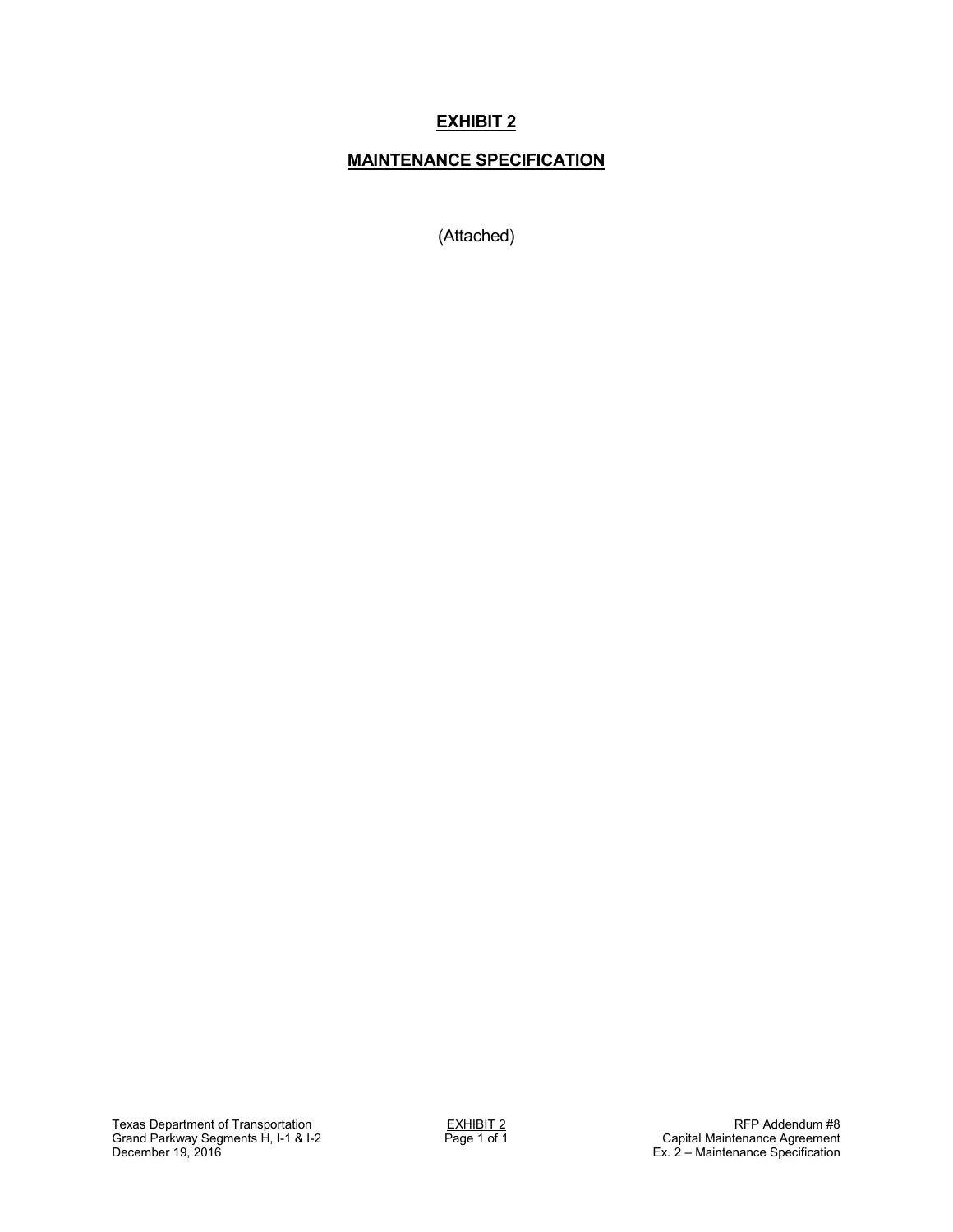# EXHIBIT 2

## MAINTENANCE SPECIFICATION

(Attached)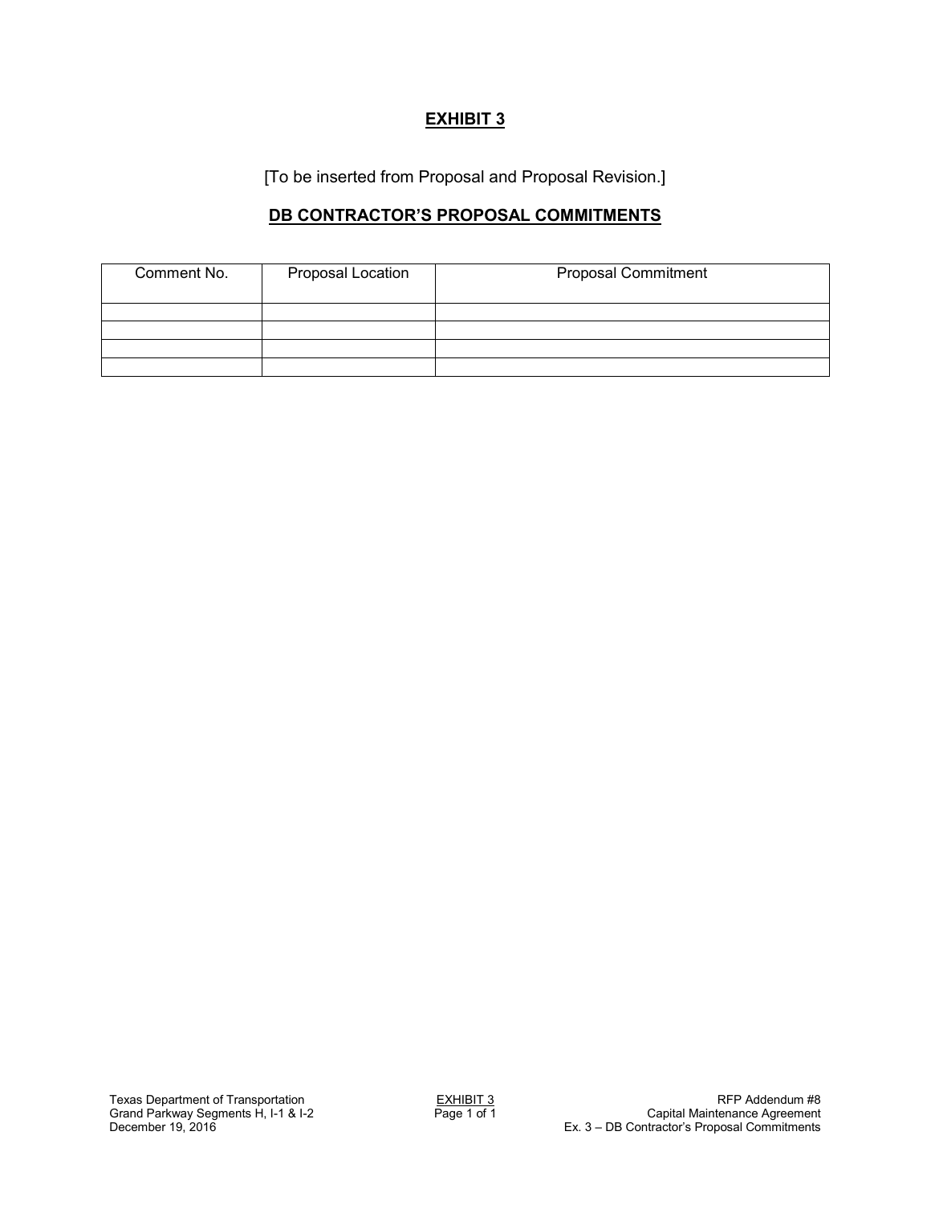# EXHIBIT 3

[To be inserted from Proposal and Proposal Revision.]

## DB CONTRACTOR'S PROPOSAL COMMITMENTS

| Comment No. | Proposal Location | Proposal Commitment |
|---|---|---|
| | | |
| | | |
| | | |
| | | |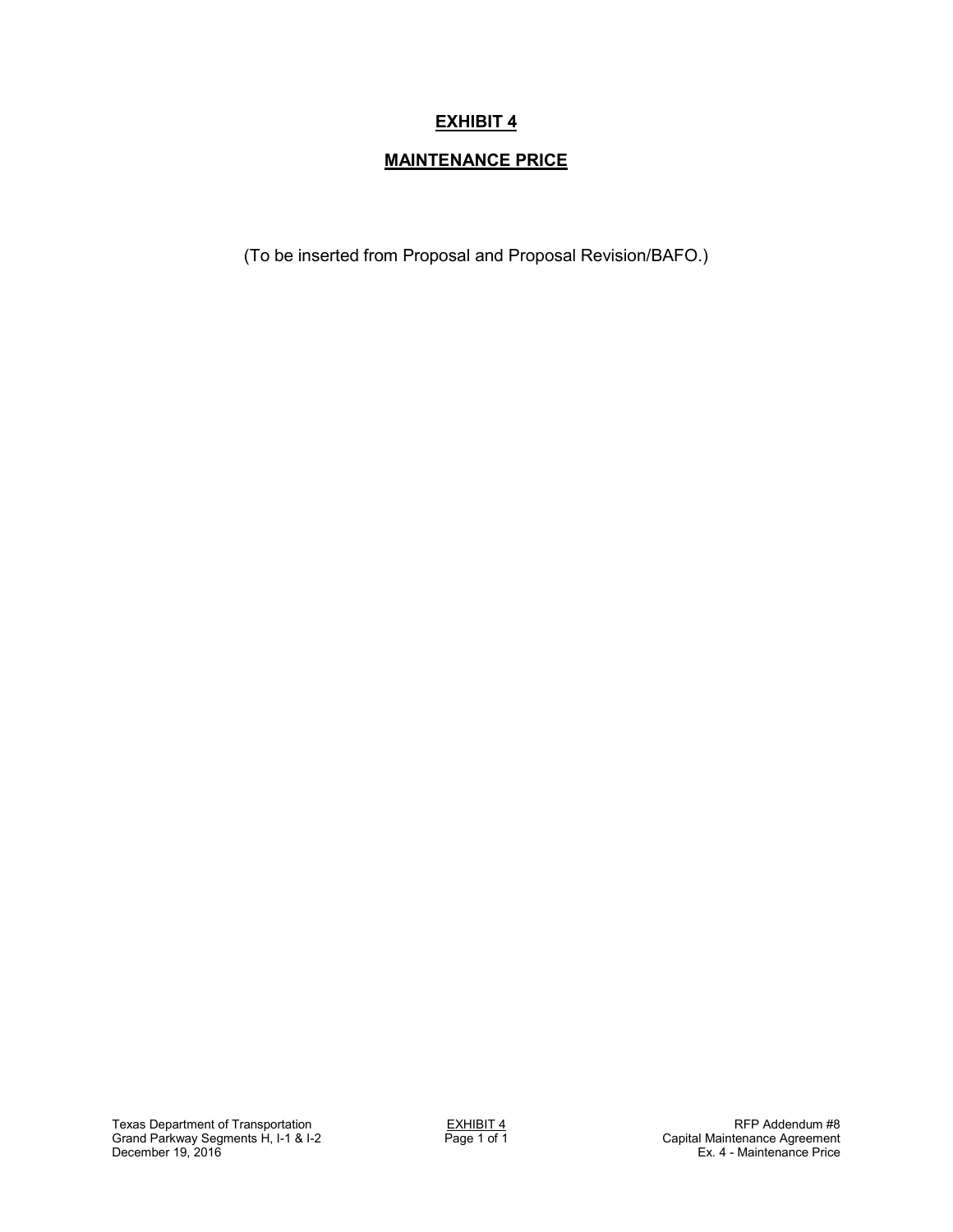# EXHIBIT 4

## MAINTENANCE PRICE

(To be inserted from Proposal and Proposal Revision/BAFO.)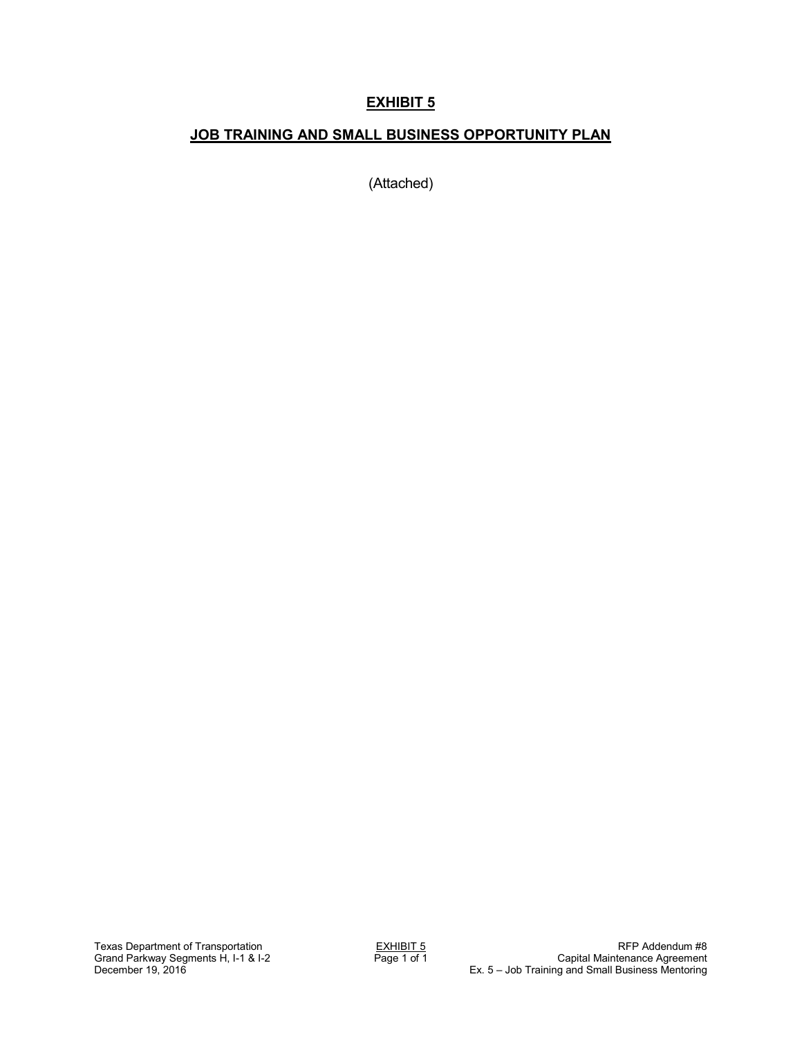# EXHIBIT 5

## JOB TRAINING AND SMALL BUSINESS OPPORTUNITY PLAN

(Attached)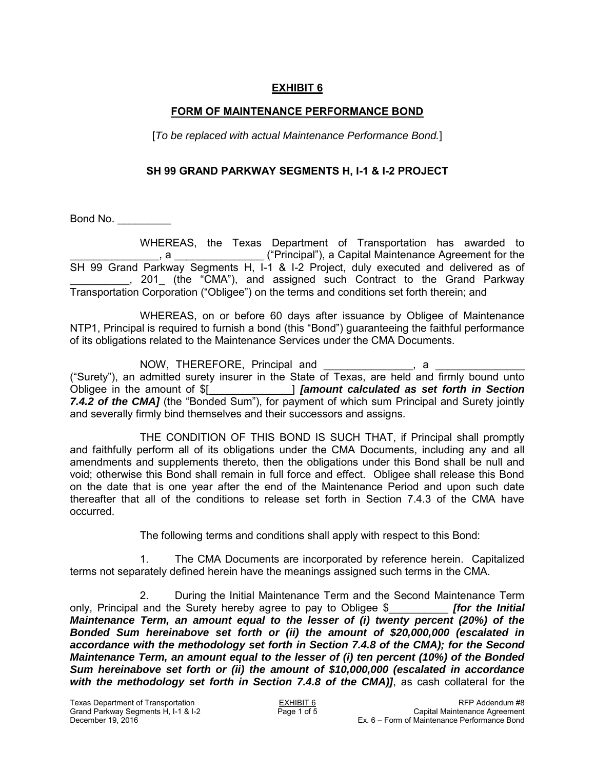# EXHIBIT 6

## FORM OF MAINTENANCE PERFORMANCE BOND

[*To be replaced with actual Maintenance Performance Bond.*]

### SH 99 GRAND PARKWAY SEGMENTS H, I-1 & I-2 PROJECT

Bond No. _________

WHEREAS, the Texas Department of Transportation has awarded to _______________, a _______________ ("Principal"), a Capital Maintenance Agreement for the SH 99 Grand Parkway Segments H, I-1 & I-2 Project, duly executed and delivered as of __________, 201_ (the "CMA"), and assigned such Contract to the Grand Parkway Transportation Corporation ("Obligee") on the terms and conditions set forth therein; and

WHEREAS, on or before 60 days after issuance by Obligee of Maintenance NTP1, Principal is required to furnish a bond (this "Bond") guaranteeing the faithful performance of its obligations related to the Maintenance Services under the CMA Documents.

NOW, THEREFORE, Principal and _______________, a _______________ ("Surety"), an admitted surety insurer in the State of Texas, are held and firmly bound unto Obligee in the amount of $[______________] ***[amount calculated as set forth in Section 7.4.2 of the CMA]*** (the "Bonded Sum"), for payment of which sum Principal and Surety jointly and severally firmly bind themselves and their successors and assigns.

THE CONDITION OF THIS BOND IS SUCH THAT, if Principal shall promptly and faithfully perform all of its obligations under the CMA Documents, including any and all amendments and supplements thereto, then the obligations under this Bond shall be null and void; otherwise this Bond shall remain in full force and effect. Obligee shall release this Bond on the date that is one year after the end of the Maintenance Period and upon such date thereafter that all of the conditions to release set forth in Section 7.4.3 of the CMA have occurred.

The following terms and conditions shall apply with respect to this Bond:

1. The CMA Documents are incorporated by reference herein. Capitalized terms not separately defined herein have the meanings assigned such terms in the CMA.

2. During the Initial Maintenance Term and the Second Maintenance Term only, Principal and the Surety hereby agree to pay to Obligee $__________ ***[for the Initial Maintenance Term, an amount equal to the lesser of (i) twenty percent (20%) of the Bonded Sum hereinabove set forth or (ii) the amount of $20,000,000 (escalated in accordance with the methodology set forth in Section 7.4.8 of the CMA); for the Second Maintenance Term, an amount equal to the lesser of (i) ten percent (10%) of the Bonded Sum hereinabove set forth or (ii) the amount of $10,000,000 (escalated in accordance with the methodology set forth in Section 7.4.8 of the CMA)]***, as cash collateral for the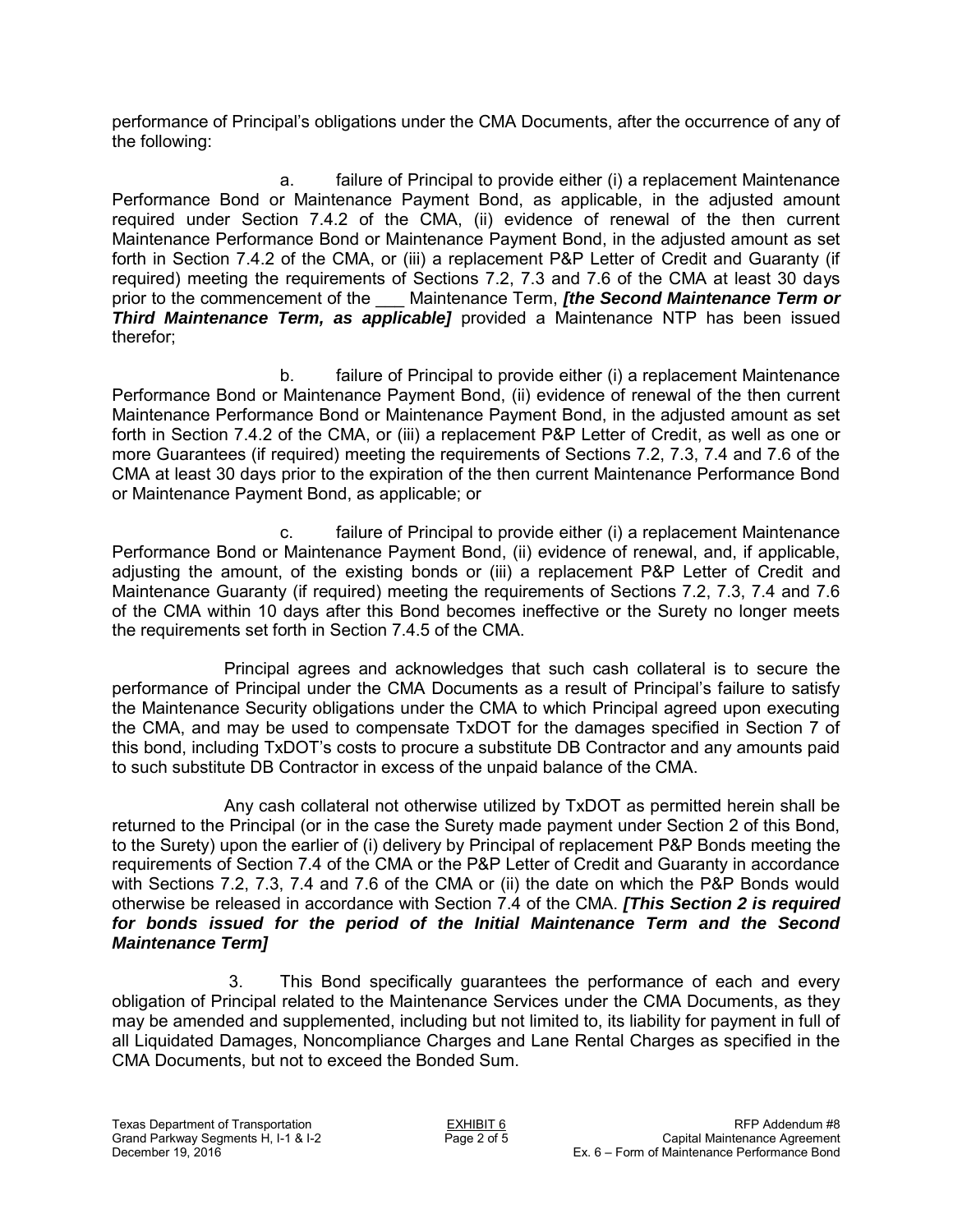performance of Principal's obligations under the CMA Documents, after the occurrence of any of the following:

a. failure of Principal to provide either (i) a replacement Maintenance Performance Bond or Maintenance Payment Bond, as applicable, in the adjusted amount required under Section 7.4.2 of the CMA, (ii) evidence of renewal of the then current Maintenance Performance Bond or Maintenance Payment Bond, in the adjusted amount as set forth in Section 7.4.2 of the CMA, or (iii) a replacement P&P Letter of Credit and Guaranty (if required) meeting the requirements of Sections 7.2, 7.3 and 7.6 of the CMA at least 30 days prior to the commencement of the ___ Maintenance Term, ***[the Second Maintenance Term or Third Maintenance Term, as applicable]*** provided a Maintenance NTP has been issued therefor;

b. failure of Principal to provide either (i) a replacement Maintenance Performance Bond or Maintenance Payment Bond, (ii) evidence of renewal of the then current Maintenance Performance Bond or Maintenance Payment Bond, in the adjusted amount as set forth in Section 7.4.2 of the CMA, or (iii) a replacement P&P Letter of Credit, as well as one or more Guarantees (if required) meeting the requirements of Sections 7.2, 7.3, 7.4 and 7.6 of the CMA at least 30 days prior to the expiration of the then current Maintenance Performance Bond or Maintenance Payment Bond, as applicable; or

c. failure of Principal to provide either (i) a replacement Maintenance Performance Bond or Maintenance Payment Bond, (ii) evidence of renewal, and, if applicable, adjusting the amount, of the existing bonds or (iii) a replacement P&P Letter of Credit and Maintenance Guaranty (if required) meeting the requirements of Sections 7.2, 7.3, 7.4 and 7.6 of the CMA within 10 days after this Bond becomes ineffective or the Surety no longer meets the requirements set forth in Section 7.4.5 of the CMA.

Principal agrees and acknowledges that such cash collateral is to secure the performance of Principal under the CMA Documents as a result of Principal's failure to satisfy the Maintenance Security obligations under the CMA to which Principal agreed upon executing the CMA, and may be used to compensate TxDOT for the damages specified in Section 7 of this bond, including TxDOT's costs to procure a substitute DB Contractor and any amounts paid to such substitute DB Contractor in excess of the unpaid balance of the CMA.

Any cash collateral not otherwise utilized by TxDOT as permitted herein shall be returned to the Principal (or in the case the Surety made payment under Section 2 of this Bond, to the Surety) upon the earlier of (i) delivery by Principal of replacement P&P Bonds meeting the requirements of Section 7.4 of the CMA or the P&P Letter of Credit and Guaranty in accordance with Sections 7.2, 7.3, 7.4 and 7.6 of the CMA or (ii) the date on which the P&P Bonds would otherwise be released in accordance with Section 7.4 of the CMA. ***[This Section 2 is required for bonds issued for the period of the Initial Maintenance Term and the Second Maintenance Term]***

3. This Bond specifically guarantees the performance of each and every obligation of Principal related to the Maintenance Services under the CMA Documents, as they may be amended and supplemented, including but not limited to, its liability for payment in full of all Liquidated Damages, Noncompliance Charges and Lane Rental Charges as specified in the CMA Documents, but not to exceed the Bonded Sum.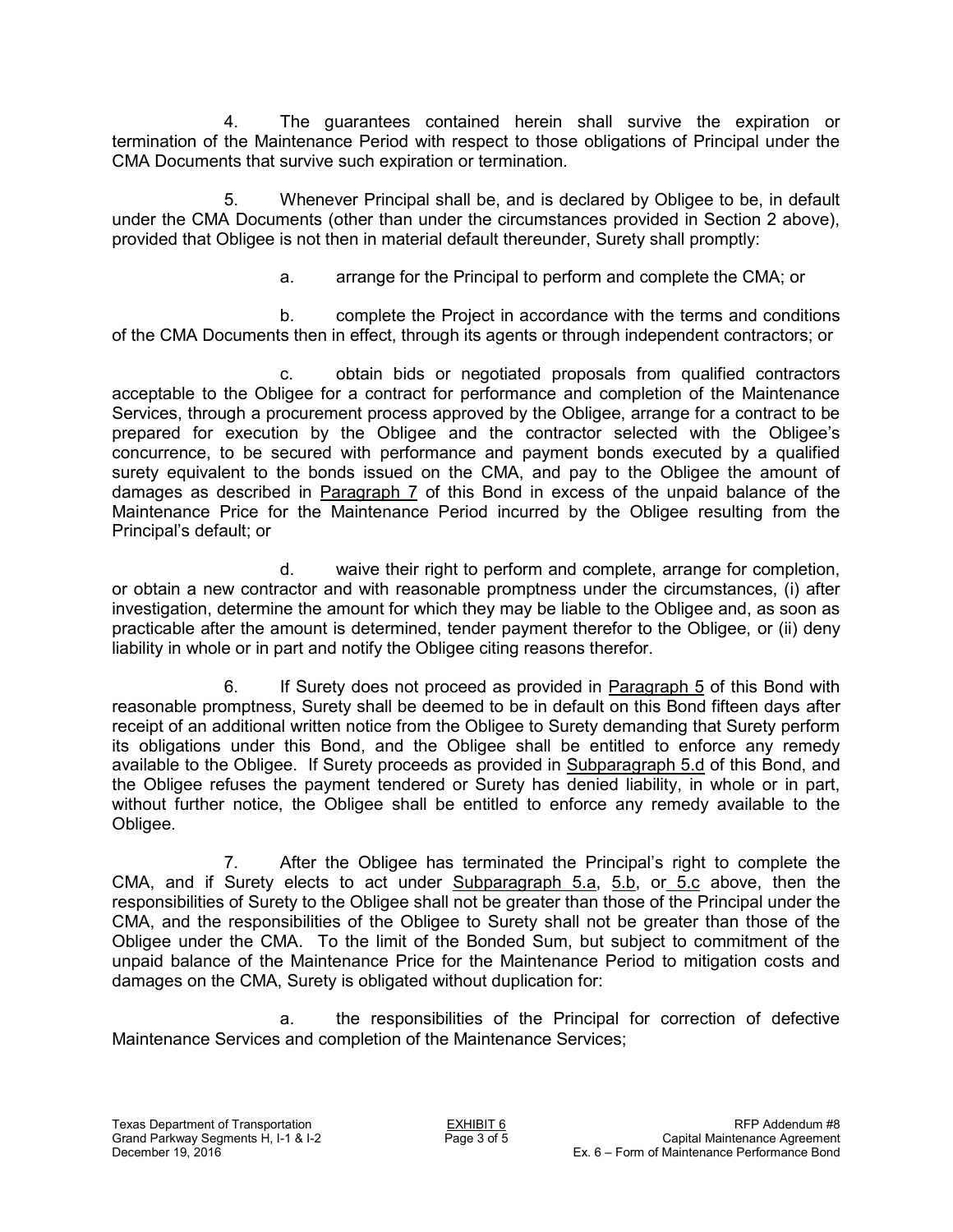4. The guarantees contained herein shall survive the expiration or termination of the Maintenance Period with respect to those obligations of Principal under the CMA Documents that survive such expiration or termination.

5. Whenever Principal shall be, and is declared by Obligee to be, in default under the CMA Documents (other than under the circumstances provided in Section 2 above), provided that Obligee is not then in material default thereunder, Surety shall promptly:

a. arrange for the Principal to perform and complete the CMA; or

b. complete the Project in accordance with the terms and conditions of the CMA Documents then in effect, through its agents or through independent contractors; or

c. obtain bids or negotiated proposals from qualified contractors acceptable to the Obligee for a contract for performance and completion of the Maintenance Services, through a procurement process approved by the Obligee, arrange for a contract to be prepared for execution by the Obligee and the contractor selected with the Obligee's concurrence, to be secured with performance and payment bonds executed by a qualified surety equivalent to the bonds issued on the CMA, and pay to the Obligee the amount of damages as described in Paragraph 7 of this Bond in excess of the unpaid balance of the Maintenance Price for the Maintenance Period incurred by the Obligee resulting from the Principal's default; or

d. waive their right to perform and complete, arrange for completion, or obtain a new contractor and with reasonable promptness under the circumstances, (i) after investigation, determine the amount for which they may be liable to the Obligee and, as soon as practicable after the amount is determined, tender payment therefor to the Obligee, or (ii) deny liability in whole or in part and notify the Obligee citing reasons therefor.

6. If Surety does not proceed as provided in Paragraph 5 of this Bond with reasonable promptness, Surety shall be deemed to be in default on this Bond fifteen days after receipt of an additional written notice from the Obligee to Surety demanding that Surety perform its obligations under this Bond, and the Obligee shall be entitled to enforce any remedy available to the Obligee. If Surety proceeds as provided in Subparagraph 5.d of this Bond, and the Obligee refuses the payment tendered or Surety has denied liability, in whole or in part, without further notice, the Obligee shall be entitled to enforce any remedy available to the Obligee.

7. After the Obligee has terminated the Principal's right to complete the CMA, and if Surety elects to act under Subparagraph 5.a, 5.b, or 5.c above, then the responsibilities of Surety to the Obligee shall not be greater than those of the Principal under the CMA, and the responsibilities of the Obligee to Surety shall not be greater than those of the Obligee under the CMA. To the limit of the Bonded Sum, but subject to commitment of the unpaid balance of the Maintenance Price for the Maintenance Period to mitigation costs and damages on the CMA, Surety is obligated without duplication for:

a. the responsibilities of the Principal for correction of defective Maintenance Services and completion of the Maintenance Services;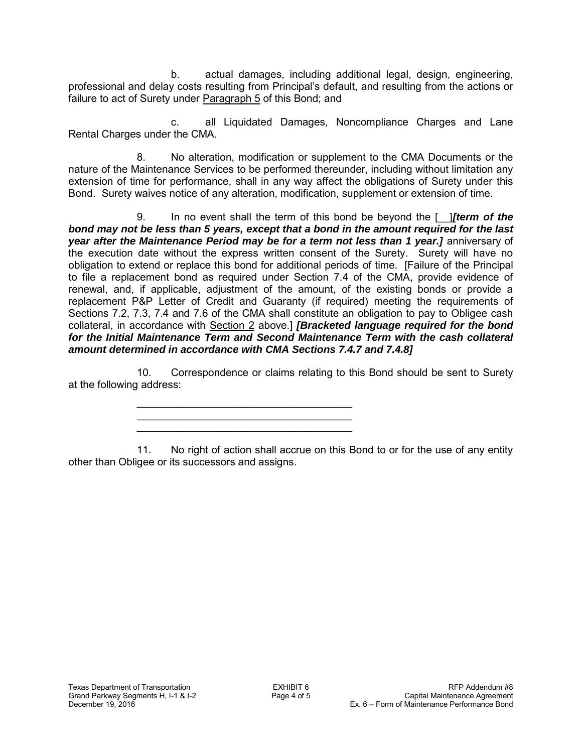b. actual damages, including additional legal, design, engineering, professional and delay costs resulting from Principal's default, and resulting from the actions or failure to act of Surety under Paragraph 5 of this Bond; and

c. all Liquidated Damages, Noncompliance Charges and Lane Rental Charges under the CMA.

8. No alteration, modification or supplement to the CMA Documents or the nature of the Maintenance Services to be performed thereunder, including without limitation any extension of time for performance, shall in any way affect the obligations of Surety under this Bond. Surety waives notice of any alteration, modification, supplement or extension of time.

9. In no event shall the term of this bond be beyond the [__]***[term of the bond may not be less than 5 years, except that a bond in the amount required for the last year after the Maintenance Period may be for a term not less than 1 year.]*** anniversary of the execution date without the express written consent of the Surety. Surety will have no obligation to extend or replace this bond for additional periods of time. [Failure of the Principal to file a replacement bond as required under Section 7.4 of the CMA, provide evidence of renewal, and, if applicable, adjustment of the amount, of the existing bonds or provide a replacement P&P Letter of Credit and Guaranty (if required) meeting the requirements of Sections 7.2, 7.3, 7.4 and 7.6 of the CMA shall constitute an obligation to pay to Obligee cash collateral, in accordance with Section 2 above.] ***[Bracketed language required for the bond for the Initial Maintenance Term and Second Maintenance Term with the cash collateral amount determined in accordance with CMA Sections 7.4.7 and 7.4.8]***

10. Correspondence or claims relating to this Bond should be sent to Surety at the following address:

____________________________________
____________________________________
____________________________________

11. No right of action shall accrue on this Bond to or for the use of any entity other than Obligee or its successors and assigns.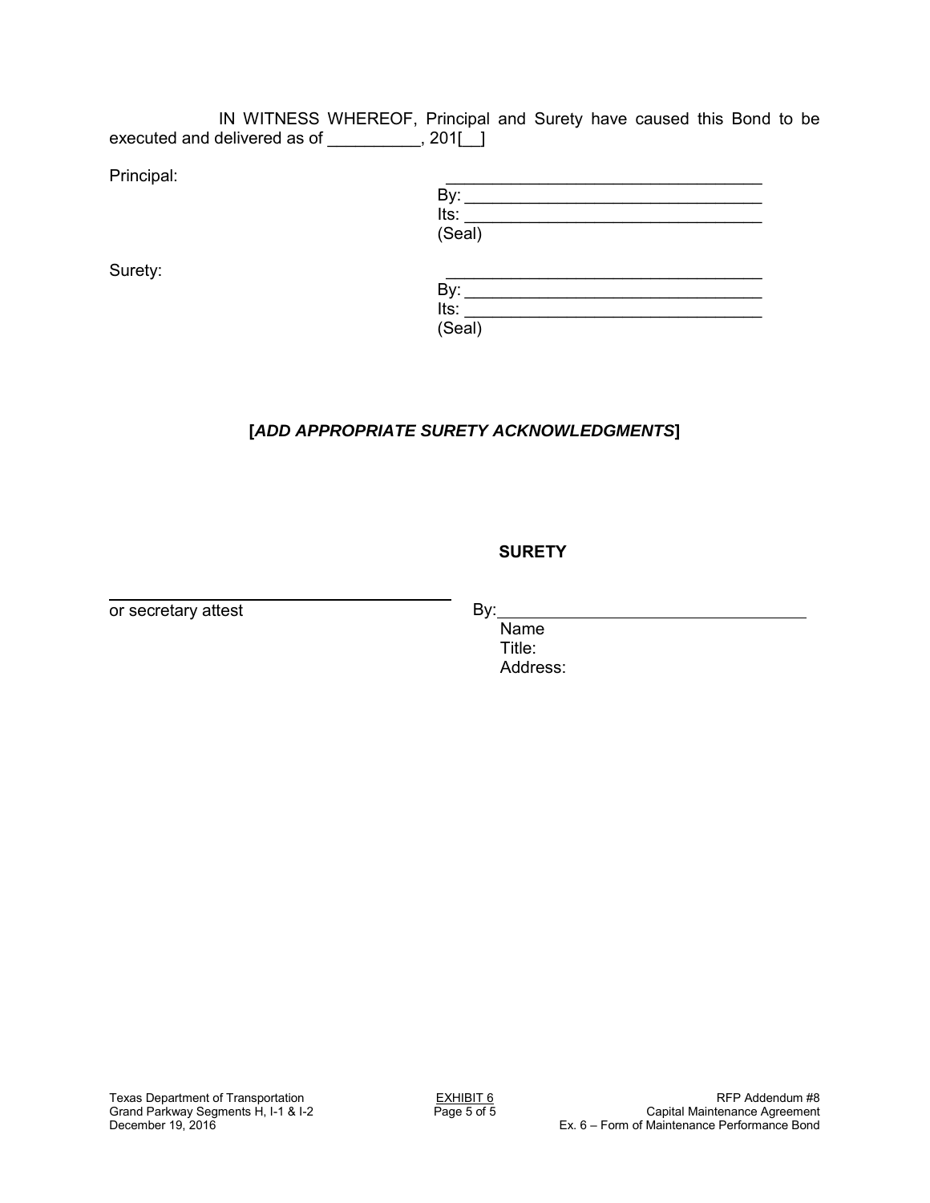IN WITNESS WHEREOF, Principal and Surety have caused this Bond to be executed and delivered as of __________, 201[__]

Principal: ___________________________________
By: _________________________________
Its: _________________________________
(Seal)

Surety: ___________________________________
By: _________________________________
Its: _________________________________
(Seal)

**[*ADD APPROPRIATE SURETY ACKNOWLEDGMENTS*]**

**SURETY**

________________________________________
or secretary attest

By:_________________________________
Name
Title:
Address: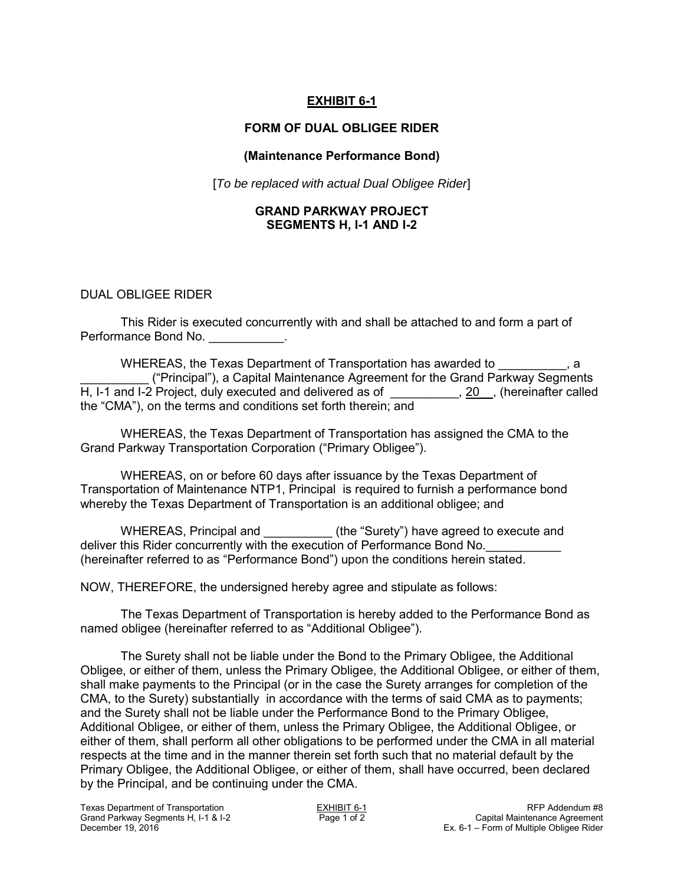**EXHIBIT 6-1**

**FORM OF DUAL OBLIGEE RIDER**

**(Maintenance Performance Bond)**

[*To be replaced with actual Dual Obligee Rider*]

**GRAND PARKWAY PROJECT**
**SEGMENTS H, I-1 AND I-2**

DUAL OBLIGEE RIDER

This Rider is executed concurrently with and shall be attached to and form a part of Performance Bond No. ___________.

WHEREAS, the Texas Department of Transportation has awarded to __________, a __________ ("Principal"), a Capital Maintenance Agreement for the Grand Parkway Segments H, I-1 and I-2 Project, duly executed and delivered as of __________, 20__, (hereinafter called the "CMA"), on the terms and conditions set forth therein; and

WHEREAS, the Texas Department of Transportation has assigned the CMA to the Grand Parkway Transportation Corporation ("Primary Obligee").

WHEREAS, on or before 60 days after issuance by the Texas Department of Transportation of Maintenance NTP1, Principal is required to furnish a performance bond whereby the Texas Department of Transportation is an additional obligee; and

WHEREAS, Principal and __________ (the "Surety") have agreed to execute and deliver this Rider concurrently with the execution of Performance Bond No.___________ (hereinafter referred to as "Performance Bond") upon the conditions herein stated.

NOW, THEREFORE, the undersigned hereby agree and stipulate as follows:

The Texas Department of Transportation is hereby added to the Performance Bond as named obligee (hereinafter referred to as "Additional Obligee").

The Surety shall not be liable under the Bond to the Primary Obligee, the Additional Obligee, or either of them, unless the Primary Obligee, the Additional Obligee, or either of them, shall make payments to the Principal (or in the case the Surety arranges for completion of the CMA, to the Surety) substantially in accordance with the terms of said CMA as to payments; and the Surety shall not be liable under the Performance Bond to the Primary Obligee, Additional Obligee, or either of them, unless the Primary Obligee, the Additional Obligee, or either of them, shall perform all other obligations to be performed under the CMA in all material respects at the time and in the manner therein set forth such that no material default by the Primary Obligee, the Additional Obligee, or either of them, shall have occurred, been declared by the Principal, and be continuing under the CMA.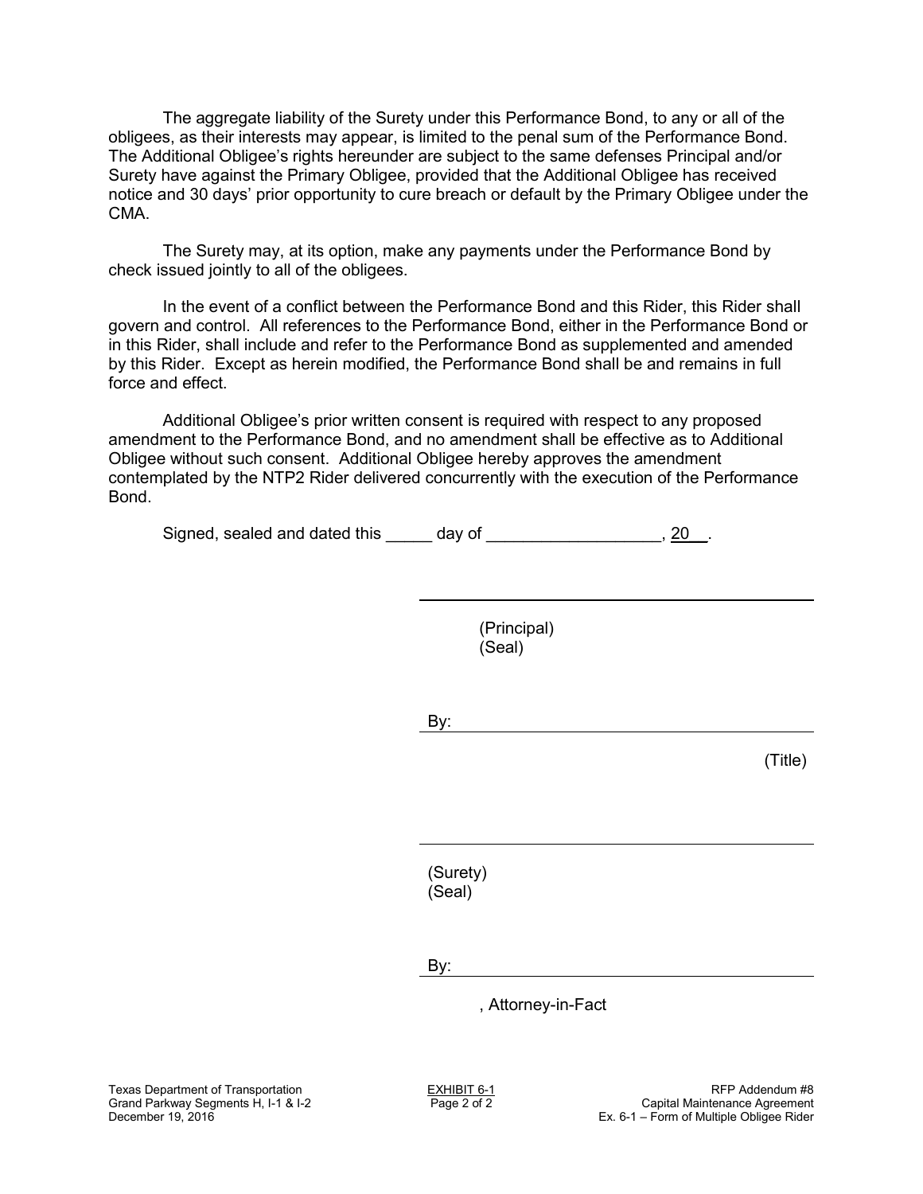The aggregate liability of the Surety under this Performance Bond, to any or all of the obligees, as their interests may appear, is limited to the penal sum of the Performance Bond. The Additional Obligee's rights hereunder are subject to the same defenses Principal and/or Surety have against the Primary Obligee, provided that the Additional Obligee has received notice and 30 days' prior opportunity to cure breach or default by the Primary Obligee under the CMA.

The Surety may, at its option, make any payments under the Performance Bond by check issued jointly to all of the obligees.

In the event of a conflict between the Performance Bond and this Rider, this Rider shall govern and control. All references to the Performance Bond, either in the Performance Bond or in this Rider, shall include and refer to the Performance Bond as supplemented and amended by this Rider. Except as herein modified, the Performance Bond shall be and remains in full force and effect.

Additional Obligee's prior written consent is required with respect to any proposed amendment to the Performance Bond, and no amendment shall be effective as to Additional Obligee without such consent. Additional Obligee hereby approves the amendment contemplated by the NTP2 Rider delivered concurrently with the execution of the Performance Bond.

Signed, sealed and dated this _____ day of ___________________, 20__.

______________________________________

(Principal)
(Seal)

By: ___________________________________

(Title)

______________________________________

(Surety)
(Seal)

By: ___________________________________

, Attorney-in-Fact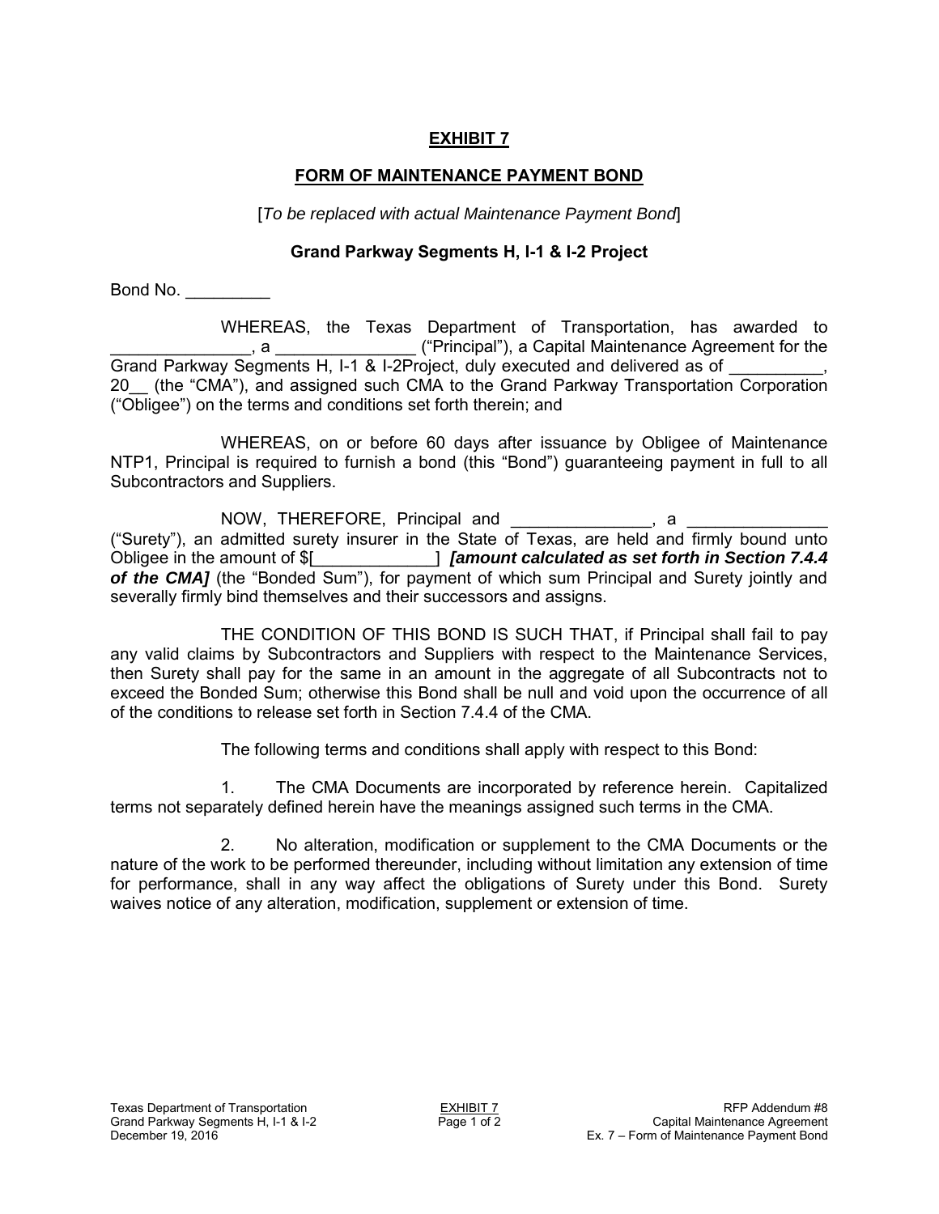# EXHIBIT 7

## FORM OF MAINTENANCE PAYMENT BOND

[*To be replaced with actual Maintenance Payment Bond*]

### Grand Parkway Segments H, I-1 & I-2 Project

Bond No. _________

WHEREAS, the Texas Department of Transportation, has awarded to _______________, a _______________ ("Principal"), a Capital Maintenance Agreement for the Grand Parkway Segments H, I-1 & I-2Project, duly executed and delivered as of __________, 20__ (the "CMA"), and assigned such CMA to the Grand Parkway Transportation Corporation ("Obligee") on the terms and conditions set forth therein; and

WHEREAS, on or before 60 days after issuance by Obligee of Maintenance NTP1, Principal is required to furnish a bond (this "Bond") guaranteeing payment in full to all Subcontractors and Suppliers.

NOW, THEREFORE, Principal and _______________, a _______________ ("Surety"), an admitted surety insurer in the State of Texas, are held and firmly bound unto Obligee in the amount of $[_____________] ***[amount calculated as set forth in Section 7.4.4 of the CMA]*** (the "Bonded Sum"), for payment of which sum Principal and Surety jointly and severally firmly bind themselves and their successors and assigns.

THE CONDITION OF THIS BOND IS SUCH THAT, if Principal shall fail to pay any valid claims by Subcontractors and Suppliers with respect to the Maintenance Services, then Surety shall pay for the same in an amount in the aggregate of all Subcontracts not to exceed the Bonded Sum; otherwise this Bond shall be null and void upon the occurrence of all of the conditions to release set forth in Section 7.4.4 of the CMA.

The following terms and conditions shall apply with respect to this Bond:

1. The CMA Documents are incorporated by reference herein. Capitalized terms not separately defined herein have the meanings assigned such terms in the CMA.

2. No alteration, modification or supplement to the CMA Documents or the nature of the work to be performed thereunder, including without limitation any extension of time for performance, shall in any way affect the obligations of Surety under this Bond. Surety waives notice of any alteration, modification, supplement or extension of time.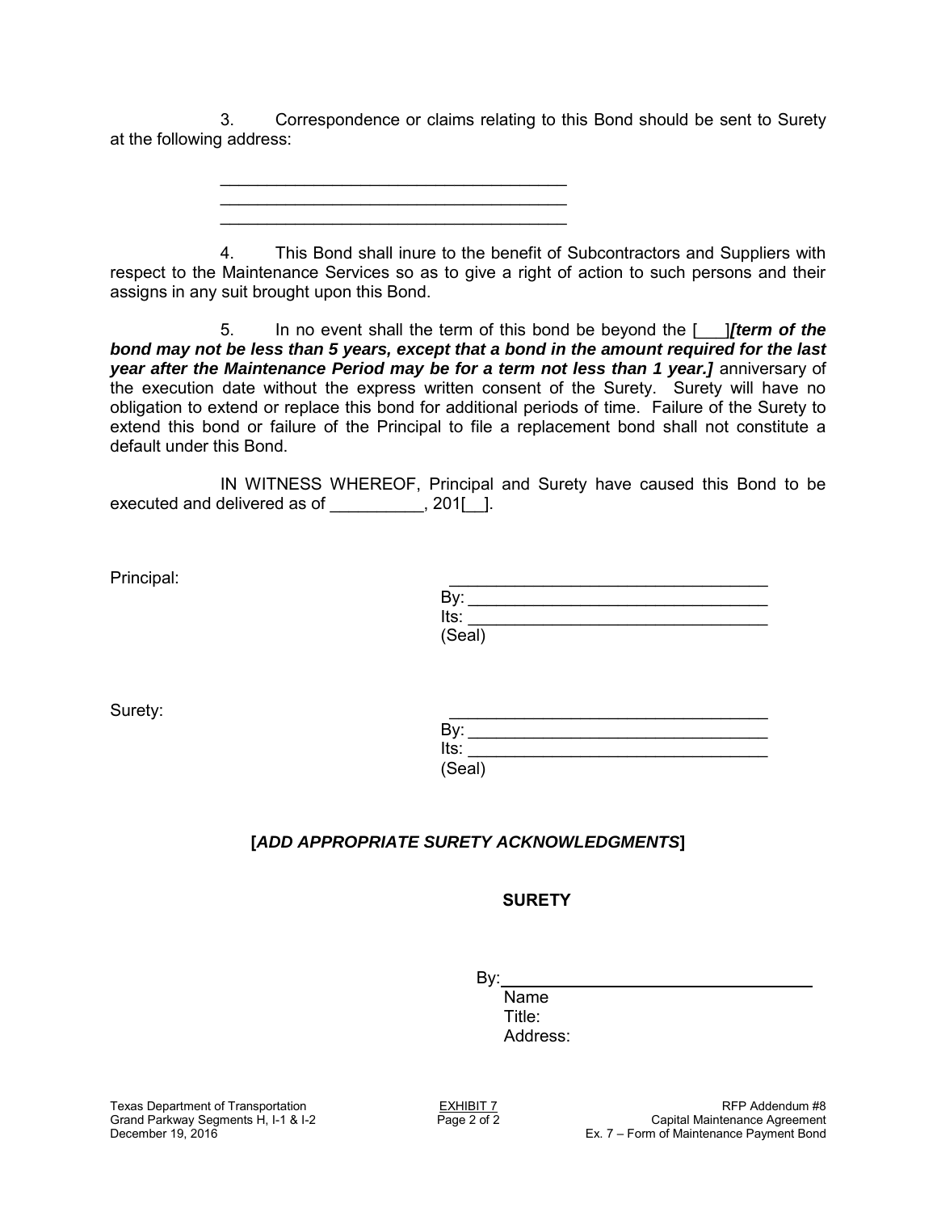3. Correspondence or claims relating to this Bond should be sent to Surety at the following address:

\_\_\_\_\_\_\_\_\_\_\_\_\_\_\_\_\_\_\_\_\_\_\_\_\_\_\_\_\_\_\_\_\_\_\_\_\_\_
\_\_\_\_\_\_\_\_\_\_\_\_\_\_\_\_\_\_\_\_\_\_\_\_\_\_\_\_\_\_\_\_\_\_\_\_\_\_
\_\_\_\_\_\_\_\_\_\_\_\_\_\_\_\_\_\_\_\_\_\_\_\_\_\_\_\_\_\_\_\_\_\_\_\_\_\_

4. This Bond shall inure to the benefit of Subcontractors and Suppliers with respect to the Maintenance Services so as to give a right of action to such persons and their assigns in any suit brought upon this Bond.

5. In no event shall the term of this bond be beyond the [\_\_\_]***[term of the bond may not be less than 5 years, except that a bond in the amount required for the last year after the Maintenance Period may be for a term not less than 1 year.]*** anniversary of the execution date without the express written consent of the Surety. Surety will have no obligation to extend or replace this bond for additional periods of time. Failure of the Surety to extend this bond or failure of the Principal to file a replacement bond shall not constitute a default under this Bond.

IN WITNESS WHEREOF, Principal and Surety have caused this Bond to be executed and delivered as of \_\_\_\_\_\_\_\_\_\_, 201[\_\_].

Principal:

\_\_\_\_\_\_\_\_\_\_\_\_\_\_\_\_\_\_\_\_\_\_\_\_\_\_\_\_\_\_\_\_\_\_\_
By: \_\_\_\_\_\_\_\_\_\_\_\_\_\_\_\_\_\_\_\_\_\_\_\_\_\_\_\_\_\_\_\_
Its: \_\_\_\_\_\_\_\_\_\_\_\_\_\_\_\_\_\_\_\_\_\_\_\_\_\_\_\_\_\_\_\_
(Seal)

Surety:

\_\_\_\_\_\_\_\_\_\_\_\_\_\_\_\_\_\_\_\_\_\_\_\_\_\_\_\_\_\_\_\_\_\_\_
By: \_\_\_\_\_\_\_\_\_\_\_\_\_\_\_\_\_\_\_\_\_\_\_\_\_\_\_\_\_\_\_\_
Its: \_\_\_\_\_\_\_\_\_\_\_\_\_\_\_\_\_\_\_\_\_\_\_\_\_\_\_\_\_\_\_\_
(Seal)

**[*ADD APPROPRIATE SURETY ACKNOWLEDGMENTS*]**

**SURETY**

By: \_\_\_\_\_\_\_\_\_\_\_\_\_\_\_\_\_\_\_\_\_\_\_\_\_\_\_\_\_\_\_\_
Name
Title:
Address: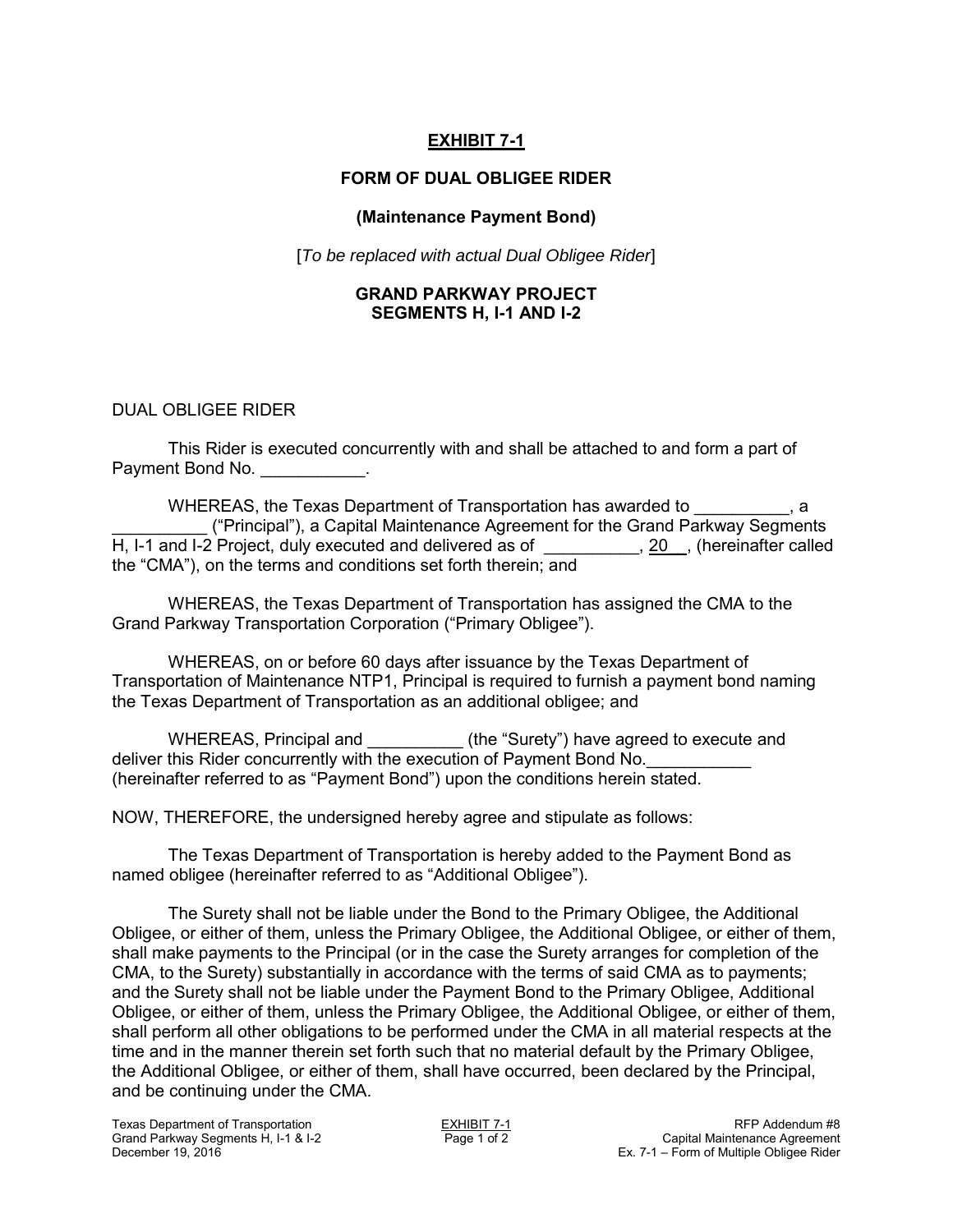# EXHIBIT 7-1

## FORM OF DUAL OBLIGEE RIDER

### (Maintenance Payment Bond)

[*To be replaced with actual Dual Obligee Rider*]

### GRAND PARKWAY PROJECT
### SEGMENTS H, I-1 AND I-2

DUAL OBLIGEE RIDER

This Rider is executed concurrently with and shall be attached to and form a part of Payment Bond No. ___________.

WHEREAS, the Texas Department of Transportation has awarded to __________, a __________ ("Principal"), a Capital Maintenance Agreement for the Grand Parkway Segments H, I-1 and I-2 Project, duly executed and delivered as of __________, 20__, (hereinafter called the "CMA"), on the terms and conditions set forth therein; and

WHEREAS, the Texas Department of Transportation has assigned the CMA to the Grand Parkway Transportation Corporation ("Primary Obligee").

WHEREAS, on or before 60 days after issuance by the Texas Department of Transportation of Maintenance NTP1, Principal is required to furnish a payment bond naming the Texas Department of Transportation as an additional obligee; and

WHEREAS, Principal and __________ (the "Surety") have agreed to execute and deliver this Rider concurrently with the execution of Payment Bond No.___________ (hereinafter referred to as "Payment Bond") upon the conditions herein stated.

NOW, THEREFORE, the undersigned hereby agree and stipulate as follows:

The Texas Department of Transportation is hereby added to the Payment Bond as named obligee (hereinafter referred to as "Additional Obligee").

The Surety shall not be liable under the Bond to the Primary Obligee, the Additional Obligee, or either of them, unless the Primary Obligee, the Additional Obligee, or either of them, shall make payments to the Principal (or in the case the Surety arranges for completion of the CMA, to the Surety) substantially in accordance with the terms of said CMA as to payments; and the Surety shall not be liable under the Payment Bond to the Primary Obligee, Additional Obligee, or either of them, unless the Primary Obligee, the Additional Obligee, or either of them, shall perform all other obligations to be performed under the CMA in all material respects at the time and in the manner therein set forth such that no material default by the Primary Obligee, the Additional Obligee, or either of them, shall have occurred, been declared by the Principal, and be continuing under the CMA.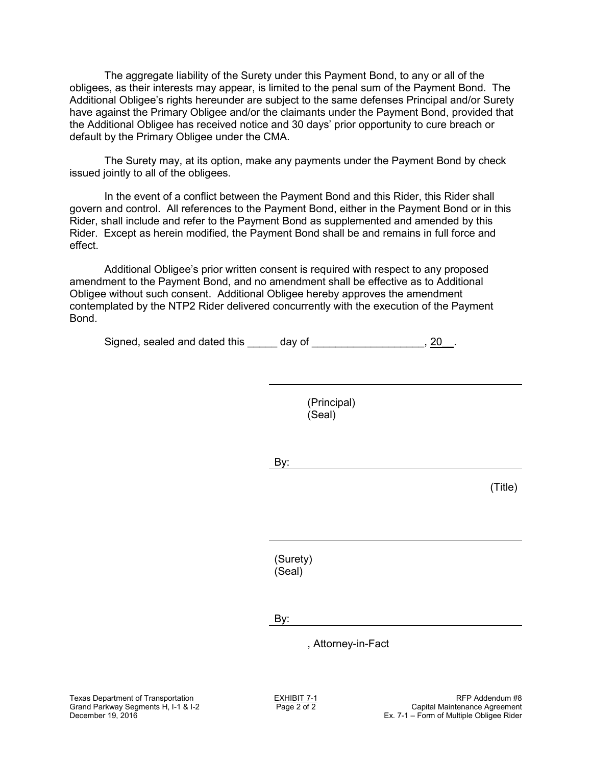The aggregate liability of the Surety under this Payment Bond, to any or all of the obligees, as their interests may appear, is limited to the penal sum of the Payment Bond. The Additional Obligee's rights hereunder are subject to the same defenses Principal and/or Surety have against the Primary Obligee and/or the claimants under the Payment Bond, provided that the Additional Obligee has received notice and 30 days' prior opportunity to cure breach or default by the Primary Obligee under the CMA.

The Surety may, at its option, make any payments under the Payment Bond by check issued jointly to all of the obligees.

In the event of a conflict between the Payment Bond and this Rider, this Rider shall govern and control. All references to the Payment Bond, either in the Payment Bond or in this Rider, shall include and refer to the Payment Bond as supplemented and amended by this Rider. Except as herein modified, the Payment Bond shall be and remains in full force and effect.

Additional Obligee's prior written consent is required with respect to any proposed amendment to the Payment Bond, and no amendment shall be effective as to Additional Obligee without such consent. Additional Obligee hereby approves the amendment contemplated by the NTP2 Rider delivered concurrently with the execution of the Payment Bond.

Signed, sealed and dated this _____ day of __________________, 20__.

______________________________________
(Principal)
(Seal)

By: ___________________________________
(Title)

______________________________________
(Surety)
(Seal)

By: ___________________________________
, Attorney-in-Fact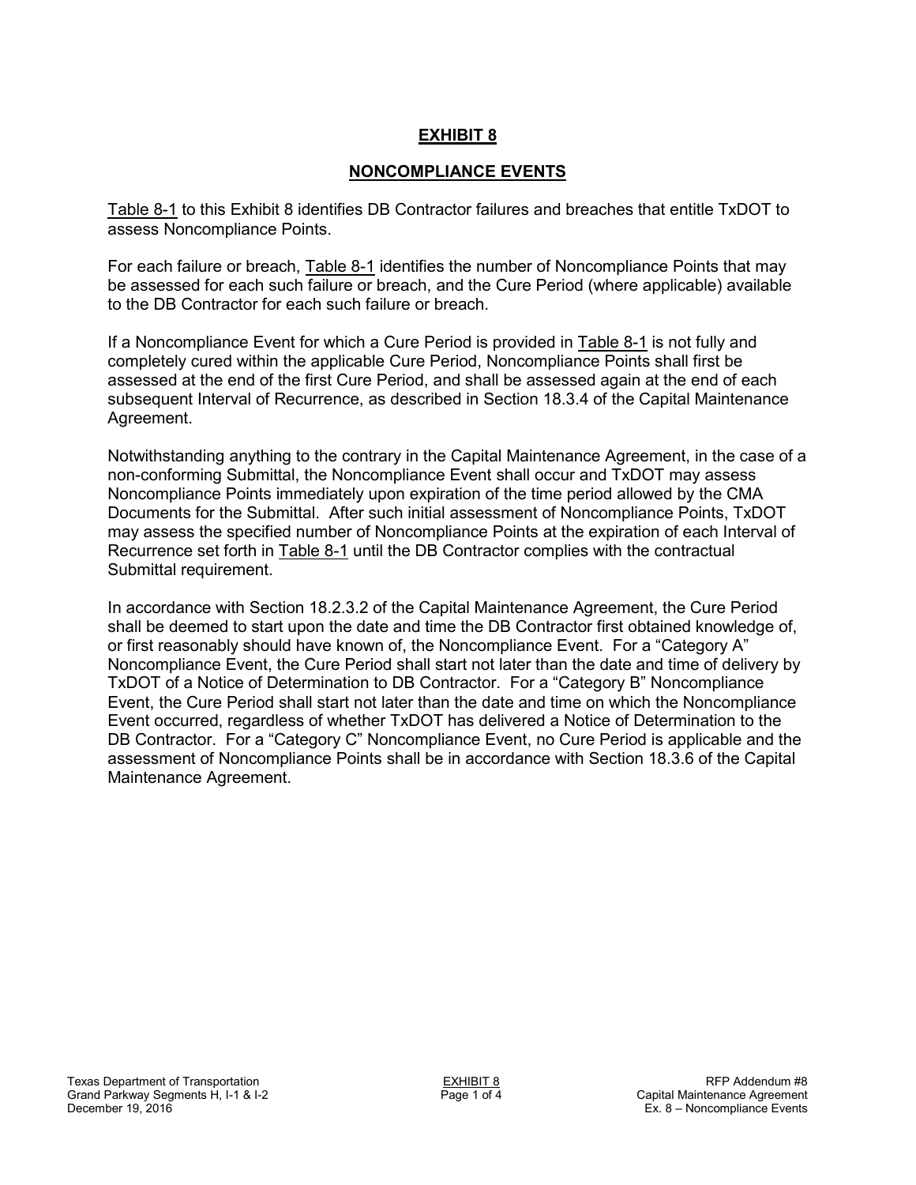# EXHIBIT 8

## NONCOMPLIANCE EVENTS

Table 8-1 to this Exhibit 8 identifies DB Contractor failures and breaches that entitle TxDOT to assess Noncompliance Points.

For each failure or breach, Table 8-1 identifies the number of Noncompliance Points that may be assessed for each such failure or breach, and the Cure Period (where applicable) available to the DB Contractor for each such failure or breach.

If a Noncompliance Event for which a Cure Period is provided in Table 8-1 is not fully and completely cured within the applicable Cure Period, Noncompliance Points shall first be assessed at the end of the first Cure Period, and shall be assessed again at the end of each subsequent Interval of Recurrence, as described in Section 18.3.4 of the Capital Maintenance Agreement.

Notwithstanding anything to the contrary in the Capital Maintenance Agreement, in the case of a non-conforming Submittal, the Noncompliance Event shall occur and TxDOT may assess Noncompliance Points immediately upon expiration of the time period allowed by the CMA Documents for the Submittal. After such initial assessment of Noncompliance Points, TxDOT may assess the specified number of Noncompliance Points at the expiration of each Interval of Recurrence set forth in Table 8-1 until the DB Contractor complies with the contractual Submittal requirement.

In accordance with Section 18.2.3.2 of the Capital Maintenance Agreement, the Cure Period shall be deemed to start upon the date and time the DB Contractor first obtained knowledge of, or first reasonably should have known of, the Noncompliance Event. For a "Category A" Noncompliance Event, the Cure Period shall start not later than the date and time of delivery by TxDOT of a Notice of Determination to DB Contractor. For a "Category B" Noncompliance Event, the Cure Period shall start not later than the date and time on which the Noncompliance Event occurred, regardless of whether TxDOT has delivered a Notice of Determination to the DB Contractor. For a "Category C" Noncompliance Event, no Cure Period is applicable and the assessment of Noncompliance Points shall be in accordance with Section 18.3.6 of the Capital Maintenance Agreement.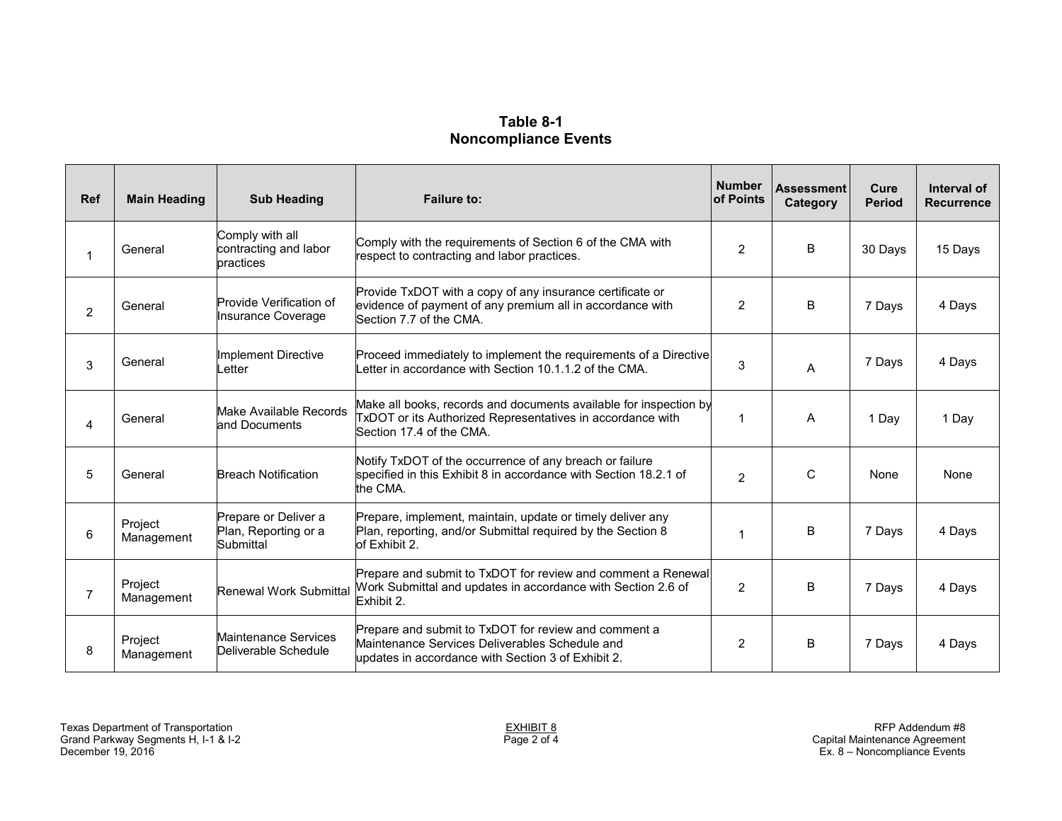**Table 8-1**
**Noncompliance Events**

| Ref | Main Heading | Sub Heading | Failure to: | Number of Points | Assessment Category | Cure Period | Interval of Recurrence |
|---|---|---|---|---|---|---|---|
| 1 | General | Comply with all contracting and labor practices | Comply with the requirements of Section 6 of the CMA with respect to contracting and labor practices. | 2 | B | 30 Days | 15 Days |
| 2 | General | Provide Verification of Insurance Coverage | Provide TxDOT with a copy of any insurance certificate or evidence of payment of any premium all in accordance with Section 7.7 of the CMA. | 2 | B | 7 Days | 4 Days |
| 3 | General | Implement Directive Letter | Proceed immediately to implement the requirements of a Directive Letter in accordance with Section 10.1.1.2 of the CMA. | 3 | A | 7 Days | 4 Days |
| 4 | General | Make Available Records and Documents | Make all books, records and documents available for inspection by TxDOT or its Authorized Representatives in accordance with Section 17.4 of the CMA. | 1 | A | 1 Day | 1 Day |
| 5 | General | Breach Notification | Notify TxDOT of the occurrence of any breach or failure specified in this Exhibit 8 in accordance with Section 18.2.1 of the CMA. | 2 | C | None | None |
| 6 | Project Management | Prepare or Deliver a Plan, Reporting or a Submittal | Prepare, implement, maintain, update or timely deliver any Plan, reporting, and/or Submittal required by the Section 8 of Exhibit 2. | 1 | B | 7 Days | 4 Days |
| 7 | Project Management | Renewal Work Submittal | Prepare and submit to TxDOT for review and comment a Renewal Work Submittal and updates in accordance with Section 2.6 of Exhibit 2. | 2 | B | 7 Days | 4 Days |
| 8 | Project Management | Maintenance Services Deliverable Schedule | Prepare and submit to TxDOT for review and comment a Maintenance Services Deliverables Schedule and updates in accordance with Section 3 of Exhibit 2. | 2 | B | 7 Days | 4 Days |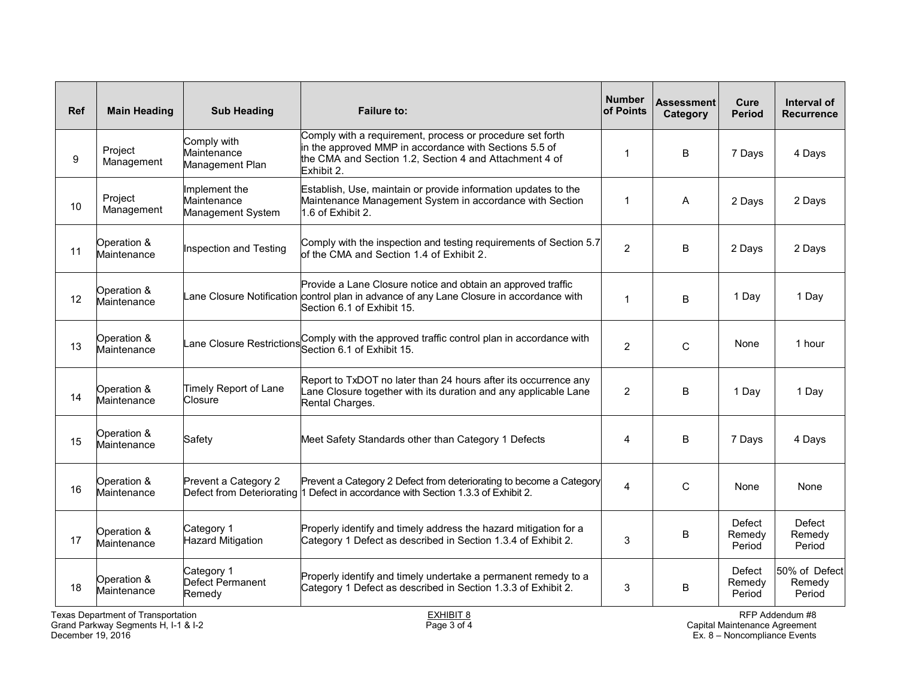| Ref | Main Heading | Sub Heading | Failure to: | Number of Points | Assessment Category | Cure Period | Interval of Recurrence |
|---|---|---|---|---|---|---|---|
| 9 | Project Management | Comply with Maintenance Management Plan | Comply with a requirement, process or procedure set forth in the approved MMP in accordance with Sections 5.5 of the CMA and Section 1.2, Section 4 and Attachment 4 of Exhibit 2. | 1 | B | 7 Days | 4 Days |
| 10 | Project Management | Implement the Maintenance Management System | Establish, Use, maintain or provide information updates to the Maintenance Management System in accordance with Section 1.6 of Exhibit 2. | 1 | A | 2 Days | 2 Days |
| 11 | Operation & Maintenance | Inspection and Testing | Comply with the inspection and testing requirements of Section 5.7 of the CMA and Section 1.4 of Exhibit 2. | 2 | B | 2 Days | 2 Days |
| 12 | Operation & Maintenance | Lane Closure Notification | Provide a Lane Closure notice and obtain an approved traffic control plan in advance of any Lane Closure in accordance with Section 6.1 of Exhibit 15. | 1 | B | 1 Day | 1 Day |
| 13 | Operation & Maintenance | Lane Closure Restrictions | Comply with the approved traffic control plan in accordance with Section 6.1 of Exhibit 15. | 2 | C | None | 1 hour |
| 14 | Operation & Maintenance | Timely Report of Lane Closure | Report to TxDOT no later than 24 hours after its occurrence any Lane Closure together with its duration and any applicable Lane Rental Charges. | 2 | B | 1 Day | 1 Day |
| 15 | Operation & Maintenance | Safety | Meet Safety Standards other than Category 1 Defects | 4 | B | 7 Days | 4 Days |
| 16 | Operation & Maintenance | Prevent a Category 2 Defect from Deteriorating | Prevent a Category 2 Defect from deteriorating to become a Category 1 Defect in accordance with Section 1.3.3 of Exhibit 2. | 4 | C | None | None |
| 17 | Operation & Maintenance | Category 1 Hazard Mitigation | Properly identify and timely address the hazard mitigation for a Category 1 Defect as described in Section 1.3.4 of Exhibit 2. | 3 | B | Defect Remedy Period | Defect Remedy Period |
| 18 | Operation & Maintenance | Category 1 Defect Permanent Remedy | Properly identify and timely undertake a permanent remedy to a Category 1 Defect as described in Section 1.3.3 of Exhibit 2. | 3 | B | Defect Remedy Period | 50% of Defect Remedy Period |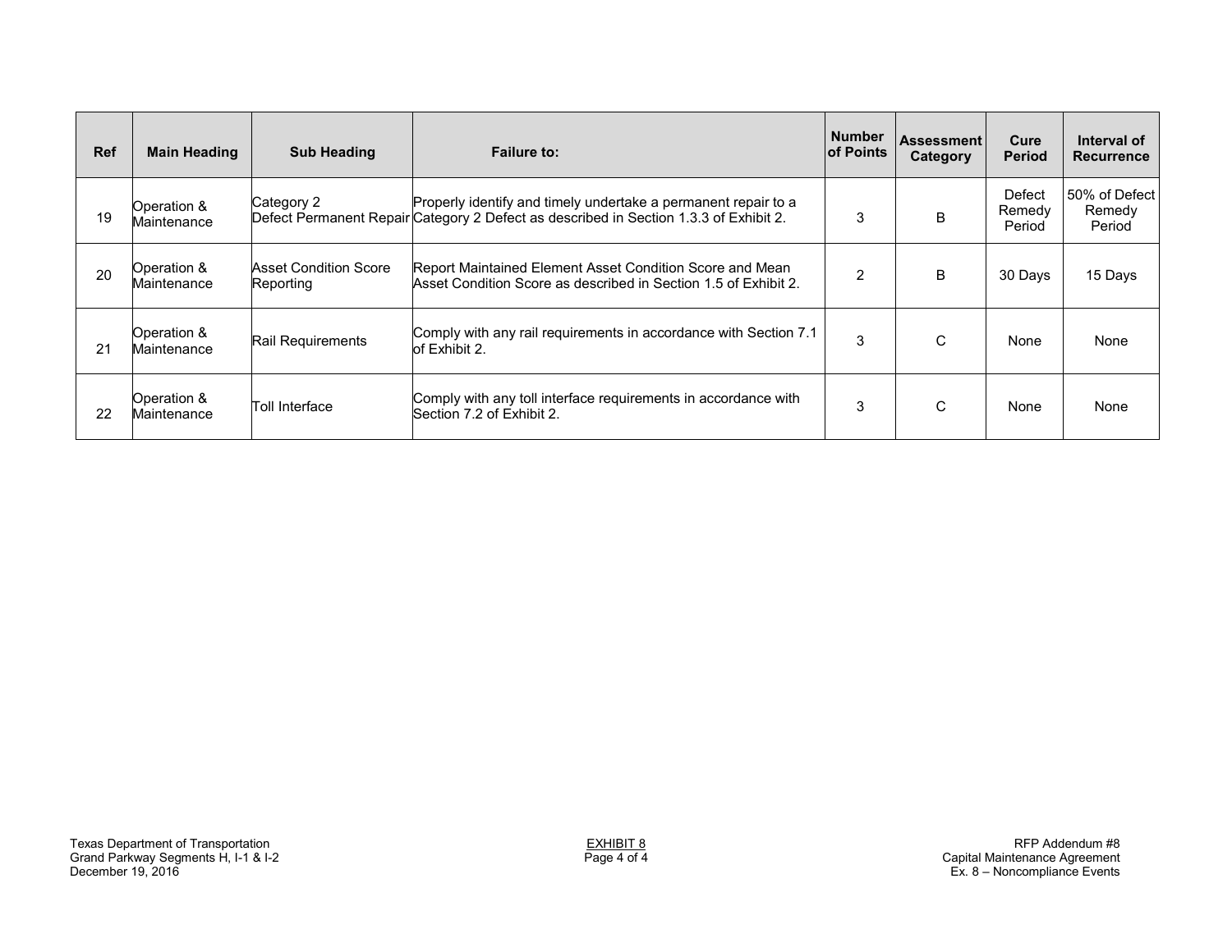| Ref | Main Heading | Sub Heading | Failure to: | Number of Points | Assessment Category | Cure Period | Interval of Recurrence |
|---|---|---|---|---|---|---|---|
| 19 | Operation & Maintenance | Category 2 Defect Permanent Repair | Properly identify and timely undertake a permanent repair to a Category 2 Defect as described in Section 1.3.3 of Exhibit 2. | 3 | B | Defect Remedy Period | 50% of Defect Remedy Period |
| 20 | Operation & Maintenance | Asset Condition Score Reporting | Report Maintained Element Asset Condition Score and Mean Asset Condition Score as described in Section 1.5 of Exhibit 2. | 2 | B | 30 Days | 15 Days |
| 21 | Operation & Maintenance | Rail Requirements | Comply with any rail requirements in accordance with Section 7.1 of Exhibit 2. | 3 | C | None | None |
| 22 | Operation & Maintenance | Toll Interface | Comply with any toll interface requirements in accordance with Section 7.2 of Exhibit 2. | 3 | C | None | None |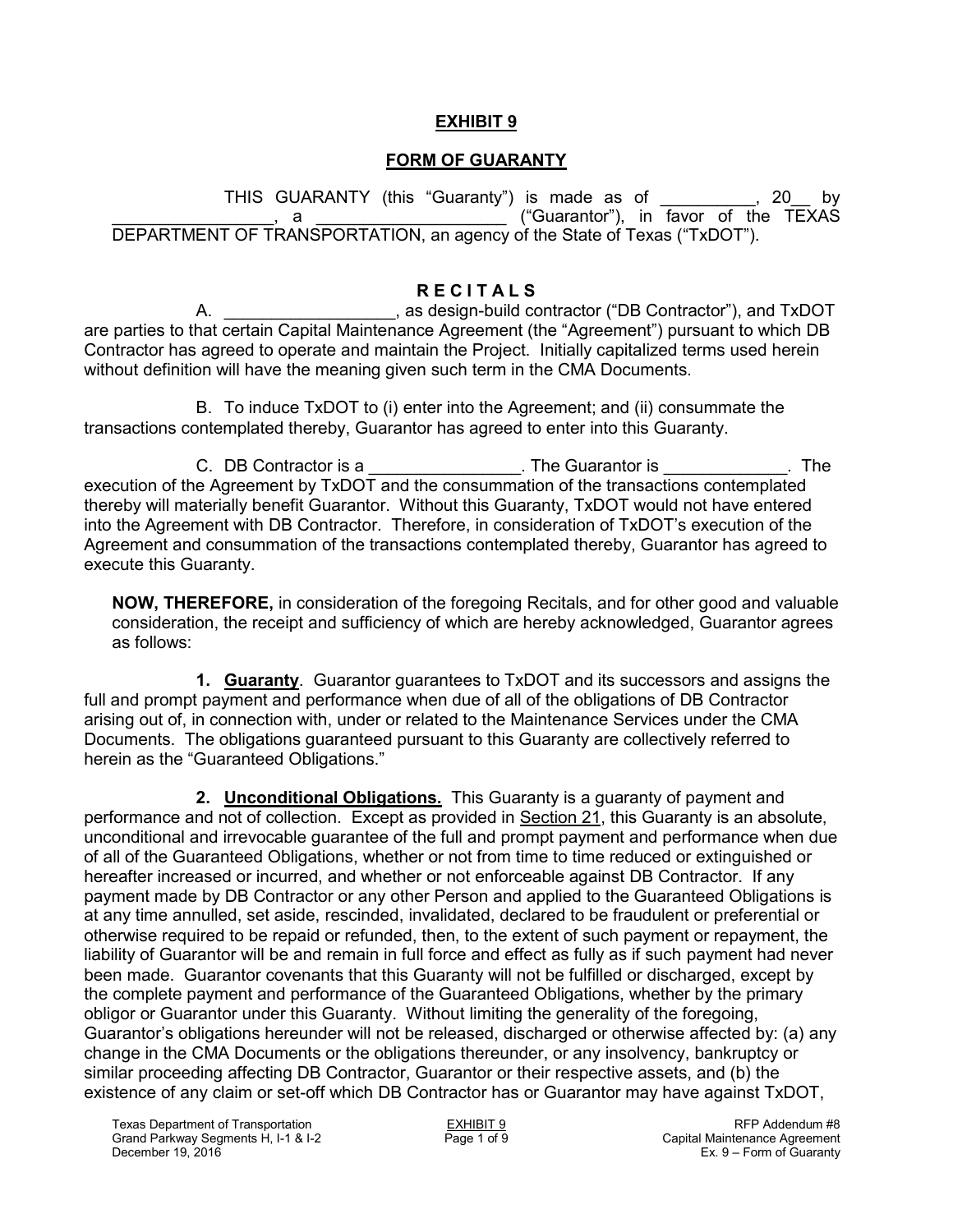# EXHIBIT 9

## FORM OF GUARANTY

THIS GUARANTY (this "Guaranty") is made as of __________, 20__ by _________________, a ____________________ ("Guarantor"), in favor of the TEXAS DEPARTMENT OF TRANSPORTATION, an agency of the State of Texas ("TxDOT").

### R E C I T A L S

A. __________________, as design-build contractor ("DB Contractor"), and TxDOT are parties to that certain Capital Maintenance Agreement (the "Agreement") pursuant to which DB Contractor has agreed to operate and maintain the Project. Initially capitalized terms used herein without definition will have the meaning given such term in the CMA Documents.

B. To induce TxDOT to (i) enter into the Agreement; and (ii) consummate the transactions contemplated thereby, Guarantor has agreed to enter into this Guaranty.

C. DB Contractor is a ________________. The Guarantor is _____________. The execution of the Agreement by TxDOT and the consummation of the transactions contemplated thereby will materially benefit Guarantor. Without this Guaranty, TxDOT would not have entered into the Agreement with DB Contractor. Therefore, in consideration of TxDOT's execution of the Agreement and consummation of the transactions contemplated thereby, Guarantor has agreed to execute this Guaranty.

**NOW, THEREFORE,** in consideration of the foregoing Recitals, and for other good and valuable consideration, the receipt and sufficiency of which are hereby acknowledged, Guarantor agrees as follows:

**1. Guaranty**. Guarantor guarantees to TxDOT and its successors and assigns the full and prompt payment and performance when due of all of the obligations of DB Contractor arising out of, in connection with, under or related to the Maintenance Services under the CMA Documents. The obligations guaranteed pursuant to this Guaranty are collectively referred to herein as the "Guaranteed Obligations."

**2. Unconditional Obligations.** This Guaranty is a guaranty of payment and performance and not of collection. Except as provided in Section 21, this Guaranty is an absolute, unconditional and irrevocable guarantee of the full and prompt payment and performance when due of all of the Guaranteed Obligations, whether or not from time to time reduced or extinguished or hereafter increased or incurred, and whether or not enforceable against DB Contractor. If any payment made by DB Contractor or any other Person and applied to the Guaranteed Obligations is at any time annulled, set aside, rescinded, invalidated, declared to be fraudulent or preferential or otherwise required to be repaid or refunded, then, to the extent of such payment or repayment, the liability of Guarantor will be and remain in full force and effect as fully as if such payment had never been made. Guarantor covenants that this Guaranty will not be fulfilled or discharged, except by the complete payment and performance of the Guaranteed Obligations, whether by the primary obligor or Guarantor under this Guaranty. Without limiting the generality of the foregoing, Guarantor's obligations hereunder will not be released, discharged or otherwise affected by: (a) any change in the CMA Documents or the obligations thereunder, or any insolvency, bankruptcy or similar proceeding affecting DB Contractor, Guarantor or their respective assets, and (b) the existence of any claim or set-off which DB Contractor has or Guarantor may have against TxDOT,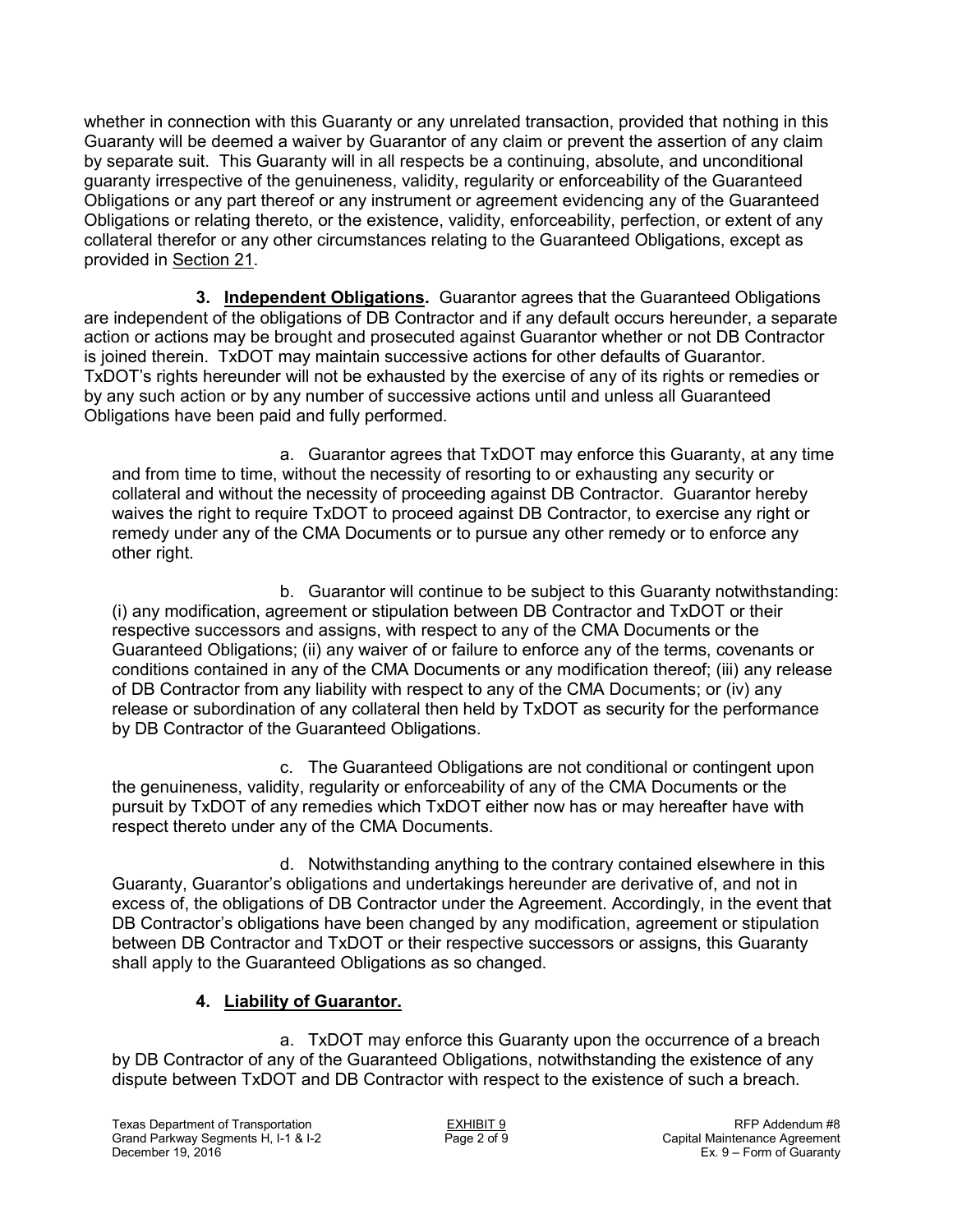whether in connection with this Guaranty or any unrelated transaction, provided that nothing in this Guaranty will be deemed a waiver by Guarantor of any claim or prevent the assertion of any claim by separate suit. This Guaranty will in all respects be a continuing, absolute, and unconditional guaranty irrespective of the genuineness, validity, regularity or enforceability of the Guaranteed Obligations or any part thereof or any instrument or agreement evidencing any of the Guaranteed Obligations or relating thereto, or the existence, validity, enforceability, perfection, or extent of any collateral therefor or any other circumstances relating to the Guaranteed Obligations, except as provided in Section 21.

**3. Independent Obligations.** Guarantor agrees that the Guaranteed Obligations are independent of the obligations of DB Contractor and if any default occurs hereunder, a separate action or actions may be brought and prosecuted against Guarantor whether or not DB Contractor is joined therein. TxDOT may maintain successive actions for other defaults of Guarantor. TxDOT's rights hereunder will not be exhausted by the exercise of any of its rights or remedies or by any such action or by any number of successive actions until and unless all Guaranteed Obligations have been paid and fully performed.

a. Guarantor agrees that TxDOT may enforce this Guaranty, at any time and from time to time, without the necessity of resorting to or exhausting any security or collateral and without the necessity of proceeding against DB Contractor. Guarantor hereby waives the right to require TxDOT to proceed against DB Contractor, to exercise any right or remedy under any of the CMA Documents or to pursue any other remedy or to enforce any other right.

b. Guarantor will continue to be subject to this Guaranty notwithstanding: (i) any modification, agreement or stipulation between DB Contractor and TxDOT or their respective successors and assigns, with respect to any of the CMA Documents or the Guaranteed Obligations; (ii) any waiver of or failure to enforce any of the terms, covenants or conditions contained in any of the CMA Documents or any modification thereof; (iii) any release of DB Contractor from any liability with respect to any of the CMA Documents; or (iv) any release or subordination of any collateral then held by TxDOT as security for the performance by DB Contractor of the Guaranteed Obligations.

c. The Guaranteed Obligations are not conditional or contingent upon the genuineness, validity, regularity or enforceability of any of the CMA Documents or the pursuit by TxDOT of any remedies which TxDOT either now has or may hereafter have with respect thereto under any of the CMA Documents.

d. Notwithstanding anything to the contrary contained elsewhere in this Guaranty, Guarantor's obligations and undertakings hereunder are derivative of, and not in excess of, the obligations of DB Contractor under the Agreement. Accordingly, in the event that DB Contractor's obligations have been changed by any modification, agreement or stipulation between DB Contractor and TxDOT or their respective successors or assigns, this Guaranty shall apply to the Guaranteed Obligations as so changed.

**4. Liability of Guarantor.**

a. TxDOT may enforce this Guaranty upon the occurrence of a breach by DB Contractor of any of the Guaranteed Obligations, notwithstanding the existence of any dispute between TxDOT and DB Contractor with respect to the existence of such a breach.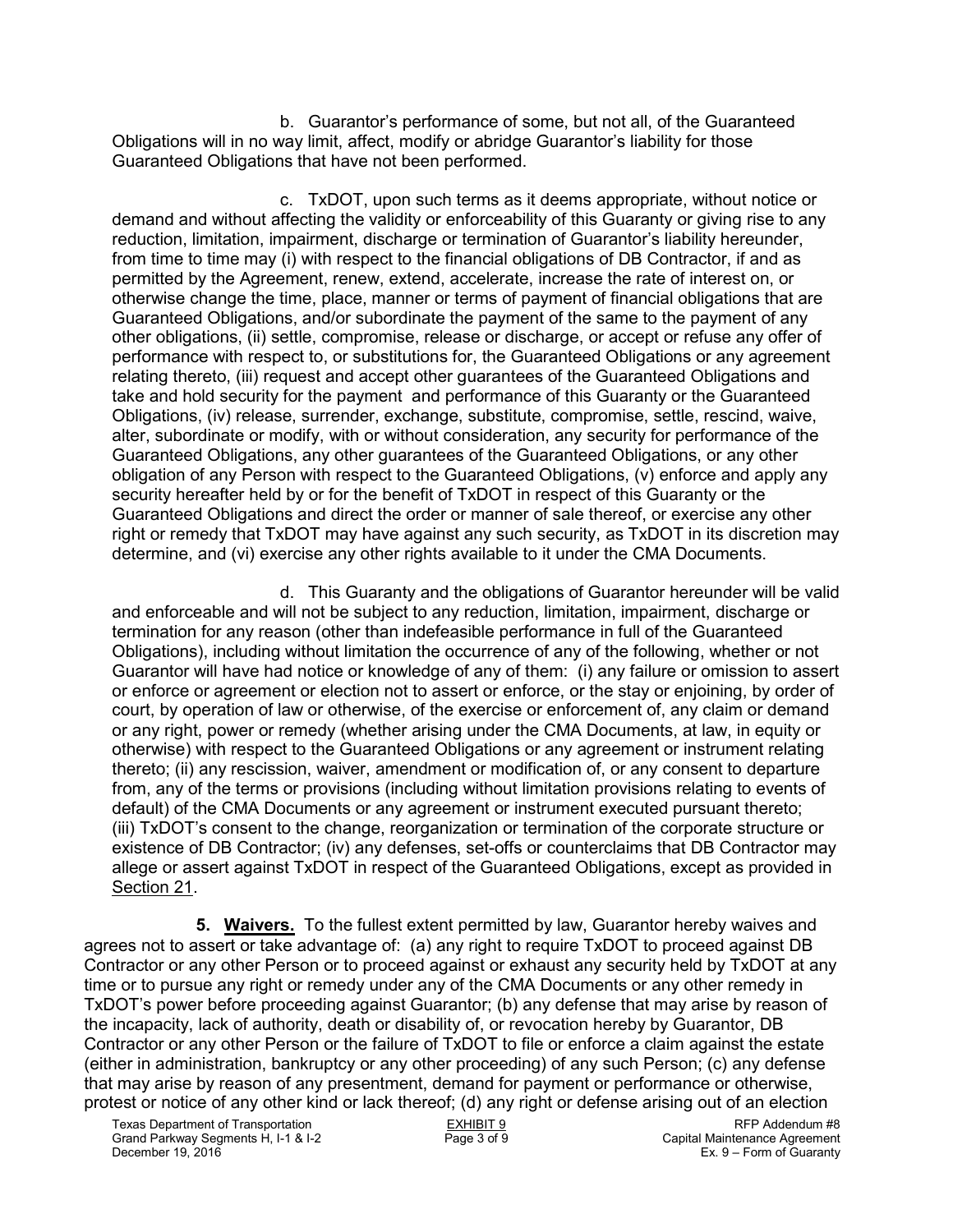b. Guarantor's performance of some, but not all, of the Guaranteed Obligations will in no way limit, affect, modify or abridge Guarantor's liability for those Guaranteed Obligations that have not been performed.

c. TxDOT, upon such terms as it deems appropriate, without notice or demand and without affecting the validity or enforceability of this Guaranty or giving rise to any reduction, limitation, impairment, discharge or termination of Guarantor's liability hereunder, from time to time may (i) with respect to the financial obligations of DB Contractor, if and as permitted by the Agreement, renew, extend, accelerate, increase the rate of interest on, or otherwise change the time, place, manner or terms of payment of financial obligations that are Guaranteed Obligations, and/or subordinate the payment of the same to the payment of any other obligations, (ii) settle, compromise, release or discharge, or accept or refuse any offer of performance with respect to, or substitutions for, the Guaranteed Obligations or any agreement relating thereto, (iii) request and accept other guarantees of the Guaranteed Obligations and take and hold security for the payment and performance of this Guaranty or the Guaranteed Obligations, (iv) release, surrender, exchange, substitute, compromise, settle, rescind, waive, alter, subordinate or modify, with or without consideration, any security for performance of the Guaranteed Obligations, any other guarantees of the Guaranteed Obligations, or any other obligation of any Person with respect to the Guaranteed Obligations, (v) enforce and apply any security hereafter held by or for the benefit of TxDOT in respect of this Guaranty or the Guaranteed Obligations and direct the order or manner of sale thereof, or exercise any other right or remedy that TxDOT may have against any such security, as TxDOT in its discretion may determine, and (vi) exercise any other rights available to it under the CMA Documents.

d. This Guaranty and the obligations of Guarantor hereunder will be valid and enforceable and will not be subject to any reduction, limitation, impairment, discharge or termination for any reason (other than indefeasible performance in full of the Guaranteed Obligations), including without limitation the occurrence of any of the following, whether or not Guarantor will have had notice or knowledge of any of them: (i) any failure or omission to assert or enforce or agreement or election not to assert or enforce, or the stay or enjoining, by order of court, by operation of law or otherwise, of the exercise or enforcement of, any claim or demand or any right, power or remedy (whether arising under the CMA Documents, at law, in equity or otherwise) with respect to the Guaranteed Obligations or any agreement or instrument relating thereto; (ii) any rescission, waiver, amendment or modification of, or any consent to departure from, any of the terms or provisions (including without limitation provisions relating to events of default) of the CMA Documents or any agreement or instrument executed pursuant thereto; (iii) TxDOT's consent to the change, reorganization or termination of the corporate structure or existence of DB Contractor; (iv) any defenses, set-offs or counterclaims that DB Contractor may allege or assert against TxDOT in respect of the Guaranteed Obligations, except as provided in Section 21.

**5. Waivers.** To the fullest extent permitted by law, Guarantor hereby waives and agrees not to assert or take advantage of: (a) any right to require TxDOT to proceed against DB Contractor or any other Person or to proceed against or exhaust any security held by TxDOT at any time or to pursue any right or remedy under any of the CMA Documents or any other remedy in TxDOT's power before proceeding against Guarantor; (b) any defense that may arise by reason of the incapacity, lack of authority, death or disability of, or revocation hereby by Guarantor, DB Contractor or any other Person or the failure of TxDOT to file or enforce a claim against the estate (either in administration, bankruptcy or any other proceeding) of any such Person; (c) any defense that may arise by reason of any presentment, demand for payment or performance or otherwise, protest or notice of any other kind or lack thereof; (d) any right or defense arising out of an election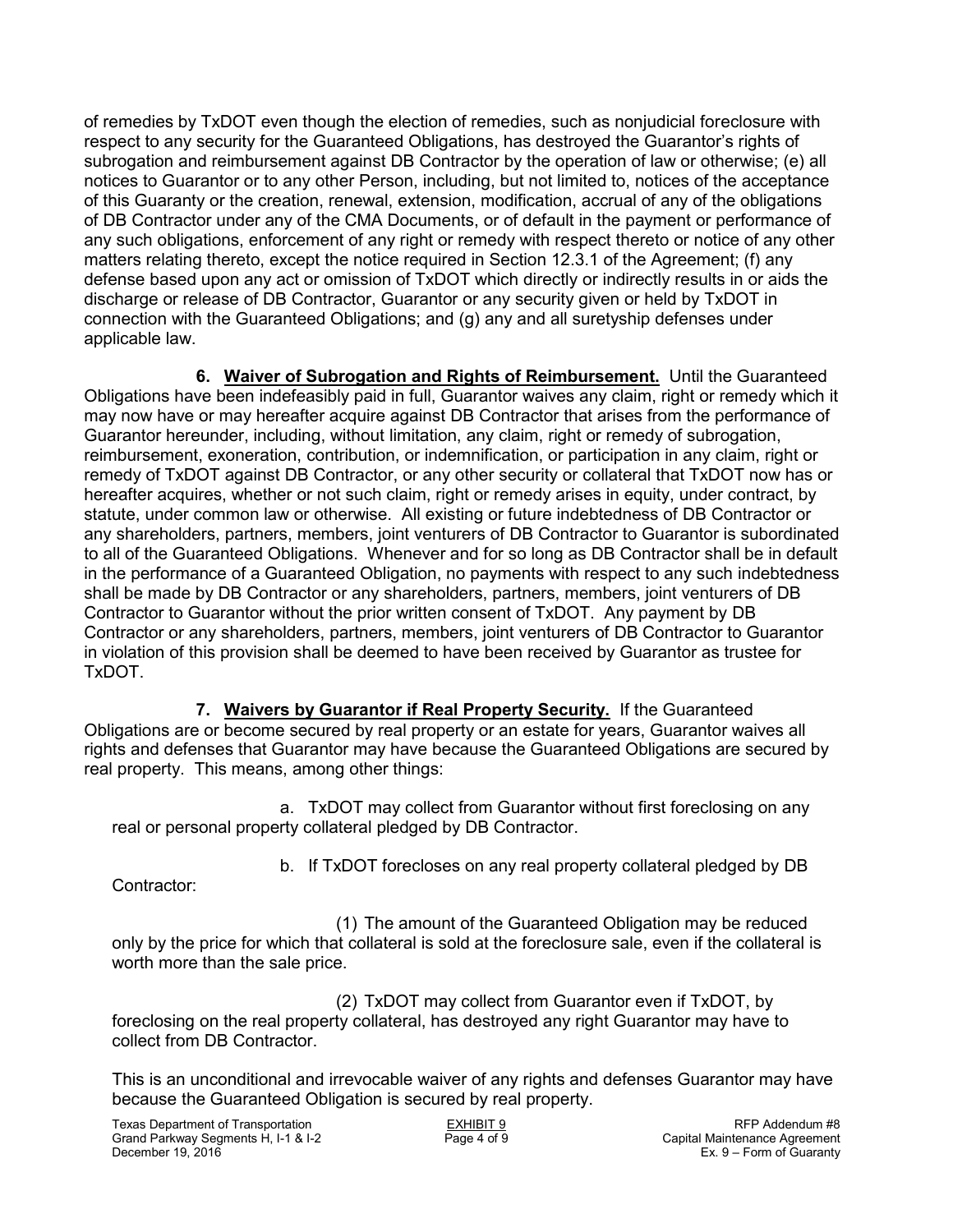of remedies by TxDOT even though the election of remedies, such as nonjudicial foreclosure with respect to any security for the Guaranteed Obligations, has destroyed the Guarantor's rights of subrogation and reimbursement against DB Contractor by the operation of law or otherwise; (e) all notices to Guarantor or to any other Person, including, but not limited to, notices of the acceptance of this Guaranty or the creation, renewal, extension, modification, accrual of any of the obligations of DB Contractor under any of the CMA Documents, or of default in the payment or performance of any such obligations, enforcement of any right or remedy with respect thereto or notice of any other matters relating thereto, except the notice required in Section 12.3.1 of the Agreement; (f) any defense based upon any act or omission of TxDOT which directly or indirectly results in or aids the discharge or release of DB Contractor, Guarantor or any security given or held by TxDOT in connection with the Guaranteed Obligations; and (g) any and all suretyship defenses under applicable law.

**6. Waiver of Subrogation and Rights of Reimbursement.** Until the Guaranteed Obligations have been indefeasibly paid in full, Guarantor waives any claim, right or remedy which it may now have or may hereafter acquire against DB Contractor that arises from the performance of Guarantor hereunder, including, without limitation, any claim, right or remedy of subrogation, reimbursement, exoneration, contribution, or indemnification, or participation in any claim, right or remedy of TxDOT against DB Contractor, or any other security or collateral that TxDOT now has or hereafter acquires, whether or not such claim, right or remedy arises in equity, under contract, by statute, under common law or otherwise. All existing or future indebtedness of DB Contractor or any shareholders, partners, members, joint venturers of DB Contractor to Guarantor is subordinated to all of the Guaranteed Obligations. Whenever and for so long as DB Contractor shall be in default in the performance of a Guaranteed Obligation, no payments with respect to any such indebtedness shall be made by DB Contractor or any shareholders, partners, members, joint venturers of DB Contractor to Guarantor without the prior written consent of TxDOT. Any payment by DB Contractor or any shareholders, partners, members, joint venturers of DB Contractor to Guarantor in violation of this provision shall be deemed to have been received by Guarantor as trustee for TxDOT.

**7. Waivers by Guarantor if Real Property Security.** If the Guaranteed Obligations are or become secured by real property or an estate for years, Guarantor waives all rights and defenses that Guarantor may have because the Guaranteed Obligations are secured by real property. This means, among other things:

a. TxDOT may collect from Guarantor without first foreclosing on any real or personal property collateral pledged by DB Contractor.

b. If TxDOT forecloses on any real property collateral pledged by DB Contractor:

(1) The amount of the Guaranteed Obligation may be reduced only by the price for which that collateral is sold at the foreclosure sale, even if the collateral is worth more than the sale price.

(2) TxDOT may collect from Guarantor even if TxDOT, by foreclosing on the real property collateral, has destroyed any right Guarantor may have to collect from DB Contractor.

This is an unconditional and irrevocable waiver of any rights and defenses Guarantor may have because the Guaranteed Obligation is secured by real property.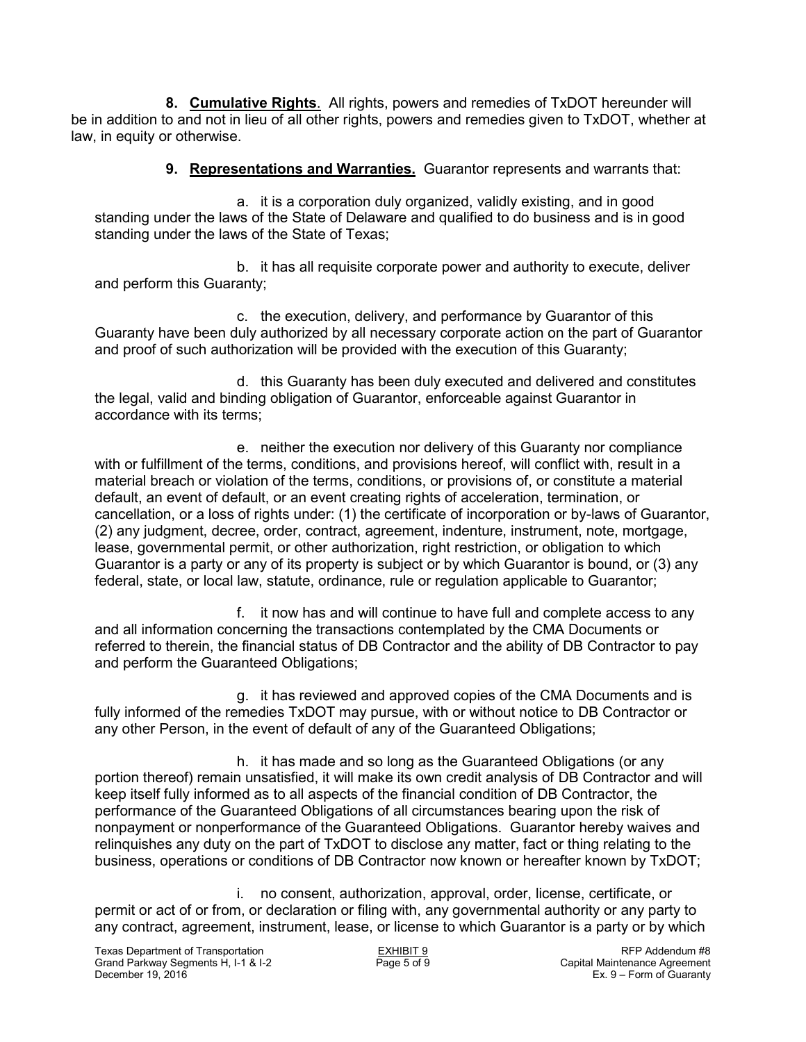**8. Cumulative Rights**. All rights, powers and remedies of TxDOT hereunder will be in addition to and not in lieu of all other rights, powers and remedies given to TxDOT, whether at law, in equity or otherwise.

**9. Representations and Warranties.** Guarantor represents and warrants that:

a. it is a corporation duly organized, validly existing, and in good standing under the laws of the State of Delaware and qualified to do business and is in good standing under the laws of the State of Texas;

b. it has all requisite corporate power and authority to execute, deliver and perform this Guaranty;

c. the execution, delivery, and performance by Guarantor of this Guaranty have been duly authorized by all necessary corporate action on the part of Guarantor and proof of such authorization will be provided with the execution of this Guaranty;

d. this Guaranty has been duly executed and delivered and constitutes the legal, valid and binding obligation of Guarantor, enforceable against Guarantor in accordance with its terms;

e. neither the execution nor delivery of this Guaranty nor compliance with or fulfillment of the terms, conditions, and provisions hereof, will conflict with, result in a material breach or violation of the terms, conditions, or provisions of, or constitute a material default, an event of default, or an event creating rights of acceleration, termination, or cancellation, or a loss of rights under: (1) the certificate of incorporation or by-laws of Guarantor, (2) any judgment, decree, order, contract, agreement, indenture, instrument, note, mortgage, lease, governmental permit, or other authorization, right restriction, or obligation to which Guarantor is a party or any of its property is subject or by which Guarantor is bound, or (3) any federal, state, or local law, statute, ordinance, rule or regulation applicable to Guarantor;

f. it now has and will continue to have full and complete access to any and all information concerning the transactions contemplated by the CMA Documents or referred to therein, the financial status of DB Contractor and the ability of DB Contractor to pay and perform the Guaranteed Obligations;

g. it has reviewed and approved copies of the CMA Documents and is fully informed of the remedies TxDOT may pursue, with or without notice to DB Contractor or any other Person, in the event of default of any of the Guaranteed Obligations;

h. it has made and so long as the Guaranteed Obligations (or any portion thereof) remain unsatisfied, it will make its own credit analysis of DB Contractor and will keep itself fully informed as to all aspects of the financial condition of DB Contractor, the performance of the Guaranteed Obligations of all circumstances bearing upon the risk of nonpayment or nonperformance of the Guaranteed Obligations. Guarantor hereby waives and relinquishes any duty on the part of TxDOT to disclose any matter, fact or thing relating to the business, operations or conditions of DB Contractor now known or hereafter known by TxDOT;

i. no consent, authorization, approval, order, license, certificate, or permit or act of or from, or declaration or filing with, any governmental authority or any party to any contract, agreement, instrument, lease, or license to which Guarantor is a party or by which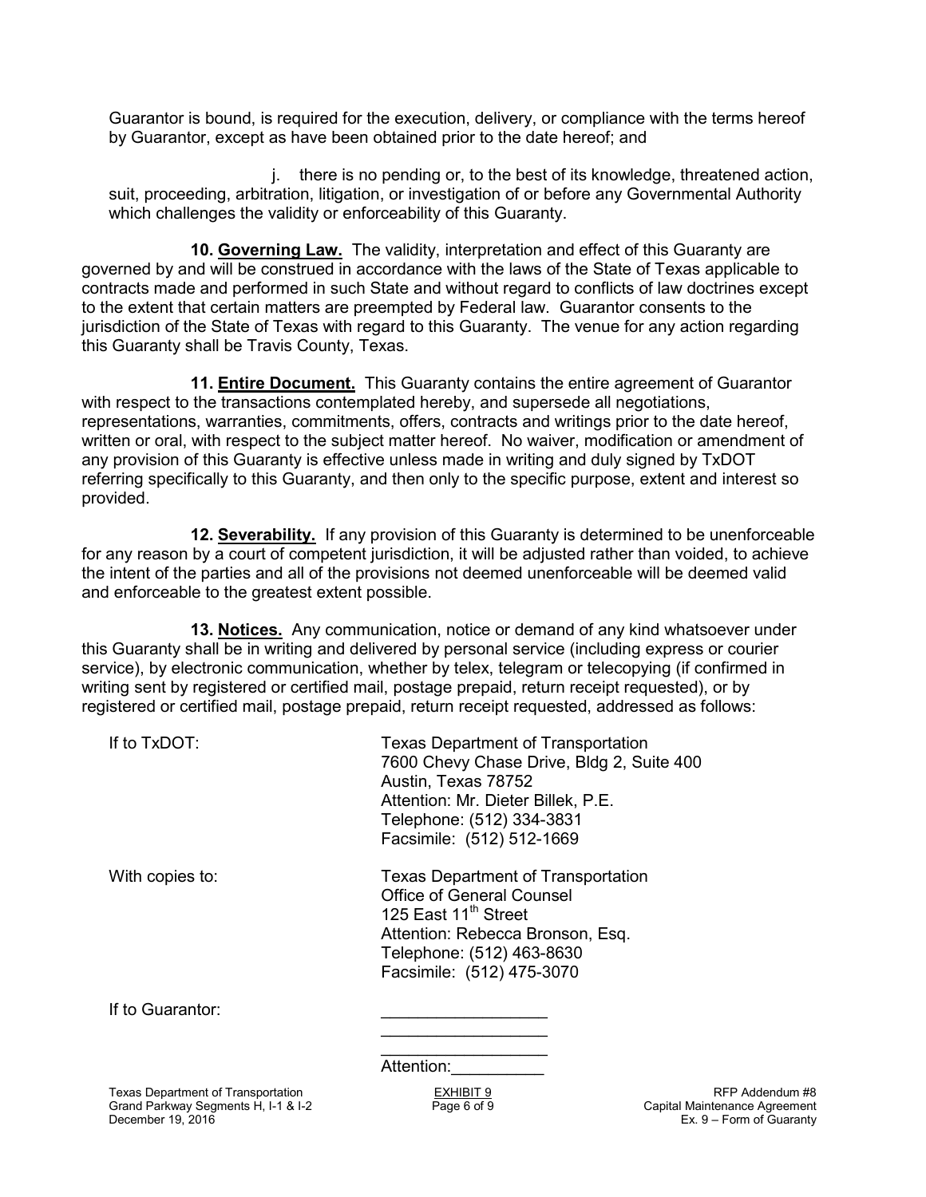Guarantor is bound, is required for the execution, delivery, or compliance with the terms hereof by Guarantor, except as have been obtained prior to the date hereof; and

j. there is no pending or, to the best of its knowledge, threatened action, suit, proceeding, arbitration, litigation, or investigation of or before any Governmental Authority which challenges the validity or enforceability of this Guaranty.

**10. <u>Governing Law.</u>** The validity, interpretation and effect of this Guaranty are governed by and will be construed in accordance with the laws of the State of Texas applicable to contracts made and performed in such State and without regard to conflicts of law doctrines except to the extent that certain matters are preempted by Federal law. Guarantor consents to the jurisdiction of the State of Texas with regard to this Guaranty. The venue for any action regarding this Guaranty shall be Travis County, Texas.

**11. <u>Entire Document.</u>** This Guaranty contains the entire agreement of Guarantor with respect to the transactions contemplated hereby, and supersede all negotiations, representations, warranties, commitments, offers, contracts and writings prior to the date hereof, written or oral, with respect to the subject matter hereof. No waiver, modification or amendment of any provision of this Guaranty is effective unless made in writing and duly signed by TxDOT referring specifically to this Guaranty, and then only to the specific purpose, extent and interest so provided.

**12. <u>Severability.</u>** If any provision of this Guaranty is determined to be unenforceable for any reason by a court of competent jurisdiction, it will be adjusted rather than voided, to achieve the intent of the parties and all of the provisions not deemed unenforceable will be deemed valid and enforceable to the greatest extent possible.

**13. <u>Notices.</u>** Any communication, notice or demand of any kind whatsoever under this Guaranty shall be in writing and delivered by personal service (including express or courier service), by electronic communication, whether by telex, telegram or telecopying (if confirmed in writing sent by registered or certified mail, postage prepaid, return receipt requested), or by registered or certified mail, postage prepaid, return receipt requested, addressed as follows:

If to TxDOT:

Texas Department of Transportation
7600 Chevy Chase Drive, Bldg 2, Suite 400
Austin, Texas 78752
Attention: Mr. Dieter Billek, P.E.
Telephone: (512) 334-3831
Facsimile: (512) 512-1669

With copies to:

Texas Department of Transportation
Office of General Counsel
125 East 11th Street
Attention: Rebecca Bronson, Esq.
Telephone: (512) 463-8630
Facsimile: (512) 475-3070

If to Guarantor:

\_\_\_\_\_\_\_\_\_\_\_\_\_\_\_\_\_\_
\_\_\_\_\_\_\_\_\_\_\_\_\_\_\_\_\_\_
\_\_\_\_\_\_\_\_\_\_\_\_\_\_\_\_\_\_
Attention:\_\_\_\_\_\_\_\_\_\_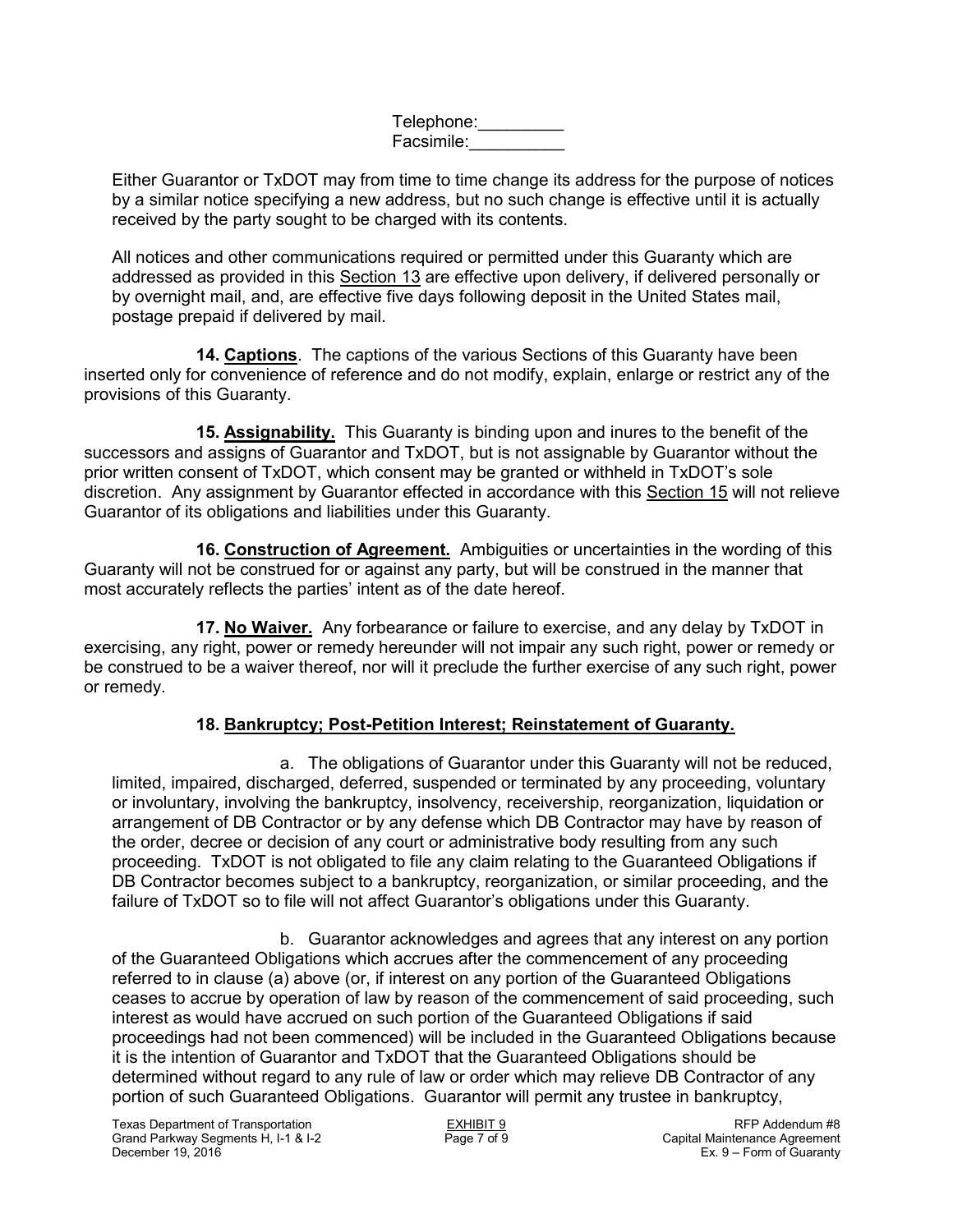Telephone:_________
Facsimile:__________

Either Guarantor or TxDOT may from time to time change its address for the purpose of notices by a similar notice specifying a new address, but no such change is effective until it is actually received by the party sought to be charged with its contents.

All notices and other communications required or permitted under this Guaranty which are addressed as provided in this Section 13 are effective upon delivery, if delivered personally or by overnight mail, and, are effective five days following deposit in the United States mail, postage prepaid if delivered by mail.

**14. Captions**. The captions of the various Sections of this Guaranty have been inserted only for convenience of reference and do not modify, explain, enlarge or restrict any of the provisions of this Guaranty.

**15. Assignability.** This Guaranty is binding upon and inures to the benefit of the successors and assigns of Guarantor and TxDOT, but is not assignable by Guarantor without the prior written consent of TxDOT, which consent may be granted or withheld in TxDOT's sole discretion. Any assignment by Guarantor effected in accordance with this Section 15 will not relieve Guarantor of its obligations and liabilities under this Guaranty.

**16. Construction of Agreement.** Ambiguities or uncertainties in the wording of this Guaranty will not be construed for or against any party, but will be construed in the manner that most accurately reflects the parties' intent as of the date hereof.

**17. No Waiver.** Any forbearance or failure to exercise, and any delay by TxDOT in exercising, any right, power or remedy hereunder will not impair any such right, power or remedy or be construed to be a waiver thereof, nor will it preclude the further exercise of any such right, power or remedy.

**18. Bankruptcy; Post-Petition Interest; Reinstatement of Guaranty.**

a. The obligations of Guarantor under this Guaranty will not be reduced, limited, impaired, discharged, deferred, suspended or terminated by any proceeding, voluntary or involuntary, involving the bankruptcy, insolvency, receivership, reorganization, liquidation or arrangement of DB Contractor or by any defense which DB Contractor may have by reason of the order, decree or decision of any court or administrative body resulting from any such proceeding. TxDOT is not obligated to file any claim relating to the Guaranteed Obligations if DB Contractor becomes subject to a bankruptcy, reorganization, or similar proceeding, and the failure of TxDOT so to file will not affect Guarantor's obligations under this Guaranty.

b. Guarantor acknowledges and agrees that any interest on any portion of the Guaranteed Obligations which accrues after the commencement of any proceeding referred to in clause (a) above (or, if interest on any portion of the Guaranteed Obligations ceases to accrue by operation of law by reason of the commencement of said proceeding, such interest as would have accrued on such portion of the Guaranteed Obligations if said proceedings had not been commenced) will be included in the Guaranteed Obligations because it is the intention of Guarantor and TxDOT that the Guaranteed Obligations should be determined without regard to any rule of law or order which may relieve DB Contractor of any portion of such Guaranteed Obligations. Guarantor will permit any trustee in bankruptcy,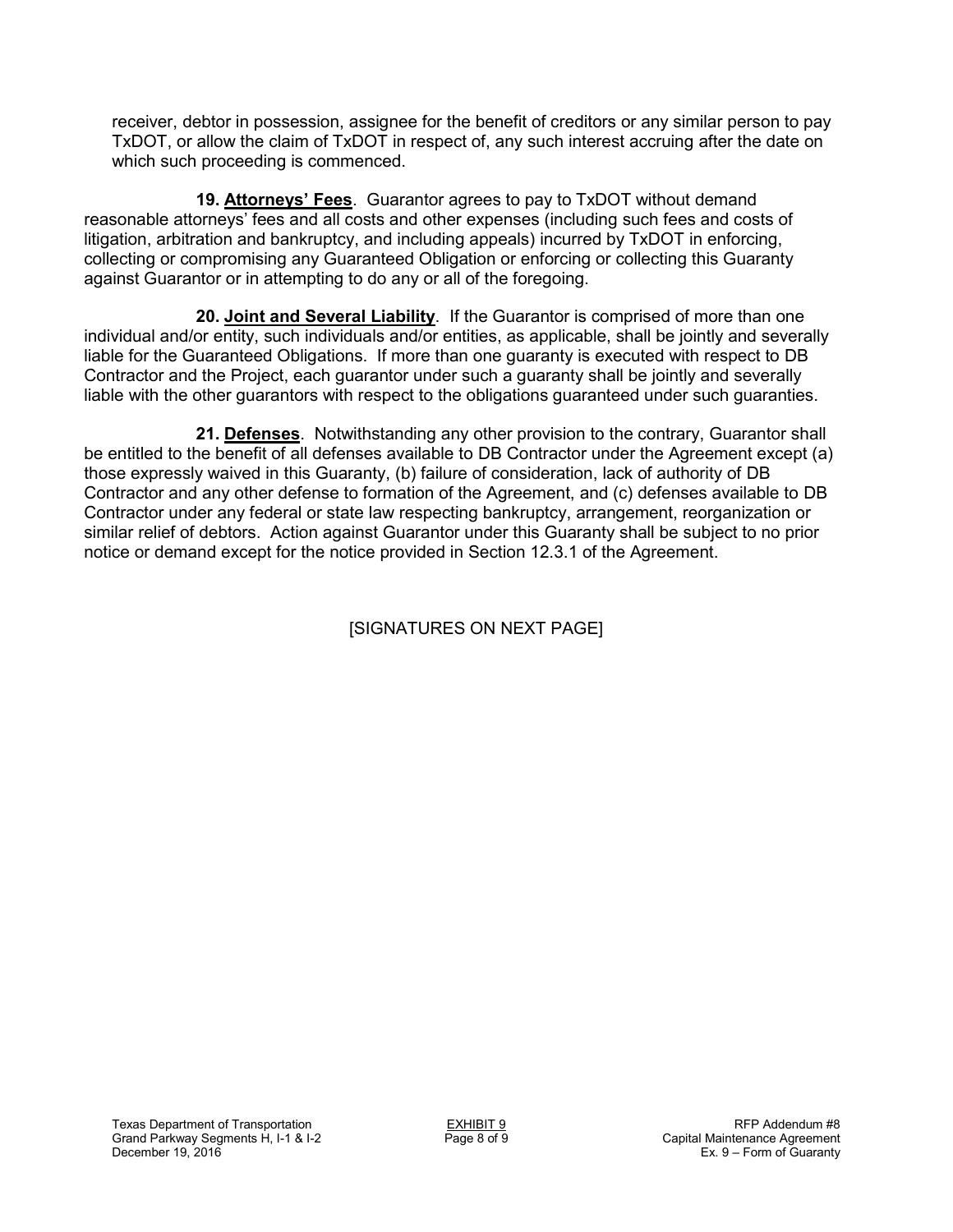receiver, debtor in possession, assignee for the benefit of creditors or any similar person to pay TxDOT, or allow the claim of TxDOT in respect of, any such interest accruing after the date on which such proceeding is commenced.

**19. Attorneys' Fees**. Guarantor agrees to pay to TxDOT without demand reasonable attorneys' fees and all costs and other expenses (including such fees and costs of litigation, arbitration and bankruptcy, and including appeals) incurred by TxDOT in enforcing, collecting or compromising any Guaranteed Obligation or enforcing or collecting this Guaranty against Guarantor or in attempting to do any or all of the foregoing.

**20. Joint and Several Liability**. If the Guarantor is comprised of more than one individual and/or entity, such individuals and/or entities, as applicable, shall be jointly and severally liable for the Guaranteed Obligations. If more than one guaranty is executed with respect to DB Contractor and the Project, each guarantor under such a guaranty shall be jointly and severally liable with the other guarantors with respect to the obligations guaranteed under such guaranties.

**21. Defenses**. Notwithstanding any other provision to the contrary, Guarantor shall be entitled to the benefit of all defenses available to DB Contractor under the Agreement except (a) those expressly waived in this Guaranty, (b) failure of consideration, lack of authority of DB Contractor and any other defense to formation of the Agreement, and (c) defenses available to DB Contractor under any federal or state law respecting bankruptcy, arrangement, reorganization or similar relief of debtors. Action against Guarantor under this Guaranty shall be subject to no prior notice or demand except for the notice provided in Section 12.3.1 of the Agreement.

[SIGNATURES ON NEXT PAGE]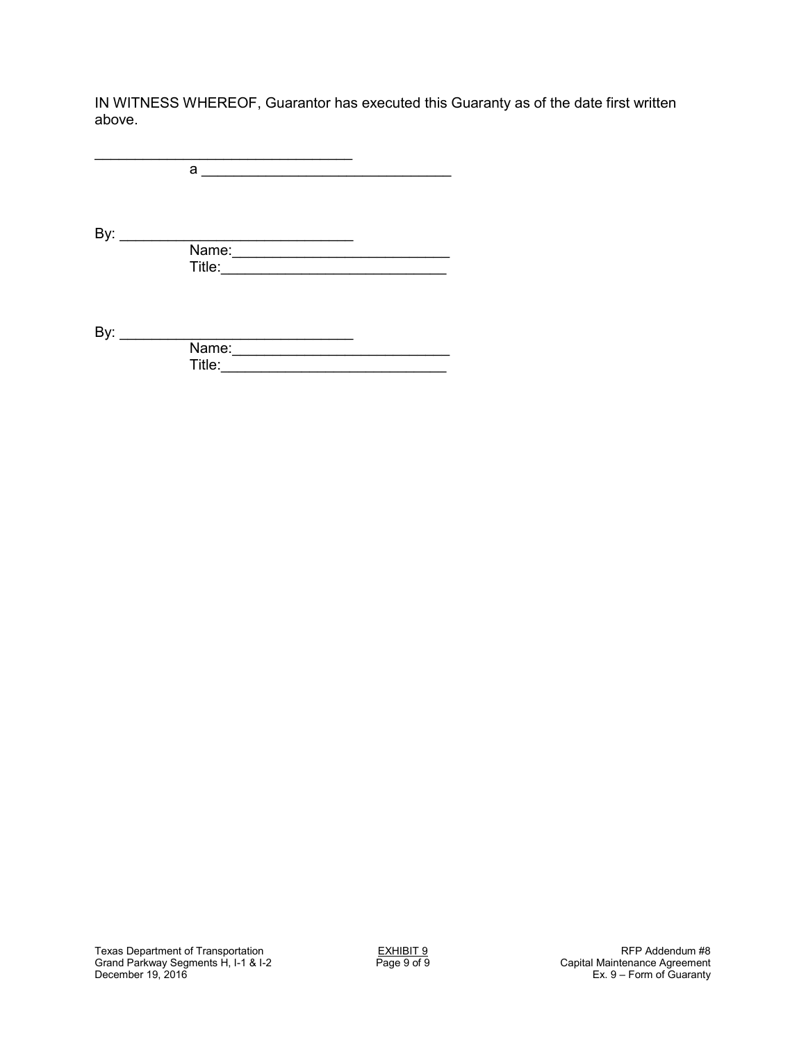IN WITNESS WHEREOF, Guarantor has executed this Guaranty as of the date first written above.

________________________________
a ______________________________

By: ____________________________
Name:__________________________
Title:___________________________

By: ____________________________
Name:__________________________
Title:___________________________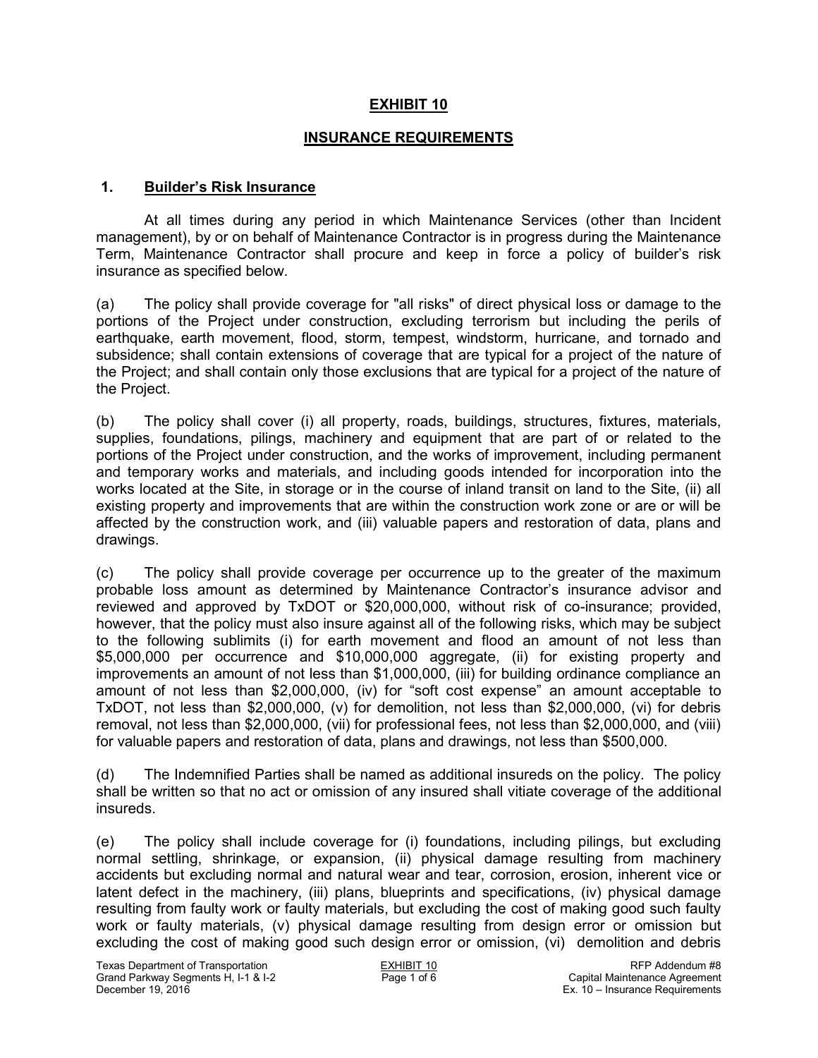## EXHIBIT 10

## INSURANCE REQUIREMENTS

### 1. Builder's Risk Insurance

At all times during any period in which Maintenance Services (other than Incident management), by or on behalf of Maintenance Contractor is in progress during the Maintenance Term, Maintenance Contractor shall procure and keep in force a policy of builder's risk insurance as specified below.

(a) The policy shall provide coverage for "all risks" of direct physical loss or damage to the portions of the Project under construction, excluding terrorism but including the perils of earthquake, earth movement, flood, storm, tempest, windstorm, hurricane, and tornado and subsidence; shall contain extensions of coverage that are typical for a project of the nature of the Project; and shall contain only those exclusions that are typical for a project of the nature of the Project.

(b) The policy shall cover (i) all property, roads, buildings, structures, fixtures, materials, supplies, foundations, pilings, machinery and equipment that are part of or related to the portions of the Project under construction, and the works of improvement, including permanent and temporary works and materials, and including goods intended for incorporation into the works located at the Site, in storage or in the course of inland transit on land to the Site, (ii) all existing property and improvements that are within the construction work zone or are or will be affected by the construction work, and (iii) valuable papers and restoration of data, plans and drawings.

(c) The policy shall provide coverage per occurrence up to the greater of the maximum probable loss amount as determined by Maintenance Contractor's insurance advisor and reviewed and approved by TxDOT or $20,000,000, without risk of co-insurance; provided, however, that the policy must also insure against all of the following risks, which may be subject to the following sublimits (i) for earth movement and flood an amount of not less than $5,000,000 per occurrence and $10,000,000 aggregate, (ii) for existing property and improvements an amount of not less than $1,000,000, (iii) for building ordinance compliance an amount of not less than $2,000,000, (iv) for "soft cost expense" an amount acceptable to TxDOT, not less than $2,000,000, (v) for demolition, not less than $2,000,000, (vi) for debris removal, not less than $2,000,000, (vii) for professional fees, not less than $2,000,000, and (viii) for valuable papers and restoration of data, plans and drawings, not less than $500,000.

(d) The Indemnified Parties shall be named as additional insureds on the policy. The policy shall be written so that no act or omission of any insured shall vitiate coverage of the additional insureds.

(e) The policy shall include coverage for (i) foundations, including pilings, but excluding normal settling, shrinkage, or expansion, (ii) physical damage resulting from machinery accidents but excluding normal and natural wear and tear, corrosion, erosion, inherent vice or latent defect in the machinery, (iii) plans, blueprints and specifications, (iv) physical damage resulting from faulty work or faulty materials, but excluding the cost of making good such faulty work or faulty materials, (v) physical damage resulting from design error or omission but excluding the cost of making good such design error or omission, (vi) demolition and debris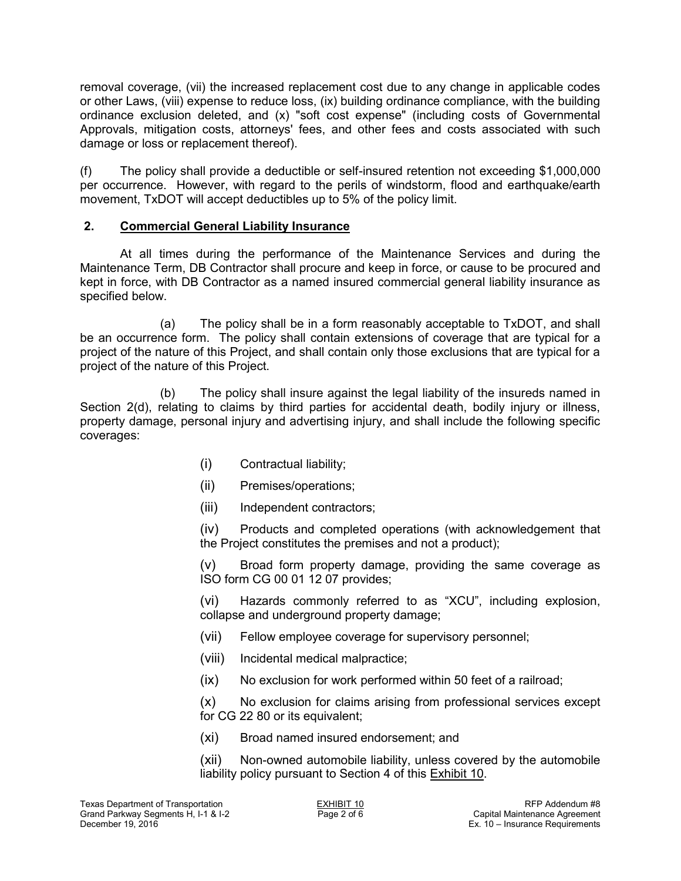removal coverage, (vii) the increased replacement cost due to any change in applicable codes or other Laws, (viii) expense to reduce loss, (ix) building ordinance compliance, with the building ordinance exclusion deleted, and (x) "soft cost expense" (including costs of Governmental Approvals, mitigation costs, attorneys' fees, and other fees and costs associated with such damage or loss or replacement thereof).

(f) The policy shall provide a deductible or self-insured retention not exceeding $1,000,000 per occurrence. However, with regard to the perils of windstorm, flood and earthquake/earth movement, TxDOT will accept deductibles up to 5% of the policy limit.

## 2. Commercial General Liability Insurance

At all times during the performance of the Maintenance Services and during the Maintenance Term, DB Contractor shall procure and keep in force, or cause to be procured and kept in force, with DB Contractor as a named insured commercial general liability insurance as specified below.

(a) The policy shall be in a form reasonably acceptable to TxDOT, and shall be an occurrence form. The policy shall contain extensions of coverage that are typical for a project of the nature of this Project, and shall contain only those exclusions that are typical for a project of the nature of this Project.

(b) The policy shall insure against the legal liability of the insureds named in Section 2(d), relating to claims by third parties for accidental death, bodily injury or illness, property damage, personal injury and advertising injury, and shall include the following specific coverages:

(i) Contractual liability;

(ii) Premises/operations;

(iii) Independent contractors;

(iv) Products and completed operations (with acknowledgement that the Project constitutes the premises and not a product);

(v) Broad form property damage, providing the same coverage as ISO form CG 00 01 12 07 provides;

(vi) Hazards commonly referred to as "XCU", including explosion, collapse and underground property damage;

(vii) Fellow employee coverage for supervisory personnel;

(viii) Incidental medical malpractice;

(ix) No exclusion for work performed within 50 feet of a railroad;

(x) No exclusion for claims arising from professional services except for CG 22 80 or its equivalent;

(xi) Broad named insured endorsement; and

(xii) Non-owned automobile liability, unless covered by the automobile liability policy pursuant to Section 4 of this Exhibit 10.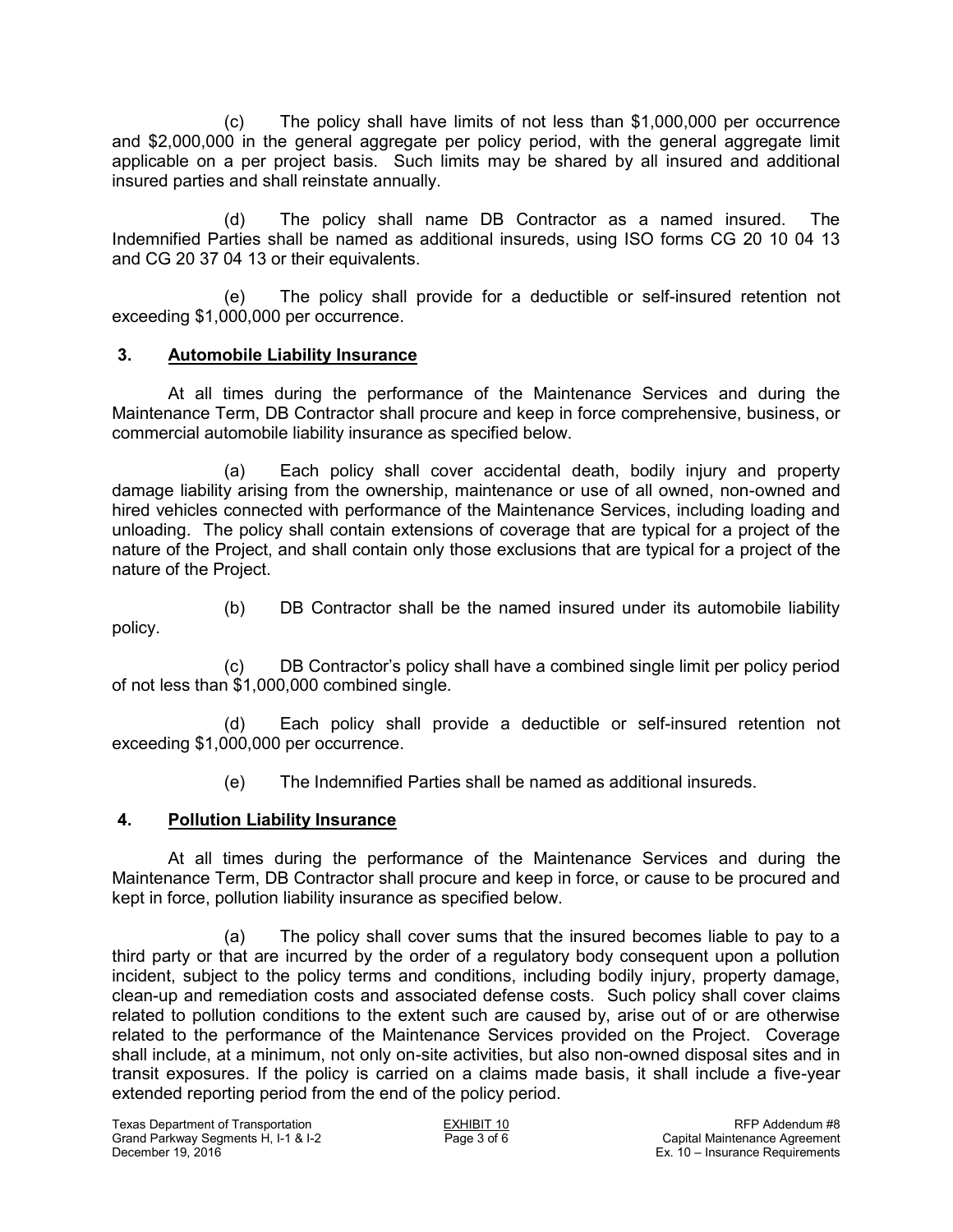(c) The policy shall have limits of not less than $1,000,000 per occurrence and $2,000,000 in the general aggregate per policy period, with the general aggregate limit applicable on a per project basis. Such limits may be shared by all insured and additional insured parties and shall reinstate annually.

(d) The policy shall name DB Contractor as a named insured. The Indemnified Parties shall be named as additional insureds, using ISO forms CG 20 10 04 13 and CG 20 37 04 13 or their equivalents.

(e) The policy shall provide for a deductible or self-insured retention not exceeding $1,000,000 per occurrence.

## 3. Automobile Liability Insurance

At all times during the performance of the Maintenance Services and during the Maintenance Term, DB Contractor shall procure and keep in force comprehensive, business, or commercial automobile liability insurance as specified below.

(a) Each policy shall cover accidental death, bodily injury and property damage liability arising from the ownership, maintenance or use of all owned, non-owned and hired vehicles connected with performance of the Maintenance Services, including loading and unloading. The policy shall contain extensions of coverage that are typical for a project of the nature of the Project, and shall contain only those exclusions that are typical for a project of the nature of the Project.

(b) DB Contractor shall be the named insured under its automobile liability policy.

(c) DB Contractor's policy shall have a combined single limit per policy period of not less than $1,000,000 combined single.

(d) Each policy shall provide a deductible or self-insured retention not exceeding $1,000,000 per occurrence.

(e) The Indemnified Parties shall be named as additional insureds.

## 4. Pollution Liability Insurance

At all times during the performance of the Maintenance Services and during the Maintenance Term, DB Contractor shall procure and keep in force, or cause to be procured and kept in force, pollution liability insurance as specified below.

(a) The policy shall cover sums that the insured becomes liable to pay to a third party or that are incurred by the order of a regulatory body consequent upon a pollution incident, subject to the policy terms and conditions, including bodily injury, property damage, clean-up and remediation costs and associated defense costs. Such policy shall cover claims related to pollution conditions to the extent such are caused by, arise out of or are otherwise related to the performance of the Maintenance Services provided on the Project. Coverage shall include, at a minimum, not only on-site activities, but also non-owned disposal sites and in transit exposures. If the policy is carried on a claims made basis, it shall include a five-year extended reporting period from the end of the policy period.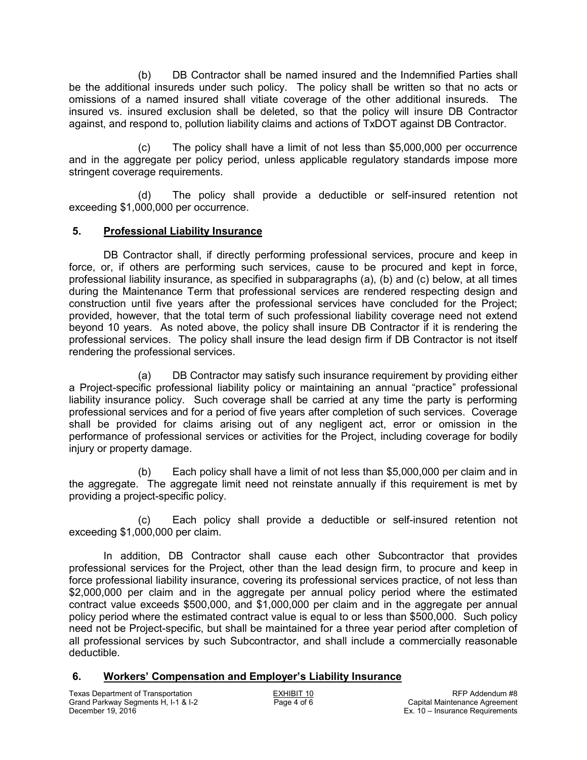(b) DB Contractor shall be named insured and the Indemnified Parties shall be the additional insureds under such policy. The policy shall be written so that no acts or omissions of a named insured shall vitiate coverage of the other additional insureds. The insured vs. insured exclusion shall be deleted, so that the policy will insure DB Contractor against, and respond to, pollution liability claims and actions of TxDOT against DB Contractor.

(c) The policy shall have a limit of not less than $5,000,000 per occurrence and in the aggregate per policy period, unless applicable regulatory standards impose more stringent coverage requirements.

(d) The policy shall provide a deductible or self-insured retention not exceeding $1,000,000 per occurrence.

## 5. Professional Liability Insurance

DB Contractor shall, if directly performing professional services, procure and keep in force, or, if others are performing such services, cause to be procured and kept in force, professional liability insurance, as specified in subparagraphs (a), (b) and (c) below, at all times during the Maintenance Term that professional services are rendered respecting design and construction until five years after the professional services have concluded for the Project; provided, however, that the total term of such professional liability coverage need not extend beyond 10 years. As noted above, the policy shall insure DB Contractor if it is rendering the professional services. The policy shall insure the lead design firm if DB Contractor is not itself rendering the professional services.

(a) DB Contractor may satisfy such insurance requirement by providing either a Project-specific professional liability policy or maintaining an annual "practice" professional liability insurance policy. Such coverage shall be carried at any time the party is performing professional services and for a period of five years after completion of such services. Coverage shall be provided for claims arising out of any negligent act, error or omission in the performance of professional services or activities for the Project, including coverage for bodily injury or property damage.

(b) Each policy shall have a limit of not less than $5,000,000 per claim and in the aggregate. The aggregate limit need not reinstate annually if this requirement is met by providing a project-specific policy.

(c) Each policy shall provide a deductible or self-insured retention not exceeding $1,000,000 per claim.

In addition, DB Contractor shall cause each other Subcontractor that provides professional services for the Project, other than the lead design firm, to procure and keep in force professional liability insurance, covering its professional services practice, of not less than $2,000,000 per claim and in the aggregate per annual policy period where the estimated contract value exceeds $500,000, and $1,000,000 per claim and in the aggregate per annual policy period where the estimated contract value is equal to or less than $500,000. Such policy need not be Project-specific, but shall be maintained for a three year period after completion of all professional services by such Subcontractor, and shall include a commercially reasonable deductible.

## 6. Workers' Compensation and Employer's Liability Insurance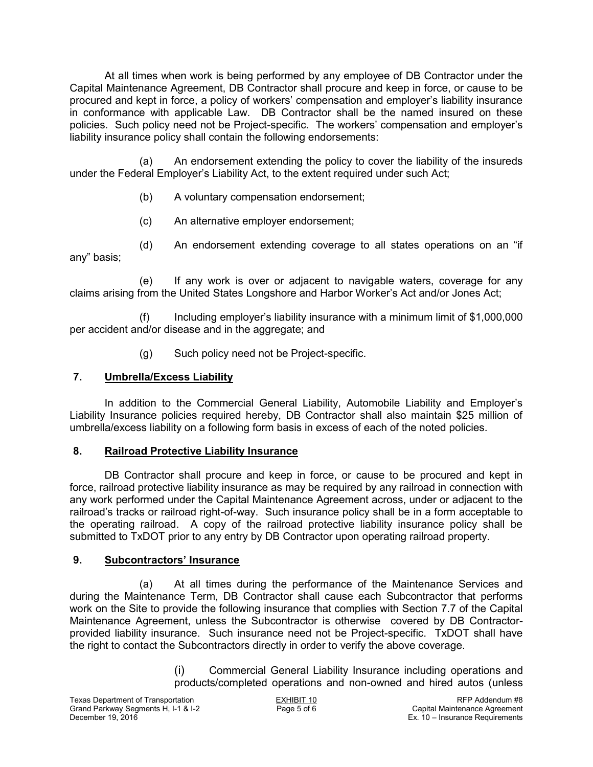At all times when work is being performed by any employee of DB Contractor under the Capital Maintenance Agreement, DB Contractor shall procure and keep in force, or cause to be procured and kept in force, a policy of workers' compensation and employer's liability insurance in conformance with applicable Law. DB Contractor shall be the named insured on these policies. Such policy need not be Project-specific. The workers' compensation and employer's liability insurance policy shall contain the following endorsements:

(a) An endorsement extending the policy to cover the liability of the insureds under the Federal Employer's Liability Act, to the extent required under such Act;

(b) A voluntary compensation endorsement;

(c) An alternative employer endorsement;

(d) An endorsement extending coverage to all states operations on an "if any" basis;

(e) If any work is over or adjacent to navigable waters, coverage for any claims arising from the United States Longshore and Harbor Worker's Act and/or Jones Act;

(f) Including employer's liability insurance with a minimum limit of $1,000,000 per accident and/or disease and in the aggregate; and

(g) Such policy need not be Project-specific.

## 7. Umbrella/Excess Liability

In addition to the Commercial General Liability, Automobile Liability and Employer's Liability Insurance policies required hereby, DB Contractor shall also maintain $25 million of umbrella/excess liability on a following form basis in excess of each of the noted policies.

## 8. Railroad Protective Liability Insurance

DB Contractor shall procure and keep in force, or cause to be procured and kept in force, railroad protective liability insurance as may be required by any railroad in connection with any work performed under the Capital Maintenance Agreement across, under or adjacent to the railroad's tracks or railroad right-of-way. Such insurance policy shall be in a form acceptable to the operating railroad. A copy of the railroad protective liability insurance policy shall be submitted to TxDOT prior to any entry by DB Contractor upon operating railroad property.

## 9. Subcontractors' Insurance

(a) At all times during the performance of the Maintenance Services and during the Maintenance Term, DB Contractor shall cause each Subcontractor that performs work on the Site to provide the following insurance that complies with Section 7.7 of the Capital Maintenance Agreement, unless the Subcontractor is otherwise covered by DB Contractor-provided liability insurance. Such insurance need not be Project-specific. TxDOT shall have the right to contact the Subcontractors directly in order to verify the above coverage.

(i) Commercial General Liability Insurance including operations and products/completed operations and non-owned and hired autos (unless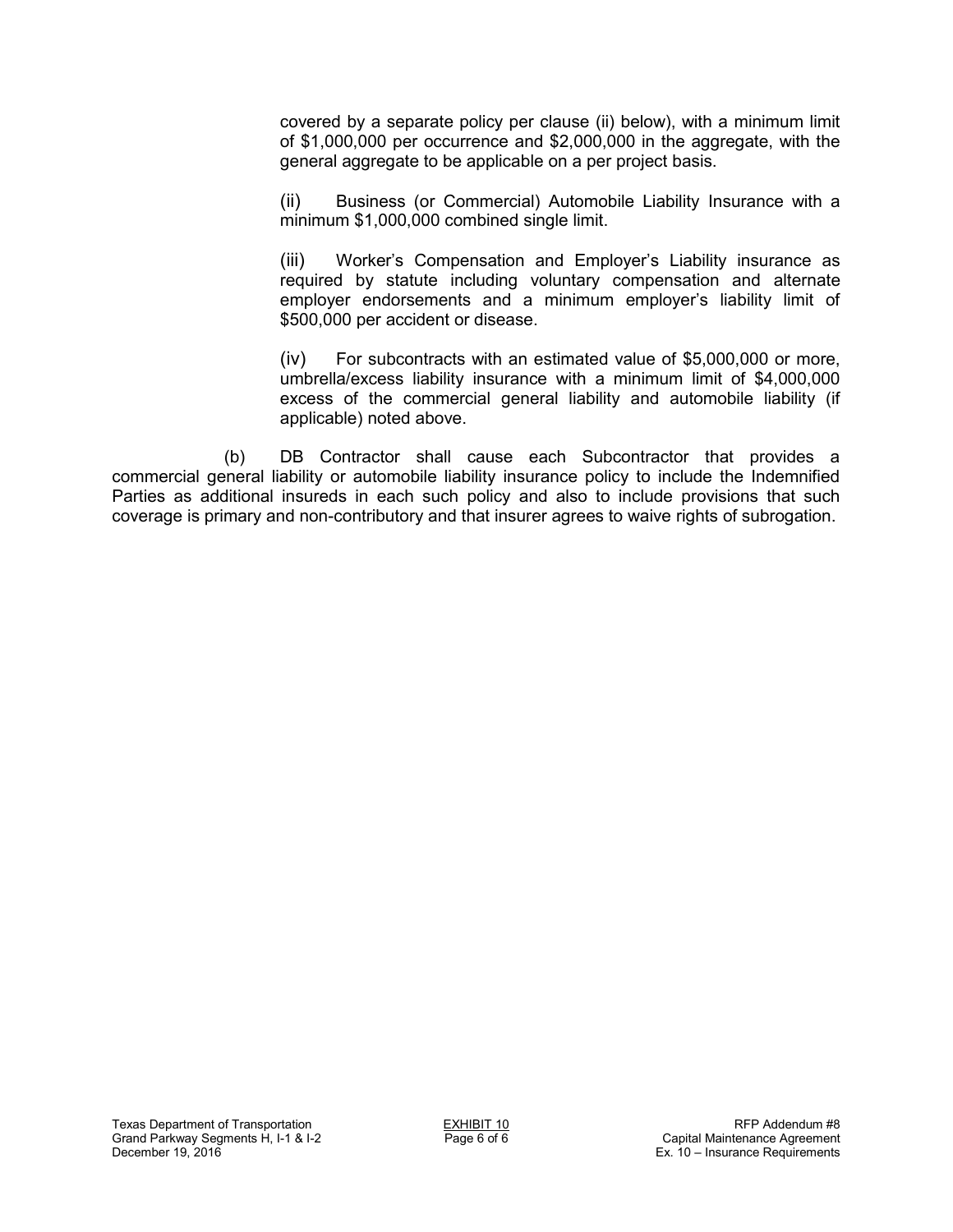covered by a separate policy per clause (ii) below), with a minimum limit of $1,000,000 per occurrence and $2,000,000 in the aggregate, with the general aggregate to be applicable on a per project basis.

(ii) Business (or Commercial) Automobile Liability Insurance with a minimum $1,000,000 combined single limit.

(iii) Worker's Compensation and Employer's Liability insurance as required by statute including voluntary compensation and alternate employer endorsements and a minimum employer's liability limit of $500,000 per accident or disease.

(iv) For subcontracts with an estimated value of $5,000,000 or more, umbrella/excess liability insurance with a minimum limit of $4,000,000 excess of the commercial general liability and automobile liability (if applicable) noted above.

(b) DB Contractor shall cause each Subcontractor that provides a commercial general liability or automobile liability insurance policy to include the Indemnified Parties as additional insureds in each such policy and also to include provisions that such coverage is primary and non-contributory and that insurer agrees to waive rights of subrogation.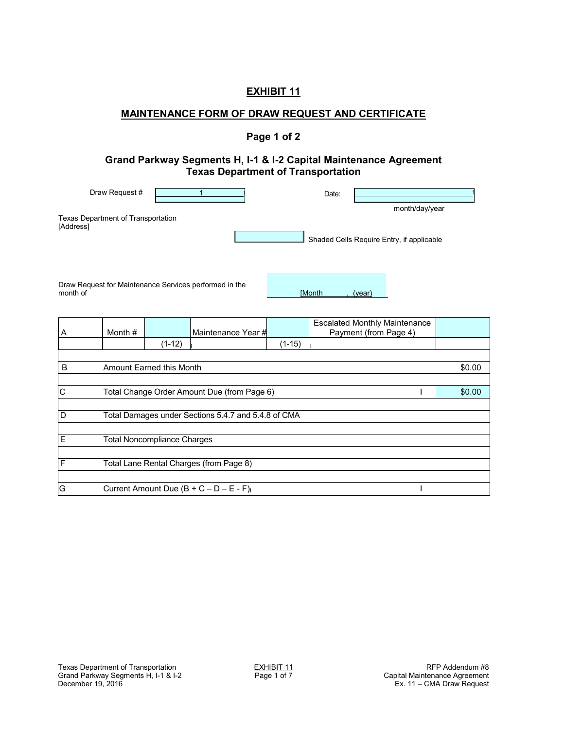# EXHIBIT 11

## MAINTENANCE FORM OF DRAW REQUEST AND CERTIFICATE

### Page 1 of 2

### Grand Parkway Segments H, I-1 & I-2 Capital Maintenance Agreement
### Texas Department of Transportation

Draw Request # 1 Date: ____________

month/day/year

Texas Department of Transportation
[Address]

Shaded Cells Require Entry, if applicable

Draw Request for Maintenance Services performed in the month of [Month , (year)

| A | Month # | | Maintenance Year # | | Escalated Monthly Maintenance Payment (from Page 4) | |
|---|---|---|---|---|---|---|
| | | (1-12) | | (1-15) | | |
| | | | | | | |
| B | Amount Earned this Month | | | | | $0.00 |
| | | | | | | |
| C | Total Change Order Amount Due (from Page 6) | | | | | $0.00 |
| | | | | | | |
| D | Total Damages under Sections 5.4.7 and 5.4.8 of CMA | | | | | |
| | | | | | | |
| E | Total Noncompliance Charges | | | | | |
| | | | | | | |
| F | Total Lane Rental Charges (from Page 8) | | | | | |
| | | | | | | |
| G | Current Amount Due (B + C – D – E - F) | | | | | |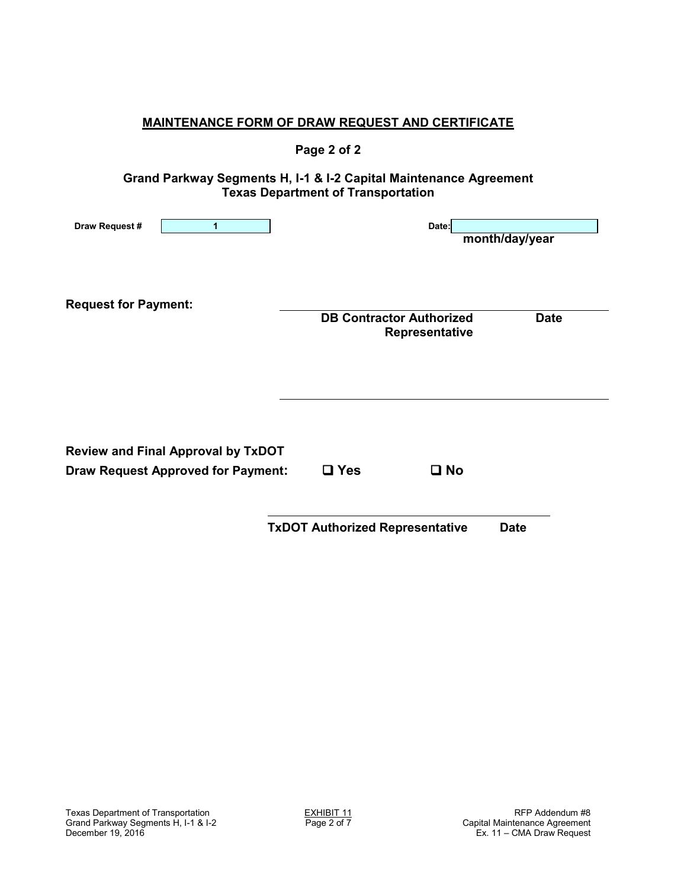## MAINTENANCE FORM OF DRAW REQUEST AND CERTIFICATE

**Page 2 of 2**

**Grand Parkway Segments H, I-1 & I-2 Capital Maintenance Agreement**
**Texas Department of Transportation**

**Draw Request #** 1 **Date:** ____________
**month/day/year**

**Request for Payment:**

______________________________________________
**DB Contractor Authorized Representative** **Date**

______________________________________________

**Review and Final Approval by TxDOT**

**Draw Request Approved for Payment:** ❑ **Yes** ❑ **No**

______________________________________________
**TxDOT Authorized Representative** **Date**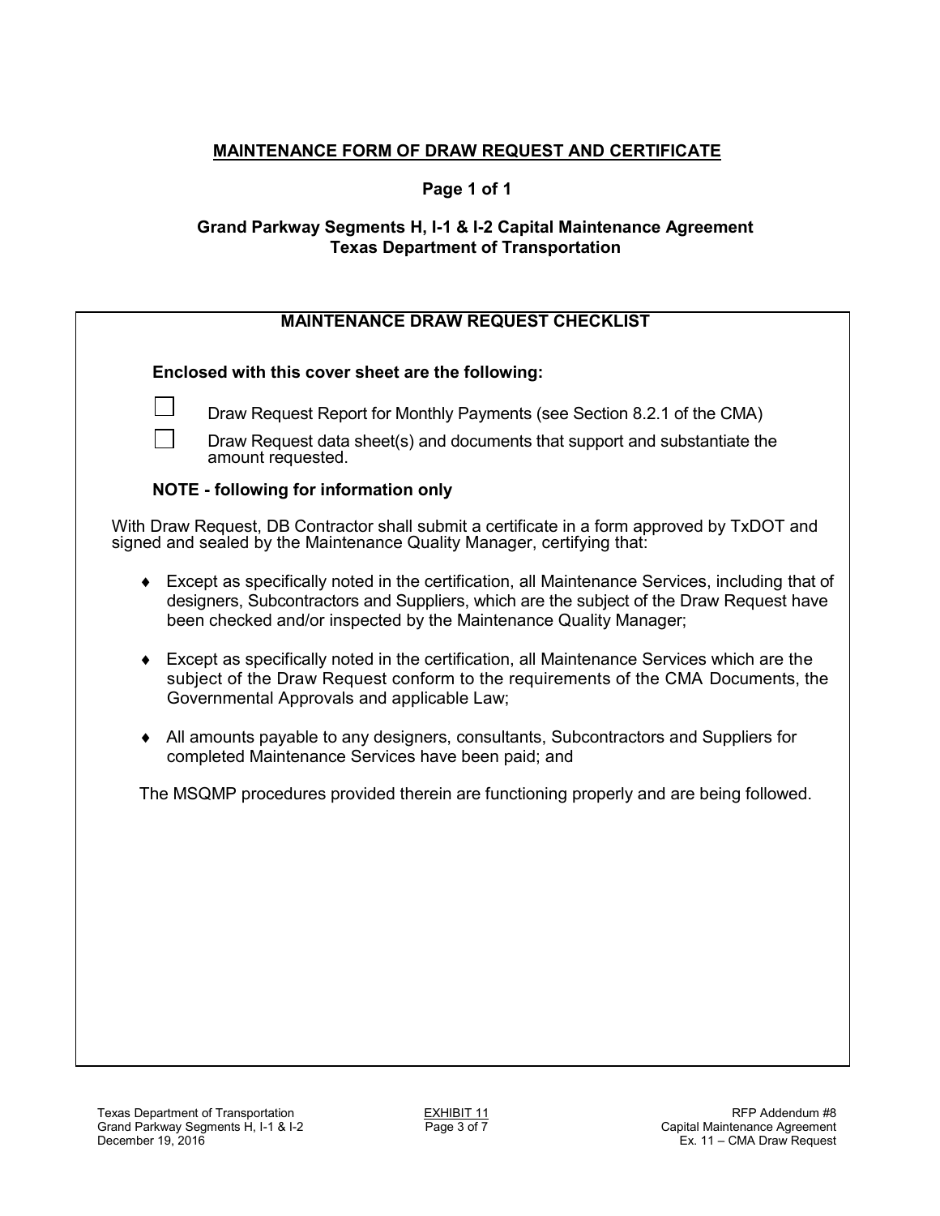## MAINTENANCE FORM OF DRAW REQUEST AND CERTIFICATE

**Page 1 of 1**

**Grand Parkway Segments H, I-1 & I-2 Capital Maintenance Agreement**
**Texas Department of Transportation**

### MAINTENANCE DRAW REQUEST CHECKLIST

**Enclosed with this cover sheet are the following:**

- ☐ Draw Request Report for Monthly Payments (see Section 8.2.1 of the CMA)
- ☐ Draw Request data sheet(s) and documents that support and substantiate the amount requested.

**NOTE - following for information only**

With Draw Request, DB Contractor shall submit a certificate in a form approved by TxDOT and signed and sealed by the Maintenance Quality Manager, certifying that:

- Except as specifically noted in the certification, all Maintenance Services, including that of designers, Subcontractors and Suppliers, which are the subject of the Draw Request have been checked and/or inspected by the Maintenance Quality Manager;
- Except as specifically noted in the certification, all Maintenance Services which are the subject of the Draw Request conform to the requirements of the CMA Documents, the Governmental Approvals and applicable Law;
- All amounts payable to any designers, consultants, Subcontractors and Suppliers for completed Maintenance Services have been paid; and

The MSQMP procedures provided therein are functioning properly and are being followed.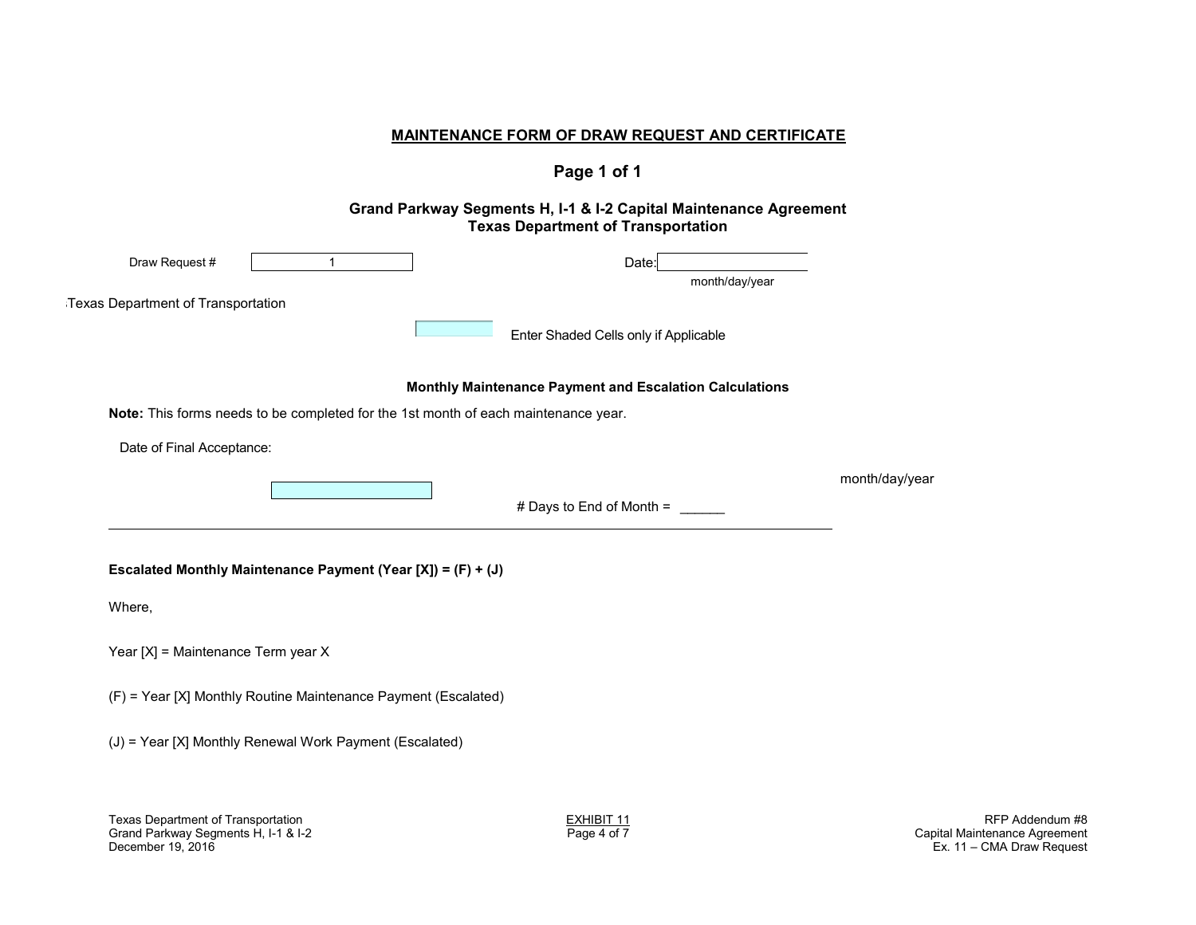## MAINTENANCE FORM OF DRAW REQUEST AND CERTIFICATE

### Page 1 of 1

### Grand Parkway Segments H, I-1 & I-2 Capital Maintenance Agreement
### Texas Department of Transportation

Draw Request # 1 | Date: ______________ (month/day/year)

Texas Department of Transportation

Enter Shaded Cells only if Applicable

**Monthly Maintenance Payment and Escalation Calculations**

**Note:** This forms needs to be completed for the 1st month of each maintenance year.

Date of Final Acceptance: ______________ month/day/year

# Days to End of Month = ______

---

**Escalated Monthly Maintenance Payment (Year [X]) = (F) + (J)**

Where,

Year [X] = Maintenance Term year X

(F) = Year [X] Monthly Routine Maintenance Payment (Escalated)

(J) = Year [X] Monthly Renewal Work Payment (Escalated)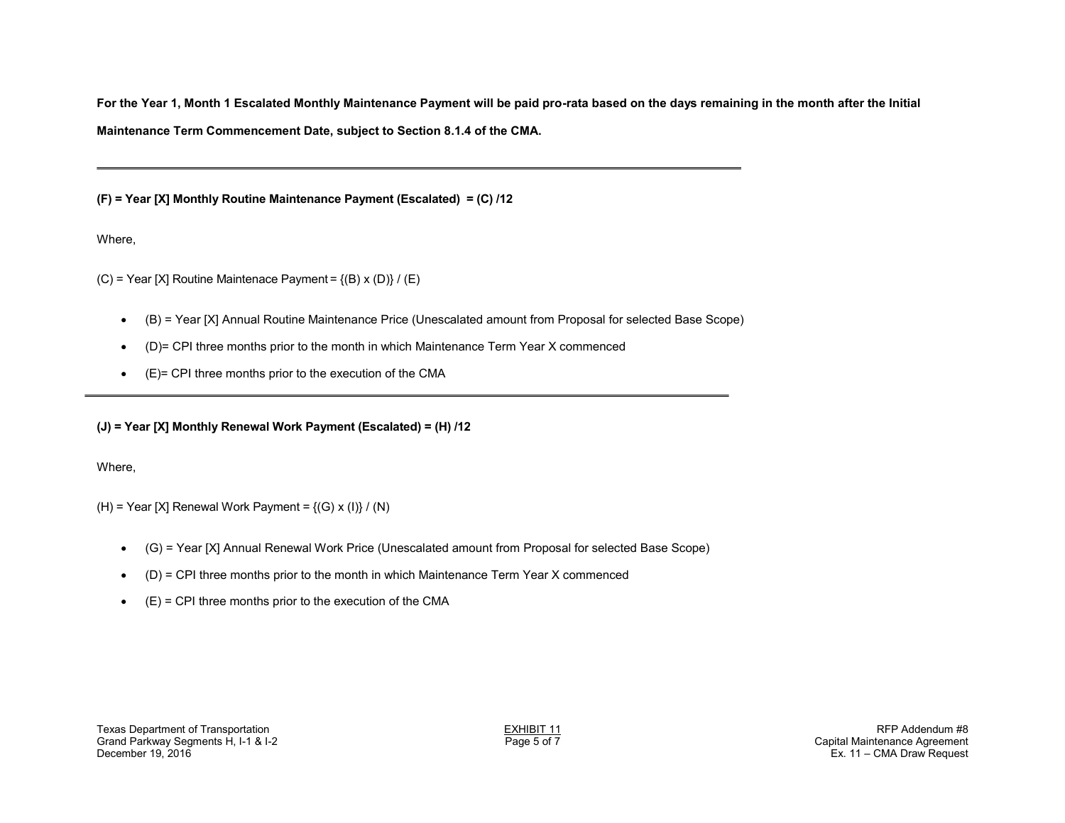**For the Year 1, Month 1 Escalated Monthly Maintenance Payment will be paid pro-rata based on the days remaining in the month after the Initial Maintenance Term Commencement Date, subject to Section 8.1.4 of the CMA.**

---

**(F) = Year [X] Monthly Routine Maintenance Payment (Escalated) = (C) /12**

Where,

(C) = Year [X] Routine Maintenace Payment = {(B) x (D)} / (E)

- (B) = Year [X] Annual Routine Maintenance Price (Unescalated amount from Proposal for selected Base Scope)
- (D)= CPI three months prior to the month in which Maintenance Term Year X commenced
- (E)= CPI three months prior to the execution of the CMA

---

**(J) = Year [X] Monthly Renewal Work Payment (Escalated) = (H) /12**

Where,

(H) = Year [X] Renewal Work Payment = {(G) x (I)} / (N)

- (G) = Year [X] Annual Renewal Work Price (Unescalated amount from Proposal for selected Base Scope)
- (D) = CPI three months prior to the month in which Maintenance Term Year X commenced
- (E) = CPI three months prior to the execution of the CMA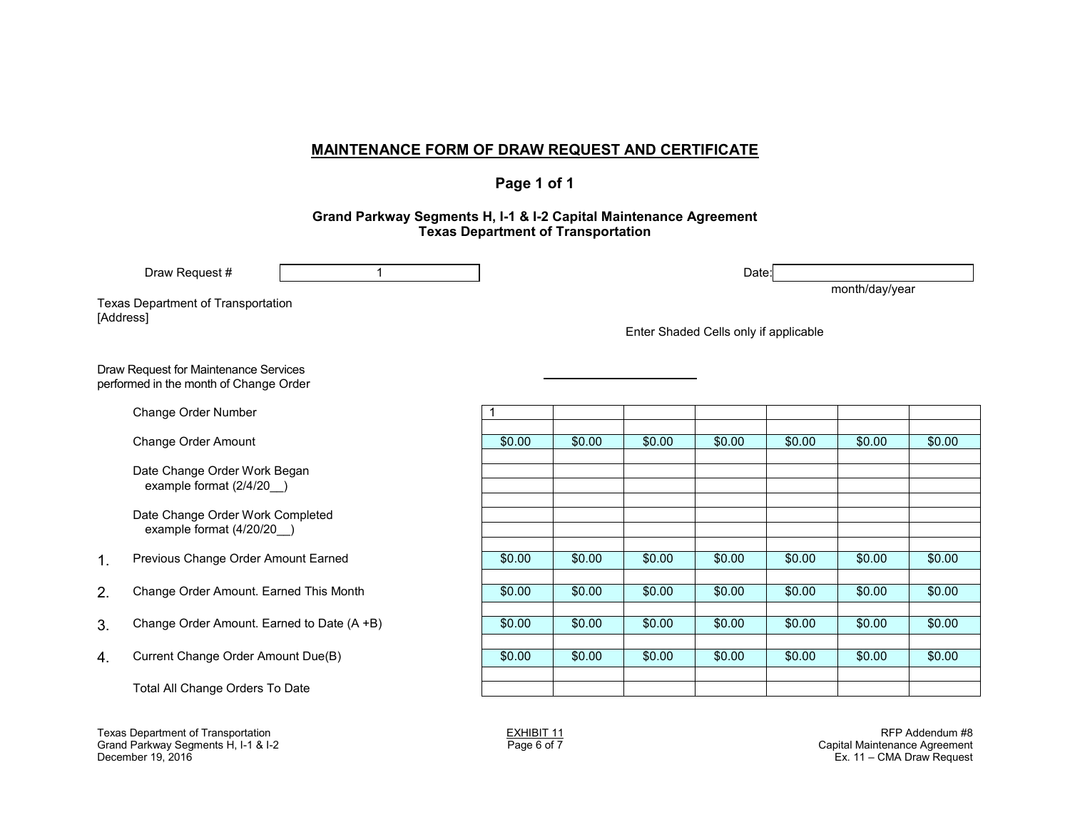## MAINTENANCE FORM OF DRAW REQUEST AND CERTIFICATE

### Page 1 of 1

**Grand Parkway Segments H, I-1 & I-2 Capital Maintenance Agreement**
**Texas Department of Transportation**

Draw Request # 1

Date: ____________________
month/day/year

Texas Department of Transportation
[Address]

Enter Shaded Cells only if applicable

Draw Request for Maintenance Services performed in the month of Change Order ____________________

| | | | | | | | |
|---|---|---|---|---|---|---|---|
| Change Order Number | 1 | | | | | | |
| Change Order Amount | $0.00 | $0.00 | $0.00 | $0.00 | $0.00 | $0.00 | $0.00 |
| Date Change Order Work Began example format (2/4/20__) | | | | | | | |
| Date Change Order Work Completed example format (4/20/20__) | | | | | | | |
| 1. Previous Change Order Amount Earned | $0.00 | $0.00 | $0.00 | $0.00 | $0.00 | $0.00 | $0.00 |
| 2. Change Order Amount. Earned This Month | $0.00 | $0.00 | $0.00 | $0.00 | $0.00 | $0.00 | $0.00 |
| 3. Change Order Amount. Earned to Date (A +B) | $0.00 | $0.00 | $0.00 | $0.00 | $0.00 | $0.00 | $0.00 |
| 4. Current Change Order Amount Due(B) | $0.00 | $0.00 | $0.00 | $0.00 | $0.00 | $0.00 | $0.00 |
| Total All Change Orders To Date | | | | | | | |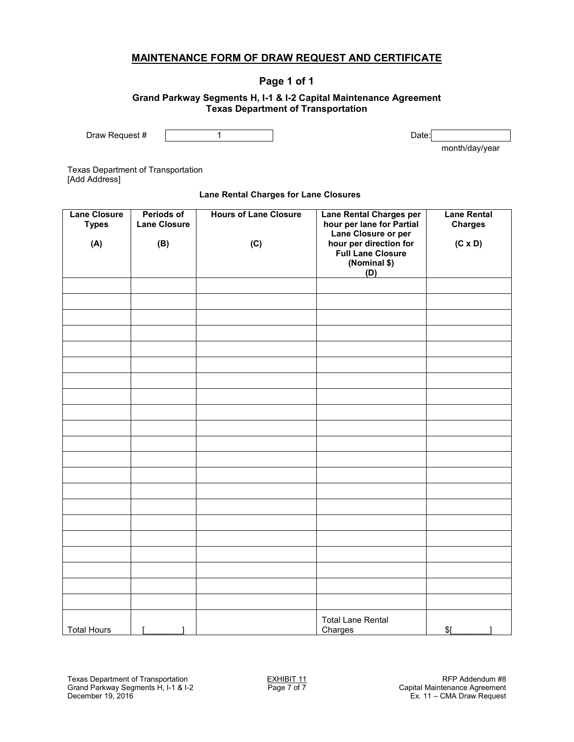# MAINTENANCE FORM OF DRAW REQUEST AND CERTIFICATE

## Page 1 of 1

### Grand Parkway Segments H, I-1 & I-2 Capital Maintenance Agreement
### Texas Department of Transportation

Draw Request # 1

Date: ______________
month/day/year

Texas Department of Transportation
[Add Address]

**Lane Rental Charges for Lane Closures**

| Lane Closure Types<br><br>(A) | Periods of Lane Closure<br><br>(B) | Hours of Lane Closure<br><br>(C) | Lane Rental Charges per hour per lane for Partial Lane Closure or per hour per direction for Full Lane Closure (Nominal $)<br>(D) | Lane Rental Charges<br><br>(C x D) |
|---|---|---|---|---|
| | | | | |
| | | | | |
| | | | | |
| | | | | |
| | | | | |
| | | | | |
| | | | | |
| | | | | |
| | | | | |
| | | | | |
| | | | | |
| | | | | |
| | | | | |
| | | | | |
| | | | | |
| | | | | |
| | | | | |
| | | | | |
| | | | | |
| | | | | |
| | | | | |
| Total Hours | [_______] | | Total Lane Rental Charges | $[_______] |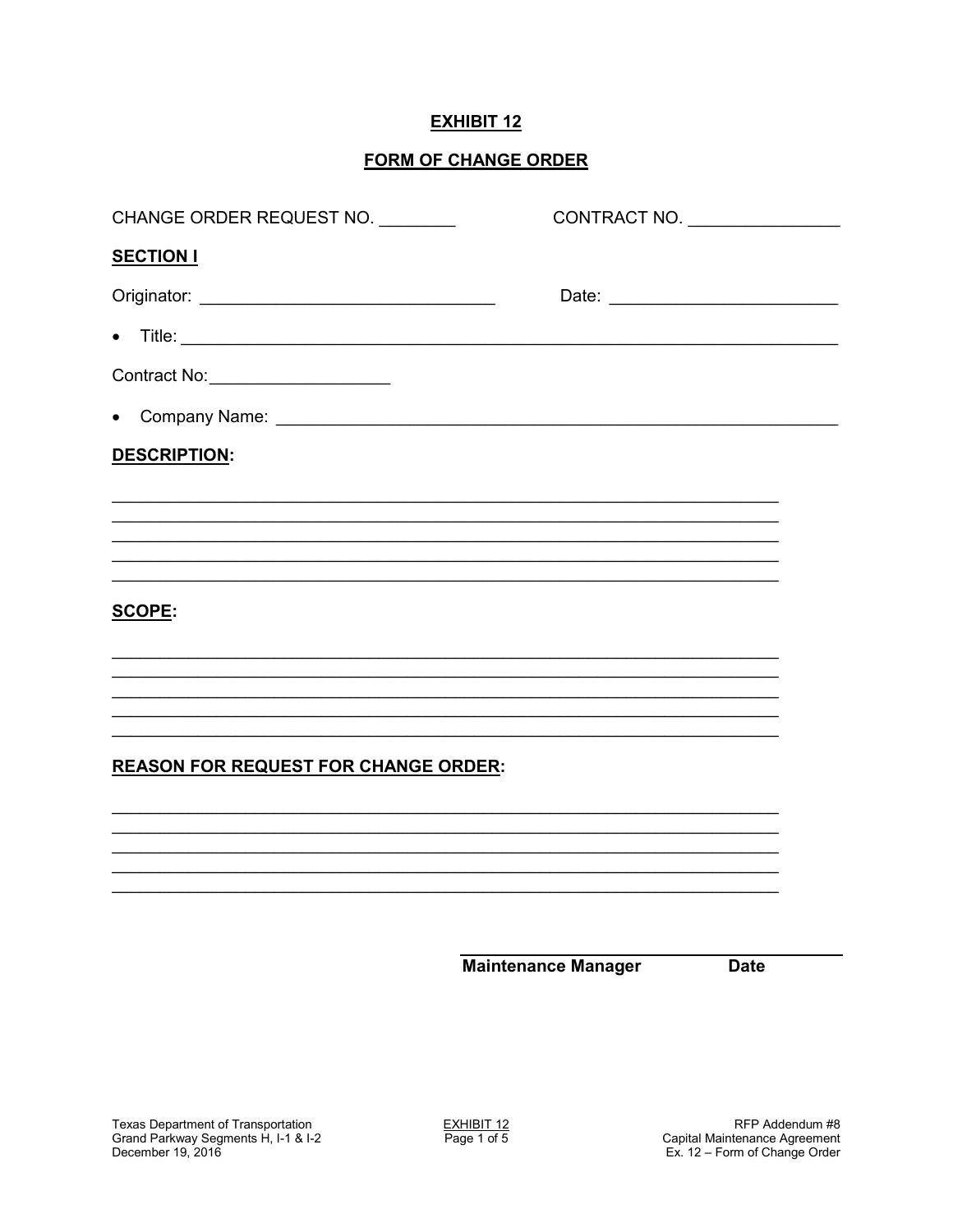# EXHIBIT 12

## FORM OF CHANGE ORDER

CHANGE ORDER REQUEST NO. ________ CONTRACT NO. ________________

**SECTION I**

Originator: ______________________________ Date: ________________________

- Title: ____________________________________________________________________

Contract No:___________________

- Company Name: ______________________________________________________

**DESCRIPTION:**

_____________________________________________________________________
_____________________________________________________________________
_____________________________________________________________________
_____________________________________________________________________
_____________________________________________________________________

**SCOPE:**

_____________________________________________________________________
_____________________________________________________________________
_____________________________________________________________________
_____________________________________________________________________
_____________________________________________________________________

**REASON FOR REQUEST FOR CHANGE ORDER:**

_____________________________________________________________________
_____________________________________________________________________
_____________________________________________________________________
_____________________________________________________________________
_____________________________________________________________________

_______________________________________
**Maintenance Manager Date**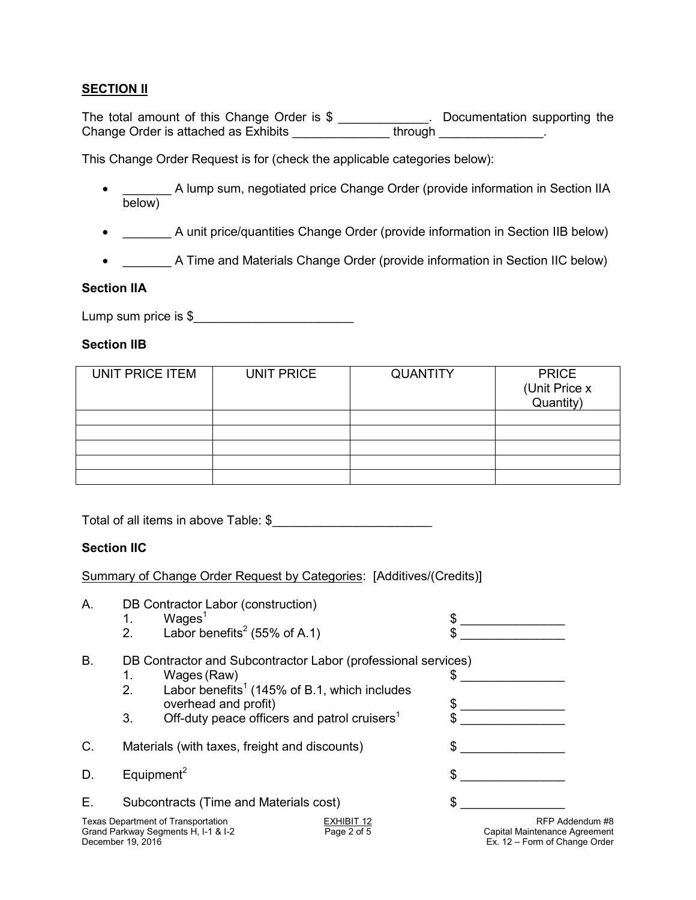## SECTION II

The total amount of this Change Order is $ _____________. Documentation supporting the Change Order is attached as Exhibits ______________ through _______________.

This Change Order Request is for (check the applicable categories below):

- _______ A lump sum, negotiated price Change Order (provide information in Section IIA below)
- _______ A unit price/quantities Change Order (provide information in Section IIB below)
- _______ A Time and Materials Change Order (provide information in Section IIC below)

### Section IIA

Lump sum price is $_______________________

### Section IIB

| UNIT PRICE ITEM | UNIT PRICE | QUANTITY | PRICE (Unit Price x Quantity) |
|---|---|---|---|
| | | | |
| | | | |
| | | | |
| | | | |
| | | | |

Total of all items in above Table: $_______________________

### Section IIC

Summary of Change Order Request by Categories: [Additives/(Credits)]

A. DB Contractor Labor (construction)
   1. Wages[1] $ _______________
   2. Labor benefits[2] (55% of A.1) $ _______________

B. DB Contractor and Subcontractor Labor (professional services)
   1. Wages (Raw) $ _______________
   2. Labor benefits[1] (145% of B.1, which includes overhead and profit) $ _______________
   3. Off-duty peace officers and patrol cruisers[1] $ _______________

C. Materials (with taxes, freight and discounts) $ _______________

D. Equipment[2] $ _______________

E. Subcontracts (Time and Materials cost) $ _______________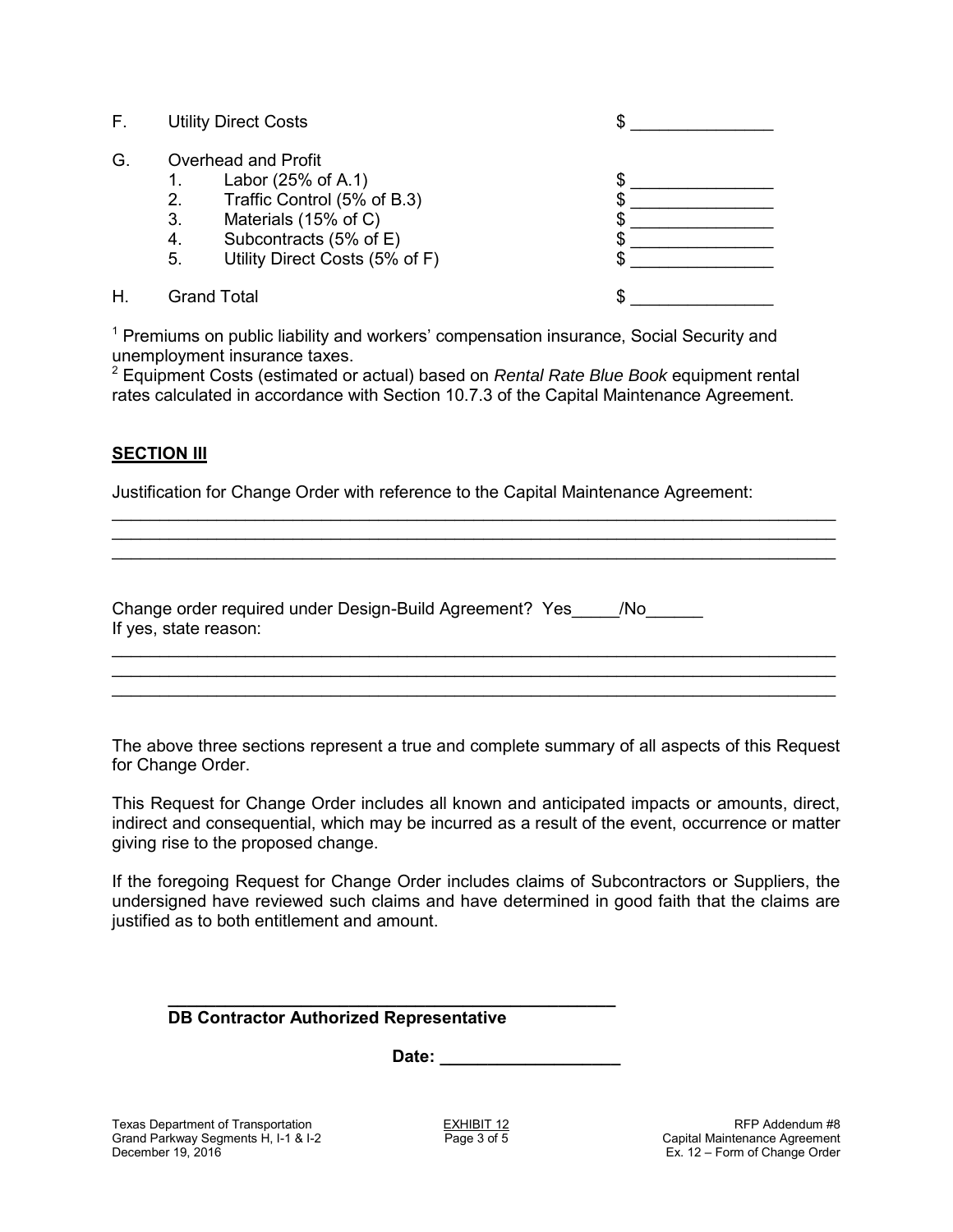F. Utility Direct Costs $ _______________

G. Overhead and Profit
   1. Labor (25% of A.1) $ _______________
   2. Traffic Control (5% of B.3) $ _______________
   3. Materials (15% of C) $ _______________
   4. Subcontracts (5% of E) $ _______________
   5. Utility Direct Costs (5% of F) $ _______________

H. Grand Total $ _______________

[1] Premiums on public liability and workers' compensation insurance, Social Security and unemployment insurance taxes.
[2] Equipment Costs (estimated or actual) based on *Rental Rate Blue Book* equipment rental rates calculated in accordance with Section 10.7.3 of the Capital Maintenance Agreement.

**SECTION III**

Justification for Change Order with reference to the Capital Maintenance Agreement:

_____________________________________________________________________________
_____________________________________________________________________________
_____________________________________________________________________________

Change order required under Design-Build Agreement? Yes_____/No______
If yes, state reason:

_____________________________________________________________________________
_____________________________________________________________________________
_____________________________________________________________________________

The above three sections represent a true and complete summary of all aspects of this Request for Change Order.

This Request for Change Order includes all known and anticipated impacts or amounts, direct, indirect and consequential, which may be incurred as a result of the event, occurrence or matter giving rise to the proposed change.

If the foregoing Request for Change Order includes claims of Subcontractors or Suppliers, the undersigned have reviewed such claims and have determined in good faith that the claims are justified as to both entitlement and amount.

_______________________________________________
**DB Contractor Authorized Representative**

**Date: ___________________**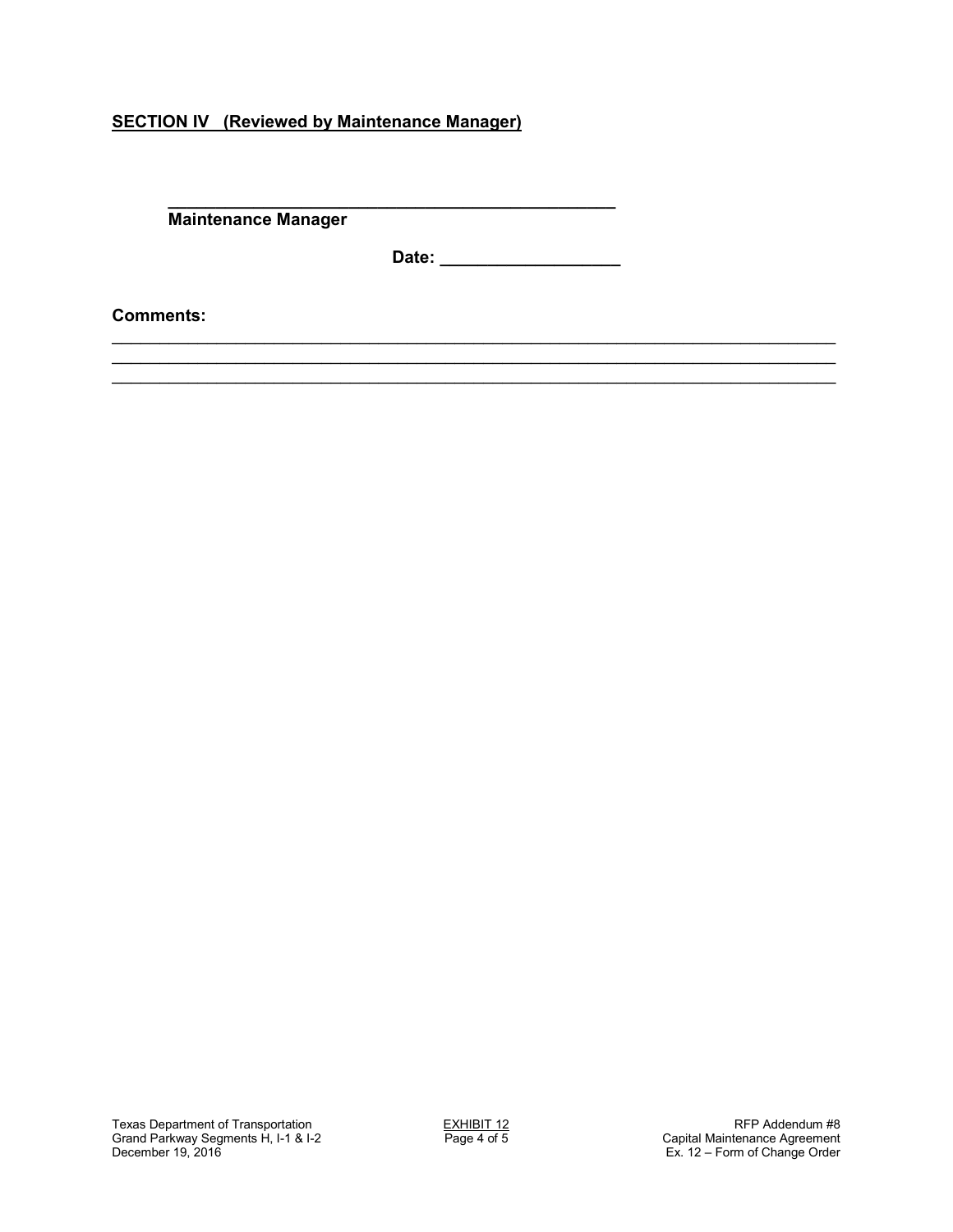**SECTION IV (Reviewed by Maintenance Manager)**

______________________________________________

**Maintenance Manager**

**Date: ___________________**

**Comments:**

_______________________________________________________________________________

_______________________________________________________________________________

_______________________________________________________________________________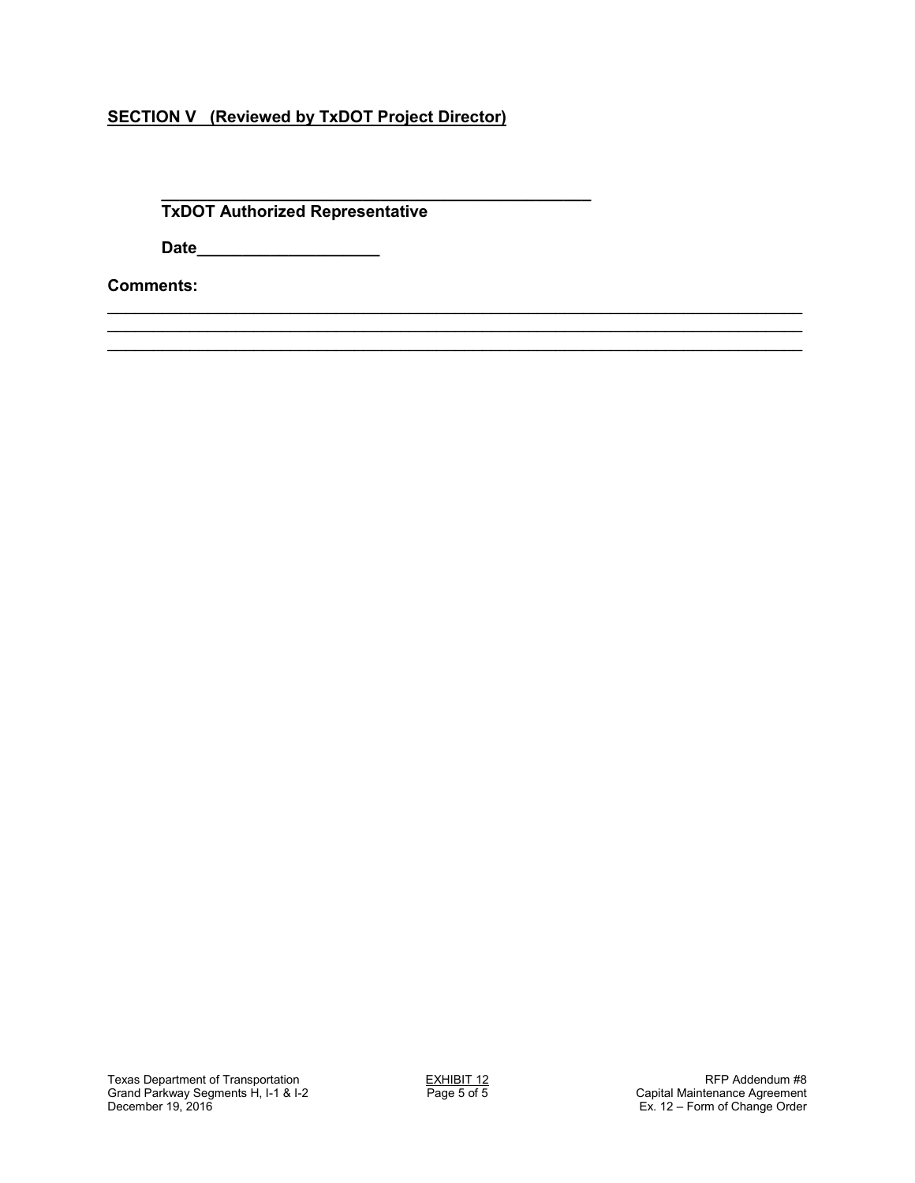**SECTION V (Reviewed by TxDOT Project Director)**

__________________________________________

**TxDOT Authorized Representative**

**Date____________________**

**Comments:**

______________________________________________________________________________
______________________________________________________________________________
______________________________________________________________________________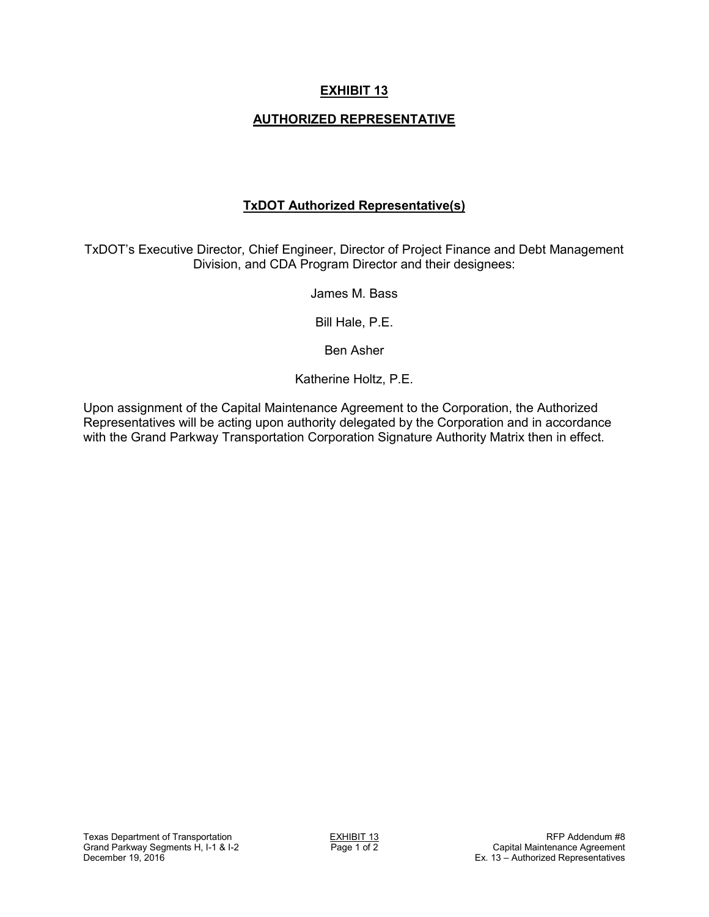# EXHIBIT 13

## AUTHORIZED REPRESENTATIVE

### TxDOT Authorized Representative(s)

TxDOT's Executive Director, Chief Engineer, Director of Project Finance and Debt Management Division, and CDA Program Director and their designees:

James M. Bass

Bill Hale, P.E.

Ben Asher

Katherine Holtz, P.E.

Upon assignment of the Capital Maintenance Agreement to the Corporation, the Authorized Representatives will be acting upon authority delegated by the Corporation and in accordance with the Grand Parkway Transportation Corporation Signature Authority Matrix then in effect.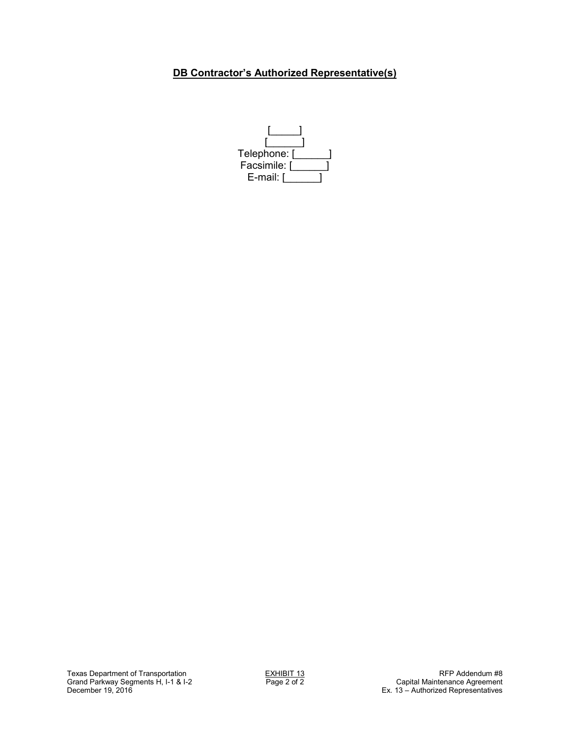**DB Contractor's Authorized Representative(s)**

[_____]
[______]
Telephone: [______]
Facsimile: [______]
E-mail: [______]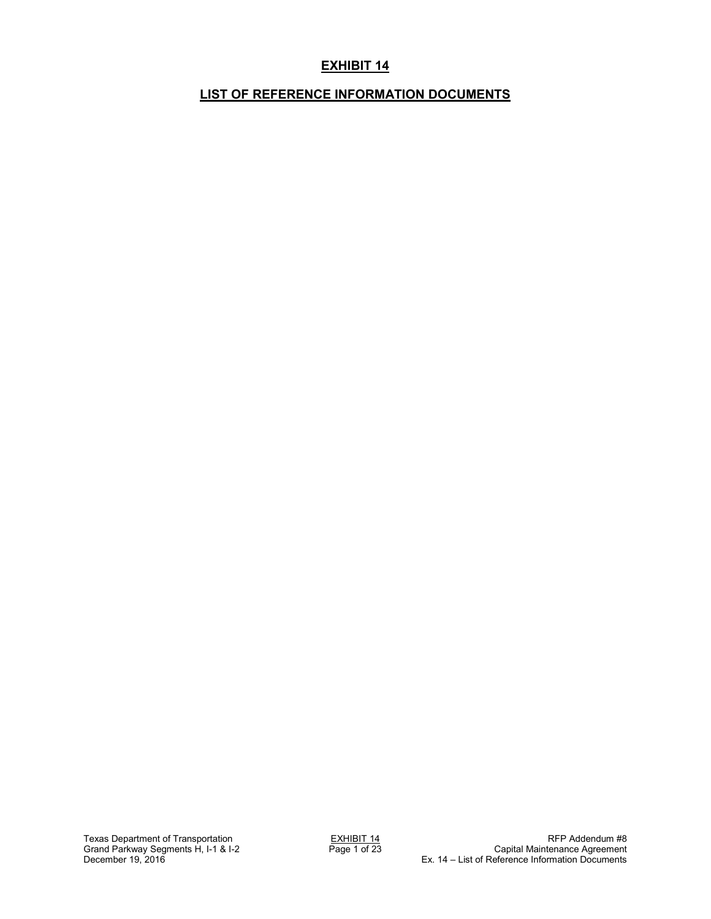# EXHIBIT 14

## LIST OF REFERENCE INFORMATION DOCUMENTS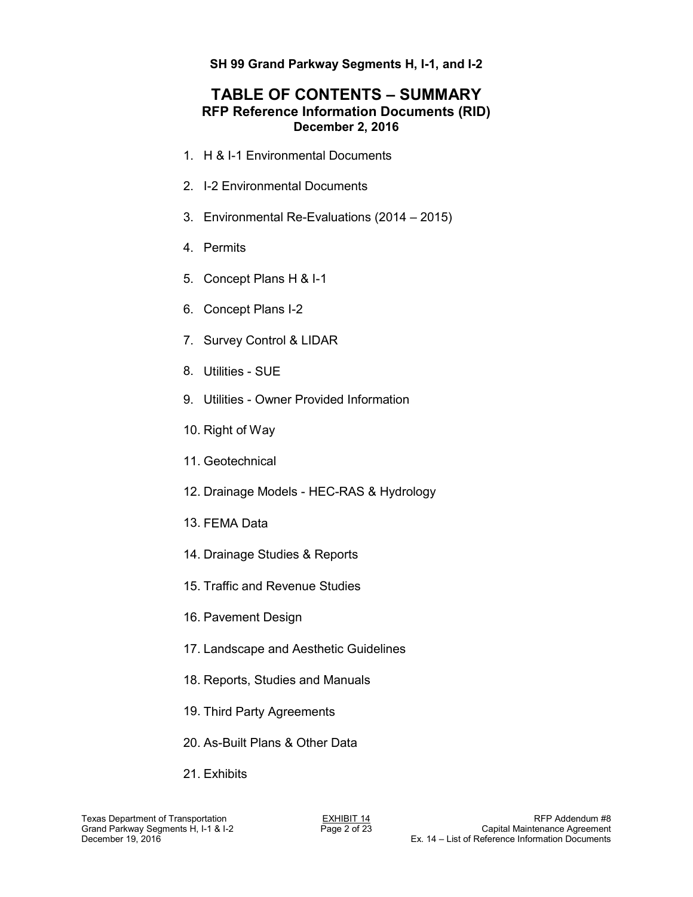**SH 99 Grand Parkway Segments H, I-1, and I-2**

# TABLE OF CONTENTS – SUMMARY

## RFP Reference Information Documents (RID)

**December 2, 2016**

1. H & I-1 Environmental Documents
2. I-2 Environmental Documents
3. Environmental Re-Evaluations (2014 – 2015)
4. Permits
5. Concept Plans H & I-1
6. Concept Plans I-2
7. Survey Control & LIDAR
8. Utilities - SUE
9. Utilities - Owner Provided Information
10. Right of Way
11. Geotechnical
12. Drainage Models - HEC-RAS & Hydrology
13. FEMA Data
14. Drainage Studies & Reports
15. Traffic and Revenue Studies
16. Pavement Design
17. Landscape and Aesthetic Guidelines
18. Reports, Studies and Manuals
19. Third Party Agreements
20. As-Built Plans & Other Data
21. Exhibits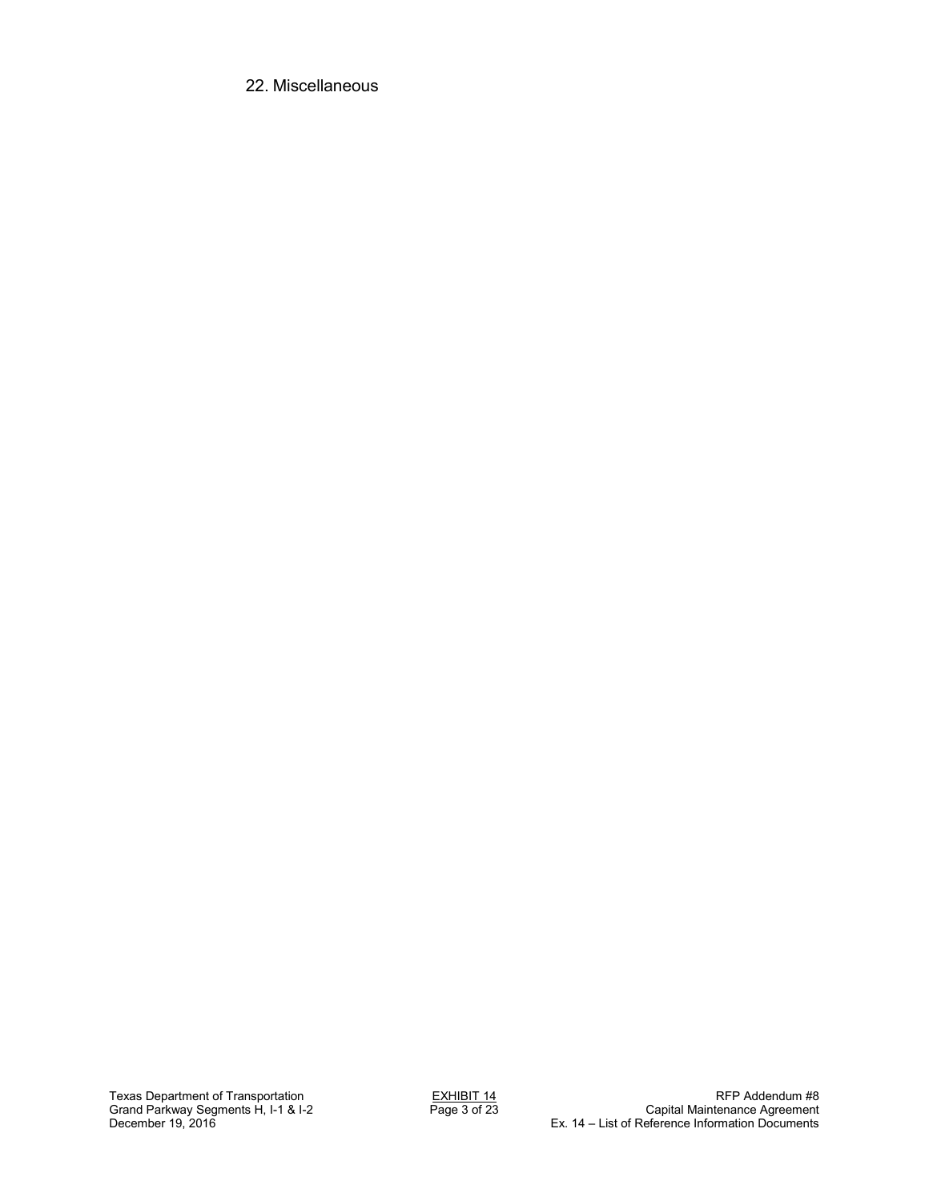22. Miscellaneous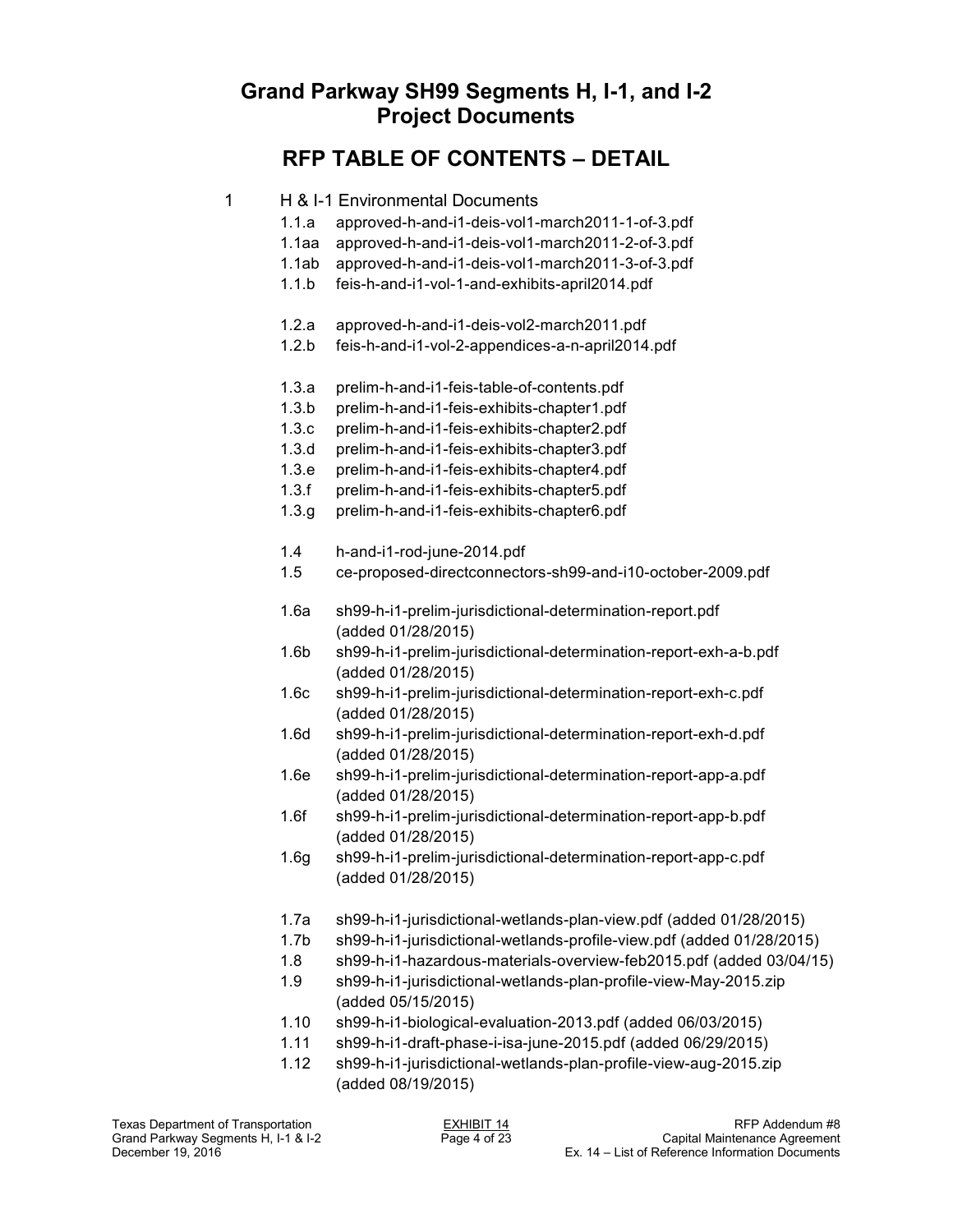# Grand Parkway SH99 Segments H, I-1, and I-2
# Project Documents

## RFP TABLE OF CONTENTS – DETAIL

1 H & I-1 Environmental Documents

- 1.1.a approved-h-and-i1-deis-vol1-march2011-1-of-3.pdf
- 1.1aa approved-h-and-i1-deis-vol1-march2011-2-of-3.pdf
- 1.1ab approved-h-and-i1-deis-vol1-march2011-3-of-3.pdf
- 1.1.b feis-h-and-i1-vol-1-and-exhibits-april2014.pdf

- 1.2.a approved-h-and-i1-deis-vol2-march2011.pdf
- 1.2.b feis-h-and-i1-vol-2-appendices-a-n-april2014.pdf

- 1.3.a prelim-h-and-i1-feis-table-of-contents.pdf
- 1.3.b prelim-h-and-i1-feis-exhibits-chapter1.pdf
- 1.3.c prelim-h-and-i1-feis-exhibits-chapter2.pdf
- 1.3.d prelim-h-and-i1-feis-exhibits-chapter3.pdf
- 1.3.e prelim-h-and-i1-feis-exhibits-chapter4.pdf
- 1.3.f prelim-h-and-i1-feis-exhibits-chapter5.pdf
- 1.3.g prelim-h-and-i1-feis-exhibits-chapter6.pdf

- 1.4 h-and-i1-rod-june-2014.pdf
- 1.5 ce-proposed-directconnectors-sh99-and-i10-october-2009.pdf

- 1.6a sh99-h-i1-prelim-jurisdictional-determination-report.pdf (added 01/28/2015)
- 1.6b sh99-h-i1-prelim-jurisdictional-determination-report-exh-a-b.pdf (added 01/28/2015)
- 1.6c sh99-h-i1-prelim-jurisdictional-determination-report-exh-c.pdf (added 01/28/2015)
- 1.6d sh99-h-i1-prelim-jurisdictional-determination-report-exh-d.pdf (added 01/28/2015)
- 1.6e sh99-h-i1-prelim-jurisdictional-determination-report-app-a.pdf (added 01/28/2015)
- 1.6f sh99-h-i1-prelim-jurisdictional-determination-report-app-b.pdf (added 01/28/2015)
- 1.6g sh99-h-i1-prelim-jurisdictional-determination-report-app-c.pdf (added 01/28/2015)

- 1.7a sh99-h-i1-jurisdictional-wetlands-plan-view.pdf (added 01/28/2015)
- 1.7b sh99-h-i1-jurisdictional-wetlands-profile-view.pdf (added 01/28/2015)
- 1.8 sh99-h-i1-hazardous-materials-overview-feb2015.pdf (added 03/04/15)
- 1.9 sh99-h-i1-jurisdictional-wetlands-plan-profile-view-May-2015.zip (added 05/15/2015)
- 1.10 sh99-h-i1-biological-evaluation-2013.pdf (added 06/03/2015)
- 1.11 sh99-h-i1-draft-phase-i-isa-june-2015.pdf (added 06/29/2015)
- 1.12 sh99-h-i1-jurisdictional-wetlands-plan-profile-view-aug-2015.zip (added 08/19/2015)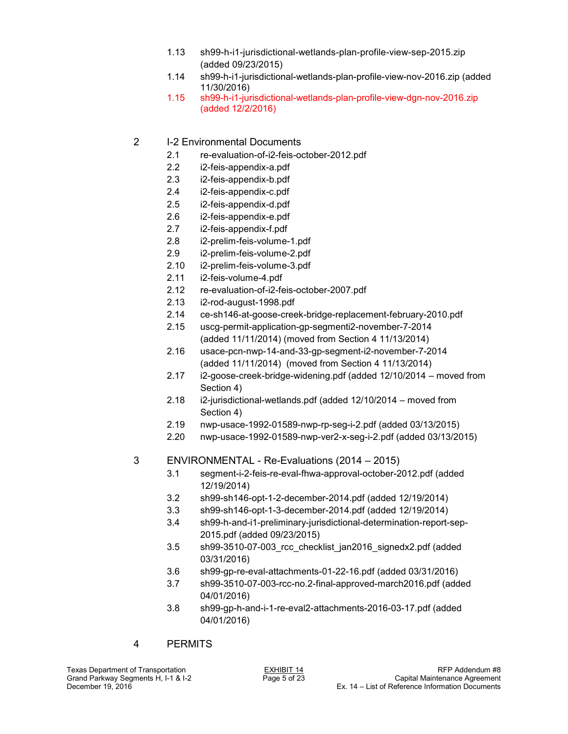1.13 sh99-h-i1-jurisdictional-wetlands-plan-profile-view-sep-2015.zip (added 09/23/2015)

1.14 sh99-h-i1-jurisdictional-wetlands-plan-profile-view-nov-2016.zip (added 11/30/2016)

1.15 sh99-h-i1-jurisdictional-wetlands-plan-profile-view-dgn-nov-2016.zip (added 12/2/2016)

## 2 I-2 Environmental Documents

2.1 re-evaluation-of-i2-feis-october-2012.pdf

2.2 i2-feis-appendix-a.pdf

2.3 i2-feis-appendix-b.pdf

2.4 i2-feis-appendix-c.pdf

2.5 i2-feis-appendix-d.pdf

2.6 i2-feis-appendix-e.pdf

2.7 i2-feis-appendix-f.pdf

2.8 i2-prelim-feis-volume-1.pdf

2.9 i2-prelim-feis-volume-2.pdf

2.10 i2-prelim-feis-volume-3.pdf

2.11 i2-feis-volume-4.pdf

2.12 re-evaluation-of-i2-feis-october-2007.pdf

2.13 i2-rod-august-1998.pdf

2.14 ce-sh146-at-goose-creek-bridge-replacement-february-2010.pdf

2.15 uscg-permit-application-gp-segmenti2-november-7-2014 (added 11/11/2014) (moved from Section 4 11/13/2014)

2.16 usace-pcn-nwp-14-and-33-gp-segment-i2-november-7-2014 (added 11/11/2014) (moved from Section 4 11/13/2014)

2.17 i2-goose-creek-bridge-widening.pdf (added 12/10/2014 – moved from Section 4)

2.18 i2-jurisdictional-wetlands.pdf (added 12/10/2014 – moved from Section 4)

2.19 nwp-usace-1992-01589-nwp-rp-seg-i-2.pdf (added 03/13/2015)

2.20 nwp-usace-1992-01589-nwp-ver2-x-seg-i-2.pdf (added 03/13/2015)

## 3 ENVIRONMENTAL - Re-Evaluations (2014 – 2015)

3.1 segment-i-2-feis-re-eval-fhwa-approval-october-2012.pdf (added 12/19/2014)

3.2 sh99-sh146-opt-1-2-december-2014.pdf (added 12/19/2014)

3.3 sh99-sh146-opt-1-3-december-2014.pdf (added 12/19/2014)

3.4 sh99-h-and-i1-preliminary-jurisdictional-determination-report-sep-2015.pdf (added 09/23/2015)

3.5 sh99-3510-07-003_rcc_checklist_jan2016_signedx2.pdf (added 03/31/2016)

3.6 sh99-gp-re-eval-attachments-01-22-16.pdf (added 03/31/2016)

3.7 sh99-3510-07-003-rcc-no.2-final-approved-march2016.pdf (added 04/01/2016)

3.8 sh99-gp-h-and-i-1-re-eval2-attachments-2016-03-17.pdf (added 04/01/2016)

## 4 PERMITS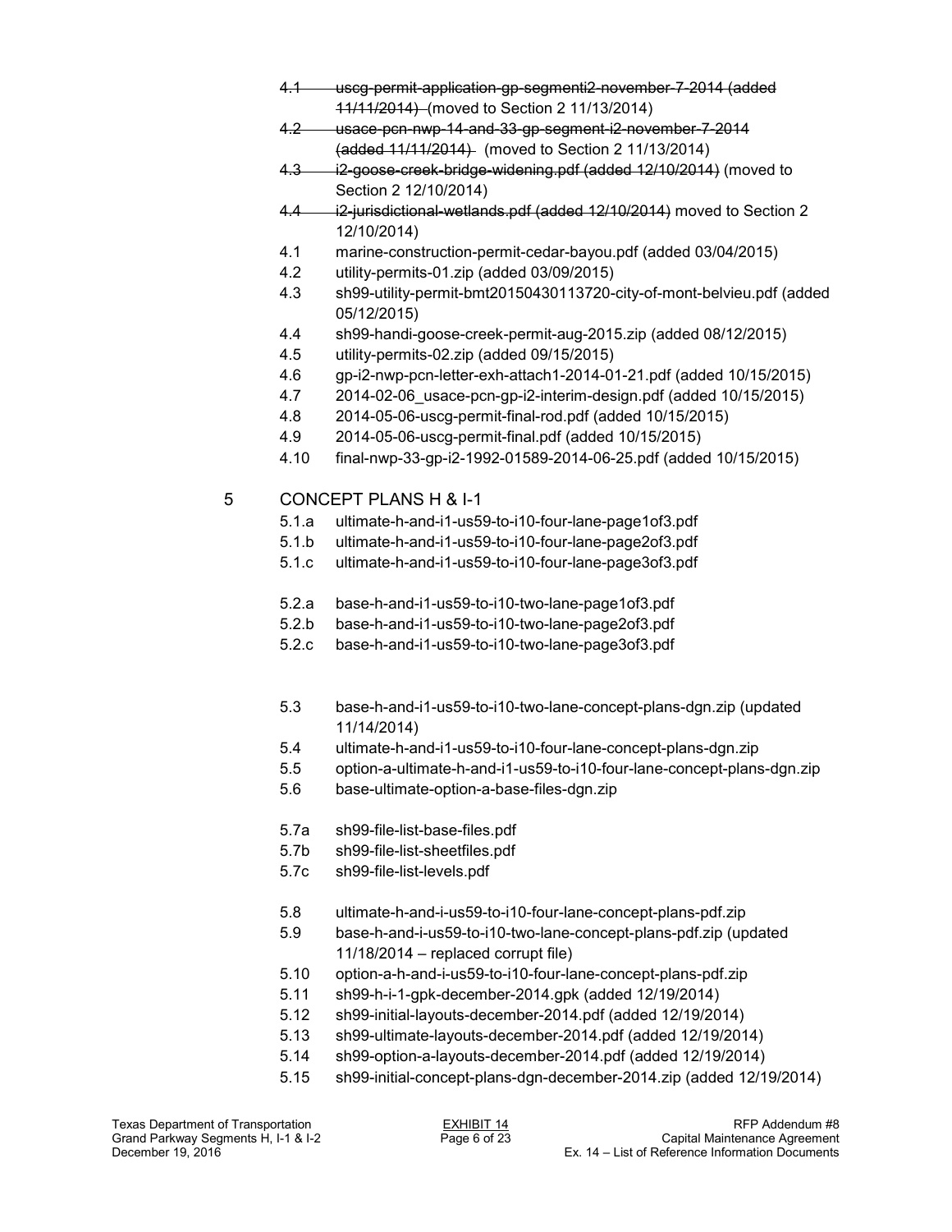- ~~4.1 uscg-permit-application-gp-segmenti2-november-7-2014 (added 11/11/2014)~~ (moved to Section 2 11/13/2014)
- ~~4.2 usace-pcn-nwp-14-and-33-gp-segment-i2-november-7-2014 (added 11/11/2014)~~ (moved to Section 2 11/13/2014)
- ~~4.3 i2-goose-creek-bridge-widening.pdf (added 12/10/2014)~~ (moved to Section 2 12/10/2014)
- ~~4.4 i2-jurisdictional-wetlands.pdf (added 12/10/2014)~~ moved to Section 2 12/10/2014)
- 4.1 marine-construction-permit-cedar-bayou.pdf (added 03/04/2015)
- 4.2 utility-permits-01.zip (added 03/09/2015)
- 4.3 sh99-utility-permit-bmt20150430113720-city-of-mont-belvieu.pdf (added 05/12/2015)
- 4.4 sh99-handi-goose-creek-permit-aug-2015.zip (added 08/12/2015)
- 4.5 utility-permits-02.zip (added 09/15/2015)
- 4.6 gp-i2-nwp-pcn-letter-exh-attach1-2014-01-21.pdf (added 10/15/2015)
- 4.7 2014-02-06_usace-pcn-gp-i2-interim-design.pdf (added 10/15/2015)
- 4.8 2014-05-06-uscg-permit-final-rod.pdf (added 10/15/2015)
- 4.9 2014-05-06-uscg-permit-final.pdf (added 10/15/2015)
- 4.10 final-nwp-33-gp-i2-1992-01589-2014-06-25.pdf (added 10/15/2015)

## 5 CONCEPT PLANS H & I-1

- 5.1.a ultimate-h-and-i1-us59-to-i10-four-lane-page1of3.pdf
- 5.1.b ultimate-h-and-i1-us59-to-i10-four-lane-page2of3.pdf
- 5.1.c ultimate-h-and-i1-us59-to-i10-four-lane-page3of3.pdf

- 5.2.a base-h-and-i1-us59-to-i10-two-lane-page1of3.pdf
- 5.2.b base-h-and-i1-us59-to-i10-two-lane-page2of3.pdf
- 5.2.c base-h-and-i1-us59-to-i10-two-lane-page3of3.pdf

- 5.3 base-h-and-i1-us59-to-i10-two-lane-concept-plans-dgn.zip (updated 11/14/2014)
- 5.4 ultimate-h-and-i1-us59-to-i10-four-lane-concept-plans-dgn.zip
- 5.5 option-a-ultimate-h-and-i1-us59-to-i10-four-lane-concept-plans-dgn.zip
- 5.6 base-ultimate-option-a-base-files-dgn.zip

- 5.7a sh99-file-list-base-files.pdf
- 5.7b sh99-file-list-sheetfiles.pdf
- 5.7c sh99-file-list-levels.pdf

- 5.8 ultimate-h-and-i-us59-to-i10-four-lane-concept-plans-pdf.zip
- 5.9 base-h-and-i-us59-to-i10-two-lane-concept-plans-pdf.zip (updated 11/18/2014 – replaced corrupt file)
- 5.10 option-a-h-and-i-us59-to-i10-four-lane-concept-plans-pdf.zip
- 5.11 sh99-h-i-1-gpk-december-2014.gpk (added 12/19/2014)
- 5.12 sh99-initial-layouts-december-2014.pdf (added 12/19/2014)
- 5.13 sh99-ultimate-layouts-december-2014.pdf (added 12/19/2014)
- 5.14 sh99-option-a-layouts-december-2014.pdf (added 12/19/2014)
- 5.15 sh99-initial-concept-plans-dgn-december-2014.zip (added 12/19/2014)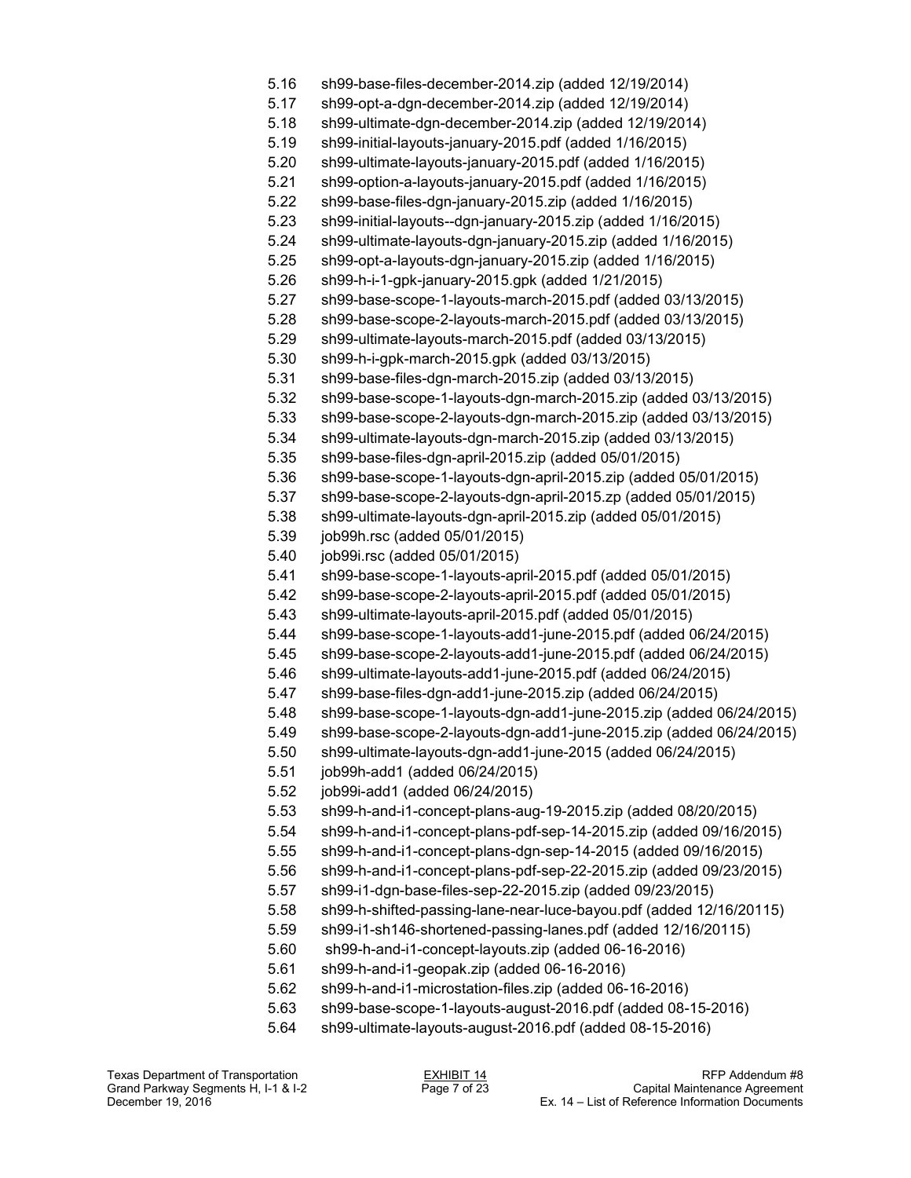5.16 sh99-base-files-december-2014.zip (added 12/19/2014)
5.17 sh99-opt-a-dgn-december-2014.zip (added 12/19/2014)
5.18 sh99-ultimate-dgn-december-2014.zip (added 12/19/2014)
5.19 sh99-initial-layouts-january-2015.pdf (added 1/16/2015)
5.20 sh99-ultimate-layouts-january-2015.pdf (added 1/16/2015)
5.21 sh99-option-a-layouts-january-2015.pdf (added 1/16/2015)
5.22 sh99-base-files-dgn-january-2015.zip (added 1/16/2015)
5.23 sh99-initial-layouts--dgn-january-2015.zip (added 1/16/2015)
5.24 sh99-ultimate-layouts-dgn-january-2015.zip (added 1/16/2015)
5.25 sh99-opt-a-layouts-dgn-january-2015.zip (added 1/16/2015)
5.26 sh99-h-i-1-gpk-january-2015.gpk (added 1/21/2015)
5.27 sh99-base-scope-1-layouts-march-2015.pdf (added 03/13/2015)
5.28 sh99-base-scope-2-layouts-march-2015.pdf (added 03/13/2015)
5.29 sh99-ultimate-layouts-march-2015.pdf (added 03/13/2015)
5.30 sh99-h-i-gpk-march-2015.gpk (added 03/13/2015)
5.31 sh99-base-files-dgn-march-2015.zip (added 03/13/2015)
5.32 sh99-base-scope-1-layouts-dgn-march-2015.zip (added 03/13/2015)
5.33 sh99-base-scope-2-layouts-dgn-march-2015.zip (added 03/13/2015)
5.34 sh99-ultimate-layouts-dgn-march-2015.zip (added 03/13/2015)
5.35 sh99-base-files-dgn-april-2015.zip (added 05/01/2015)
5.36 sh99-base-scope-1-layouts-dgn-april-2015.zip (added 05/01/2015)
5.37 sh99-base-scope-2-layouts-dgn-april-2015.zp (added 05/01/2015)
5.38 sh99-ultimate-layouts-dgn-april-2015.zip (added 05/01/2015)
5.39 job99h.rsc (added 05/01/2015)
5.40 job99i.rsc (added 05/01/2015)
5.41 sh99-base-scope-1-layouts-april-2015.pdf (added 05/01/2015)
5.42 sh99-base-scope-2-layouts-april-2015.pdf (added 05/01/2015)
5.43 sh99-ultimate-layouts-april-2015.pdf (added 05/01/2015)
5.44 sh99-base-scope-1-layouts-add1-june-2015.pdf (added 06/24/2015)
5.45 sh99-base-scope-2-layouts-add1-june-2015.pdf (added 06/24/2015)
5.46 sh99-ultimate-layouts-add1-june-2015.pdf (added 06/24/2015)
5.47 sh99-base-files-dgn-add1-june-2015.zip (added 06/24/2015)
5.48 sh99-base-scope-1-layouts-dgn-add1-june-2015.zip (added 06/24/2015)
5.49 sh99-base-scope-2-layouts-dgn-add1-june-2015.zip (added 06/24/2015)
5.50 sh99-ultimate-layouts-dgn-add1-june-2015 (added 06/24/2015)
5.51 job99h-add1 (added 06/24/2015)
5.52 job99i-add1 (added 06/24/2015)
5.53 sh99-h-and-i1-concept-plans-aug-19-2015.zip (added 08/20/2015)
5.54 sh99-h-and-i1-concept-plans-pdf-sep-14-2015.zip (added 09/16/2015)
5.55 sh99-h-and-i1-concept-plans-dgn-sep-14-2015 (added 09/16/2015)
5.56 sh99-h-and-i1-concept-plans-pdf-sep-22-2015.zip (added 09/23/2015)
5.57 sh99-i1-dgn-base-files-sep-22-2015.zip (added 09/23/2015)
5.58 sh99-h-shifted-passing-lane-near-luce-bayou.pdf (added 12/16/20115)
5.59 sh99-i1-sh146-shortened-passing-lanes.pdf (added 12/16/20115)
5.60 sh99-h-and-i1-concept-layouts.zip (added 06-16-2016)
5.61 sh99-h-and-i1-geopak.zip (added 06-16-2016)
5.62 sh99-h-and-i1-microstation-files.zip (added 06-16-2016)
5.63 sh99-base-scope-1-layouts-august-2016.pdf (added 08-15-2016)
5.64 sh99-ultimate-layouts-august-2016.pdf (added 08-15-2016)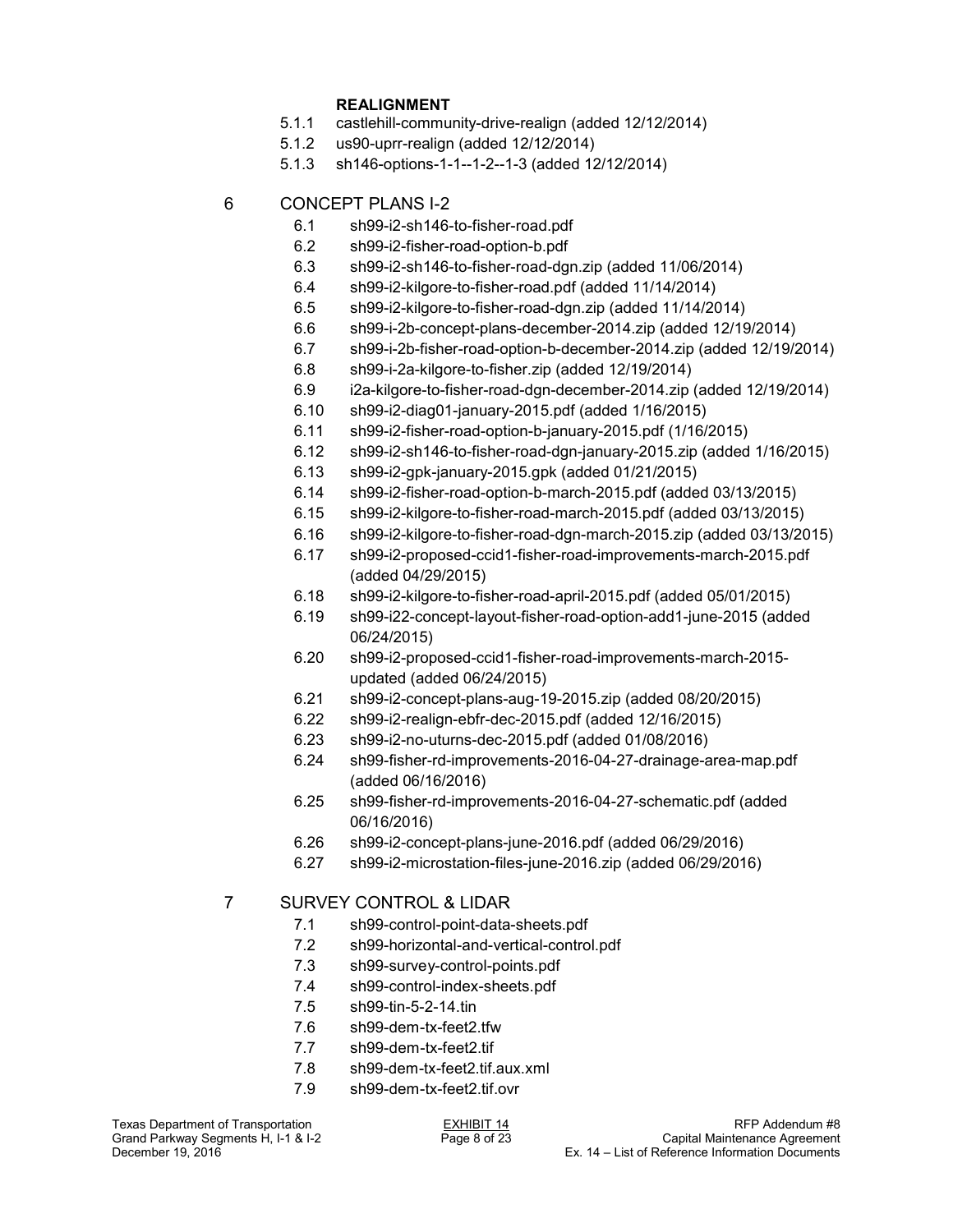**REALIGNMENT**

- 5.1.1 castlehill-community-drive-realign (added 12/12/2014)
- 5.1.2 us90-uprr-realign (added 12/12/2014)
- 5.1.3 sh146-options-1-1--1-2--1-3 (added 12/12/2014)

## 6 CONCEPT PLANS I-2

- 6.1 sh99-i2-sh146-to-fisher-road.pdf
- 6.2 sh99-i2-fisher-road-option-b.pdf
- 6.3 sh99-i2-sh146-to-fisher-road-dgn.zip (added 11/06/2014)
- 6.4 sh99-i2-kilgore-to-fisher-road.pdf (added 11/14/2014)
- 6.5 sh99-i2-kilgore-to-fisher-road-dgn.zip (added 11/14/2014)
- 6.6 sh99-i-2b-concept-plans-december-2014.zip (added 12/19/2014)
- 6.7 sh99-i-2b-fisher-road-option-b-december-2014.zip (added 12/19/2014)
- 6.8 sh99-i-2a-kilgore-to-fisher.zip (added 12/19/2014)
- 6.9 i2a-kilgore-to-fisher-road-dgn-december-2014.zip (added 12/19/2014)
- 6.10 sh99-i2-diag01-january-2015.pdf (added 1/16/2015)
- 6.11 sh99-i2-fisher-road-option-b-january-2015.pdf (1/16/2015)
- 6.12 sh99-i2-sh146-to-fisher-road-dgn-january-2015.zip (added 1/16/2015)
- 6.13 sh99-i2-gpk-january-2015.gpk (added 01/21/2015)
- 6.14 sh99-i2-fisher-road-option-b-march-2015.pdf (added 03/13/2015)
- 6.15 sh99-i2-kilgore-to-fisher-road-march-2015.pdf (added 03/13/2015)
- 6.16 sh99-i2-kilgore-to-fisher-road-dgn-march-2015.zip (added 03/13/2015)
- 6.17 sh99-i2-proposed-ccid1-fisher-road-improvements-march-2015.pdf (added 04/29/2015)
- 6.18 sh99-i2-kilgore-to-fisher-road-april-2015.pdf (added 05/01/2015)
- 6.19 sh99-i22-concept-layout-fisher-road-option-add1-june-2015 (added 06/24/2015)
- 6.20 sh99-i2-proposed-ccid1-fisher-road-improvements-march-2015-updated (added 06/24/2015)
- 6.21 sh99-i2-concept-plans-aug-19-2015.zip (added 08/20/2015)
- 6.22 sh99-i2-realign-ebfr-dec-2015.pdf (added 12/16/2015)
- 6.23 sh99-i2-no-uturns-dec-2015.pdf (added 01/08/2016)
- 6.24 sh99-fisher-rd-improvements-2016-04-27-drainage-area-map.pdf (added 06/16/2016)
- 6.25 sh99-fisher-rd-improvements-2016-04-27-schematic.pdf (added 06/16/2016)
- 6.26 sh99-i2-concept-plans-june-2016.pdf (added 06/29/2016)
- 6.27 sh99-i2-microstation-files-june-2016.zip (added 06/29/2016)

## 7 SURVEY CONTROL & LIDAR

- 7.1 sh99-control-point-data-sheets.pdf
- 7.2 sh99-horizontal-and-vertical-control.pdf
- 7.3 sh99-survey-control-points.pdf
- 7.4 sh99-control-index-sheets.pdf
- 7.5 sh99-tin-5-2-14.tin
- 7.6 sh99-dem-tx-feet2.tfw
- 7.7 sh99-dem-tx-feet2.tif
- 7.8 sh99-dem-tx-feet2.tif.aux.xml
- 7.9 sh99-dem-tx-feet2.tif.ovr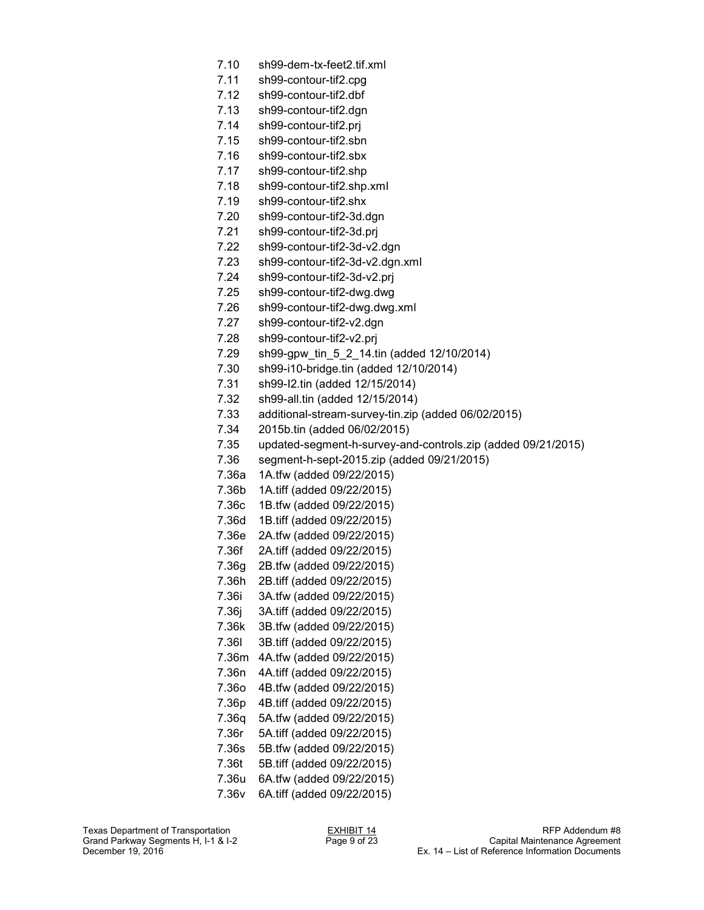7.10 sh99-dem-tx-feet2.tif.xml
7.11 sh99-contour-tif2.cpg
7.12 sh99-contour-tif2.dbf
7.13 sh99-contour-tif2.dgn
7.14 sh99-contour-tif2.prj
7.15 sh99-contour-tif2.sbn
7.16 sh99-contour-tif2.sbx
7.17 sh99-contour-tif2.shp
7.18 sh99-contour-tif2.shp.xml
7.19 sh99-contour-tif2.shx
7.20 sh99-contour-tif2-3d.dgn
7.21 sh99-contour-tif2-3d.prj
7.22 sh99-contour-tif2-3d-v2.dgn
7.23 sh99-contour-tif2-3d-v2.dgn.xml
7.24 sh99-contour-tif2-3d-v2.prj
7.25 sh99-contour-tif2-dwg.dwg
7.26 sh99-contour-tif2-dwg.dwg.xml
7.27 sh99-contour-tif2-v2.dgn
7.28 sh99-contour-tif2-v2.prj
7.29 sh99-gpw_tin_5_2_14.tin (added 12/10/2014)
7.30 sh99-i10-bridge.tin (added 12/10/2014)
7.31 sh99-I2.tin (added 12/15/2014)
7.32 sh99-all.tin (added 12/15/2014)
7.33 additional-stream-survey-tin.zip (added 06/02/2015)
7.34 2015b.tin (added 06/02/2015)
7.35 updated-segment-h-survey-and-controls.zip (added 09/21/2015)
7.36 segment-h-sept-2015.zip (added 09/21/2015)
7.36a 1A.tfw (added 09/22/2015)
7.36b 1A.tiff (added 09/22/2015)
7.36c 1B.tfw (added 09/22/2015)
7.36d 1B.tiff (added 09/22/2015)
7.36e 2A.tfw (added 09/22/2015)
7.36f 2A.tiff (added 09/22/2015)
7.36g 2B.tfw (added 09/22/2015)
7.36h 2B.tiff (added 09/22/2015)
7.36i 3A.tfw (added 09/22/2015)
7.36j 3A.tiff (added 09/22/2015)
7.36k 3B.tfw (added 09/22/2015)
7.36l 3B.tiff (added 09/22/2015)
7.36m 4A.tfw (added 09/22/2015)
7.36n 4A.tiff (added 09/22/2015)
7.36o 4B.tfw (added 09/22/2015)
7.36p 4B.tiff (added 09/22/2015)
7.36q 5A.tfw (added 09/22/2015)
7.36r 5A.tiff (added 09/22/2015)
7.36s 5B.tfw (added 09/22/2015)
7.36t 5B.tiff (added 09/22/2015)
7.36u 6A.tfw (added 09/22/2015)
7.36v 6A.tiff (added 09/22/2015)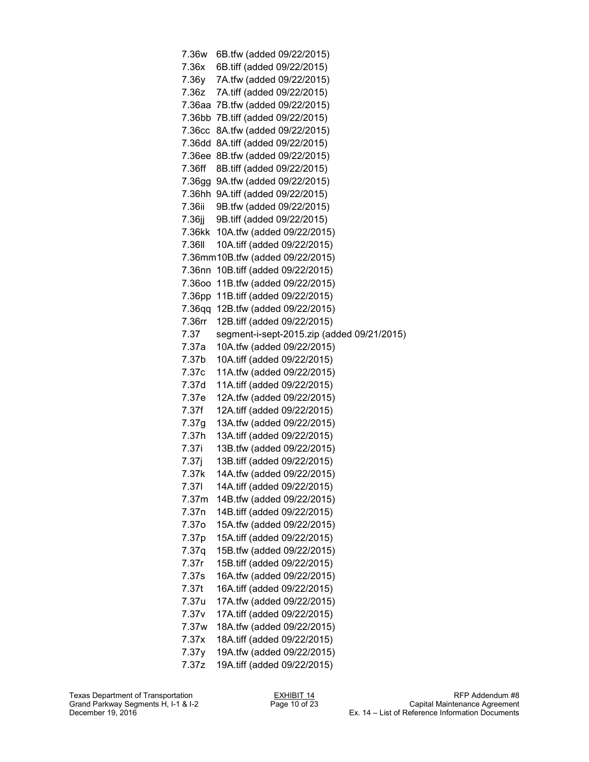7.36w 6B.tfw (added 09/22/2015)
7.36x 6B.tiff (added 09/22/2015)
7.36y 7A.tfw (added 09/22/2015)
7.36z 7A.tiff (added 09/22/2015)
7.36aa 7B.tfw (added 09/22/2015)
7.36bb 7B.tiff (added 09/22/2015)
7.36cc 8A.tfw (added 09/22/2015)
7.36dd 8A.tiff (added 09/22/2015)
7.36ee 8B.tfw (added 09/22/2015)
7.36ff 8B.tiff (added 09/22/2015)
7.36gg 9A.tfw (added 09/22/2015)
7.36hh 9A.tiff (added 09/22/2015)
7.36ii 9B.tfw (added 09/22/2015)
7.36jj 9B.tiff (added 09/22/2015)
7.36kk 10A.tfw (added 09/22/2015)
7.36ll 10A.tiff (added 09/22/2015)
7.36mm 10B.tfw (added 09/22/2015)
7.36nn 10B.tiff (added 09/22/2015)
7.36oo 11B.tfw (added 09/22/2015)
7.36pp 11B.tiff (added 09/22/2015)
7.36qq 12B.tfw (added 09/22/2015)
7.36rr 12B.tiff (added 09/22/2015)
7.37 segment-i-sept-2015.zip (added 09/21/2015)
7.37a 10A.tfw (added 09/22/2015)
7.37b 10A.tiff (added 09/22/2015)
7.37c 11A.tfw (added 09/22/2015)
7.37d 11A.tiff (added 09/22/2015)
7.37e 12A.tfw (added 09/22/2015)
7.37f 12A.tiff (added 09/22/2015)
7.37g 13A.tfw (added 09/22/2015)
7.37h 13A.tiff (added 09/22/2015)
7.37i 13B.tfw (added 09/22/2015)
7.37j 13B.tiff (added 09/22/2015)
7.37k 14A.tfw (added 09/22/2015)
7.37l 14A.tiff (added 09/22/2015)
7.37m 14B.tfw (added 09/22/2015)
7.37n 14B.tiff (added 09/22/2015)
7.37o 15A.tfw (added 09/22/2015)
7.37p 15A.tiff (added 09/22/2015)
7.37q 15B.tfw (added 09/22/2015)
7.37r 15B.tiff (added 09/22/2015)
7.37s 16A.tfw (added 09/22/2015)
7.37t 16A.tiff (added 09/22/2015)
7.37u 17A.tfw (added 09/22/2015)
7.37v 17A.tiff (added 09/22/2015)
7.37w 18A.tfw (added 09/22/2015)
7.37x 18A.tiff (added 09/22/2015)
7.37y 19A.tfw (added 09/22/2015)
7.37z 19A.tiff (added 09/22/2015)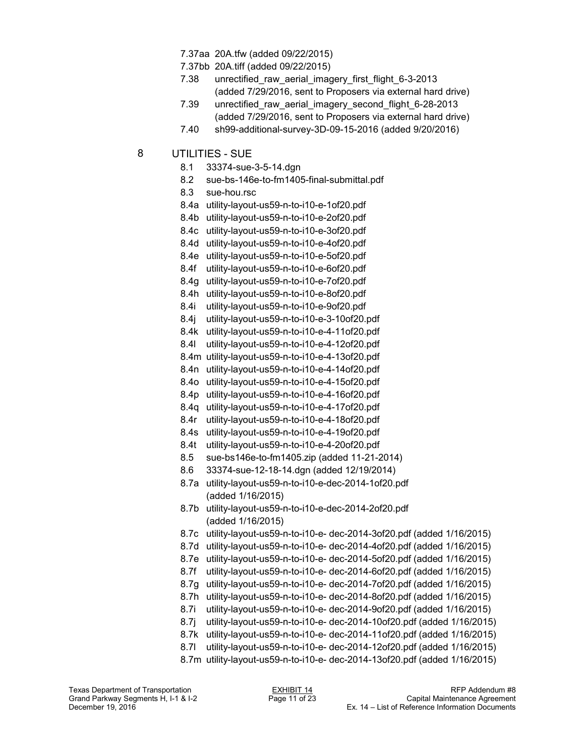7.37aa 20A.tfw (added 09/22/2015)

7.37bb 20A.tiff (added 09/22/2015)

7.38 unrectified_raw_aerial_imagery_first_flight_6-3-2013 (added 7/29/2016, sent to Proposers via external hard drive)

7.39 unrectified_raw_aerial_imagery_second_flight_6-28-2013 (added 7/29/2016, sent to Proposers via external hard drive)

7.40 sh99-additional-survey-3D-09-15-2016 (added 9/20/2016)

## 8 UTILITIES - SUE

8.1 33374-sue-3-5-14.dgn

8.2 sue-bs-146e-to-fm1405-final-submittal.pdf

8.3 sue-hou.rsc

8.4a utility-layout-us59-n-to-i10-e-1of20.pdf

8.4b utility-layout-us59-n-to-i10-e-2of20.pdf

8.4c utility-layout-us59-n-to-i10-e-3of20.pdf

8.4d utility-layout-us59-n-to-i10-e-4of20.pdf

8.4e utility-layout-us59-n-to-i10-e-5of20.pdf

8.4f utility-layout-us59-n-to-i10-e-6of20.pdf

8.4g utility-layout-us59-n-to-i10-e-7of20.pdf

8.4h utility-layout-us59-n-to-i10-e-8of20.pdf

8.4i utility-layout-us59-n-to-i10-e-9of20.pdf

8.4j utility-layout-us59-n-to-i10-e-3-10of20.pdf

8.4k utility-layout-us59-n-to-i10-e-4-11of20.pdf

8.4l utility-layout-us59-n-to-i10-e-4-12of20.pdf

8.4m utility-layout-us59-n-to-i10-e-4-13of20.pdf

8.4n utility-layout-us59-n-to-i10-e-4-14of20.pdf

8.4o utility-layout-us59-n-to-i10-e-4-15of20.pdf

8.4p utility-layout-us59-n-to-i10-e-4-16of20.pdf

8.4q utility-layout-us59-n-to-i10-e-4-17of20.pdf

8.4r utility-layout-us59-n-to-i10-e-4-18of20.pdf

8.4s utility-layout-us59-n-to-i10-e-4-19of20.pdf

8.4t utility-layout-us59-n-to-i10-e-4-20of20.pdf

8.5 sue-bs146e-to-fm1405.zip (added 11-21-2014)

8.6 33374-sue-12-18-14.dgn (added 12/19/2014)

8.7a utility-layout-us59-n-to-i10-e-dec-2014-1of20.pdf (added 1/16/2015)

8.7b utility-layout-us59-n-to-i10-e-dec-2014-2of20.pdf (added 1/16/2015)

8.7c utility-layout-us59-n-to-i10-e- dec-2014-3of20.pdf (added 1/16/2015)

8.7d utility-layout-us59-n-to-i10-e- dec-2014-4of20.pdf (added 1/16/2015)

8.7e utility-layout-us59-n-to-i10-e- dec-2014-5of20.pdf (added 1/16/2015)

8.7f utility-layout-us59-n-to-i10-e- dec-2014-6of20.pdf (added 1/16/2015)

8.7g utility-layout-us59-n-to-i10-e- dec-2014-7of20.pdf (added 1/16/2015)

8.7h utility-layout-us59-n-to-i10-e- dec-2014-8of20.pdf (added 1/16/2015)

8.7i utility-layout-us59-n-to-i10-e- dec-2014-9of20.pdf (added 1/16/2015)

8.7j utility-layout-us59-n-to-i10-e- dec-2014-10of20.pdf (added 1/16/2015)

8.7k utility-layout-us59-n-to-i10-e- dec-2014-11of20.pdf (added 1/16/2015)

8.7l utility-layout-us59-n-to-i10-e- dec-2014-12of20.pdf (added 1/16/2015)

8.7m utility-layout-us59-n-to-i10-e- dec-2014-13of20.pdf (added 1/16/2015)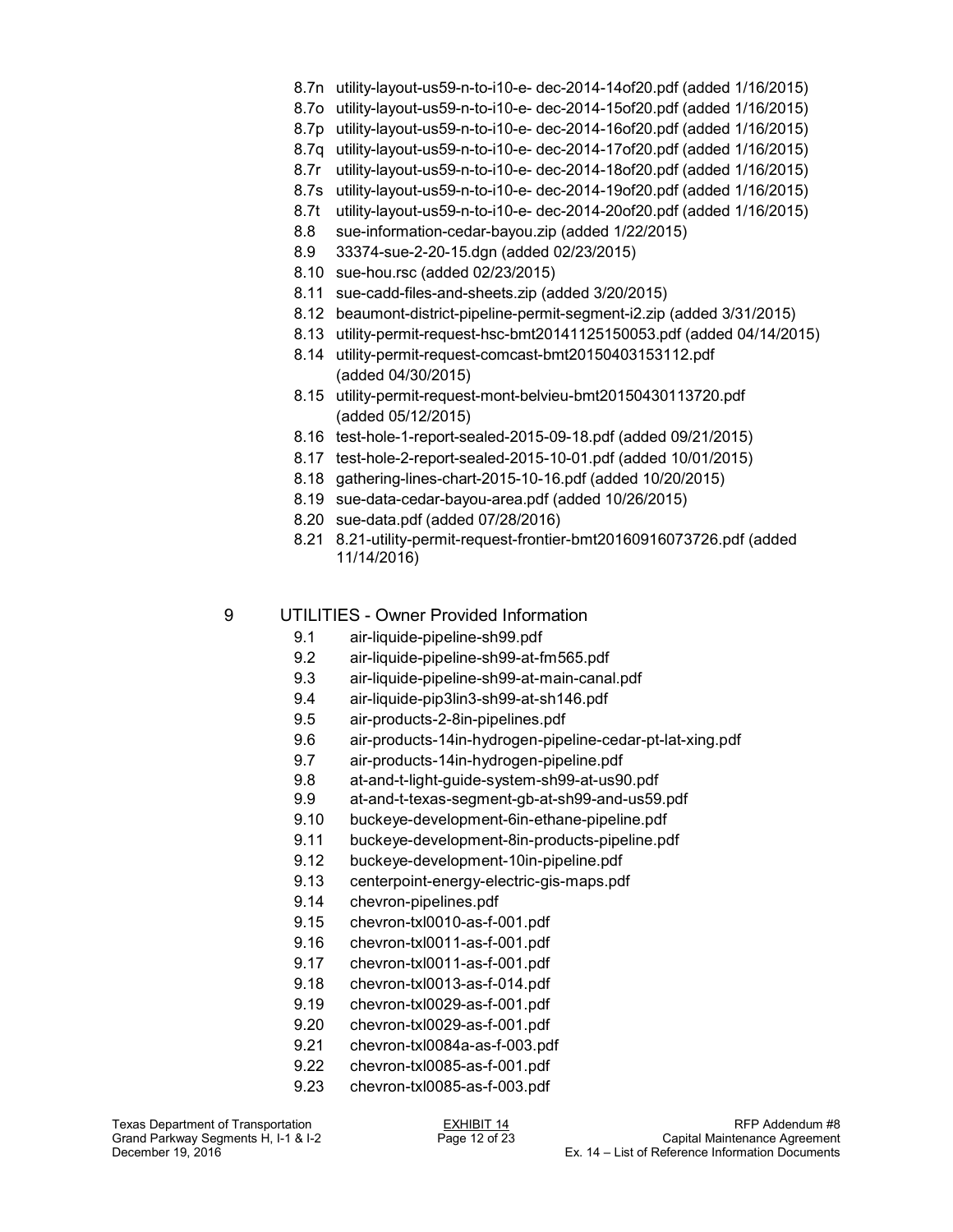- 8.7n utility-layout-us59-n-to-i10-e- dec-2014-14of20.pdf (added 1/16/2015)
- 8.7o utility-layout-us59-n-to-i10-e- dec-2014-15of20.pdf (added 1/16/2015)
- 8.7p utility-layout-us59-n-to-i10-e- dec-2014-16of20.pdf (added 1/16/2015)
- 8.7q utility-layout-us59-n-to-i10-e- dec-2014-17of20.pdf (added 1/16/2015)
- 8.7r utility-layout-us59-n-to-i10-e- dec-2014-18of20.pdf (added 1/16/2015)
- 8.7s utility-layout-us59-n-to-i10-e- dec-2014-19of20.pdf (added 1/16/2015)
- 8.7t utility-layout-us59-n-to-i10-e- dec-2014-20of20.pdf (added 1/16/2015)
- 8.8 sue-information-cedar-bayou.zip (added 1/22/2015)
- 8.9 33374-sue-2-20-15.dgn (added 02/23/2015)
- 8.10 sue-hou.rsc (added 02/23/2015)
- 8.11 sue-cadd-files-and-sheets.zip (added 3/20/2015)
- 8.12 beaumont-district-pipeline-permit-segment-i2.zip (added 3/31/2015)
- 8.13 utility-permit-request-hsc-bmt20141125150053.pdf (added 04/14/2015)
- 8.14 utility-permit-request-comcast-bmt20150403153112.pdf (added 04/30/2015)
- 8.15 utility-permit-request-mont-belvieu-bmt20150430113720.pdf (added 05/12/2015)
- 8.16 test-hole-1-report-sealed-2015-09-18.pdf (added 09/21/2015)
- 8.17 test-hole-2-report-sealed-2015-10-01.pdf (added 10/01/2015)
- 8.18 gathering-lines-chart-2015-10-16.pdf (added 10/20/2015)
- 8.19 sue-data-cedar-bayou-area.pdf (added 10/26/2015)
- 8.20 sue-data.pdf (added 07/28/2016)
- 8.21 8.21-utility-permit-request-frontier-bmt20160916073726.pdf (added 11/14/2016)

## 9 UTILITIES - Owner Provided Information

- 9.1 air-liquide-pipeline-sh99.pdf
- 9.2 air-liquide-pipeline-sh99-at-fm565.pdf
- 9.3 air-liquide-pipeline-sh99-at-main-canal.pdf
- 9.4 air-liquide-pip3lin3-sh99-at-sh146.pdf
- 9.5 air-products-2-8in-pipelines.pdf
- 9.6 air-products-14in-hydrogen-pipeline-cedar-pt-lat-xing.pdf
- 9.7 air-products-14in-hydrogen-pipeline.pdf
- 9.8 at-and-t-light-guide-system-sh99-at-us90.pdf
- 9.9 at-and-t-texas-segment-gb-at-sh99-and-us59.pdf
- 9.10 buckeye-development-6in-ethane-pipeline.pdf
- 9.11 buckeye-development-8in-products-pipeline.pdf
- 9.12 buckeye-development-10in-pipeline.pdf
- 9.13 centerpoint-energy-electric-gis-maps.pdf
- 9.14 chevron-pipelines.pdf
- 9.15 chevron-txl0010-as-f-001.pdf
- 9.16 chevron-txl0011-as-f-001.pdf
- 9.17 chevron-txl0011-as-f-001.pdf
- 9.18 chevron-txl0013-as-f-014.pdf
- 9.19 chevron-txl0029-as-f-001.pdf
- 9.20 chevron-txl0029-as-f-001.pdf
- 9.21 chevron-txl0084a-as-f-003.pdf
- 9.22 chevron-txl0085-as-f-001.pdf
- 9.23 chevron-txl0085-as-f-003.pdf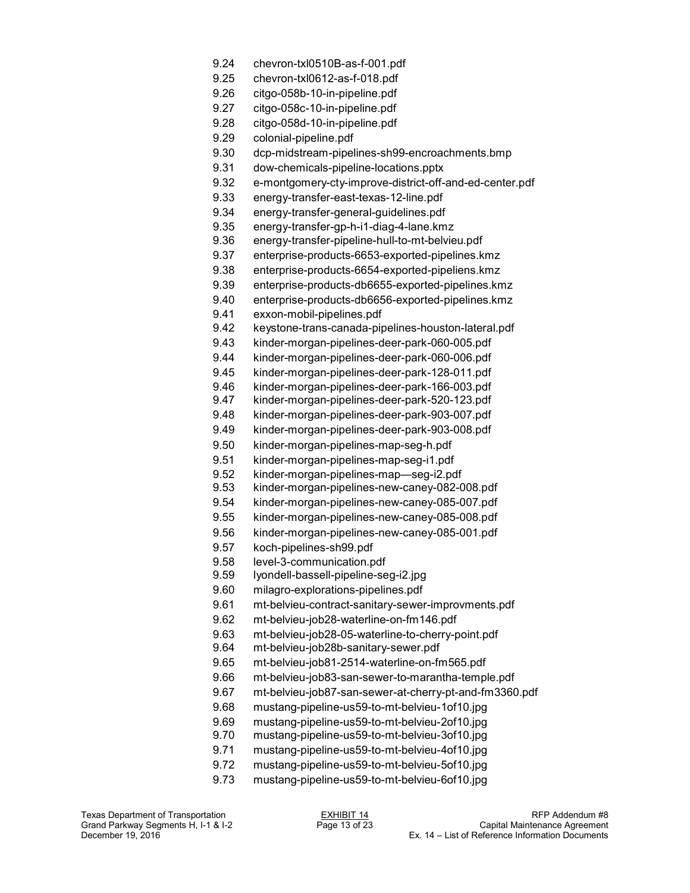9.24 chevron-txl0510B-as-f-001.pdf
9.25 chevron-txl0612-as-f-018.pdf
9.26 citgo-058b-10-in-pipeline.pdf
9.27 citgo-058c-10-in-pipeline.pdf
9.28 citgo-058d-10-in-pipeline.pdf
9.29 colonial-pipeline.pdf
9.30 dcp-midstream-pipelines-sh99-encroachments.bmp
9.31 dow-chemicals-pipeline-locations.pptx
9.32 e-montgomery-cty-improve-district-off-and-ed-center.pdf
9.33 energy-transfer-east-texas-12-line.pdf
9.34 energy-transfer-general-guidelines.pdf
9.35 energy-transfer-gp-h-i1-diag-4-lane.kmz
9.36 energy-transfer-pipeline-hull-to-mt-belvieu.pdf
9.37 enterprise-products-6653-exported-pipelines.kmz
9.38 enterprise-products-6654-exported-pipeliens.kmz
9.39 enterprise-products-db6655-exported-pipelines.kmz
9.40 enterprise-products-db6656-exported-pipelines.kmz
9.41 exxon-mobil-pipelines.pdf
9.42 keystone-trans-canada-pipelines-houston-lateral.pdf
9.43 kinder-morgan-pipelines-deer-park-060-005.pdf
9.44 kinder-morgan-pipelines-deer-park-060-006.pdf
9.45 kinder-morgan-pipelines-deer-park-128-011.pdf
9.46 kinder-morgan-pipelines-deer-park-166-003.pdf
9.47 kinder-morgan-pipelines-deer-park-520-123.pdf
9.48 kinder-morgan-pipelines-deer-park-903-007.pdf
9.49 kinder-morgan-pipelines-deer-park-903-008.pdf
9.50 kinder-morgan-pipelines-map-seg-h.pdf
9.51 kinder-morgan-pipelines-map-seg-i1.pdf
9.52 kinder-morgan-pipelines-map—seg-i2.pdf
9.53 kinder-morgan-pipelines-new-caney-082-008.pdf
9.54 kinder-morgan-pipelines-new-caney-085-007.pdf
9.55 kinder-morgan-pipelines-new-caney-085-008.pdf
9.56 kinder-morgan-pipelines-new-caney-085-001.pdf
9.57 koch-pipelines-sh99.pdf
9.58 level-3-communication.pdf
9.59 lyondell-bassell-pipeline-seg-i2.jpg
9.60 milagro-explorations-pipelines.pdf
9.61 mt-belvieu-contract-sanitary-sewer-improvments.pdf
9.62 mt-belvieu-job28-waterline-on-fm146.pdf
9.63 mt-belvieu-job28-05-waterline-to-cherry-point.pdf
9.64 mt-belvieu-job28b-sanitary-sewer.pdf
9.65 mt-belvieu-job81-2514-waterline-on-fm565.pdf
9.66 mt-belvieu-job83-san-sewer-to-marantha-temple.pdf
9.67 mt-belvieu-job87-san-sewer-at-cherry-pt-and-fm3360.pdf
9.68 mustang-pipeline-us59-to-mt-belvieu-1of10.jpg
9.69 mustang-pipeline-us59-to-mt-belvieu-2of10.jpg
9.70 mustang-pipeline-us59-to-mt-belvieu-3of10.jpg
9.71 mustang-pipeline-us59-to-mt-belvieu-4of10.jpg
9.72 mustang-pipeline-us59-to-mt-belvieu-5of10.jpg
9.73 mustang-pipeline-us59-to-mt-belvieu-6of10.jpg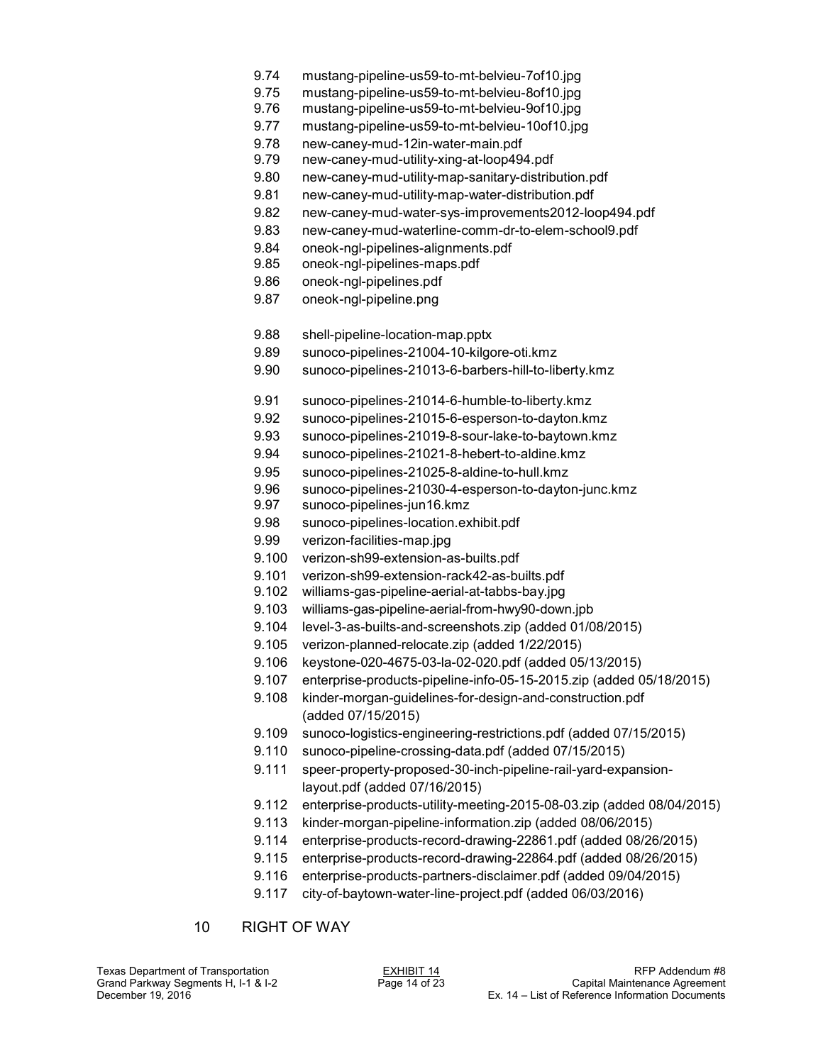9.74 mustang-pipeline-us59-to-mt-belvieu-7of10.jpg
9.75 mustang-pipeline-us59-to-mt-belvieu-8of10.jpg
9.76 mustang-pipeline-us59-to-mt-belvieu-9of10.jpg
9.77 mustang-pipeline-us59-to-mt-belvieu-10of10.jpg
9.78 new-caney-mud-12in-water-main.pdf
9.79 new-caney-mud-utility-xing-at-loop494.pdf
9.80 new-caney-mud-utility-map-sanitary-distribution.pdf
9.81 new-caney-mud-utility-map-water-distribution.pdf
9.82 new-caney-mud-water-sys-improvements2012-loop494.pdf
9.83 new-caney-mud-waterline-comm-dr-to-elem-school9.pdf
9.84 oneok-ngl-pipelines-alignments.pdf
9.85 oneok-ngl-pipelines-maps.pdf
9.86 oneok-ngl-pipelines.pdf
9.87 oneok-ngl-pipeline.png

9.88 shell-pipeline-location-map.pptx
9.89 sunoco-pipelines-21004-10-kilgore-oti.kmz
9.90 sunoco-pipelines-21013-6-barbers-hill-to-liberty.kmz

9.91 sunoco-pipelines-21014-6-humble-to-liberty.kmz
9.92 sunoco-pipelines-21015-6-esperson-to-dayton.kmz
9.93 sunoco-pipelines-21019-8-sour-lake-to-baytown.kmz
9.94 sunoco-pipelines-21021-8-hebert-to-aldine.kmz
9.95 sunoco-pipelines-21025-8-aldine-to-hull.kmz
9.96 sunoco-pipelines-21030-4-esperson-to-dayton-junc.kmz
9.97 sunoco-pipelines-jun16.kmz
9.98 sunoco-pipelines-location.exhibit.pdf
9.99 verizon-facilities-map.jpg
9.100 verizon-sh99-extension-as-builts.pdf
9.101 verizon-sh99-extension-rack42-as-builts.pdf
9.102 williams-gas-pipeline-aerial-at-tabbs-bay.jpg
9.103 williams-gas-pipeline-aerial-from-hwy90-down.jpb
9.104 level-3-as-builts-and-screenshots.zip (added 01/08/2015)
9.105 verizon-planned-relocate.zip (added 1/22/2015)
9.106 keystone-020-4675-03-la-02-020.pdf (added 05/13/2015)
9.107 enterprise-products-pipeline-info-05-15-2015.zip (added 05/18/2015)
9.108 kinder-morgan-guidelines-for-design-and-construction.pdf (added 07/15/2015)
9.109 sunoco-logistics-engineering-restrictions.pdf (added 07/15/2015)
9.110 sunoco-pipeline-crossing-data.pdf (added 07/15/2015)
9.111 speer-property-proposed-30-inch-pipeline-rail-yard-expansion-layout.pdf (added 07/16/2015)
9.112 enterprise-products-utility-meeting-2015-08-03.zip (added 08/04/2015)
9.113 kinder-morgan-pipeline-information.zip (added 08/06/2015)
9.114 enterprise-products-record-drawing-22861.pdf (added 08/26/2015)
9.115 enterprise-products-record-drawing-22864.pdf (added 08/26/2015)
9.116 enterprise-products-partners-disclaimer.pdf (added 09/04/2015)
9.117 city-of-baytown-water-line-project.pdf (added 06/03/2016)

## 10 RIGHT OF WAY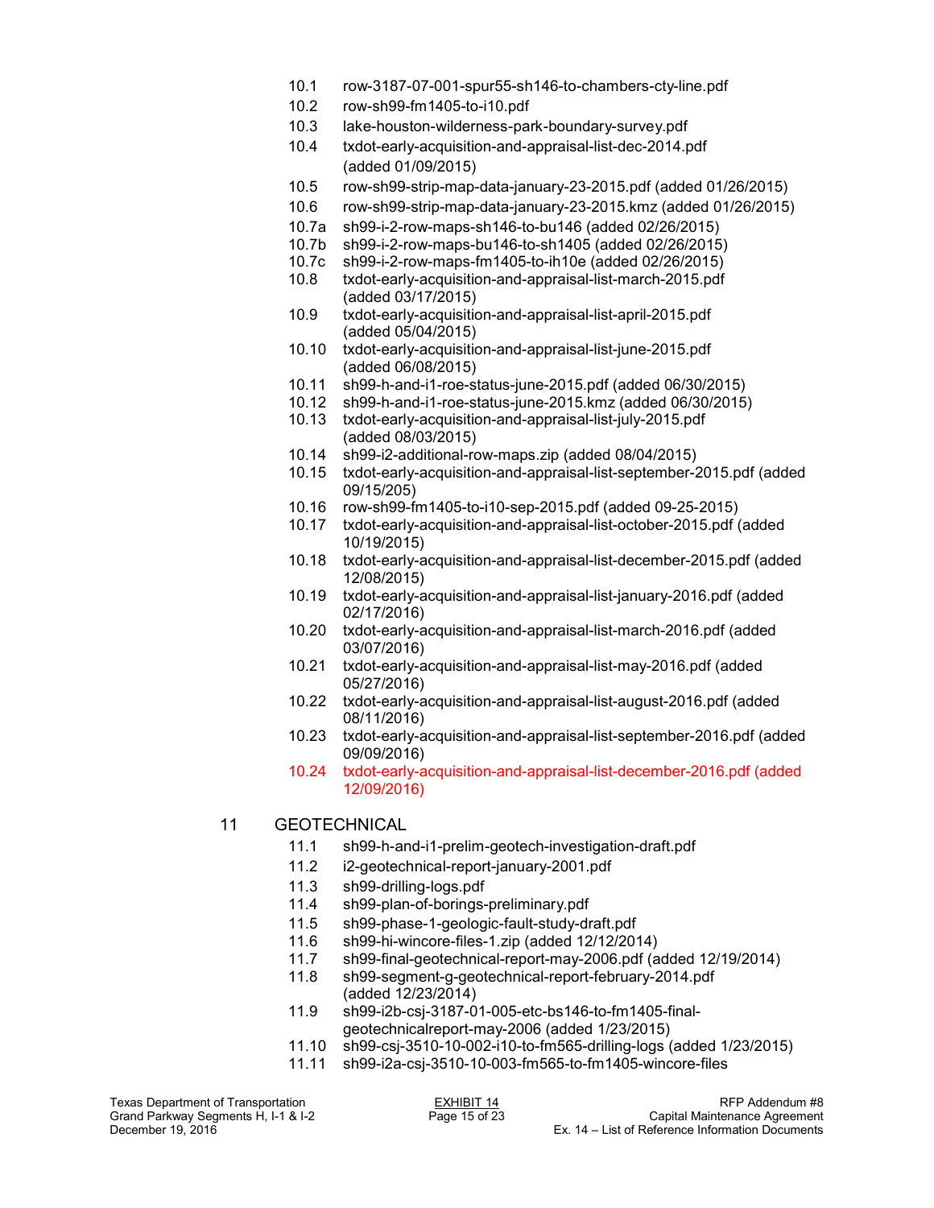- 10.1 row-3187-07-001-spur55-sh146-to-chambers-cty-line.pdf
- 10.2 row-sh99-fm1405-to-i10.pdf
- 10.3 lake-houston-wilderness-park-boundary-survey.pdf
- 10.4 txdot-early-acquisition-and-appraisal-list-dec-2014.pdf (added 01/09/2015)
- 10.5 row-sh99-strip-map-data-january-23-2015.pdf (added 01/26/2015)
- 10.6 row-sh99-strip-map-data-january-23-2015.kmz (added 01/26/2015)
- 10.7a sh99-i-2-row-maps-sh146-to-bu146 (added 02/26/2015)
- 10.7b sh99-i-2-row-maps-bu146-to-sh1405 (added 02/26/2015)
- 10.7c sh99-i-2-row-maps-fm1405-to-ih10e (added 02/26/2015)
- 10.8 txdot-early-acquisition-and-appraisal-list-march-2015.pdf (added 03/17/2015)
- 10.9 txdot-early-acquisition-and-appraisal-list-april-2015.pdf (added 05/04/2015)
- 10.10 txdot-early-acquisition-and-appraisal-list-june-2015.pdf (added 06/08/2015)
- 10.11 sh99-h-and-i1-roe-status-june-2015.pdf (added 06/30/2015)
- 10.12 sh99-h-and-i1-roe-status-june-2015.kmz (added 06/30/2015)
- 10.13 txdot-early-acquisition-and-appraisal-list-july-2015.pdf (added 08/03/2015)
- 10.14 sh99-i2-additional-row-maps.zip (added 08/04/2015)
- 10.15 txdot-early-acquisition-and-appraisal-list-september-2015.pdf (added 09/15/205)
- 10.16 row-sh99-fm1405-to-i10-sep-2015.pdf (added 09-25-2015)
- 10.17 txdot-early-acquisition-and-appraisal-list-october-2015.pdf (added 10/19/2015)
- 10.18 txdot-early-acquisition-and-appraisal-list-december-2015.pdf (added 12/08/2015)
- 10.19 txdot-early-acquisition-and-appraisal-list-january-2016.pdf (added 02/17/2016)
- 10.20 txdot-early-acquisition-and-appraisal-list-march-2016.pdf (added 03/07/2016)
- 10.21 txdot-early-acquisition-and-appraisal-list-may-2016.pdf (added 05/27/2016)
- 10.22 txdot-early-acquisition-and-appraisal-list-august-2016.pdf (added 08/11/2016)
- 10.23 txdot-early-acquisition-and-appraisal-list-september-2016.pdf (added 09/09/2016)
- 10.24 txdot-early-acquisition-and-appraisal-list-december-2016.pdf (added 12/09/2016)

## 11 GEOTECHNICAL

- 11.1 sh99-h-and-i1-prelim-geotech-investigation-draft.pdf
- 11.2 i2-geotechnical-report-january-2001.pdf
- 11.3 sh99-drilling-logs.pdf
- 11.4 sh99-plan-of-borings-preliminary.pdf
- 11.5 sh99-phase-1-geologic-fault-study-draft.pdf
- 11.6 sh99-hi-wincore-files-1.zip (added 12/12/2014)
- 11.7 sh99-final-geotechnical-report-may-2006.pdf (added 12/19/2014)
- 11.8 sh99-segment-g-geotechnical-report-february-2014.pdf (added 12/23/2014)
- 11.9 sh99-i2b-csj-3187-01-005-etc-bs146-to-fm1405-final-geotechnicalreport-may-2006 (added 1/23/2015)
- 11.10 sh99-csj-3510-10-002-i10-to-fm565-drilling-logs (added 1/23/2015)
- 11.11 sh99-i2a-csj-3510-10-003-fm565-to-fm1405-wincore-files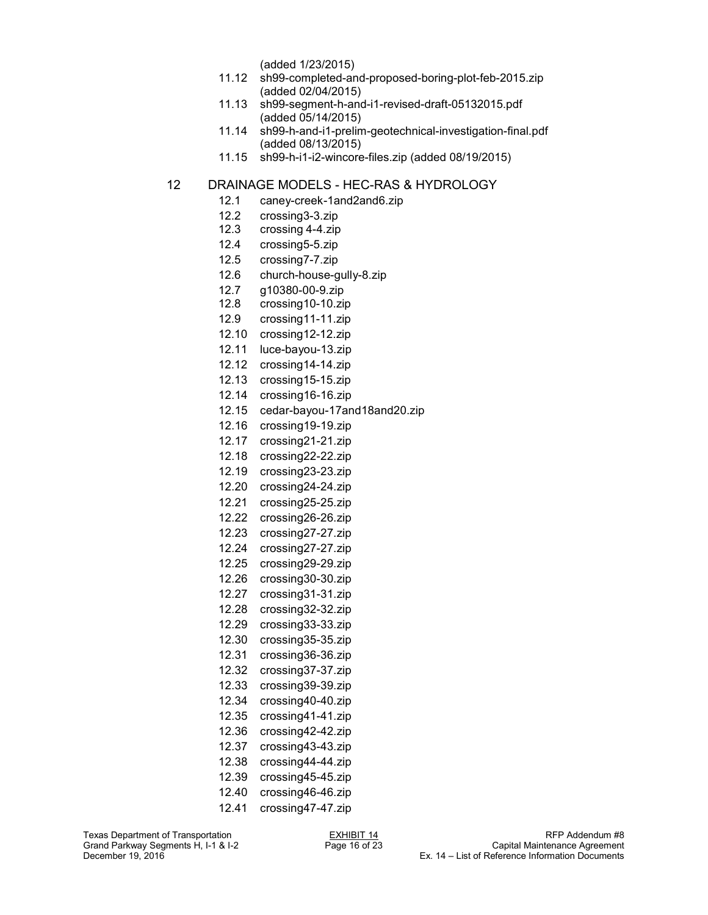(added 1/23/2015)

11.12 sh99-completed-and-proposed-boring-plot-feb-2015.zip (added 02/04/2015)

11.13 sh99-segment-h-and-i1-revised-draft-05132015.pdf (added 05/14/2015)

11.14 sh99-h-and-i1-prelim-geotechnical-investigation-final.pdf (added 08/13/2015)

11.15 sh99-h-i1-i2-wincore-files.zip (added 08/19/2015)

## 12 DRAINAGE MODELS - HEC-RAS & HYDROLOGY

12.1 caney-creek-1and2and6.zip

12.2 crossing3-3.zip

12.3 crossing 4-4.zip

12.4 crossing5-5.zip

12.5 crossing7-7.zip

12.6 church-house-gully-8.zip

12.7 g10380-00-9.zip

12.8 crossing10-10.zip

12.9 crossing11-11.zip

12.10 crossing12-12.zip

12.11 luce-bayou-13.zip

12.12 crossing14-14.zip

12.13 crossing15-15.zip

12.14 crossing16-16.zip

12.15 cedar-bayou-17and18and20.zip

12.16 crossing19-19.zip

12.17 crossing21-21.zip

12.18 crossing22-22.zip

12.19 crossing23-23.zip

12.20 crossing24-24.zip

12.21 crossing25-25.zip

12.22 crossing26-26.zip

12.23 crossing27-27.zip

12.24 crossing27-27.zip

12.25 crossing29-29.zip

12.26 crossing30-30.zip

12.27 crossing31-31.zip

12.28 crossing32-32.zip

12.29 crossing33-33.zip

12.30 crossing35-35.zip

12.31 crossing36-36.zip

12.32 crossing37-37.zip

12.33 crossing39-39.zip

12.34 crossing40-40.zip

12.35 crossing41-41.zip

12.36 crossing42-42.zip

12.37 crossing43-43.zip

12.38 crossing44-44.zip

12.39 crossing45-45.zip

12.40 crossing46-46.zip

12.41 crossing47-47.zip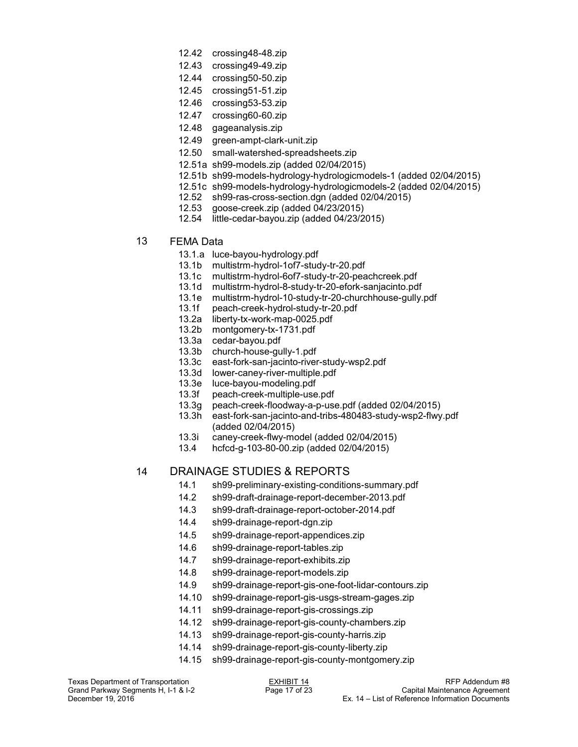- 12.42 crossing48-48.zip
- 12.43 crossing49-49.zip
- 12.44 crossing50-50.zip
- 12.45 crossing51-51.zip
- 12.46 crossing53-53.zip
- 12.47 crossing60-60.zip
- 12.48 gageanalysis.zip
- 12.49 green-ampt-clark-unit.zip
- 12.50 small-watershed-spreadsheets.zip
- 12.51a sh99-models.zip (added 02/04/2015)
- 12.51b sh99-models-hydrology-hydrologicmodels-1 (added 02/04/2015)
- 12.51c sh99-models-hydrology-hydrologicmodels-2 (added 02/04/2015)
- 12.52 sh99-ras-cross-section.dgn (added 02/04/2015)
- 12.53 goose-creek.zip (added 04/23/2015)
- 12.54 little-cedar-bayou.zip (added 04/23/2015)

## 13 FEMA Data

- 13.1.a luce-bayou-hydrology.pdf
- 13.1b multistrm-hydrol-1of7-study-tr-20.pdf
- 13.1c multistrm-hydrol-6of7-study-tr-20-peachcreek.pdf
- 13.1d multistrm-hydrol-8-study-tr-20-efork-sanjacinto.pdf
- 13.1e multistrm-hydrol-10-study-tr-20-churchhouse-gully.pdf
- 13.1f peach-creek-hydrol-study-tr-20.pdf
- 13.2a liberty-tx-work-map-0025.pdf
- 13.2b montgomery-tx-1731.pdf
- 13.3a cedar-bayou.pdf
- 13.3b church-house-gully-1.pdf
- 13.3c east-fork-san-jacinto-river-study-wsp2.pdf
- 13.3d lower-caney-river-multiple.pdf
- 13.3e luce-bayou-modeling.pdf
- 13.3f peach-creek-multiple-use.pdf
- 13.3g peach-creek-floodway-a-p-use.pdf (added 02/04/2015)
- 13.3h east-fork-san-jacinto-and-tribs-480483-study-wsp2-flwy.pdf (added 02/04/2015)
- 13.3i caney-creek-flwy-model (added 02/04/2015)
- 13.4 hcfcd-g-103-80-00.zip (added 02/04/2015)

## 14 DRAINAGE STUDIES & REPORTS

- 14.1 sh99-preliminary-existing-conditions-summary.pdf
- 14.2 sh99-draft-drainage-report-december-2013.pdf
- 14.3 sh99-draft-drainage-report-october-2014.pdf
- 14.4 sh99-drainage-report-dgn.zip
- 14.5 sh99-drainage-report-appendices.zip
- 14.6 sh99-drainage-report-tables.zip
- 14.7 sh99-drainage-report-exhibits.zip
- 14.8 sh99-drainage-report-models.zip
- 14.9 sh99-drainage-report-gis-one-foot-lidar-contours.zip
- 14.10 sh99-drainage-report-gis-usgs-stream-gages.zip
- 14.11 sh99-drainage-report-gis-crossings.zip
- 14.12 sh99-drainage-report-gis-county-chambers.zip
- 14.13 sh99-drainage-report-gis-county-harris.zip
- 14.14 sh99-drainage-report-gis-county-liberty.zip
- 14.15 sh99-drainage-report-gis-county-montgomery.zip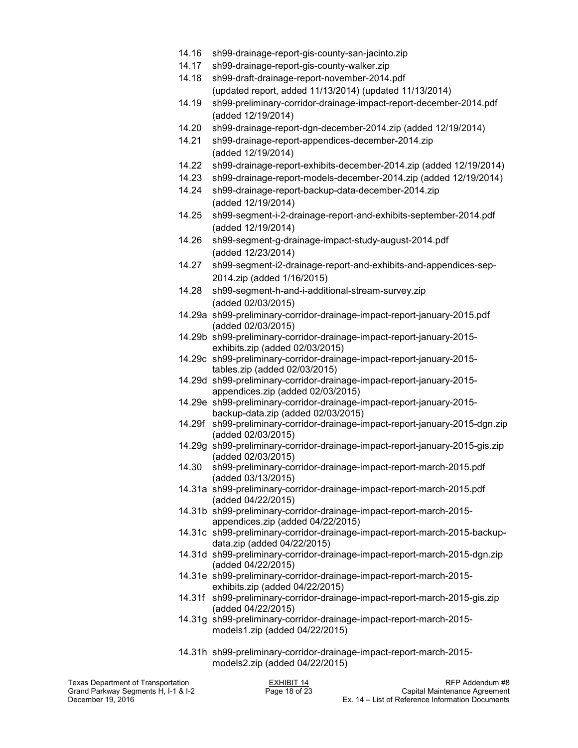14.16 sh99-drainage-report-gis-county-san-jacinto.zip

14.17 sh99-drainage-report-gis-county-walker.zip

14.18 sh99-draft-drainage-report-november-2014.pdf (updated report, added 11/13/2014) (updated 11/13/2014)

14.19 sh99-preliminary-corridor-drainage-impact-report-december-2014.pdf (added 12/19/2014)

14.20 sh99-drainage-report-dgn-december-2014.zip (added 12/19/2014)

14.21 sh99-drainage-report-appendices-december-2014.zip (added 12/19/2014)

14.22 sh99-drainage-report-exhibits-december-2014.zip (added 12/19/2014)

14.23 sh99-drainage-report-models-december-2014.zip (added 12/19/2014)

14.24 sh99-drainage-report-backup-data-december-2014.zip (added 12/19/2014)

14.25 sh99-segment-i-2-drainage-report-and-exhibits-september-2014.pdf (added 12/19/2014)

14.26 sh99-segment-g-drainage-impact-study-august-2014.pdf (added 12/23/2014)

14.27 sh99-segment-i2-drainage-report-and-exhibits-and-appendices-sep-2014.zip (added 1/16/2015)

14.28 sh99-segment-h-and-i-additional-stream-survey.zip (added 02/03/2015)

14.29a sh99-preliminary-corridor-drainage-impact-report-january-2015.pdf (added 02/03/2015)

14.29b sh99-preliminary-corridor-drainage-impact-report-january-2015-exhibits.zip (added 02/03/2015)

14.29c sh99-preliminary-corridor-drainage-impact-report-january-2015-tables.zip (added 02/03/2015)

14.29d sh99-preliminary-corridor-drainage-impact-report-january-2015-appendices.zip (added 02/03/2015)

14.29e sh99-preliminary-corridor-drainage-impact-report-january-2015-backup-data.zip (added 02/03/2015)

14.29f sh99-preliminary-corridor-drainage-impact-report-january-2015-dgn.zip (added 02/03/2015)

14.29g sh99-preliminary-corridor-drainage-impact-report-january-2015-gis.zip (added 02/03/2015)

14.30 sh99-preliminary-corridor-drainage-impact-report-march-2015.pdf (added 03/13/2015)

14.31a sh99-preliminary-corridor-drainage-impact-report-march-2015.pdf (added 04/22/2015)

14.31b sh99-preliminary-corridor-drainage-impact-report-march-2015-appendices.zip (added 04/22/2015)

14.31c sh99-preliminary-corridor-drainage-impact-report-march-2015-backup-data.zip (added 04/22/2015)

14.31d sh99-preliminary-corridor-drainage-impact-report-march-2015-dgn.zip (added 04/22/2015)

14.31e sh99-preliminary-corridor-drainage-impact-report-march-2015-exhibits.zip (added 04/22/2015)

14.31f sh99-preliminary-corridor-drainage-impact-report-march-2015-gis.zip (added 04/22/2015)

14.31g sh99-preliminary-corridor-drainage-impact-report-march-2015-models1.zip (added 04/22/2015)

14.31h sh99-preliminary-corridor-drainage-impact-report-march-2015-models2.zip (added 04/22/2015)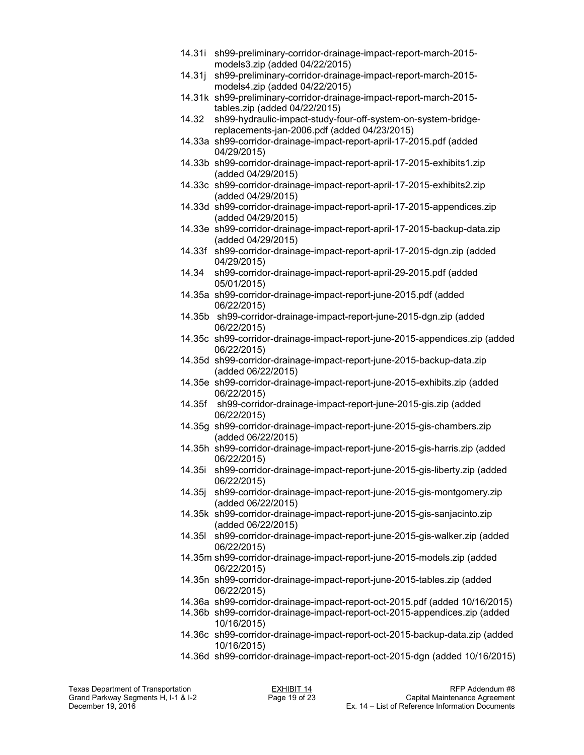14.31i sh99-preliminary-corridor-drainage-impact-report-march-2015-models3.zip (added 04/22/2015)

14.31j sh99-preliminary-corridor-drainage-impact-report-march-2015-models4.zip (added 04/22/2015)

14.31k sh99-preliminary-corridor-drainage-impact-report-march-2015-tables.zip (added 04/22/2015)

14.32 sh99-hydraulic-impact-study-four-off-system-on-system-bridge-replacements-jan-2006.pdf (added 04/23/2015)

14.33a sh99-corridor-drainage-impact-report-april-17-2015.pdf (added 04/29/2015)

14.33b sh99-corridor-drainage-impact-report-april-17-2015-exhibits1.zip (added 04/29/2015)

14.33c sh99-corridor-drainage-impact-report-april-17-2015-exhibits2.zip (added 04/29/2015)

14.33d sh99-corridor-drainage-impact-report-april-17-2015-appendices.zip (added 04/29/2015)

14.33e sh99-corridor-drainage-impact-report-april-17-2015-backup-data.zip (added 04/29/2015)

14.33f sh99-corridor-drainage-impact-report-april-17-2015-dgn.zip (added 04/29/2015)

14.34 sh99-corridor-drainage-impact-report-april-29-2015.pdf (added 05/01/2015)

14.35a sh99-corridor-drainage-impact-report-june-2015.pdf (added 06/22/2015)

14.35b sh99-corridor-drainage-impact-report-june-2015-dgn.zip (added 06/22/2015)

14.35c sh99-corridor-drainage-impact-report-june-2015-appendices.zip (added 06/22/2015)

14.35d sh99-corridor-drainage-impact-report-june-2015-backup-data.zip (added 06/22/2015)

14.35e sh99-corridor-drainage-impact-report-june-2015-exhibits.zip (added 06/22/2015)

14.35f sh99-corridor-drainage-impact-report-june-2015-gis.zip (added 06/22/2015)

14.35g sh99-corridor-drainage-impact-report-june-2015-gis-chambers.zip (added 06/22/2015)

14.35h sh99-corridor-drainage-impact-report-june-2015-gis-harris.zip (added 06/22/2015)

14.35i sh99-corridor-drainage-impact-report-june-2015-gis-liberty.zip (added 06/22/2015)

14.35j sh99-corridor-drainage-impact-report-june-2015-gis-montgomery.zip (added 06/22/2015)

14.35k sh99-corridor-drainage-impact-report-june-2015-gis-sanjacinto.zip (added 06/22/2015)

14.35l sh99-corridor-drainage-impact-report-june-2015-gis-walker.zip (added 06/22/2015)

14.35m sh99-corridor-drainage-impact-report-june-2015-models.zip (added 06/22/2015)

14.35n sh99-corridor-drainage-impact-report-june-2015-tables.zip (added 06/22/2015)

14.36a sh99-corridor-drainage-impact-report-oct-2015.pdf (added 10/16/2015)

14.36b sh99-corridor-drainage-impact-report-oct-2015-appendices.zip (added 10/16/2015)

14.36c sh99-corridor-drainage-impact-report-oct-2015-backup-data.zip (added 10/16/2015)

14.36d sh99-corridor-drainage-impact-report-oct-2015-dgn (added 10/16/2015)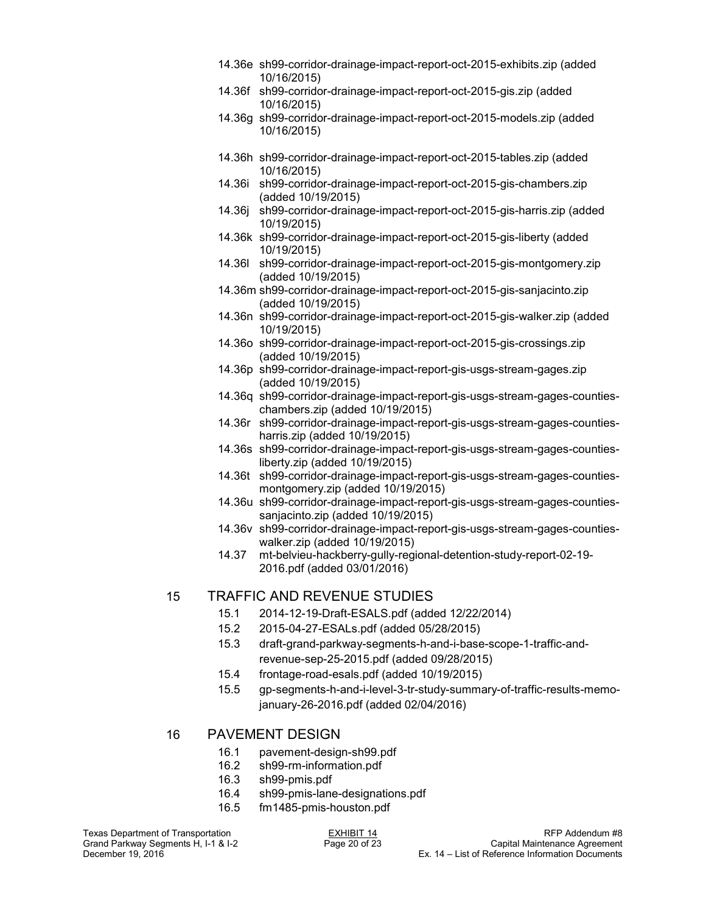- 14.36e sh99-corridor-drainage-impact-report-oct-2015-exhibits.zip (added 10/16/2015)
- 14.36f sh99-corridor-drainage-impact-report-oct-2015-gis.zip (added 10/16/2015)
- 14.36g sh99-corridor-drainage-impact-report-oct-2015-models.zip (added 10/16/2015)
- 14.36h sh99-corridor-drainage-impact-report-oct-2015-tables.zip (added 10/16/2015)
- 14.36i sh99-corridor-drainage-impact-report-oct-2015-gis-chambers.zip (added 10/19/2015)
- 14.36j sh99-corridor-drainage-impact-report-oct-2015-gis-harris.zip (added 10/19/2015)
- 14.36k sh99-corridor-drainage-impact-report-oct-2015-gis-liberty (added 10/19/2015)
- 14.36l sh99-corridor-drainage-impact-report-oct-2015-gis-montgomery.zip (added 10/19/2015)
- 14.36m sh99-corridor-drainage-impact-report-oct-2015-gis-sanjacinto.zip (added 10/19/2015)
- 14.36n sh99-corridor-drainage-impact-report-oct-2015-gis-walker.zip (added 10/19/2015)
- 14.36o sh99-corridor-drainage-impact-report-oct-2015-gis-crossings.zip (added 10/19/2015)
- 14.36p sh99-corridor-drainage-impact-report-gis-usgs-stream-gages.zip (added 10/19/2015)
- 14.36q sh99-corridor-drainage-impact-report-gis-usgs-stream-gages-counties-chambers.zip (added 10/19/2015)
- 14.36r sh99-corridor-drainage-impact-report-gis-usgs-stream-gages-counties-harris.zip (added 10/19/2015)
- 14.36s sh99-corridor-drainage-impact-report-gis-usgs-stream-gages-counties-liberty.zip (added 10/19/2015)
- 14.36t sh99-corridor-drainage-impact-report-gis-usgs-stream-gages-counties-montgomery.zip (added 10/19/2015)
- 14.36u sh99-corridor-drainage-impact-report-gis-usgs-stream-gages-counties-sanjacinto.zip (added 10/19/2015)
- 14.36v sh99-corridor-drainage-impact-report-gis-usgs-stream-gages-counties-walker.zip (added 10/19/2015)
- 14.37 mt-belvieu-hackberry-gully-regional-detention-study-report-02-19-2016.pdf (added 03/01/2016)

## 15 TRAFFIC AND REVENUE STUDIES

- 15.1 2014-12-19-Draft-ESALS.pdf (added 12/22/2014)
- 15.2 2015-04-27-ESALs.pdf (added 05/28/2015)
- 15.3 draft-grand-parkway-segments-h-and-i-base-scope-1-traffic-and-revenue-sep-25-2015.pdf (added 09/28/2015)
- 15.4 frontage-road-esals.pdf (added 10/19/2015)
- 15.5 gp-segments-h-and-i-level-3-tr-study-summary-of-traffic-results-memo-january-26-2016.pdf (added 02/04/2016)

## 16 PAVEMENT DESIGN

- 16.1 pavement-design-sh99.pdf
- 16.2 sh99-rm-information.pdf
- 16.3 sh99-pmis.pdf
- 16.4 sh99-pmis-lane-designations.pdf
- 16.5 fm1485-pmis-houston.pdf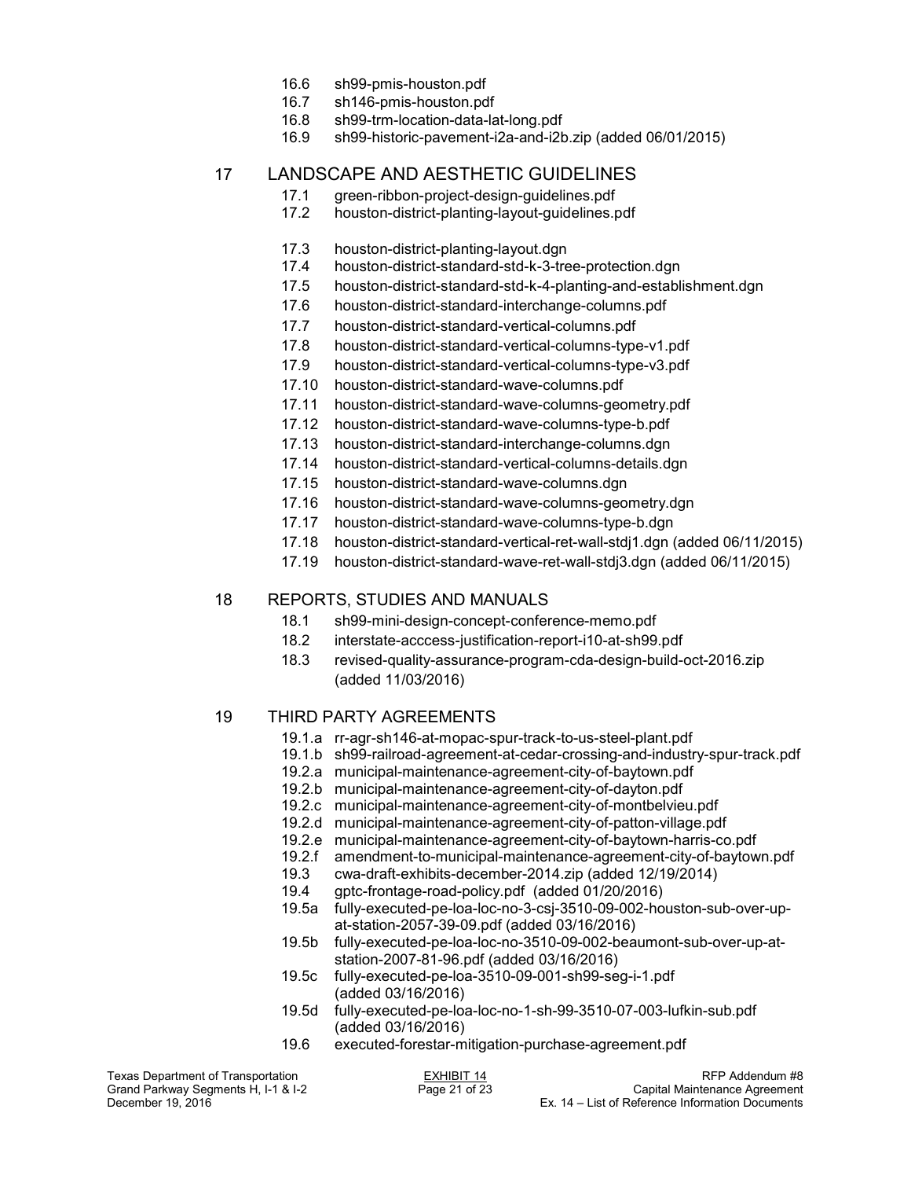16.6 sh99-pmis-houston.pdf
16.7 sh146-pmis-houston.pdf
16.8 sh99-trm-location-data-lat-long.pdf
16.9 sh99-historic-pavement-i2a-and-i2b.zip (added 06/01/2015)

## 17 LANDSCAPE AND AESTHETIC GUIDELINES

17.1 green-ribbon-project-design-guidelines.pdf
17.2 houston-district-planting-layout-guidelines.pdf
17.3 houston-district-planting-layout.dgn
17.4 houston-district-standard-std-k-3-tree-protection.dgn
17.5 houston-district-standard-std-k-4-planting-and-establishment.dgn
17.6 houston-district-standard-interchange-columns.pdf
17.7 houston-district-standard-vertical-columns.pdf
17.8 houston-district-standard-vertical-columns-type-v1.pdf
17.9 houston-district-standard-vertical-columns-type-v3.pdf
17.10 houston-district-standard-wave-columns.pdf
17.11 houston-district-standard-wave-columns-geometry.pdf
17.12 houston-district-standard-wave-columns-type-b.pdf
17.13 houston-district-standard-interchange-columns.dgn
17.14 houston-district-standard-vertical-columns-details.dgn
17.15 houston-district-standard-wave-columns.dgn
17.16 houston-district-standard-wave-columns-geometry.dgn
17.17 houston-district-standard-wave-columns-type-b.dgn
17.18 houston-district-standard-vertical-ret-wall-stdj1.dgn (added 06/11/2015)
17.19 houston-district-standard-wave-ret-wall-stdj3.dgn (added 06/11/2015)

## 18 REPORTS, STUDIES AND MANUALS

18.1 sh99-mini-design-concept-conference-memo.pdf
18.2 interstate-acccess-justification-report-i10-at-sh99.pdf
18.3 revised-quality-assurance-program-cda-design-build-oct-2016.zip (added 11/03/2016)

## 19 THIRD PARTY AGREEMENTS

19.1.a rr-agr-sh146-at-mopac-spur-track-to-us-steel-plant.pdf
19.1.b sh99-railroad-agreement-at-cedar-crossing-and-industry-spur-track.pdf
19.2.a municipal-maintenance-agreement-city-of-baytown.pdf
19.2.b municipal-maintenance-agreement-city-of-dayton.pdf
19.2.c municipal-maintenance-agreement-city-of-montbelvieu.pdf
19.2.d municipal-maintenance-agreement-city-of-patton-village.pdf
19.2.e municipal-maintenance-agreement-city-of-baytown-harris-co.pdf
19.2.f amendment-to-municipal-maintenance-agreement-city-of-baytown.pdf
19.3 cwa-draft-exhibits-december-2014.zip (added 12/19/2014)
19.4 gptc-frontage-road-policy.pdf (added 01/20/2016)
19.5a fully-executed-pe-loa-loc-no-3-csj-3510-09-002-houston-sub-over-up-at-station-2057-39-09.pdf (added 03/16/2016)
19.5b fully-executed-pe-loa-loc-no-3510-09-002-beaumont-sub-over-up-at-station-2007-81-96.pdf (added 03/16/2016)
19.5c fully-executed-pe-loa-3510-09-001-sh99-seg-i-1.pdf (added 03/16/2016)
19.5d fully-executed-pe-loa-loc-no-1-sh-99-3510-07-003-lufkin-sub.pdf (added 03/16/2016)
19.6 executed-forestar-mitigation-purchase-agreement.pdf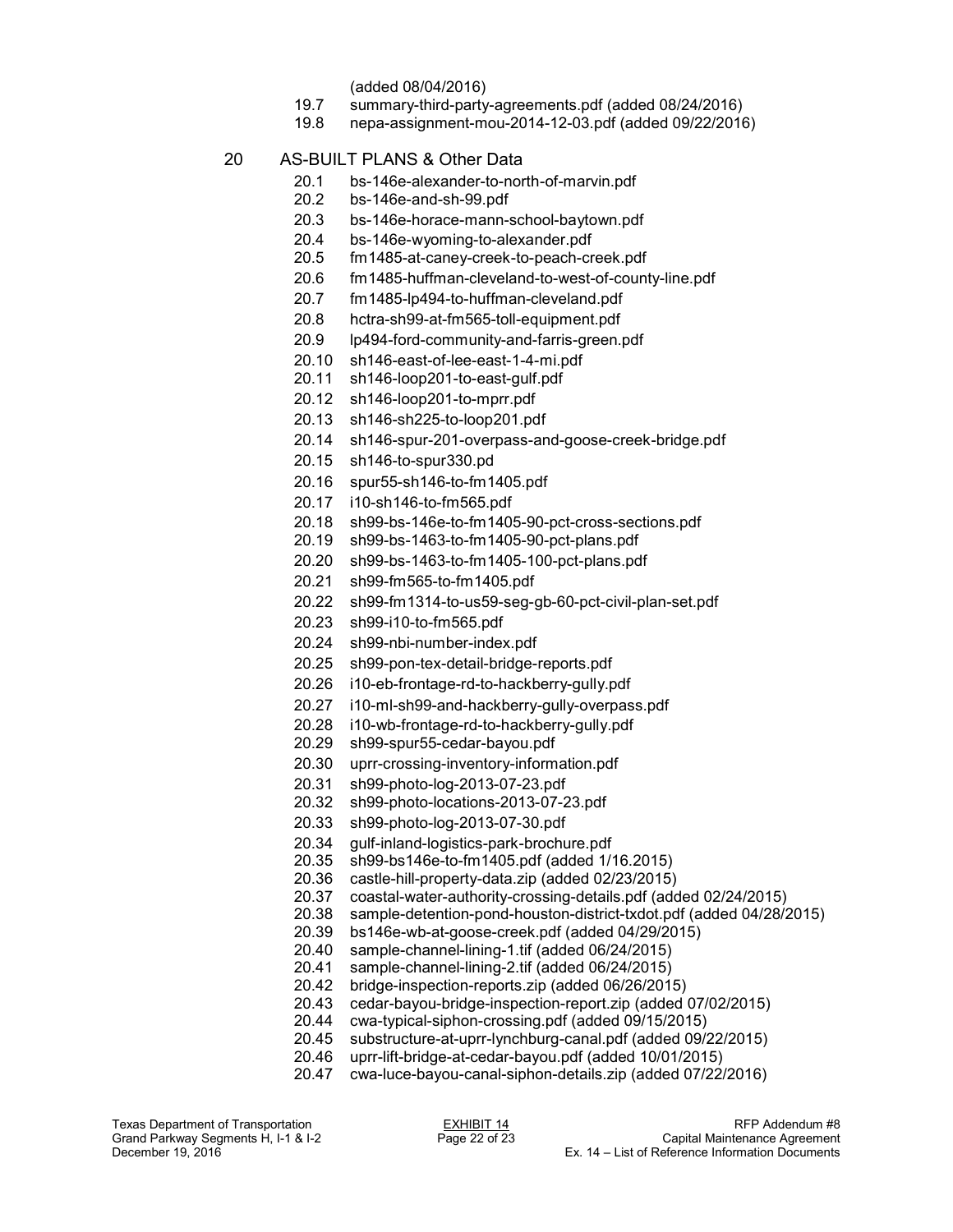(added 08/04/2016)

19.7 summary-third-party-agreements.pdf (added 08/24/2016)

19.8 nepa-assignment-mou-2014-12-03.pdf (added 09/22/2016)

## 20 AS-BUILT PLANS & Other Data

20.1 bs-146e-alexander-to-north-of-marvin.pdf

20.2 bs-146e-and-sh-99.pdf

20.3 bs-146e-horace-mann-school-baytown.pdf

20.4 bs-146e-wyoming-to-alexander.pdf

20.5 fm1485-at-caney-creek-to-peach-creek.pdf

20.6 fm1485-huffman-cleveland-to-west-of-county-line.pdf

20.7 fm1485-lp494-to-huffman-cleveland.pdf

20.8 hctra-sh99-at-fm565-toll-equipment.pdf

20.9 lp494-ford-community-and-farris-green.pdf

20.10 sh146-east-of-lee-east-1-4-mi.pdf

20.11 sh146-loop201-to-east-gulf.pdf

20.12 sh146-loop201-to-mprr.pdf

20.13 sh146-sh225-to-loop201.pdf

20.14 sh146-spur-201-overpass-and-goose-creek-bridge.pdf

20.15 sh146-to-spur330.pd

20.16 spur55-sh146-to-fm1405.pdf

20.17 i10-sh146-to-fm565.pdf

20.18 sh99-bs-146e-to-fm1405-90-pct-cross-sections.pdf

20.19 sh99-bs-1463-to-fm1405-90-pct-plans.pdf

20.20 sh99-bs-1463-to-fm1405-100-pct-plans.pdf

20.21 sh99-fm565-to-fm1405.pdf

20.22 sh99-fm1314-to-us59-seg-gb-60-pct-civil-plan-set.pdf

20.23 sh99-i10-to-fm565.pdf

20.24 sh99-nbi-number-index.pdf

20.25 sh99-pon-tex-detail-bridge-reports.pdf

20.26 i10-eb-frontage-rd-to-hackberry-gully.pdf

20.27 i10-ml-sh99-and-hackberry-gully-overpass.pdf

20.28 i10-wb-frontage-rd-to-hackberry-gully.pdf

20.29 sh99-spur55-cedar-bayou.pdf

20.30 uprr-crossing-inventory-information.pdf

20.31 sh99-photo-log-2013-07-23.pdf

20.32 sh99-photo-locations-2013-07-23.pdf

20.33 sh99-photo-log-2013-07-30.pdf

20.34 gulf-inland-logistics-park-brochure.pdf

20.35 sh99-bs146e-to-fm1405.pdf (added 1/16.2015)

20.36 castle-hill-property-data.zip (added 02/23/2015)

20.37 coastal-water-authority-crossing-details.pdf (added 02/24/2015)

20.38 sample-detention-pond-houston-district-txdot.pdf (added 04/28/2015)

20.39 bs146e-wb-at-goose-creek.pdf (added 04/29/2015)

20.40 sample-channel-lining-1.tif (added 06/24/2015)

20.41 sample-channel-lining-2.tif (added 06/24/2015)

20.42 bridge-inspection-reports.zip (added 06/26/2015)

20.43 cedar-bayou-bridge-inspection-report.zip (added 07/02/2015)

20.44 cwa-typical-siphon-crossing.pdf (added 09/15/2015)

20.45 substructure-at-uprr-lynchburg-canal.pdf (added 09/22/2015)

20.46 uprr-lift-bridge-at-cedar-bayou.pdf (added 10/01/2015)

20.47 cwa-luce-bayou-canal-siphon-details.zip (added 07/22/2016)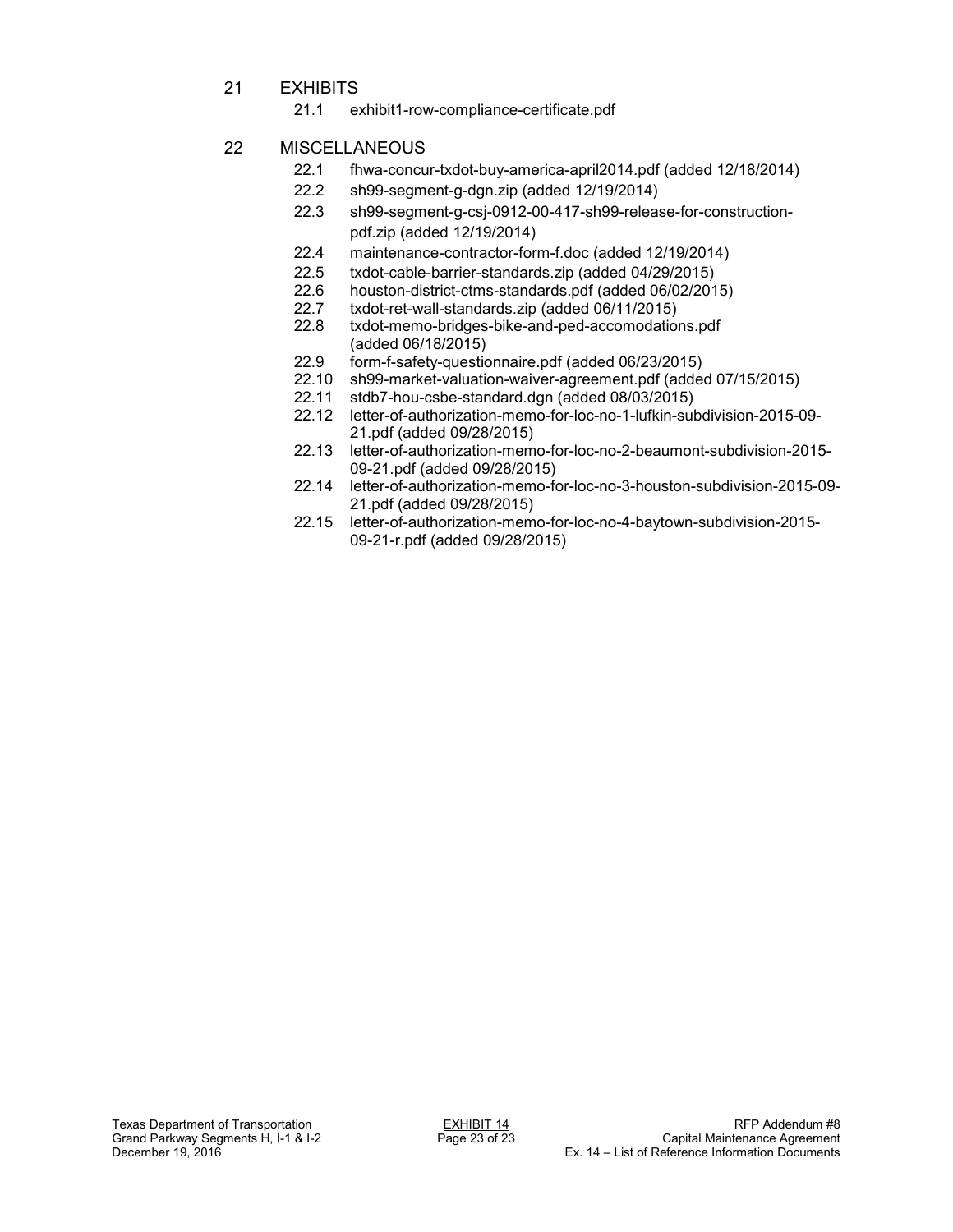## 21 EXHIBITS

21.1 exhibit1-row-compliance-certificate.pdf

## 22 MISCELLANEOUS

22.1 fhwa-concur-txdot-buy-america-april2014.pdf (added 12/18/2014)

22.2 sh99-segment-g-dgn.zip (added 12/19/2014)

22.3 sh99-segment-g-csj-0912-00-417-sh99-release-for-construction-pdf.zip (added 12/19/2014)

22.4 maintenance-contractor-form-f.doc (added 12/19/2014)

22.5 txdot-cable-barrier-standards.zip (added 04/29/2015)

22.6 houston-district-ctms-standards.pdf (added 06/02/2015)

22.7 txdot-ret-wall-standards.zip (added 06/11/2015)

22.8 txdot-memo-bridges-bike-and-ped-accomodations.pdf (added 06/18/2015)

22.9 form-f-safety-questionnaire.pdf (added 06/23/2015)

22.10 sh99-market-valuation-waiver-agreement.pdf (added 07/15/2015)

22.11 stdb7-hou-csbe-standard.dgn (added 08/03/2015)

22.12 letter-of-authorization-memo-for-loc-no-1-lufkin-subdivision-2015-09-21.pdf (added 09/28/2015)

22.13 letter-of-authorization-memo-for-loc-no-2-beaumont-subdivision-2015-09-21.pdf (added 09/28/2015)

22.14 letter-of-authorization-memo-for-loc-no-3-houston-subdivision-2015-09-21.pdf (added 09/28/2015)

22.15 letter-of-authorization-memo-for-loc-no-4-baytown-subdivision-2015-09-21-r.pdf (added 09/28/2015)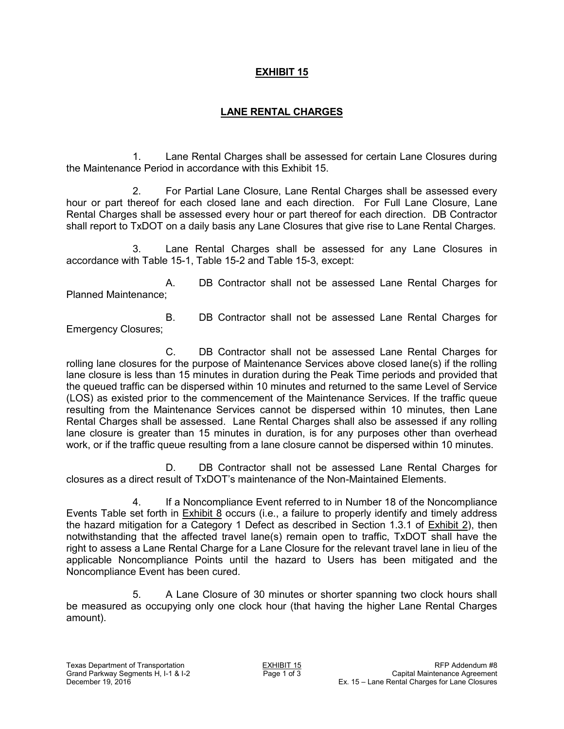# EXHIBIT 15

## LANE RENTAL CHARGES

1. Lane Rental Charges shall be assessed for certain Lane Closures during the Maintenance Period in accordance with this Exhibit 15.

2. For Partial Lane Closure, Lane Rental Charges shall be assessed every hour or part thereof for each closed lane and each direction. For Full Lane Closure, Lane Rental Charges shall be assessed every hour or part thereof for each direction. DB Contractor shall report to TxDOT on a daily basis any Lane Closures that give rise to Lane Rental Charges.

3. Lane Rental Charges shall be assessed for any Lane Closures in accordance with Table 15-1, Table 15-2 and Table 15-3, except:

   A. DB Contractor shall not be assessed Lane Rental Charges for Planned Maintenance;

   B. DB Contractor shall not be assessed Lane Rental Charges for Emergency Closures;

   C. DB Contractor shall not be assessed Lane Rental Charges for rolling lane closures for the purpose of Maintenance Services above closed lane(s) if the rolling lane closure is less than 15 minutes in duration during the Peak Time periods and provided that the queued traffic can be dispersed within 10 minutes and returned to the same Level of Service (LOS) as existed prior to the commencement of the Maintenance Services. If the traffic queue resulting from the Maintenance Services cannot be dispersed within 10 minutes, then Lane Rental Charges shall be assessed. Lane Rental Charges shall also be assessed if any rolling lane closure is greater than 15 minutes in duration, is for any purposes other than overhead work, or if the traffic queue resulting from a lane closure cannot be dispersed within 10 minutes.

   D. DB Contractor shall not be assessed Lane Rental Charges for closures as a direct result of TxDOT's maintenance of the Non-Maintained Elements.

4. If a Noncompliance Event referred to in Number 18 of the Noncompliance Events Table set forth in Exhibit 8 occurs (i.e., a failure to properly identify and timely address the hazard mitigation for a Category 1 Defect as described in Section 1.3.1 of Exhibit 2), then notwithstanding that the affected travel lane(s) remain open to traffic, TxDOT shall have the right to assess a Lane Rental Charge for a Lane Closure for the relevant travel lane in lieu of the applicable Noncompliance Points until the hazard to Users has been mitigated and the Noncompliance Event has been cured.

5. A Lane Closure of 30 minutes or shorter spanning two clock hours shall be measured as occupying only one clock hour (that having the higher Lane Rental Charges amount).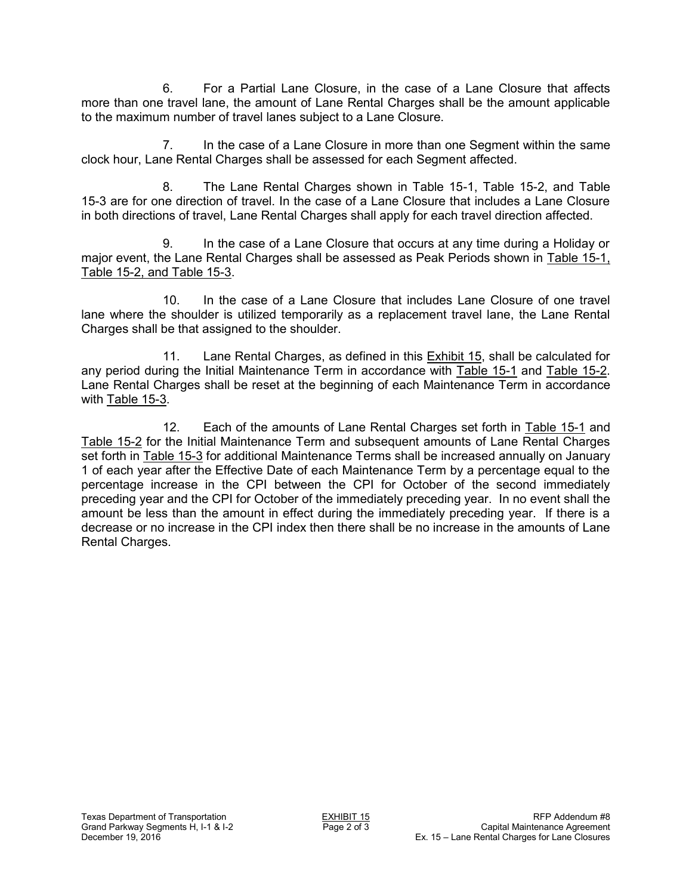6. For a Partial Lane Closure, in the case of a Lane Closure that affects more than one travel lane, the amount of Lane Rental Charges shall be the amount applicable to the maximum number of travel lanes subject to a Lane Closure.

7. In the case of a Lane Closure in more than one Segment within the same clock hour, Lane Rental Charges shall be assessed for each Segment affected.

8. The Lane Rental Charges shown in Table 15-1, Table 15-2, and Table 15-3 are for one direction of travel. In the case of a Lane Closure that includes a Lane Closure in both directions of travel, Lane Rental Charges shall apply for each travel direction affected.

9. In the case of a Lane Closure that occurs at any time during a Holiday or major event, the Lane Rental Charges shall be assessed as Peak Periods shown in Table 15-1, Table 15-2, and Table 15-3.

10. In the case of a Lane Closure that includes Lane Closure of one travel lane where the shoulder is utilized temporarily as a replacement travel lane, the Lane Rental Charges shall be that assigned to the shoulder.

11. Lane Rental Charges, as defined in this Exhibit 15, shall be calculated for any period during the Initial Maintenance Term in accordance with Table 15-1 and Table 15-2. Lane Rental Charges shall be reset at the beginning of each Maintenance Term in accordance with Table 15-3.

12. Each of the amounts of Lane Rental Charges set forth in Table 15-1 and Table 15-2 for the Initial Maintenance Term and subsequent amounts of Lane Rental Charges set forth in Table 15-3 for additional Maintenance Terms shall be increased annually on January 1 of each year after the Effective Date of each Maintenance Term by a percentage equal to the percentage increase in the CPI between the CPI for October of the second immediately preceding year and the CPI for October of the immediately preceding year. In no event shall the amount be less than the amount in effect during the immediately preceding year. If there is a decrease or no increase in the CPI index then there shall be no increase in the amounts of Lane Rental Charges.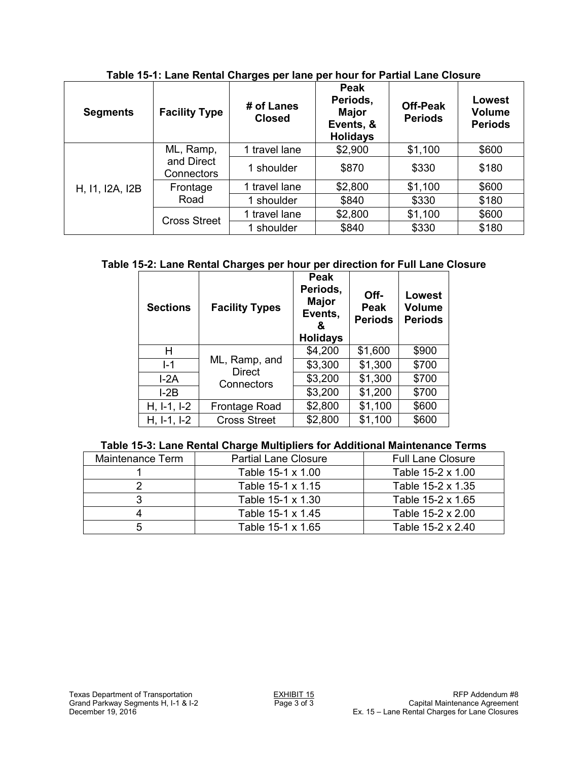**Table 15-1: Lane Rental Charges per lane per hour for Partial Lane Closure**

| Segments | Facility Type | # of Lanes Closed | Peak Periods, Major Events, & Holidays | Off-Peak Periods | Lowest Volume Periods |
|---|---|---|---|---|---|
| H, I1, I2A, I2B | ML, Ramp, and Direct Connectors | 1 travel lane | $2,900 | $1,100 | $600 |
| | | 1 shoulder | $870 | $330 | $180 |
| | Frontage Road | 1 travel lane | $2,800 | $1,100 | $600 |
| | | 1 shoulder | $840 | $330 | $180 |
| | Cross Street | 1 travel lane | $2,800 | $1,100 | $600 |
| | | 1 shoulder | $840 | $330 | $180 |

**Table 15-2: Lane Rental Charges per hour per direction for Full Lane Closure**

| Sections | Facility Types | Peak Periods, Major Events, & Holidays | Off-Peak Periods | Lowest Volume Periods |
|---|---|---|---|---|
| H | ML, Ramp, and Direct Connectors | $4,200 | $1,600 | $900 |
| I-1 | | $3,300 | $1,300 | $700 |
| I-2A | | $3,200 | $1,300 | $700 |
| I-2B | | $3,200 | $1,200 | $700 |
| H, I-1, I-2 | Frontage Road | $2,800 | $1,100 | $600 |
| H, I-1, I-2 | Cross Street | $2,800 | $1,100 | $600 |

**Table 15-3: Lane Rental Charge Multipliers for Additional Maintenance Terms**

| Maintenance Term | Partial Lane Closure | Full Lane Closure |
|---|---|---|
| 1 | Table 15-1 x 1.00 | Table 15-2 x 1.00 |
| 2 | Table 15-1 x 1.15 | Table 15-2 x 1.35 |
| 3 | Table 15-1 x 1.30 | Table 15-2 x 1.65 |
| 4 | Table 15-1 x 1.45 | Table 15-2 x 2.00 |
| 5 | Table 15-1 x 1.65 | Table 15-2 x 2.40 |